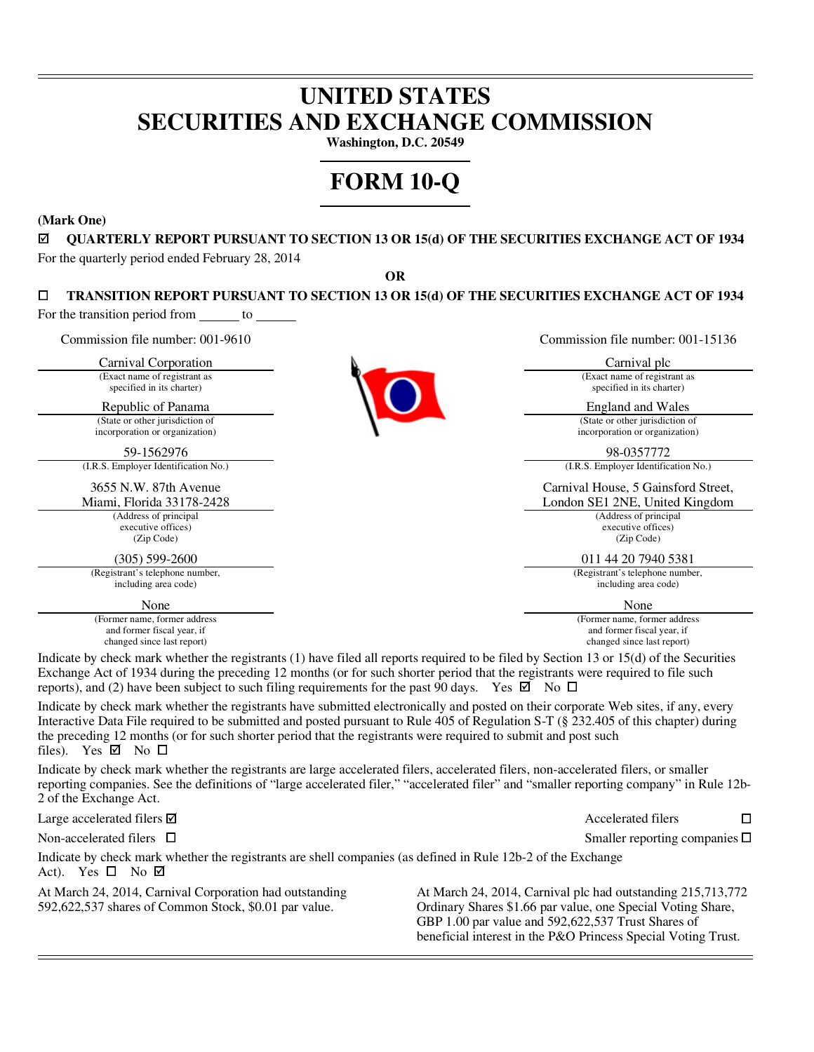# UNITED STATES
# SECURITIES AND EXCHANGE COMMISSION

**Washington, D.C. 20549**

# FORM 10-Q

**(Mark One)**

☑ **QUARTERLY REPORT PURSUANT TO SECTION 13 OR 15(d) OF THE SECURITIES EXCHANGE ACT OF 1934**

For the quarterly period ended February 28, 2014

**OR**

☐ **TRANSITION REPORT PURSUANT TO SECTION 13 OR 15(d) OF THE SECURITIES EXCHANGE ACT OF 1934**

For the transition period from ______ to ______

| Commission file number: 001-9610 | Commission file number: 001-15136 |
|---|---|
| Carnival Corporation | Carnival plc |
| (Exact name of registrant as specified in its charter) | (Exact name of registrant as specified in its charter) |
| Republic of Panama | England and Wales |
| (State or other jurisdiction of incorporation or organization) | (State or other jurisdiction of incorporation or organization) |
| 59-1562976 | 98-0357772 |
| (I.R.S. Employer Identification No.) | (I.R.S. Employer Identification No.) |
| 3655 N.W. 87th Avenue<br>Miami, Florida 33178-2428 | Carnival House, 5 Gainsford Street,<br>London SE1 2NE, United Kingdom |
| (Address of principal executive offices) (Zip Code) | (Address of principal executive offices) (Zip Code) |
| (305) 599-2600 | 011 44 20 7940 5381 |
| (Registrant's telephone number, including area code) | (Registrant's telephone number, including area code) |
| None | None |
| (Former name, former address and former fiscal year, if changed since last report) | (Former name, former address and former fiscal year, if changed since last report) |

Indicate by check mark whether the registrants (1) have filed all reports required to be filed by Section 13 or 15(d) of the Securities Exchange Act of 1934 during the preceding 12 months (or for such shorter period that the registrants were required to file such reports), and (2) have been subject to such filing requirements for the past 90 days. Yes ☑ No ☐

Indicate by check mark whether the registrants have submitted electronically and posted on their corporate Web sites, if any, every Interactive Data File required to be submitted and posted pursuant to Rule 405 of Regulation S-T (§ 232.405 of this chapter) during the preceding 12 months (or for such shorter period that the registrants were required to submit and post such files). Yes ☑ No ☐

Indicate by check mark whether the registrants are large accelerated filers, accelerated filers, non-accelerated filers, or smaller reporting companies. See the definitions of "large accelerated filer," "accelerated filer" and "smaller reporting company" in Rule 12b-2 of the Exchange Act.

Large accelerated filers ☑ Accelerated filers ☐

Non-accelerated filers ☐ Smaller reporting companies ☐

Indicate by check mark whether the registrants are shell companies (as defined in Rule 12b-2 of the Exchange Act). Yes ☐ No ☑

At March 24, 2014, Carnival Corporation had outstanding 592,622,537 shares of Common Stock, $0.01 par value.

At March 24, 2014, Carnival plc had outstanding 215,713,772 Ordinary Shares $1.66 par value, one Special Voting Share, GBP 1.00 par value and 592,622,537 Trust Shares of beneficial interest in the P&O Princess Special Voting Trust.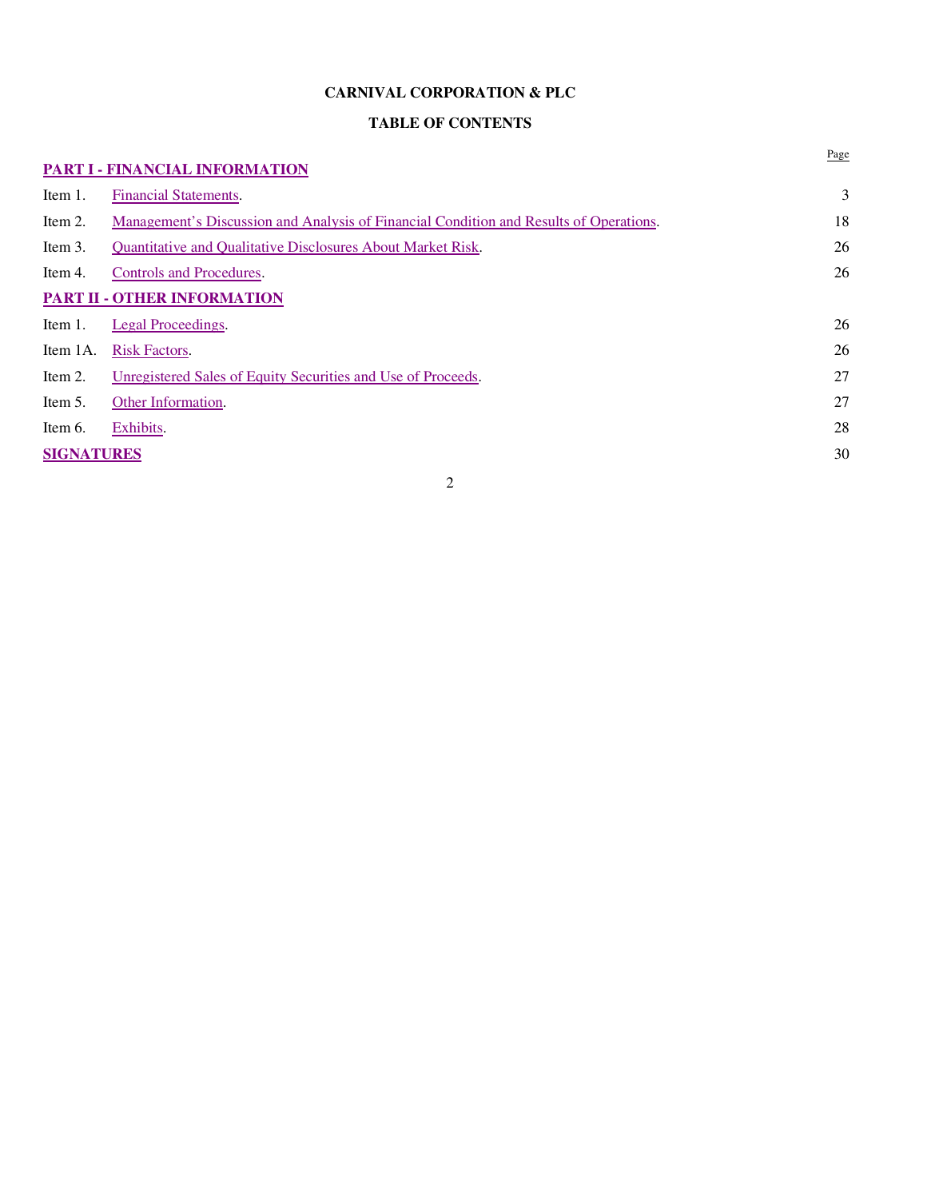**CARNIVAL CORPORATION & PLC**

**TABLE OF CONTENTS**

| | | Page |
|---|---|---|
| **PART I - FINANCIAL INFORMATION** | | |
| Item 1. | Financial Statements. | 3 |
| Item 2. | Management's Discussion and Analysis of Financial Condition and Results of Operations. | 18 |
| Item 3. | Quantitative and Qualitative Disclosures About Market Risk. | 26 |
| Item 4. | Controls and Procedures. | 26 |
| **PART II - OTHER INFORMATION** | | |
| Item 1. | Legal Proceedings. | 26 |
| Item 1A. | Risk Factors. | 26 |
| Item 2. | Unregistered Sales of Equity Securities and Use of Proceeds. | 27 |
| Item 5. | Other Information. | 27 |
| Item 6. | Exhibits. | 28 |
| **SIGNATURES** | | 30 |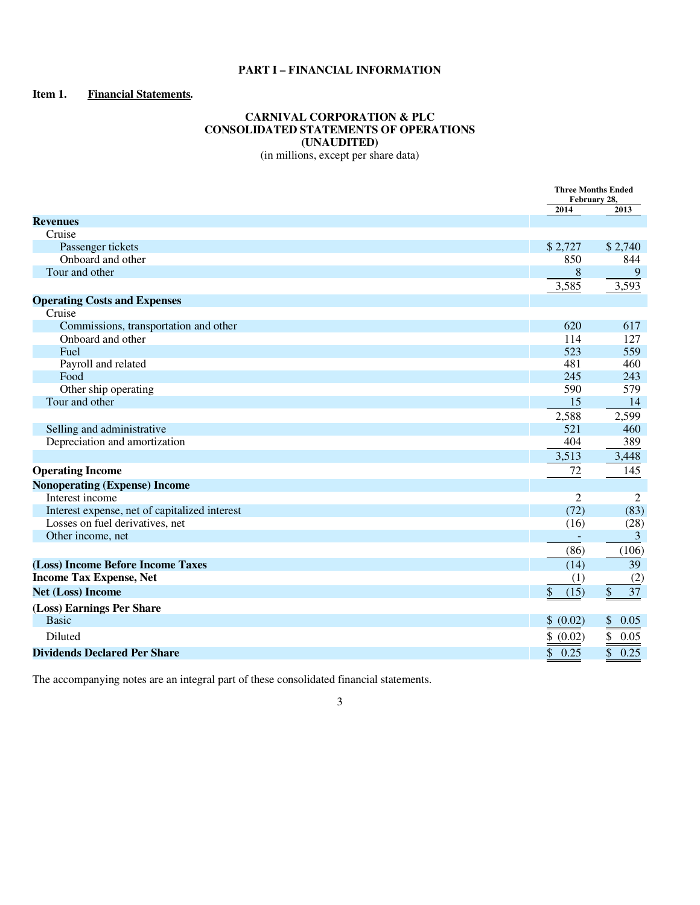# PART I – FINANCIAL INFORMATION

**Item 1. Financial Statements.**

## CARNIVAL CORPORATION & PLC
## CONSOLIDATED STATEMENTS OF OPERATIONS
## (UNAUDITED)

(in millions, except per share data)

| | Three Months Ended February 28, | |
|---|---|---|
| | 2014 | 2013 |
| **Revenues** | | |
| Cruise | | |
| Passenger tickets | $ 2,727 | $ 2,740 |
| Onboard and other | 850 | 844 |
| Tour and other | 8 | 9 |
| | 3,585 | 3,593 |
| **Operating Costs and Expenses** | | |
| Cruise | | |
| Commissions, transportation and other | 620 | 617 |
| Onboard and other | 114 | 127 |
| Fuel | 523 | 559 |
| Payroll and related | 481 | 460 |
| Food | 245 | 243 |
| Other ship operating | 590 | 579 |
| Tour and other | 15 | 14 |
| | 2,588 | 2,599 |
| Selling and administrative | 521 | 460 |
| Depreciation and amortization | 404 | 389 |
| | 3,513 | 3,448 |
| **Operating Income** | 72 | 145 |
| **Nonoperating (Expense) Income** | | |
| Interest income | 2 | 2 |
| Interest expense, net of capitalized interest | (72) | (83) |
| Losses on fuel derivatives, net | (16) | (28) |
| Other income, net | - | 3 |
| | (86) | (106) |
| **(Loss) Income Before Income Taxes** | (14) | 39 |
| **Income Tax Expense, Net** | (1) | (2) |
| **Net (Loss) Income** | $ (15) | $ 37 |
| **(Loss) Earnings Per Share** | | |
| Basic | $ (0.02) | $ 0.05 |
| Diluted | $ (0.02) | $ 0.05 |
| **Dividends Declared Per Share** | $ 0.25 | $ 0.25 |

The accompanying notes are an integral part of these consolidated financial statements.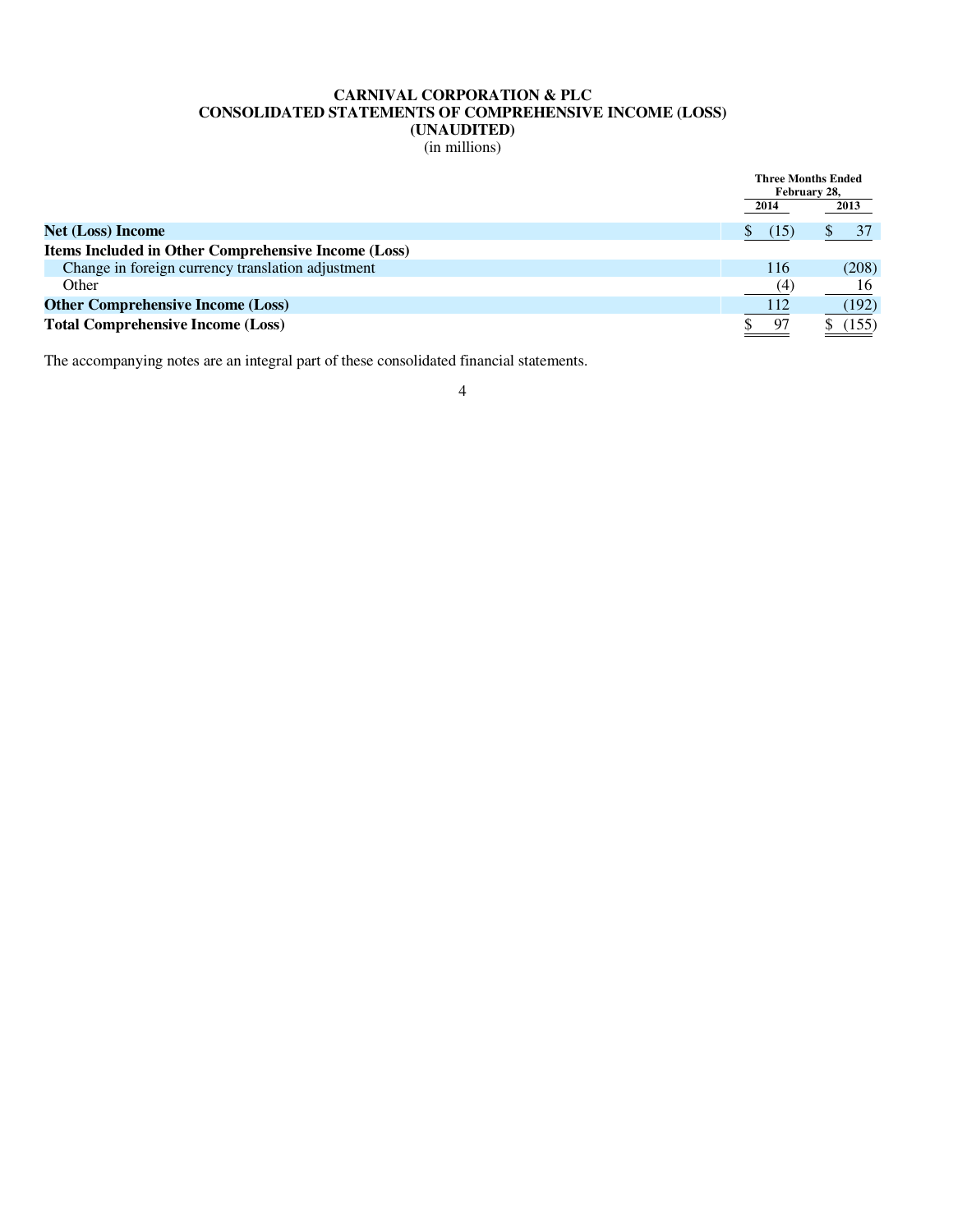# CARNIVAL CORPORATION & PLC
## CONSOLIDATED STATEMENTS OF COMPREHENSIVE INCOME (LOSS)
## (UNAUDITED)
(in millions)

| | Three Months Ended February 28, | |
|---|---|---|
| | 2014 | 2013 |
| **Net (Loss) Income** | $ (15) | $ 37 |
| **Items Included in Other Comprehensive Income (Loss)** | | |
| Change in foreign currency translation adjustment | 116 | (208) |
| Other | (4) | 16 |
| **Other Comprehensive Income (Loss)** | 112 | (192) |
| **Total Comprehensive Income (Loss)** | $ 97 | $ (155) |

The accompanying notes are an integral part of these consolidated financial statements.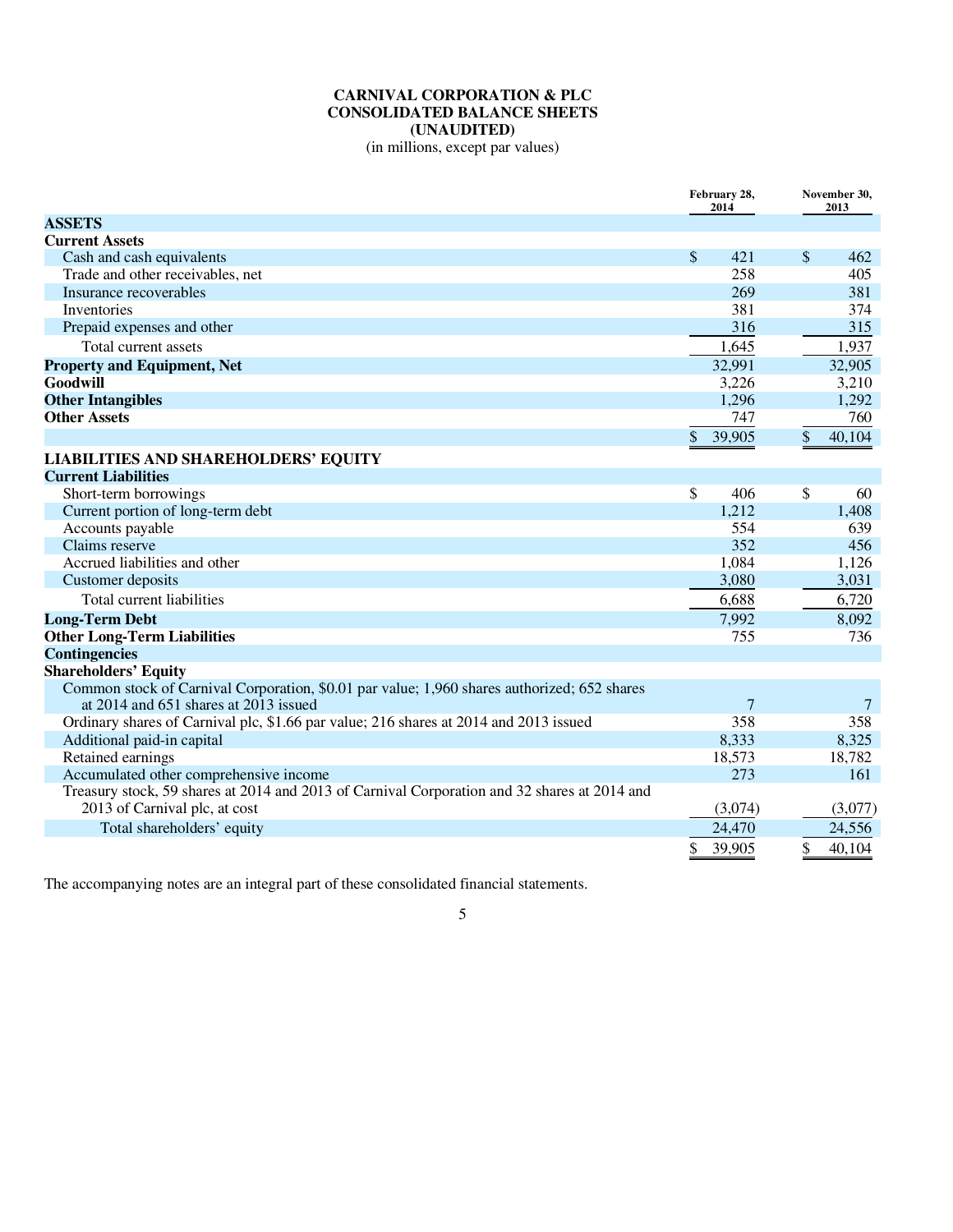# CARNIVAL CORPORATION & PLC
# CONSOLIDATED BALANCE SHEETS
# (UNAUDITED)

(in millions, except par values)

| | February 28, 2014 | November 30, 2013 |
|---|---|---|
| **ASSETS** | | |
| **Current Assets** | | |
| Cash and cash equivalents | $ 421 | $ 462 |
| Trade and other receivables, net | 258 | 405 |
| Insurance recoverables | 269 | 381 |
| Inventories | 381 | 374 |
| Prepaid expenses and other | 316 | 315 |
| Total current assets | 1,645 | 1,937 |
| **Property and Equipment, Net** | 32,991 | 32,905 |
| **Goodwill** | 3,226 | 3,210 |
| **Other Intangibles** | 1,296 | 1,292 |
| **Other Assets** | 747 | 760 |
| | $ 39,905 | $ 40,104 |
| **LIABILITIES AND SHAREHOLDERS' EQUITY** | | |
| **Current Liabilities** | | |
| Short-term borrowings | $ 406 | $ 60 |
| Current portion of long-term debt | 1,212 | 1,408 |
| Accounts payable | 554 | 639 |
| Claims reserve | 352 | 456 |
| Accrued liabilities and other | 1,084 | 1,126 |
| Customer deposits | 3,080 | 3,031 |
| Total current liabilities | 6,688 | 6,720 |
| **Long-Term Debt** | 7,992 | 8,092 |
| **Other Long-Term Liabilities** | 755 | 736 |
| **Contingencies** | | |
| **Shareholders' Equity** | | |
| Common stock of Carnival Corporation, $0.01 par value; 1,960 shares authorized; 652 shares at 2014 and 651 shares at 2013 issued | 7 | 7 |
| Ordinary shares of Carnival plc, $1.66 par value; 216 shares at 2014 and 2013 issued | 358 | 358 |
| Additional paid-in capital | 8,333 | 8,325 |
| Retained earnings | 18,573 | 18,782 |
| Accumulated other comprehensive income | 273 | 161 |
| Treasury stock, 59 shares at 2014 and 2013 of Carnival Corporation and 32 shares at 2014 and 2013 of Carnival plc, at cost | (3,074) | (3,077) |
| Total shareholders' equity | 24,470 | 24,556 |
| | $ 39,905 | $ 40,104 |

The accompanying notes are an integral part of these consolidated financial statements.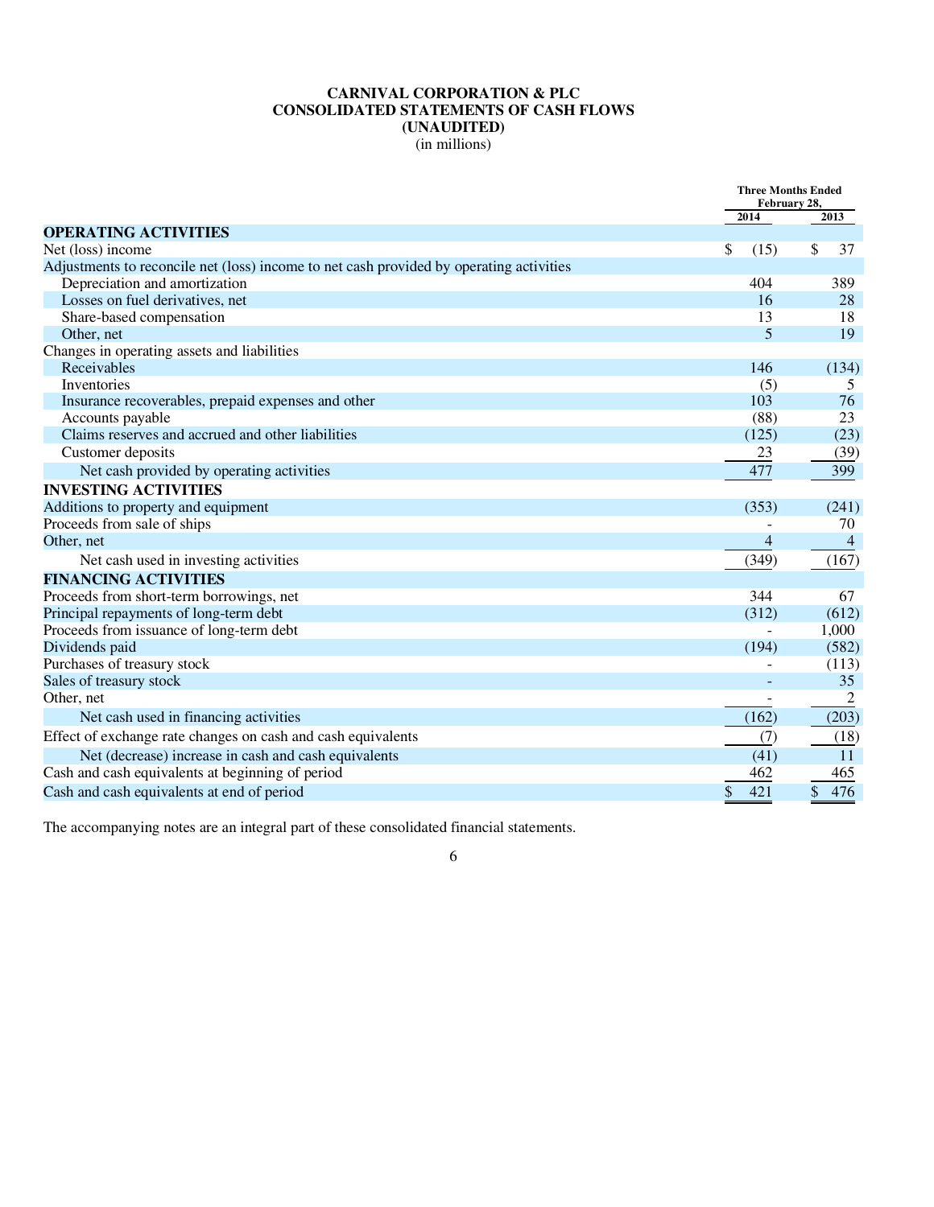# CARNIVAL CORPORATION & PLC
# CONSOLIDATED STATEMENTS OF CASH FLOWS
# (UNAUDITED)

(in millions)

| | Three Months Ended February 28, | |
|---|---|---|
| | 2014 | 2013 |
| **OPERATING ACTIVITIES** | | |
| Net (loss) income | $ (15) | $ 37 |
| Adjustments to reconcile net (loss) income to net cash provided by operating activities | | |
| Depreciation and amortization | 404 | 389 |
| Losses on fuel derivatives, net | 16 | 28 |
| Share-based compensation | 13 | 18 |
| Other, net | 5 | 19 |
| Changes in operating assets and liabilities | | |
| Receivables | 146 | (134) |
| Inventories | (5) | 5 |
| Insurance recoverables, prepaid expenses and other | 103 | 76 |
| Accounts payable | (88) | 23 |
| Claims reserves and accrued and other liabilities | (125) | (23) |
| Customer deposits | 23 | (39) |
| Net cash provided by operating activities | 477 | 399 |
| **INVESTING ACTIVITIES** | | |
| Additions to property and equipment | (353) | (241) |
| Proceeds from sale of ships | - | 70 |
| Other, net | 4 | 4 |
| Net cash used in investing activities | (349) | (167) |
| **FINANCING ACTIVITIES** | | |
| Proceeds from short-term borrowings, net | 344 | 67 |
| Principal repayments of long-term debt | (312) | (612) |
| Proceeds from issuance of long-term debt | - | 1,000 |
| Dividends paid | (194) | (582) |
| Purchases of treasury stock | - | (113) |
| Sales of treasury stock | - | 35 |
| Other, net | - | 2 |
| Net cash used in financing activities | (162) | (203) |
| Effect of exchange rate changes on cash and cash equivalents | (7) | (18) |
| Net (decrease) increase in cash and cash equivalents | (41) | 11 |
| Cash and cash equivalents at beginning of period | 462 | 465 |
| Cash and cash equivalents at end of period | $ 421 | $ 476 |

The accompanying notes are an integral part of these consolidated financial statements.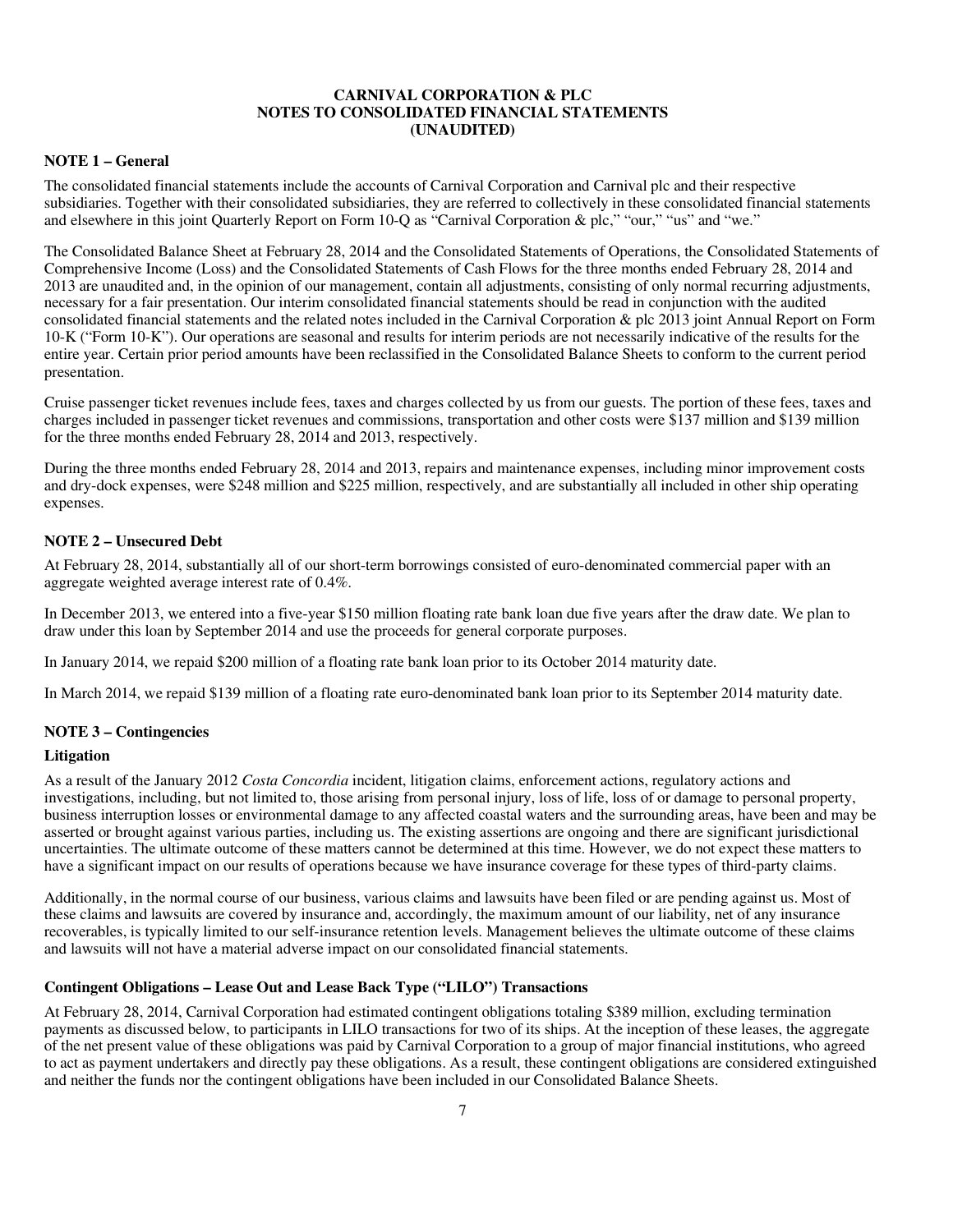# CARNIVAL CORPORATION & PLC
# NOTES TO CONSOLIDATED FINANCIAL STATEMENTS
# (UNAUDITED)

## NOTE 1 – General

The consolidated financial statements include the accounts of Carnival Corporation and Carnival plc and their respective subsidiaries. Together with their consolidated subsidiaries, they are referred to collectively in these consolidated financial statements and elsewhere in this joint Quarterly Report on Form 10-Q as "Carnival Corporation & plc," "our," "us" and "we."

The Consolidated Balance Sheet at February 28, 2014 and the Consolidated Statements of Operations, the Consolidated Statements of Comprehensive Income (Loss) and the Consolidated Statements of Cash Flows for the three months ended February 28, 2014 and 2013 are unaudited and, in the opinion of our management, contain all adjustments, consisting of only normal recurring adjustments, necessary for a fair presentation. Our interim consolidated financial statements should be read in conjunction with the audited consolidated financial statements and the related notes included in the Carnival Corporation & plc 2013 joint Annual Report on Form 10-K ("Form 10-K"). Our operations are seasonal and results for interim periods are not necessarily indicative of the results for the entire year. Certain prior period amounts have been reclassified in the Consolidated Balance Sheets to conform to the current period presentation.

Cruise passenger ticket revenues include fees, taxes and charges collected by us from our guests. The portion of these fees, taxes and charges included in passenger ticket revenues and commissions, transportation and other costs were $137 million and $139 million for the three months ended February 28, 2014 and 2013, respectively.

During the three months ended February 28, 2014 and 2013, repairs and maintenance expenses, including minor improvement costs and dry-dock expenses, were $248 million and $225 million, respectively, and are substantially all included in other ship operating expenses.

## NOTE 2 – Unsecured Debt

At February 28, 2014, substantially all of our short-term borrowings consisted of euro-denominated commercial paper with an aggregate weighted average interest rate of 0.4%.

In December 2013, we entered into a five-year $150 million floating rate bank loan due five years after the draw date. We plan to draw under this loan by September 2014 and use the proceeds for general corporate purposes.

In January 2014, we repaid $200 million of a floating rate bank loan prior to its October 2014 maturity date.

In March 2014, we repaid $139 million of a floating rate euro-denominated bank loan prior to its September 2014 maturity date.

## NOTE 3 – Contingencies

### Litigation

As a result of the January 2012 *Costa Concordia* incident, litigation claims, enforcement actions, regulatory actions and investigations, including, but not limited to, those arising from personal injury, loss of life, loss of or damage to personal property, business interruption losses or environmental damage to any affected coastal waters and the surrounding areas, have been and may be asserted or brought against various parties, including us. The existing assertions are ongoing and there are significant jurisdictional uncertainties. The ultimate outcome of these matters cannot be determined at this time. However, we do not expect these matters to have a significant impact on our results of operations because we have insurance coverage for these types of third-party claims.

Additionally, in the normal course of our business, various claims and lawsuits have been filed or are pending against us. Most of these claims and lawsuits are covered by insurance and, accordingly, the maximum amount of our liability, net of any insurance recoverables, is typically limited to our self-insurance retention levels. Management believes the ultimate outcome of these claims and lawsuits will not have a material adverse impact on our consolidated financial statements.

### Contingent Obligations – Lease Out and Lease Back Type ("LILO") Transactions

At February 28, 2014, Carnival Corporation had estimated contingent obligations totaling $389 million, excluding termination payments as discussed below, to participants in LILO transactions for two of its ships. At the inception of these leases, the aggregate of the net present value of these obligations was paid by Carnival Corporation to a group of major financial institutions, who agreed to act as payment undertakers and directly pay these obligations. As a result, these contingent obligations are considered extinguished and neither the funds nor the contingent obligations have been included in our Consolidated Balance Sheets.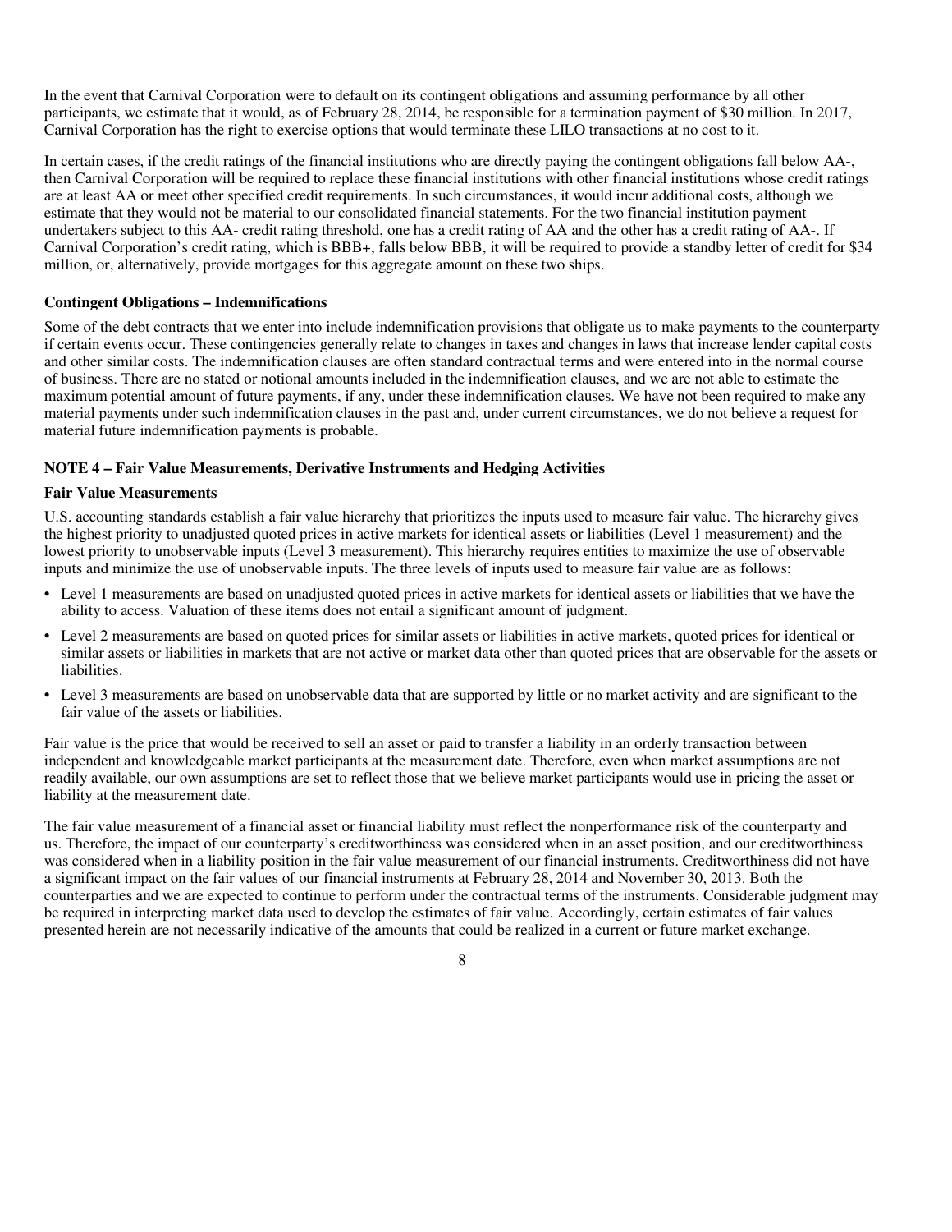In the event that Carnival Corporation were to default on its contingent obligations and assuming performance by all other participants, we estimate that it would, as of February 28, 2014, be responsible for a termination payment of $30 million. In 2017, Carnival Corporation has the right to exercise options that would terminate these LILO transactions at no cost to it.

In certain cases, if the credit ratings of the financial institutions who are directly paying the contingent obligations fall below AA-, then Carnival Corporation will be required to replace these financial institutions with other financial institutions whose credit ratings are at least AA or meet other specified credit requirements. In such circumstances, it would incur additional costs, although we estimate that they would not be material to our consolidated financial statements. For the two financial institution payment undertakers subject to this AA- credit rating threshold, one has a credit rating of AA and the other has a credit rating of AA-. If Carnival Corporation's credit rating, which is BBB+, falls below BBB, it will be required to provide a standby letter of credit for $34 million, or, alternatively, provide mortgages for this aggregate amount on these two ships.

**Contingent Obligations – Indemnifications**

Some of the debt contracts that we enter into include indemnification provisions that obligate us to make payments to the counterparty if certain events occur. These contingencies generally relate to changes in taxes and changes in laws that increase lender capital costs and other similar costs. The indemnification clauses are often standard contractual terms and were entered into in the normal course of business. There are no stated or notional amounts included in the indemnification clauses, and we are not able to estimate the maximum potential amount of future payments, if any, under these indemnification clauses. We have not been required to make any material payments under such indemnification clauses in the past and, under current circumstances, we do not believe a request for material future indemnification payments is probable.

**NOTE 4 – Fair Value Measurements, Derivative Instruments and Hedging Activities**

**Fair Value Measurements**

U.S. accounting standards establish a fair value hierarchy that prioritizes the inputs used to measure fair value. The hierarchy gives the highest priority to unadjusted quoted prices in active markets for identical assets or liabilities (Level 1 measurement) and the lowest priority to unobservable inputs (Level 3 measurement). This hierarchy requires entities to maximize the use of observable inputs and minimize the use of unobservable inputs. The three levels of inputs used to measure fair value are as follows:

- Level 1 measurements are based on unadjusted quoted prices in active markets for identical assets or liabilities that we have the ability to access. Valuation of these items does not entail a significant amount of judgment.
- Level 2 measurements are based on quoted prices for similar assets or liabilities in active markets, quoted prices for identical or similar assets or liabilities in markets that are not active or market data other than quoted prices that are observable for the assets or liabilities.
- Level 3 measurements are based on unobservable data that are supported by little or no market activity and are significant to the fair value of the assets or liabilities.

Fair value is the price that would be received to sell an asset or paid to transfer a liability in an orderly transaction between independent and knowledgeable market participants at the measurement date. Therefore, even when market assumptions are not readily available, our own assumptions are set to reflect those that we believe market participants would use in pricing the asset or liability at the measurement date.

The fair value measurement of a financial asset or financial liability must reflect the nonperformance risk of the counterparty and us. Therefore, the impact of our counterparty's creditworthiness was considered when in an asset position, and our creditworthiness was considered when in a liability position in the fair value measurement of our financial instruments. Creditworthiness did not have a significant impact on the fair values of our financial instruments at February 28, 2014 and November 30, 2013. Both the counterparties and we are expected to continue to perform under the contractual terms of the instruments. Considerable judgment may be required in interpreting market data used to develop the estimates of fair value. Accordingly, certain estimates of fair values presented herein are not necessarily indicative of the amounts that could be realized in a current or future market exchange.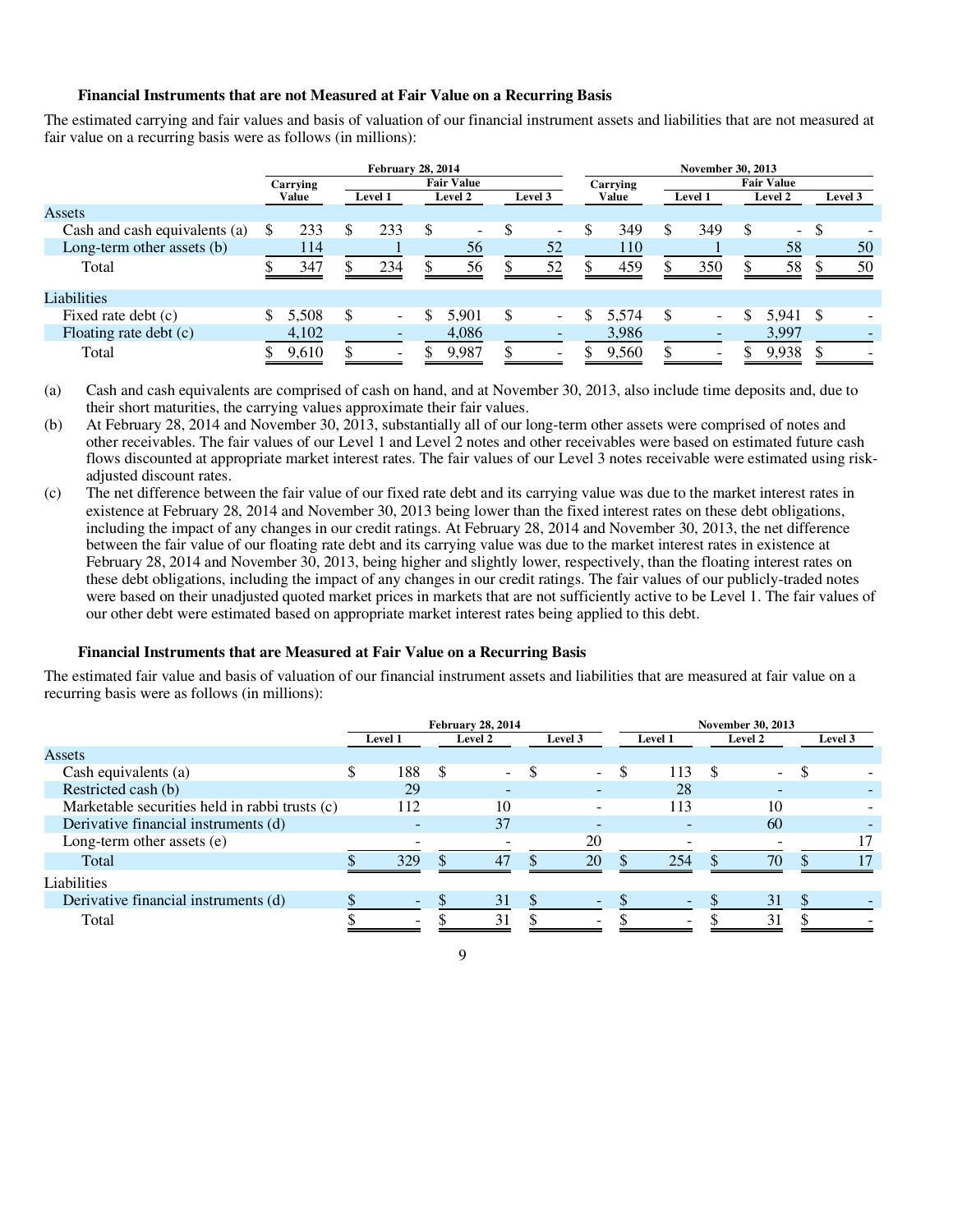### Financial Instruments that are not Measured at Fair Value on a Recurring Basis

The estimated carrying and fair values and basis of valuation of our financial instrument assets and liabilities that are not measured at fair value on a recurring basis were as follows (in millions):

| | February 28, 2014 | | | | November 30, 2013 | | | |
|---|---|---|---|---|---|---|---|---|
| | Carrying Value | Fair Value | | | Carrying Value | Fair Value | | |
| | | Level 1 | Level 2 | Level 3 | | Level 1 | Level 2 | Level 3 |
| **Assets** | | | | | | | | |
| Cash and cash equivalents (a) | $ 233 | $ 233 | $ - | $ - | $ 349 | $ 349 | $ - | $ - |
| Long-term other assets (b) | 114 | 1 | 56 | 52 | 110 | 1 | 58 | 50 |
| Total | $ 347 | $ 234 | $ 56 | $ 52 | $ 459 | $ 350 | $ 58 | $ 50 |
| **Liabilities** | | | | | | | | |
| Fixed rate debt (c) | $ 5,508 | $ - | $ 5,901 | $ - | $ 5,574 | $ - | $ 5,941 | $ - |
| Floating rate debt (c) | 4,102 | - | 4,086 | - | 3,986 | - | 3,997 | - |
| Total | $ 9,610 | $ - | $ 9,987 | $ - | $ 9,560 | $ - | $ 9,938 | $ - |

(a) Cash and cash equivalents are comprised of cash on hand, and at November 30, 2013, also include time deposits and, due to their short maturities, the carrying values approximate their fair values.

(b) At February 28, 2014 and November 30, 2013, substantially all of our long-term other assets were comprised of notes and other receivables. The fair values of our Level 1 and Level 2 notes and other receivables were based on estimated future cash flows discounted at appropriate market interest rates. The fair values of our Level 3 notes receivable were estimated using risk-adjusted discount rates.

(c) The net difference between the fair value of our fixed rate debt and its carrying value was due to the market interest rates in existence at February 28, 2014 and November 30, 2013 being lower than the fixed interest rates on these debt obligations, including the impact of any changes in our credit ratings. At February 28, 2014 and November 30, 2013, the net difference between the fair value of our floating rate debt and its carrying value was due to the market interest rates in existence at February 28, 2014 and November 30, 2013, being higher and slightly lower, respectively, than the floating interest rates on these debt obligations, including the impact of any changes in our credit ratings. The fair values of our publicly-traded notes were based on their unadjusted quoted market prices in markets that are not sufficiently active to be Level 1. The fair values of our other debt were estimated based on appropriate market interest rates being applied to this debt.

### Financial Instruments that are Measured at Fair Value on a Recurring Basis

The estimated fair value and basis of valuation of our financial instrument assets and liabilities that are measured at fair value on a recurring basis were as follows (in millions):

| | February 28, 2014 | | | November 30, 2013 | | |
|---|---|---|---|---|---|---|
| | Level 1 | Level 2 | Level 3 | Level 1 | Level 2 | Level 3 |
| **Assets** | | | | | | |
| Cash equivalents (a) | $ 188 | $ - | $ - | $ 113 | $ - | $ - |
| Restricted cash (b) | 29 | - | - | 28 | - | - |
| Marketable securities held in rabbi trusts (c) | 112 | 10 | - | 113 | 10 | - |
| Derivative financial instruments (d) | - | 37 | - | - | 60 | - |
| Long-term other assets (e) | - | - | 20 | - | - | 17 |
| Total | $ 329 | $ 47 | $ 20 | $ 254 | $ 70 | $ 17 |
| **Liabilities** | | | | | | |
| Derivative financial instruments (d) | $ - | $ 31 | $ - | $ - | $ 31 | $ - |
| Total | $ - | $ 31 | $ - | $ - | $ 31 | $ - |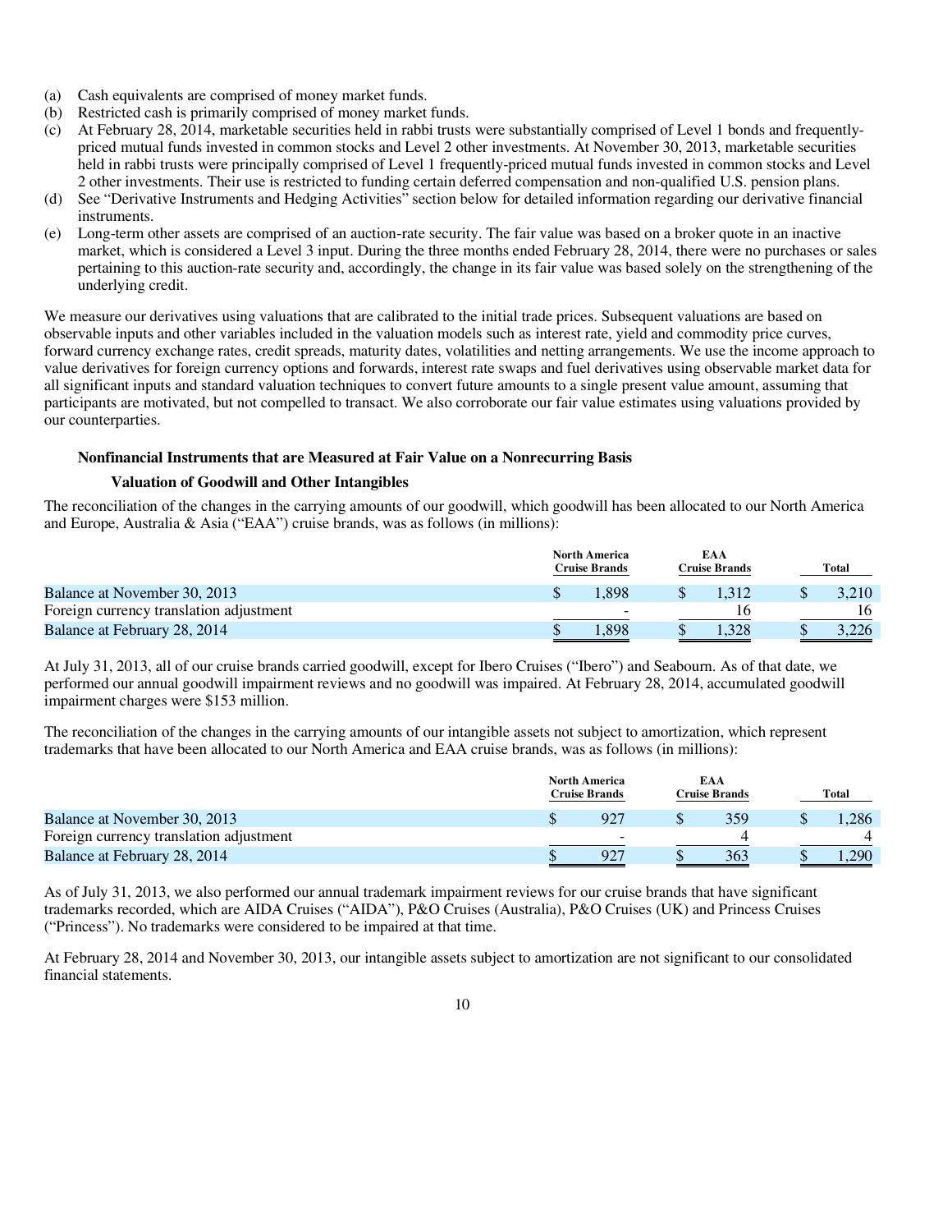(a) Cash equivalents are comprised of money market funds.
(b) Restricted cash is primarily comprised of money market funds.
(c) At February 28, 2014, marketable securities held in rabbi trusts were substantially comprised of Level 1 bonds and frequently-priced mutual funds invested in common stocks and Level 2 other investments. At November 30, 2013, marketable securities held in rabbi trusts were principally comprised of Level 1 frequently-priced mutual funds invested in common stocks and Level 2 other investments. Their use is restricted to funding certain deferred compensation and non-qualified U.S. pension plans.
(d) See "Derivative Instruments and Hedging Activities" section below for detailed information regarding our derivative financial instruments.
(e) Long-term other assets are comprised of an auction-rate security. The fair value was based on a broker quote in an inactive market, which is considered a Level 3 input. During the three months ended February 28, 2014, there were no purchases or sales pertaining to this auction-rate security and, accordingly, the change in its fair value was based solely on the strengthening of the underlying credit.

We measure our derivatives using valuations that are calibrated to the initial trade prices. Subsequent valuations are based on observable inputs and other variables included in the valuation models such as interest rate, yield and commodity price curves, forward currency exchange rates, credit spreads, maturity dates, volatilities and netting arrangements. We use the income approach to value derivatives for foreign currency options and forwards, interest rate swaps and fuel derivatives using observable market data for all significant inputs and standard valuation techniques to convert future amounts to a single present value amount, assuming that participants are motivated, but not compelled to transact. We also corroborate our fair value estimates using valuations provided by our counterparties.

### Nonfinancial Instruments that are Measured at Fair Value on a Nonrecurring Basis

#### Valuation of Goodwill and Other Intangibles

The reconciliation of the changes in the carrying amounts of our goodwill, which goodwill has been allocated to our North America and Europe, Australia & Asia ("EAA") cruise brands, was as follows (in millions):

| | North America Cruise Brands | EAA Cruise Brands | Total |
|---|---|---|---|
| Balance at November 30, 2013 | $ 1,898 | $ 1,312 | $ 3,210 |
| Foreign currency translation adjustment | - | 16 | 16 |
| Balance at February 28, 2014 | $ 1,898 | $ 1,328 | $ 3,226 |

At July 31, 2013, all of our cruise brands carried goodwill, except for Ibero Cruises ("Ibero") and Seabourn. As of that date, we performed our annual goodwill impairment reviews and no goodwill was impaired. At February 28, 2014, accumulated goodwill impairment charges were $153 million.

The reconciliation of the changes in the carrying amounts of our intangible assets not subject to amortization, which represent trademarks that have been allocated to our North America and EAA cruise brands, was as follows (in millions):

| | North America Cruise Brands | EAA Cruise Brands | Total |
|---|---|---|---|
| Balance at November 30, 2013 | $ 927 | $ 359 | $ 1,286 |
| Foreign currency translation adjustment | - | 4 | 4 |
| Balance at February 28, 2014 | $ 927 | $ 363 | $ 1,290 |

As of July 31, 2013, we also performed our annual trademark impairment reviews for our cruise brands that have significant trademarks recorded, which are AIDA Cruises ("AIDA"), P&O Cruises (Australia), P&O Cruises (UK) and Princess Cruises ("Princess"). No trademarks were considered to be impaired at that time.

At February 28, 2014 and November 30, 2013, our intangible assets subject to amortization are not significant to our consolidated financial statements.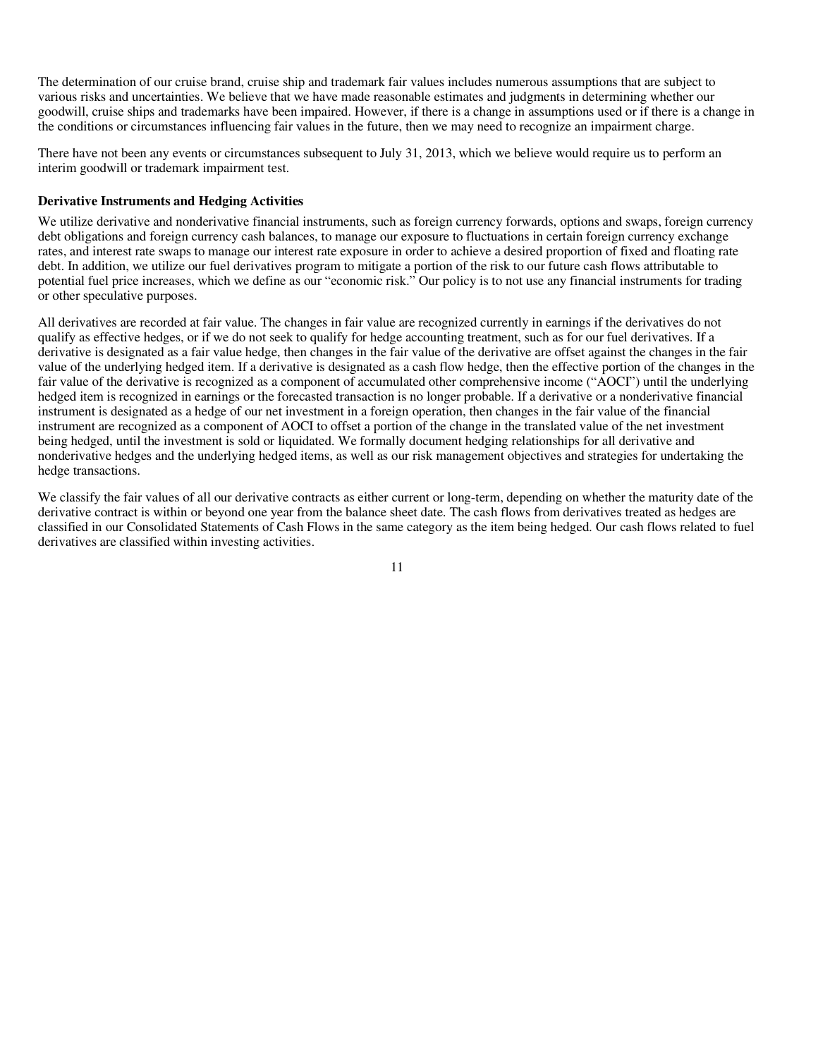The determination of our cruise brand, cruise ship and trademark fair values includes numerous assumptions that are subject to various risks and uncertainties. We believe that we have made reasonable estimates and judgments in determining whether our goodwill, cruise ships and trademarks have been impaired. However, if there is a change in assumptions used or if there is a change in the conditions or circumstances influencing fair values in the future, then we may need to recognize an impairment charge.

There have not been any events or circumstances subsequent to July 31, 2013, which we believe would require us to perform an interim goodwill or trademark impairment test.

**Derivative Instruments and Hedging Activities**

We utilize derivative and nonderivative financial instruments, such as foreign currency forwards, options and swaps, foreign currency debt obligations and foreign currency cash balances, to manage our exposure to fluctuations in certain foreign currency exchange rates, and interest rate swaps to manage our interest rate exposure in order to achieve a desired proportion of fixed and floating rate debt. In addition, we utilize our fuel derivatives program to mitigate a portion of the risk to our future cash flows attributable to potential fuel price increases, which we define as our "economic risk." Our policy is to not use any financial instruments for trading or other speculative purposes.

All derivatives are recorded at fair value. The changes in fair value are recognized currently in earnings if the derivatives do not qualify as effective hedges, or if we do not seek to qualify for hedge accounting treatment, such as for our fuel derivatives. If a derivative is designated as a fair value hedge, then changes in the fair value of the derivative are offset against the changes in the fair value of the underlying hedged item. If a derivative is designated as a cash flow hedge, then the effective portion of the changes in the fair value of the derivative is recognized as a component of accumulated other comprehensive income ("AOCI") until the underlying hedged item is recognized in earnings or the forecasted transaction is no longer probable. If a derivative or a nonderivative financial instrument is designated as a hedge of our net investment in a foreign operation, then changes in the fair value of the financial instrument are recognized as a component of AOCI to offset a portion of the change in the translated value of the net investment being hedged, until the investment is sold or liquidated. We formally document hedging relationships for all derivative and nonderivative hedges and the underlying hedged items, as well as our risk management objectives and strategies for undertaking the hedge transactions.

We classify the fair values of all our derivative contracts as either current or long-term, depending on whether the maturity date of the derivative contract is within or beyond one year from the balance sheet date. The cash flows from derivatives treated as hedges are classified in our Consolidated Statements of Cash Flows in the same category as the item being hedged. Our cash flows related to fuel derivatives are classified within investing activities.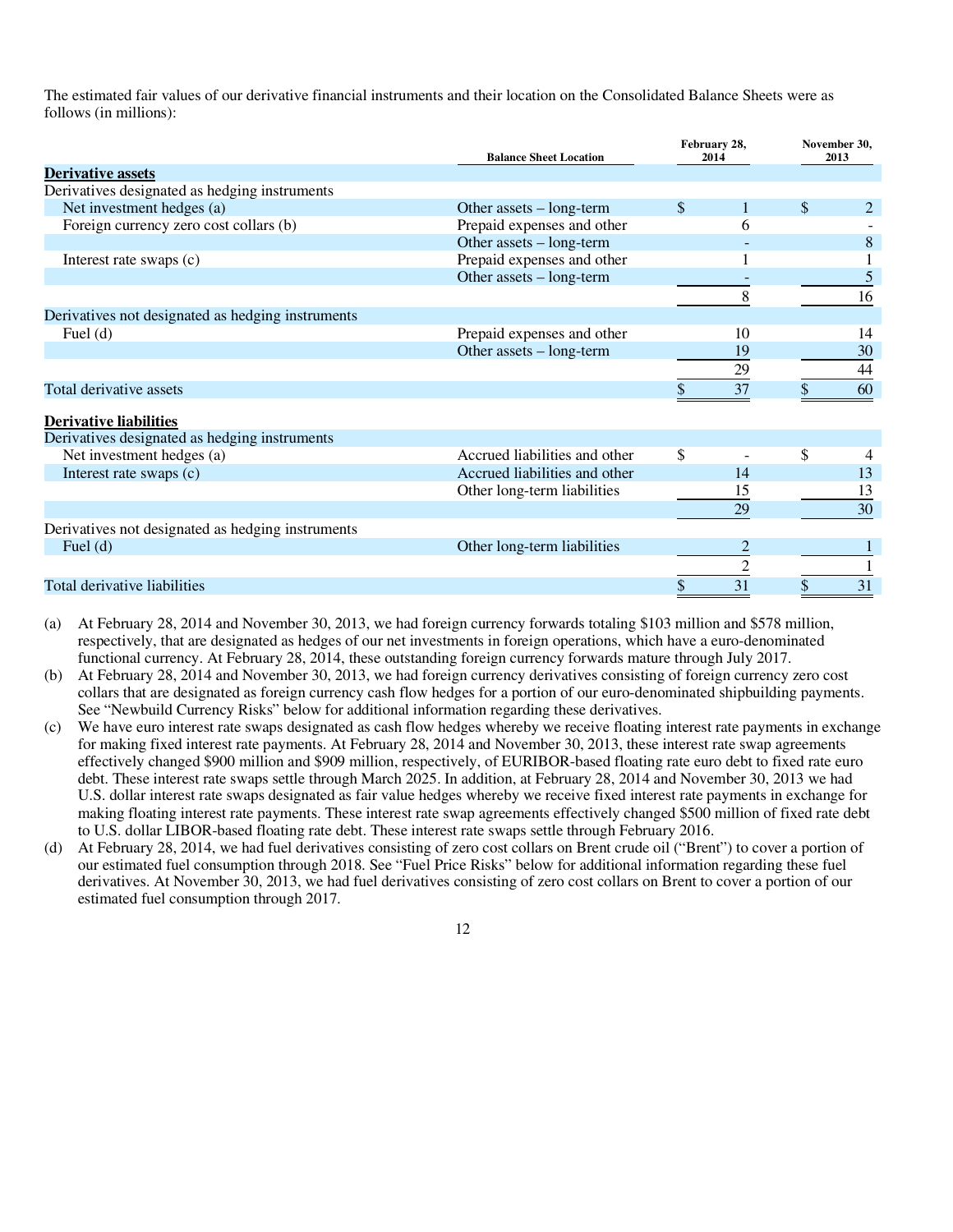The estimated fair values of our derivative financial instruments and their location on the Consolidated Balance Sheets were as follows (in millions):

| | Balance Sheet Location | February 28, 2014 | November 30, 2013 |
|---|---|---|---|
| **Derivative assets** | | | |
| Derivatives designated as hedging instruments | | | |
| Net investment hedges (a) | Other assets – long-term | $ 1 | $ 2 |
| Foreign currency zero cost collars (b) | Prepaid expenses and other | 6 | - |
| | Other assets – long-term | - | 8 |
| Interest rate swaps (c) | Prepaid expenses and other | 1 | 1 |
| | Other assets – long-term | - | 5 |
| | | 8 | 16 |
| Derivatives not designated as hedging instruments | | | |
| Fuel (d) | Prepaid expenses and other | 10 | 14 |
| | Other assets – long-term | 19 | 30 |
| | | 29 | 44 |
| Total derivative assets | | $ 37 | $ 60 |
| **Derivative liabilities** | | | |
| Derivatives designated as hedging instruments | | | |
| Net investment hedges (a) | Accrued liabilities and other | $ - | $ 4 |
| Interest rate swaps (c) | Accrued liabilities and other | 14 | 13 |
| | Other long-term liabilities | 15 | 13 |
| | | 29 | 30 |
| Derivatives not designated as hedging instruments | | | |
| Fuel (d) | Other long-term liabilities | 2 | 1 |
| | | 2 | 1 |
| Total derivative liabilities | | $ 31 | $ 31 |

(a) At February 28, 2014 and November 30, 2013, we had foreign currency forwards totaling $103 million and $578 million, respectively, that are designated as hedges of our net investments in foreign operations, which have a euro-denominated functional currency. At February 28, 2014, these outstanding foreign currency forwards mature through July 2017.

(b) At February 28, 2014 and November 30, 2013, we had foreign currency derivatives consisting of foreign currency zero cost collars that are designated as foreign currency cash flow hedges for a portion of our euro-denominated shipbuilding payments. See "Newbuild Currency Risks" below for additional information regarding these derivatives.

(c) We have euro interest rate swaps designated as cash flow hedges whereby we receive floating interest rate payments in exchange for making fixed interest rate payments. At February 28, 2014 and November 30, 2013, these interest rate swap agreements effectively changed $900 million and $909 million, respectively, of EURIBOR-based floating rate euro debt to fixed rate euro debt. These interest rate swaps settle through March 2025. In addition, at February 28, 2014 and November 30, 2013 we had U.S. dollar interest rate swaps designated as fair value hedges whereby we receive fixed interest rate payments in exchange for making floating interest rate payments. These interest rate swap agreements effectively changed $500 million of fixed rate debt to U.S. dollar LIBOR-based floating rate debt. These interest rate swaps settle through February 2016.

(d) At February 28, 2014, we had fuel derivatives consisting of zero cost collars on Brent crude oil ("Brent") to cover a portion of our estimated fuel consumption through 2018. See "Fuel Price Risks" below for additional information regarding these fuel derivatives. At November 30, 2013, we had fuel derivatives consisting of zero cost collars on Brent to cover a portion of our estimated fuel consumption through 2017.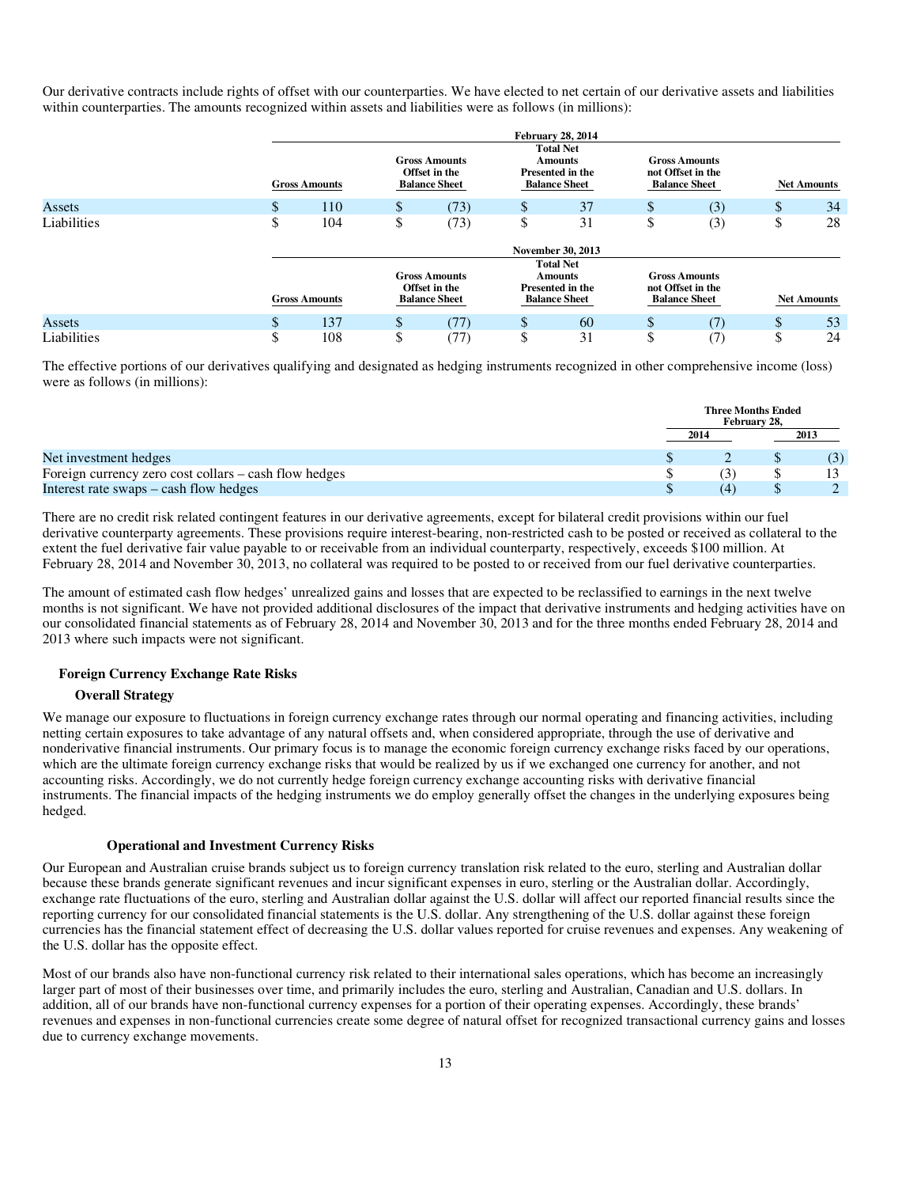Our derivative contracts include rights of offset with our counterparties. We have elected to net certain of our derivative assets and liabilities within counterparties. The amounts recognized within assets and liabilities were as follows (in millions):

| | February 28, 2014 | | | | |
|---|---|---|---|---|---|
| | Gross Amounts | Gross Amounts Offset in the Balance Sheet | Total Net Amounts Presented in the Balance Sheet | Gross Amounts not Offset in the Balance Sheet | Net Amounts |
| Assets | $ 110 | $ (73) | $ 37 | $ (3) | $ 34 |
| Liabilities | $ 104 | $ (73) | $ 31 | $ (3) | $ 28 |

| | November 30, 2013 | | | | |
|---|---|---|---|---|---|
| | Gross Amounts | Gross Amounts Offset in the Balance Sheet | Total Net Amounts Presented in the Balance Sheet | Gross Amounts not Offset in the Balance Sheet | Net Amounts |
| Assets | $ 137 | $ (77) | $ 60 | $ (7) | $ 53 |
| Liabilities | $ 108 | $ (77) | $ 31 | $ (7) | $ 24 |

The effective portions of our derivatives qualifying and designated as hedging instruments recognized in other comprehensive income (loss) were as follows (in millions):

| | Three Months Ended February 28, | |
|---|---|---|
| | 2014 | 2013 |
| Net investment hedges | $ 2 | $ (3) |
| Foreign currency zero cost collars – cash flow hedges | $ (3) | $ 13 |
| Interest rate swaps – cash flow hedges | $ (4) | $ 2 |

There are no credit risk related contingent features in our derivative agreements, except for bilateral credit provisions within our fuel derivative counterparty agreements. These provisions require interest-bearing, non-restricted cash to be posted or received as collateral to the extent the fuel derivative fair value payable to or receivable from an individual counterparty, respectively, exceeds $100 million. At February 28, 2014 and November 30, 2013, no collateral was required to be posted to or received from our fuel derivative counterparties.

The amount of estimated cash flow hedges' unrealized gains and losses that are expected to be reclassified to earnings in the next twelve months is not significant. We have not provided additional disclosures of the impact that derivative instruments and hedging activities have on our consolidated financial statements as of February 28, 2014 and November 30, 2013 and for the three months ended February 28, 2014 and 2013 where such impacts were not significant.

### Foreign Currency Exchange Rate Risks

#### Overall Strategy

We manage our exposure to fluctuations in foreign currency exchange rates through our normal operating and financing activities, including netting certain exposures to take advantage of any natural offsets and, when considered appropriate, through the use of derivative and nonderivative financial instruments. Our primary focus is to manage the economic foreign currency exchange risks faced by our operations, which are the ultimate foreign currency exchange risks that would be realized by us if we exchanged one currency for another, and not accounting risks. Accordingly, we do not currently hedge foreign currency exchange accounting risks with derivative financial instruments. The financial impacts of the hedging instruments we do employ generally offset the changes in the underlying exposures being hedged.

#### Operational and Investment Currency Risks

Our European and Australian cruise brands subject us to foreign currency translation risk related to the euro, sterling and Australian dollar because these brands generate significant revenues and incur significant expenses in euro, sterling or the Australian dollar. Accordingly, exchange rate fluctuations of the euro, sterling and Australian dollar against the U.S. dollar will affect our reported financial results since the reporting currency for our consolidated financial statements is the U.S. dollar. Any strengthening of the U.S. dollar against these foreign currencies has the financial statement effect of decreasing the U.S. dollar values reported for cruise revenues and expenses. Any weakening of the U.S. dollar has the opposite effect.

Most of our brands also have non-functional currency risk related to their international sales operations, which has become an increasingly larger part of most of their businesses over time, and primarily includes the euro, sterling and Australian, Canadian and U.S. dollars. In addition, all of our brands have non-functional currency expenses for a portion of their operating expenses. Accordingly, these brands' revenues and expenses in non-functional currencies create some degree of natural offset for recognized transactional currency gains and losses due to currency exchange movements.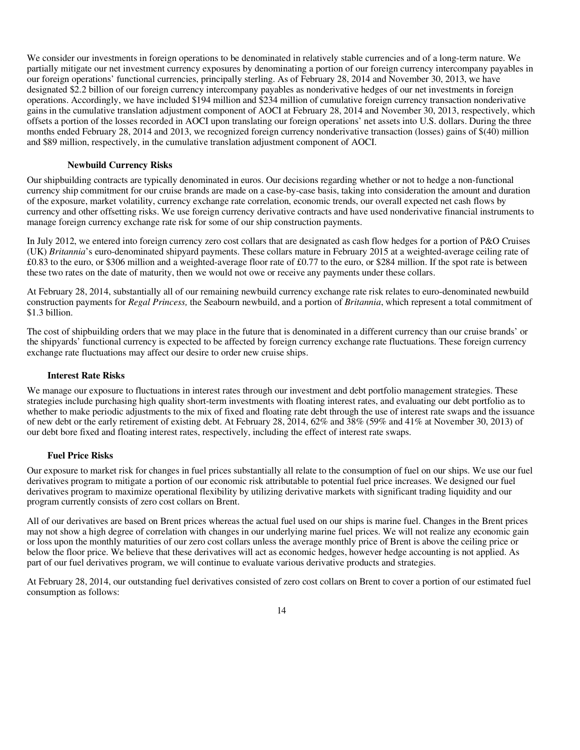We consider our investments in foreign operations to be denominated in relatively stable currencies and of a long-term nature. We partially mitigate our net investment currency exposures by denominating a portion of our foreign currency intercompany payables in our foreign operations' functional currencies, principally sterling. As of February 28, 2014 and November 30, 2013, we have designated $2.2 billion of our foreign currency intercompany payables as nonderivative hedges of our net investments in foreign operations. Accordingly, we have included $194 million and $234 million of cumulative foreign currency transaction nonderivative gains in the cumulative translation adjustment component of AOCI at February 28, 2014 and November 30, 2013, respectively, which offsets a portion of the losses recorded in AOCI upon translating our foreign operations' net assets into U.S. dollars. During the three months ended February 28, 2014 and 2013, we recognized foreign currency nonderivative transaction (losses) gains of $(40) million and $89 million, respectively, in the cumulative translation adjustment component of AOCI.

### Newbuild Currency Risks

Our shipbuilding contracts are typically denominated in euros. Our decisions regarding whether or not to hedge a non-functional currency ship commitment for our cruise brands are made on a case-by-case basis, taking into consideration the amount and duration of the exposure, market volatility, currency exchange rate correlation, economic trends, our overall expected net cash flows by currency and other offsetting risks. We use foreign currency derivative contracts and have used nonderivative financial instruments to manage foreign currency exchange rate risk for some of our ship construction payments.

In July 2012, we entered into foreign currency zero cost collars that are designated as cash flow hedges for a portion of P&O Cruises (UK) *Britannia*'s euro-denominated shipyard payments. These collars mature in February 2015 at a weighted-average ceiling rate of £0.83 to the euro, or $306 million and a weighted-average floor rate of £0.77 to the euro, or $284 million. If the spot rate is between these two rates on the date of maturity, then we would not owe or receive any payments under these collars.

At February 28, 2014, substantially all of our remaining newbuild currency exchange rate risk relates to euro-denominated newbuild construction payments for *Regal Princess,* the Seabourn newbuild, and a portion of *Britannia*, which represent a total commitment of $1.3 billion.

The cost of shipbuilding orders that we may place in the future that is denominated in a different currency than our cruise brands' or the shipyards' functional currency is expected to be affected by foreign currency exchange rate fluctuations. These foreign currency exchange rate fluctuations may affect our desire to order new cruise ships.

### Interest Rate Risks

We manage our exposure to fluctuations in interest rates through our investment and debt portfolio management strategies. These strategies include purchasing high quality short-term investments with floating interest rates, and evaluating our debt portfolio as to whether to make periodic adjustments to the mix of fixed and floating rate debt through the use of interest rate swaps and the issuance of new debt or the early retirement of existing debt. At February 28, 2014, 62% and 38% (59% and 41% at November 30, 2013) of our debt bore fixed and floating interest rates, respectively, including the effect of interest rate swaps.

### Fuel Price Risks

Our exposure to market risk for changes in fuel prices substantially all relate to the consumption of fuel on our ships. We use our fuel derivatives program to mitigate a portion of our economic risk attributable to potential fuel price increases. We designed our fuel derivatives program to maximize operational flexibility by utilizing derivative markets with significant trading liquidity and our program currently consists of zero cost collars on Brent.

All of our derivatives are based on Brent prices whereas the actual fuel used on our ships is marine fuel. Changes in the Brent prices may not show a high degree of correlation with changes in our underlying marine fuel prices. We will not realize any economic gain or loss upon the monthly maturities of our zero cost collars unless the average monthly price of Brent is above the ceiling price or below the floor price. We believe that these derivatives will act as economic hedges, however hedge accounting is not applied. As part of our fuel derivatives program, we will continue to evaluate various derivative products and strategies.

At February 28, 2014, our outstanding fuel derivatives consisted of zero cost collars on Brent to cover a portion of our estimated fuel consumption as follows: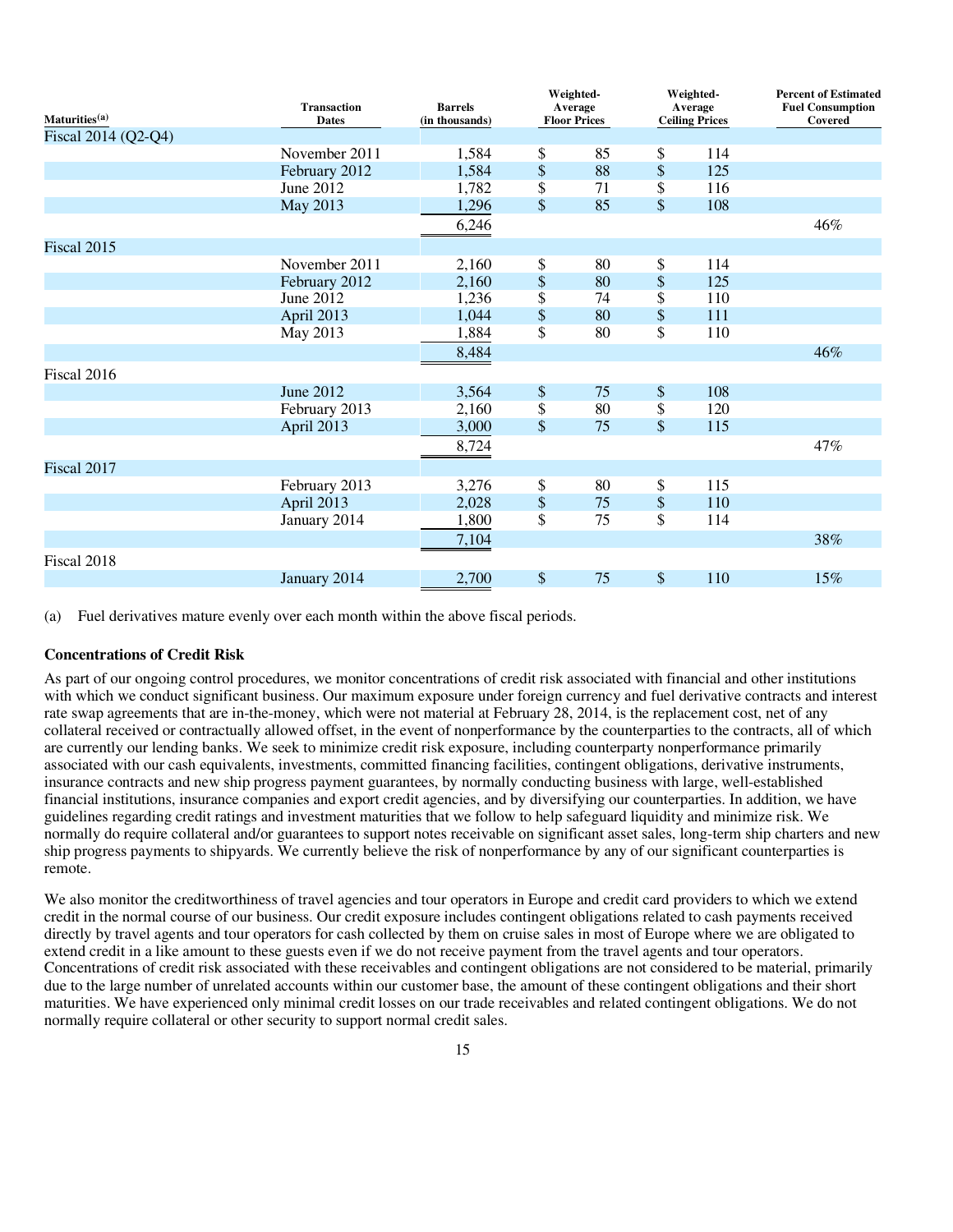| Maturities[(a)] | Transaction Dates | Barrels (in thousands) | Weighted-Average Floor Prices | Weighted-Average Ceiling Prices | Percent of Estimated Fuel Consumption Covered |
|---|---|---|---|---|---|
| Fiscal 2014 (Q2-Q4) | | | | | |
| | November 2011 | 1,584 | $ 85 | $ 114 | |
| | February 2012 | 1,584 | $ 88 | $ 125 | |
| | June 2012 | 1,782 | $ 71 | $ 116 | |
| | May 2013 | 1,296 | $ 85 | $ 108 | |
| | | 6,246 | | | 46% |
| Fiscal 2015 | | | | | |
| | November 2011 | 2,160 | $ 80 | $ 114 | |
| | February 2012 | 2,160 | $ 80 | $ 125 | |
| | June 2012 | 1,236 | $ 74 | $ 110 | |
| | April 2013 | 1,044 | $ 80 | $ 111 | |
| | May 2013 | 1,884 | $ 80 | $ 110 | |
| | | 8,484 | | | 46% |
| Fiscal 2016 | | | | | |
| | June 2012 | 3,564 | $ 75 | $ 108 | |
| | February 2013 | 2,160 | $ 80 | $ 120 | |
| | April 2013 | 3,000 | $ 75 | $ 115 | |
| | | 8,724 | | | 47% |
| Fiscal 2017 | | | | | |
| | February 2013 | 3,276 | $ 80 | $ 115 | |
| | April 2013 | 2,028 | $ 75 | $ 110 | |
| | January 2014 | 1,800 | $ 75 | $ 114 | |
| | | 7,104 | | | 38% |
| Fiscal 2018 | | | | | |
| | January 2014 | 2,700 | $ 75 | $ 110 | 15% |

(a) Fuel derivatives mature evenly over each month within the above fiscal periods.

**Concentrations of Credit Risk**

As part of our ongoing control procedures, we monitor concentrations of credit risk associated with financial and other institutions with which we conduct significant business. Our maximum exposure under foreign currency and fuel derivative contracts and interest rate swap agreements that are in-the-money, which were not material at February 28, 2014, is the replacement cost, net of any collateral received or contractually allowed offset, in the event of nonperformance by the counterparties to the contracts, all of which are currently our lending banks. We seek to minimize credit risk exposure, including counterparty nonperformance primarily associated with our cash equivalents, investments, committed financing facilities, contingent obligations, derivative instruments, insurance contracts and new ship progress payment guarantees, by normally conducting business with large, well-established financial institutions, insurance companies and export credit agencies, and by diversifying our counterparties. In addition, we have guidelines regarding credit ratings and investment maturities that we follow to help safeguard liquidity and minimize risk. We normally do require collateral and/or guarantees to support notes receivable on significant asset sales, long-term ship charters and new ship progress payments to shipyards. We currently believe the risk of nonperformance by any of our significant counterparties is remote.

We also monitor the creditworthiness of travel agencies and tour operators in Europe and credit card providers to which we extend credit in the normal course of our business. Our credit exposure includes contingent obligations related to cash payments received directly by travel agents and tour operators for cash collected by them on cruise sales in most of Europe where we are obligated to extend credit in a like amount to these guests even if we do not receive payment from the travel agents and tour operators. Concentrations of credit risk associated with these receivables and contingent obligations are not considered to be material, primarily due to the large number of unrelated accounts within our customer base, the amount of these contingent obligations and their short maturities. We have experienced only minimal credit losses on our trade receivables and related contingent obligations. We do not normally require collateral or other security to support normal credit sales.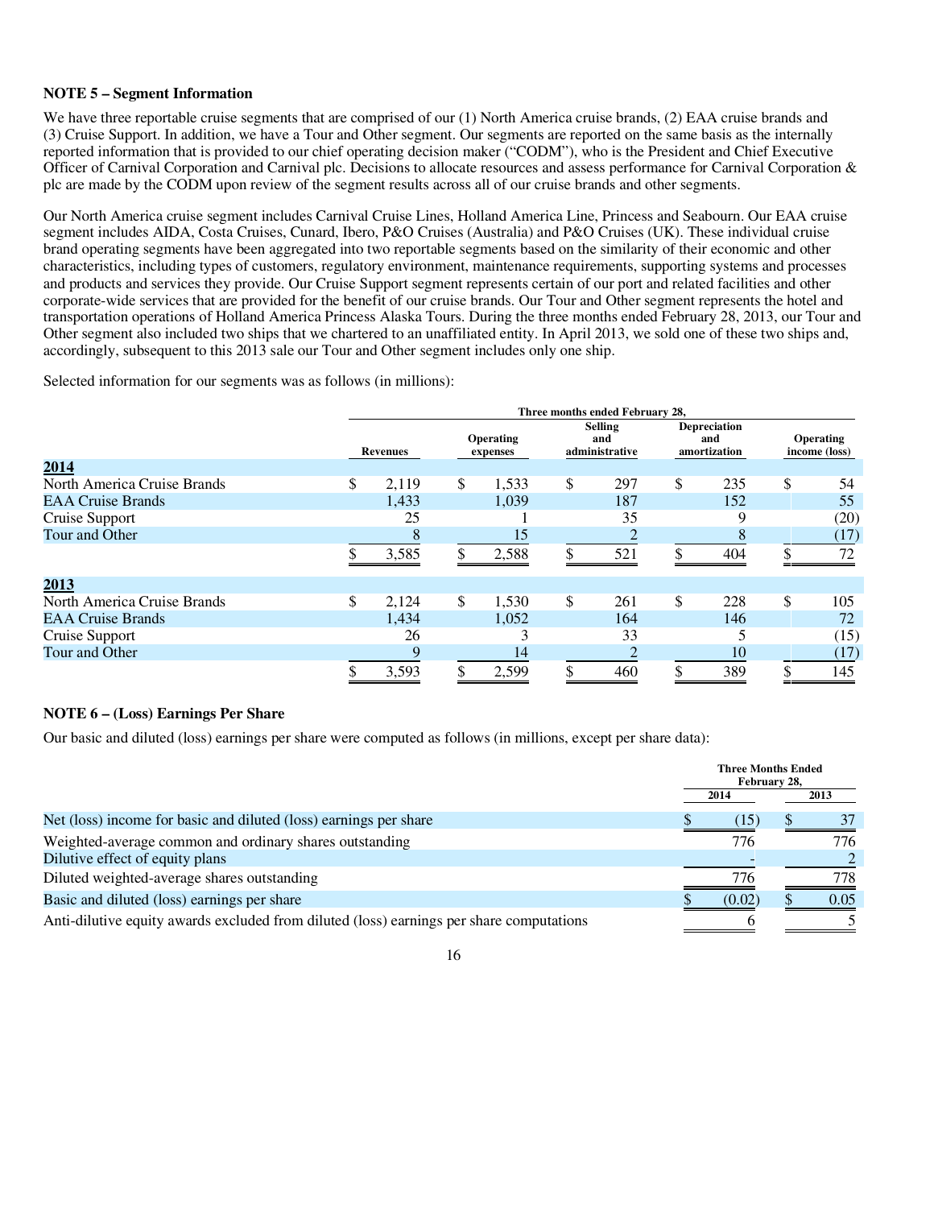**NOTE 5 – Segment Information**

We have three reportable cruise segments that are comprised of our (1) North America cruise brands, (2) EAA cruise brands and (3) Cruise Support. In addition, we have a Tour and Other segment. Our segments are reported on the same basis as the internally reported information that is provided to our chief operating decision maker ("CODM"), who is the President and Chief Executive Officer of Carnival Corporation and Carnival plc. Decisions to allocate resources and assess performance for Carnival Corporation & plc are made by the CODM upon review of the segment results across all of our cruise brands and other segments.

Our North America cruise segment includes Carnival Cruise Lines, Holland America Line, Princess and Seabourn. Our EAA cruise segment includes AIDA, Costa Cruises, Cunard, Ibero, P&O Cruises (Australia) and P&O Cruises (UK). These individual cruise brand operating segments have been aggregated into two reportable segments based on the similarity of their economic and other characteristics, including types of customers, regulatory environment, maintenance requirements, supporting systems and processes and products and services they provide. Our Cruise Support segment represents certain of our port and related facilities and other corporate-wide services that are provided for the benefit of our cruise brands. Our Tour and Other segment represents the hotel and transportation operations of Holland America Princess Alaska Tours. During the three months ended February 28, 2013, our Tour and Other segment also included two ships that we chartered to an unaffiliated entity. In April 2013, we sold one of these two ships and, accordingly, subsequent to this 2013 sale our Tour and Other segment includes only one ship.

Selected information for our segments was as follows (in millions):

| | Three months ended February 28, | | | | |
|---|---|---|---|---|---|
| | Revenues | Operating expenses | Selling and administrative | Depreciation and amortization | Operating income (loss) |
| **2014** | | | | | |
| North America Cruise Brands | $ 2,119 | $ 1,533 | $ 297 | $ 235 | $ 54 |
| EAA Cruise Brands | 1,433 | 1,039 | 187 | 152 | 55 |
| Cruise Support | 25 | 1 | 35 | 9 | (20) |
| Tour and Other | 8 | 15 | 2 | 8 | (17) |
| | $ 3,585 | $ 2,588 | $ 521 | $ 404 | $ 72 |
| **2013** | | | | | |
| North America Cruise Brands | $ 2,124 | $ 1,530 | $ 261 | $ 228 | $ 105 |
| EAA Cruise Brands | 1,434 | 1,052 | 164 | 146 | 72 |
| Cruise Support | 26 | 3 | 33 | 5 | (15) |
| Tour and Other | 9 | 14 | 2 | 10 | (17) |
| | $ 3,593 | $ 2,599 | $ 460 | $ 389 | $ 145 |

**NOTE 6 – (Loss) Earnings Per Share**

Our basic and diluted (loss) earnings per share were computed as follows (in millions, except per share data):

| | Three Months Ended February 28, | |
|---|---|---|
| | 2014 | 2013 |
| Net (loss) income for basic and diluted (loss) earnings per share | $ (15) | $ 37 |
| Weighted-average common and ordinary shares outstanding | 776 | 776 |
| Dilutive effect of equity plans | - | 2 |
| Diluted weighted-average shares outstanding | 776 | 778 |
| Basic and diluted (loss) earnings per share | $ (0.02) | $ 0.05 |
| Anti-dilutive equity awards excluded from diluted (loss) earnings per share computations | 6 | 5 |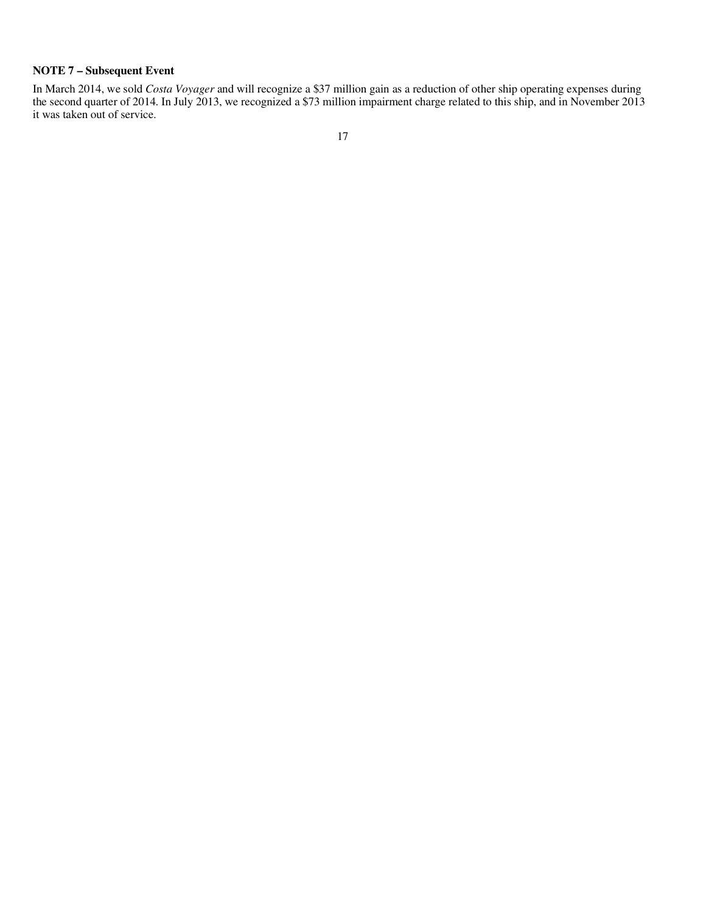**NOTE 7 – Subsequent Event**

In March 2014, we sold *Costa Voyager* and will recognize a $37 million gain as a reduction of other ship operating expenses during the second quarter of 2014. In July 2013, we recognized a $73 million impairment charge related to this ship, and in November 2013 it was taken out of service.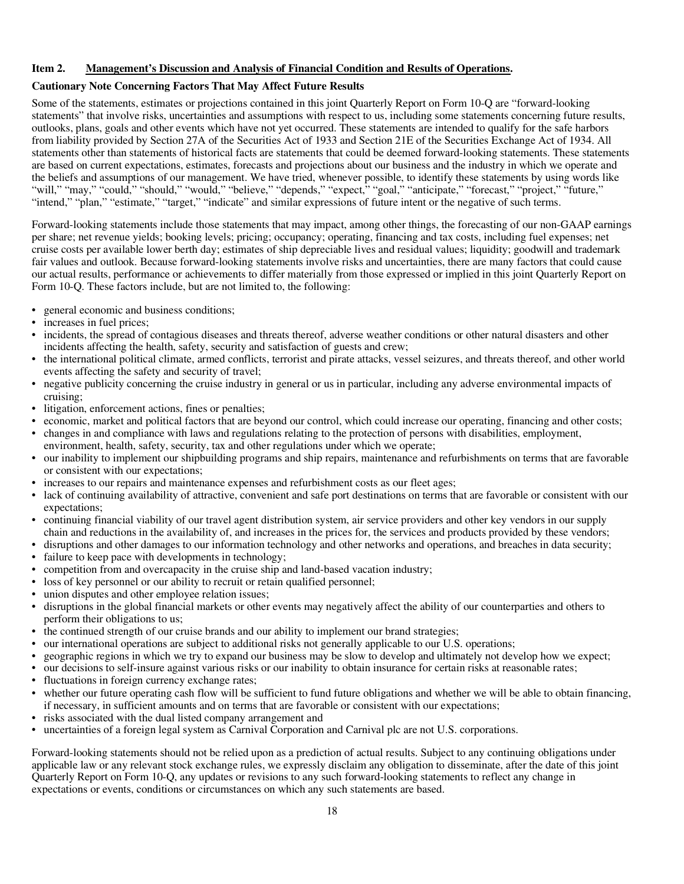## Item 2. Management's Discussion and Analysis of Financial Condition and Results of Operations.

**Cautionary Note Concerning Factors That May Affect Future Results**

Some of the statements, estimates or projections contained in this joint Quarterly Report on Form 10-Q are "forward-looking statements" that involve risks, uncertainties and assumptions with respect to us, including some statements concerning future results, outlooks, plans, goals and other events which have not yet occurred. These statements are intended to qualify for the safe harbors from liability provided by Section 27A of the Securities Act of 1933 and Section 21E of the Securities Exchange Act of 1934. All statements other than statements of historical facts are statements that could be deemed forward-looking statements. These statements are based on current expectations, estimates, forecasts and projections about our business and the industry in which we operate and the beliefs and assumptions of our management. We have tried, whenever possible, to identify these statements by using words like "will," "may," "could," "should," "would," "believe," "depends," "expect," "goal," "anticipate," "forecast," "project," "future," "intend," "plan," "estimate," "target," "indicate" and similar expressions of future intent or the negative of such terms.

Forward-looking statements include those statements that may impact, among other things, the forecasting of our non-GAAP earnings per share; net revenue yields; booking levels; pricing; occupancy; operating, financing and tax costs, including fuel expenses; net cruise costs per available lower berth day; estimates of ship depreciable lives and residual values; liquidity; goodwill and trademark fair values and outlook. Because forward-looking statements involve risks and uncertainties, there are many factors that could cause our actual results, performance or achievements to differ materially from those expressed or implied in this joint Quarterly Report on Form 10-Q. These factors include, but are not limited to, the following:

- general economic and business conditions;
- increases in fuel prices;
- incidents, the spread of contagious diseases and threats thereof, adverse weather conditions or other natural disasters and other incidents affecting the health, safety, security and satisfaction of guests and crew;
- the international political climate, armed conflicts, terrorist and pirate attacks, vessel seizures, and threats thereof, and other world events affecting the safety and security of travel;
- negative publicity concerning the cruise industry in general or us in particular, including any adverse environmental impacts of cruising;
- litigation, enforcement actions, fines or penalties;
- economic, market and political factors that are beyond our control, which could increase our operating, financing and other costs;
- changes in and compliance with laws and regulations relating to the protection of persons with disabilities, employment, environment, health, safety, security, tax and other regulations under which we operate;
- our inability to implement our shipbuilding programs and ship repairs, maintenance and refurbishments on terms that are favorable or consistent with our expectations;
- increases to our repairs and maintenance expenses and refurbishment costs as our fleet ages;
- lack of continuing availability of attractive, convenient and safe port destinations on terms that are favorable or consistent with our expectations;
- continuing financial viability of our travel agent distribution system, air service providers and other key vendors in our supply chain and reductions in the availability of, and increases in the prices for, the services and products provided by these vendors;
- disruptions and other damages to our information technology and other networks and operations, and breaches in data security;
- failure to keep pace with developments in technology;
- competition from and overcapacity in the cruise ship and land-based vacation industry;
- loss of key personnel or our ability to recruit or retain qualified personnel;
- union disputes and other employee relation issues;
- disruptions in the global financial markets or other events may negatively affect the ability of our counterparties and others to perform their obligations to us;
- the continued strength of our cruise brands and our ability to implement our brand strategies;
- our international operations are subject to additional risks not generally applicable to our U.S. operations;
- geographic regions in which we try to expand our business may be slow to develop and ultimately not develop how we expect;
- our decisions to self-insure against various risks or our inability to obtain insurance for certain risks at reasonable rates;
- fluctuations in foreign currency exchange rates;
- whether our future operating cash flow will be sufficient to fund future obligations and whether we will be able to obtain financing, if necessary, in sufficient amounts and on terms that are favorable or consistent with our expectations;
- risks associated with the dual listed company arrangement and
- uncertainties of a foreign legal system as Carnival Corporation and Carnival plc are not U.S. corporations.

Forward-looking statements should not be relied upon as a prediction of actual results. Subject to any continuing obligations under applicable law or any relevant stock exchange rules, we expressly disclaim any obligation to disseminate, after the date of this joint Quarterly Report on Form 10-Q, any updates or revisions to any such forward-looking statements to reflect any change in expectations or events, conditions or circumstances on which any such statements are based.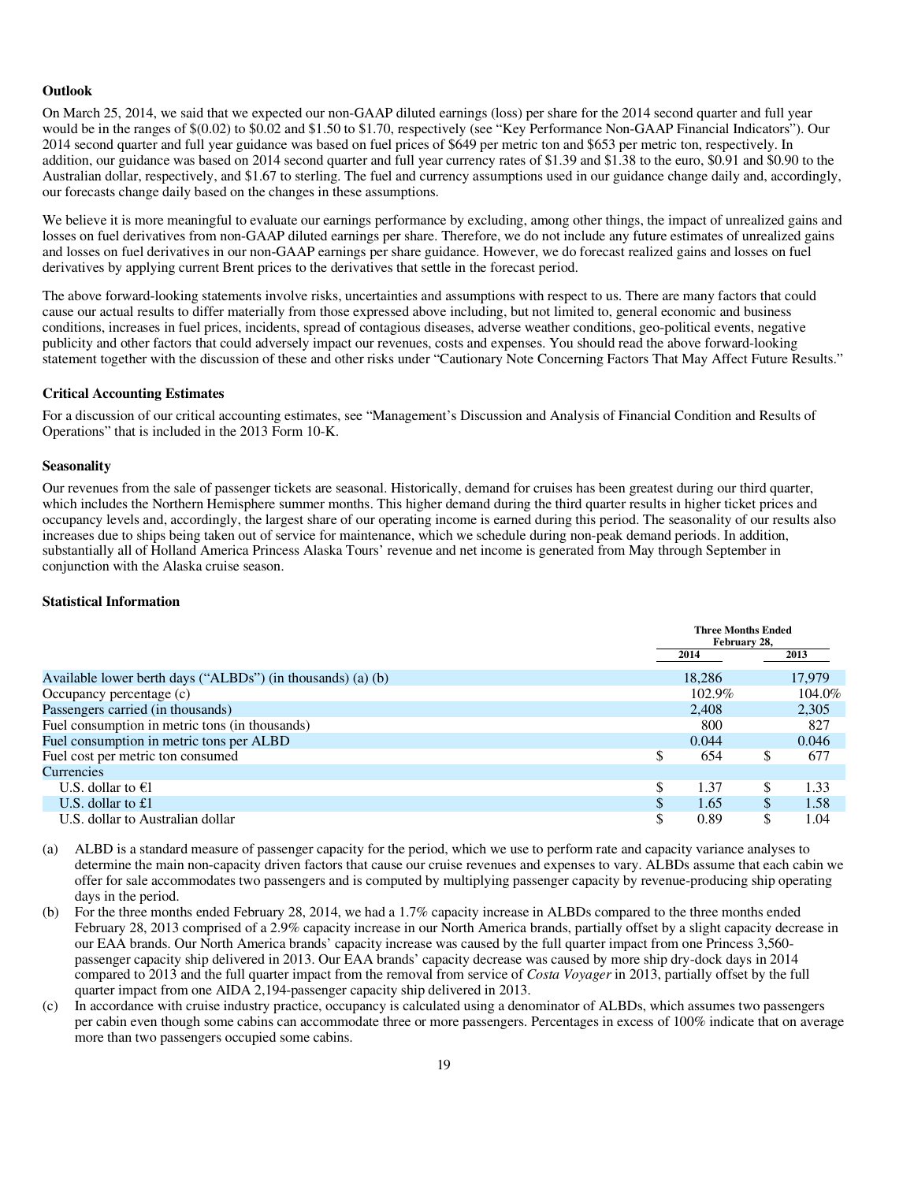### Outlook

On March 25, 2014, we said that we expected our non-GAAP diluted earnings (loss) per share for the 2014 second quarter and full year would be in the ranges of $(0.02) to $0.02 and $1.50 to $1.70, respectively (see "Key Performance Non-GAAP Financial Indicators"). Our 2014 second quarter and full year guidance was based on fuel prices of $649 per metric ton and $653 per metric ton, respectively. In addition, our guidance was based on 2014 second quarter and full year currency rates of $1.39 and $1.38 to the euro, $0.91 and $0.90 to the Australian dollar, respectively, and $1.67 to sterling. The fuel and currency assumptions used in our guidance change daily and, accordingly, our forecasts change daily based on the changes in these assumptions.

We believe it is more meaningful to evaluate our earnings performance by excluding, among other things, the impact of unrealized gains and losses on fuel derivatives from non-GAAP diluted earnings per share. Therefore, we do not include any future estimates of unrealized gains and losses on fuel derivatives in our non-GAAP earnings per share guidance. However, we do forecast realized gains and losses on fuel derivatives by applying current Brent prices to the derivatives that settle in the forecast period.

The above forward-looking statements involve risks, uncertainties and assumptions with respect to us. There are many factors that could cause our actual results to differ materially from those expressed above including, but not limited to, general economic and business conditions, increases in fuel prices, incidents, spread of contagious diseases, adverse weather conditions, geo-political events, negative publicity and other factors that could adversely impact our revenues, costs and expenses. You should read the above forward-looking statement together with the discussion of these and other risks under "Cautionary Note Concerning Factors That May Affect Future Results."

### Critical Accounting Estimates

For a discussion of our critical accounting estimates, see "Management's Discussion and Analysis of Financial Condition and Results of Operations" that is included in the 2013 Form 10-K.

### Seasonality

Our revenues from the sale of passenger tickets are seasonal. Historically, demand for cruises has been greatest during our third quarter, which includes the Northern Hemisphere summer months. This higher demand during the third quarter results in higher ticket prices and occupancy levels and, accordingly, the largest share of our operating income is earned during this period. The seasonality of our results also increases due to ships being taken out of service for maintenance, which we schedule during non-peak demand periods. In addition, substantially all of Holland America Princess Alaska Tours' revenue and net income is generated from May through September in conjunction with the Alaska cruise season.

### Statistical Information

| | Three Months Ended February 28, | |
|---|---|---|
| | 2014 | 2013 |
| Available lower berth days ("ALBDs") (in thousands) (a) (b) | 18,286 | 17,979 |
| Occupancy percentage (c) | 102.9% | 104.0% |
| Passengers carried (in thousands) | 2,408 | 2,305 |
| Fuel consumption in metric tons (in thousands) | 800 | 827 |
| Fuel consumption in metric tons per ALBD | 0.044 | 0.046 |
| Fuel cost per metric ton consumed | $ 654 | $ 677 |
| Currencies | | |
| U.S. dollar to €1 | $ 1.37 | $ 1.33 |
| U.S. dollar to £1 | $ 1.65 | $ 1.58 |
| U.S. dollar to Australian dollar | $ 0.89 | $ 1.04 |

(a) ALBD is a standard measure of passenger capacity for the period, which we use to perform rate and capacity variance analyses to determine the main non-capacity driven factors that cause our cruise revenues and expenses to vary. ALBDs assume that each cabin we offer for sale accommodates two passengers and is computed by multiplying passenger capacity by revenue-producing ship operating days in the period.

(b) For the three months ended February 28, 2014, we had a 1.7% capacity increase in ALBDs compared to the three months ended February 28, 2013 comprised of a 2.9% capacity increase in our North America brands, partially offset by a slight capacity decrease in our EAA brands. Our North America brands' capacity increase was caused by the full quarter impact from one Princess 3,560-passenger capacity ship delivered in 2013. Our EAA brands' capacity decrease was caused by more ship dry-dock days in 2014 compared to 2013 and the full quarter impact from the removal from service of *Costa Voyager* in 2013, partially offset by the full quarter impact from one AIDA 2,194-passenger capacity ship delivered in 2013.

(c) In accordance with cruise industry practice, occupancy is calculated using a denominator of ALBDs, which assumes two passengers per cabin even though some cabins can accommodate three or more passengers. Percentages in excess of 100% indicate that on average more than two passengers occupied some cabins.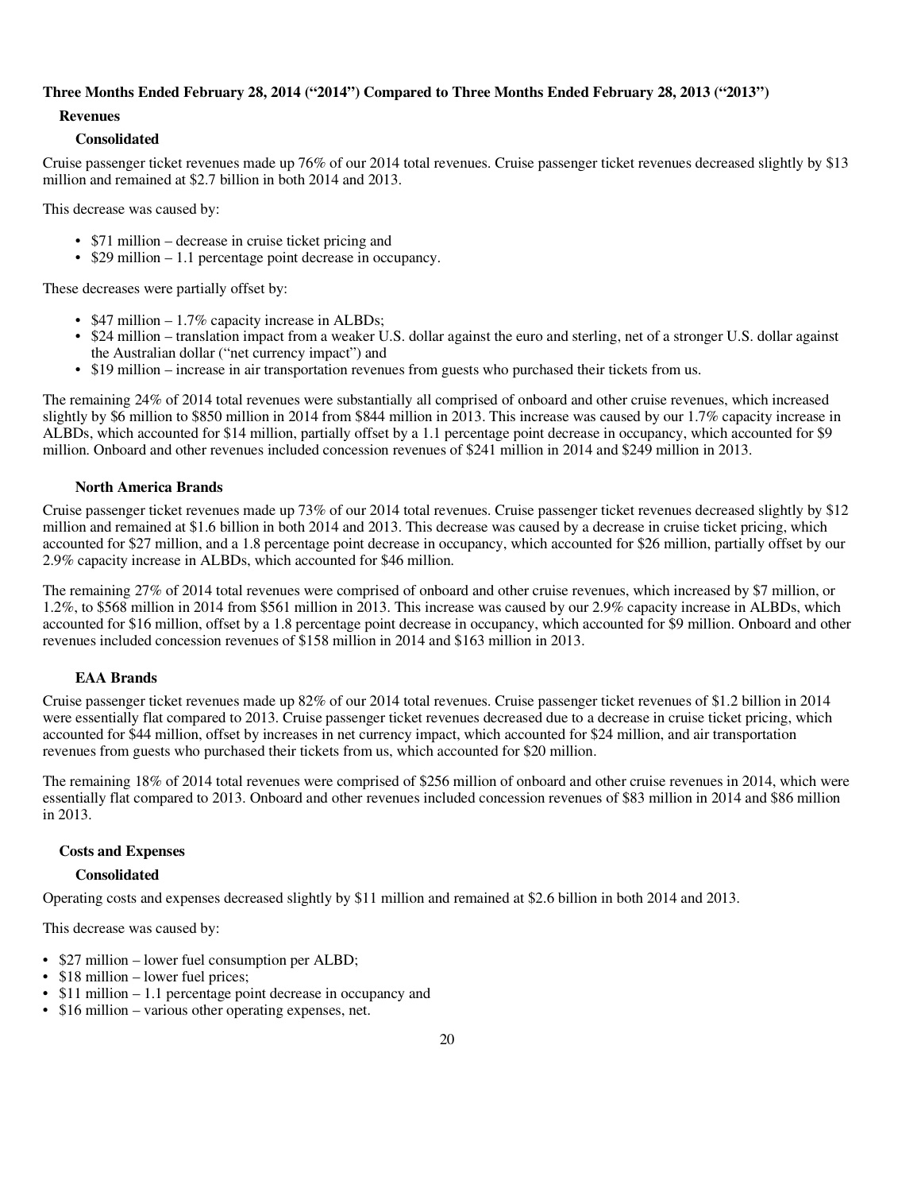**Three Months Ended February 28, 2014 ("2014") Compared to Three Months Ended February 28, 2013 ("2013")**

**Revenues**

**Consolidated**

Cruise passenger ticket revenues made up 76% of our 2014 total revenues. Cruise passenger ticket revenues decreased slightly by $13 million and remained at $2.7 billion in both 2014 and 2013.

This decrease was caused by:

- $71 million – decrease in cruise ticket pricing and
- $29 million – 1.1 percentage point decrease in occupancy.

These decreases were partially offset by:

- $47 million – 1.7% capacity increase in ALBDs;
- $24 million – translation impact from a weaker U.S. dollar against the euro and sterling, net of a stronger U.S. dollar against the Australian dollar ("net currency impact") and
- $19 million – increase in air transportation revenues from guests who purchased their tickets from us.

The remaining 24% of 2014 total revenues were substantially all comprised of onboard and other cruise revenues, which increased slightly by $6 million to $850 million in 2014 from $844 million in 2013. This increase was caused by our 1.7% capacity increase in ALBDs, which accounted for $14 million, partially offset by a 1.1 percentage point decrease in occupancy, which accounted for $9 million. Onboard and other revenues included concession revenues of $241 million in 2014 and $249 million in 2013.

**North America Brands**

Cruise passenger ticket revenues made up 73% of our 2014 total revenues. Cruise passenger ticket revenues decreased slightly by $12 million and remained at $1.6 billion in both 2014 and 2013. This decrease was caused by a decrease in cruise ticket pricing, which accounted for $27 million, and a 1.8 percentage point decrease in occupancy, which accounted for $26 million, partially offset by our 2.9% capacity increase in ALBDs, which accounted for $46 million.

The remaining 27% of 2014 total revenues were comprised of onboard and other cruise revenues, which increased by $7 million, or 1.2%, to $568 million in 2014 from $561 million in 2013. This increase was caused by our 2.9% capacity increase in ALBDs, which accounted for $16 million, offset by a 1.8 percentage point decrease in occupancy, which accounted for $9 million. Onboard and other revenues included concession revenues of $158 million in 2014 and $163 million in 2013.

**EAA Brands**

Cruise passenger ticket revenues made up 82% of our 2014 total revenues. Cruise passenger ticket revenues of $1.2 billion in 2014 were essentially flat compared to 2013. Cruise passenger ticket revenues decreased due to a decrease in cruise ticket pricing, which accounted for $44 million, offset by increases in net currency impact, which accounted for $24 million, and air transportation revenues from guests who purchased their tickets from us, which accounted for $20 million.

The remaining 18% of 2014 total revenues were comprised of $256 million of onboard and other cruise revenues in 2014, which were essentially flat compared to 2013. Onboard and other revenues included concession revenues of $83 million in 2014 and $86 million in 2013.

**Costs and Expenses**

**Consolidated**

Operating costs and expenses decreased slightly by $11 million and remained at $2.6 billion in both 2014 and 2013.

This decrease was caused by:

- $27 million – lower fuel consumption per ALBD;
- $18 million – lower fuel prices;
- $11 million – 1.1 percentage point decrease in occupancy and
- $16 million – various other operating expenses, net.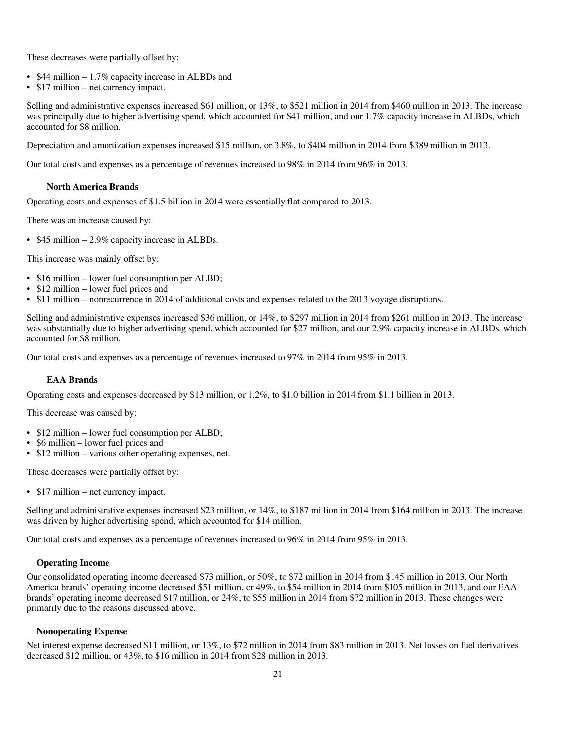These decreases were partially offset by:

- $44 million – 1.7% capacity increase in ALBDs and
- $17 million – net currency impact.

Selling and administrative expenses increased $61 million, or 13%, to $521 million in 2014 from $460 million in 2013. The increase was principally due to higher advertising spend, which accounted for $41 million, and our 1.7% capacity increase in ALBDs, which accounted for $8 million.

Depreciation and amortization expenses increased $15 million, or 3.8%, to $404 million in 2014 from $389 million in 2013.

Our total costs and expenses as a percentage of revenues increased to 98% in 2014 from 96% in 2013.

#### North America Brands

Operating costs and expenses of $1.5 billion in 2014 were essentially flat compared to 2013.

There was an increase caused by:

- $45 million – 2.9% capacity increase in ALBDs.

This increase was mainly offset by:

- $16 million – lower fuel consumption per ALBD;
- $12 million – lower fuel prices and
- $11 million – nonrecurrence in 2014 of additional costs and expenses related to the 2013 voyage disruptions.

Selling and administrative expenses increased $36 million, or 14%, to $297 million in 2014 from $261 million in 2013. The increase was substantially due to higher advertising spend, which accounted for $27 million, and our 2.9% capacity increase in ALBDs, which accounted for $8 million.

Our total costs and expenses as a percentage of revenues increased to 97% in 2014 from 95% in 2013.

#### EAA Brands

Operating costs and expenses decreased by $13 million, or 1.2%, to $1.0 billion in 2014 from $1.1 billion in 2013.

This decrease was caused by:

- $12 million – lower fuel consumption per ALBD;
- $6 million – lower fuel prices and
- $12 million – various other operating expenses, net.

These decreases were partially offset by:

- $17 million – net currency impact.

Selling and administrative expenses increased $23 million, or 14%, to $187 million in 2014 from $164 million in 2013. The increase was driven by higher advertising spend, which accounted for $14 million.

Our total costs and expenses as a percentage of revenues increased to 96% in 2014 from 95% in 2013.

### Operating Income

Our consolidated operating income decreased $73 million, or 50%, to $72 million in 2014 from $145 million in 2013. Our North America brands' operating income decreased $51 million, or 49%, to $54 million in 2014 from $105 million in 2013, and our EAA brands' operating income decreased $17 million, or 24%, to $55 million in 2014 from $72 million in 2013. These changes were primarily due to the reasons discussed above.

### Nonoperating Expense

Net interest expense decreased $11 million, or 13%, to $72 million in 2014 from $83 million in 2013. Net losses on fuel derivatives decreased $12 million, or 43%, to $16 million in 2014 from $28 million in 2013.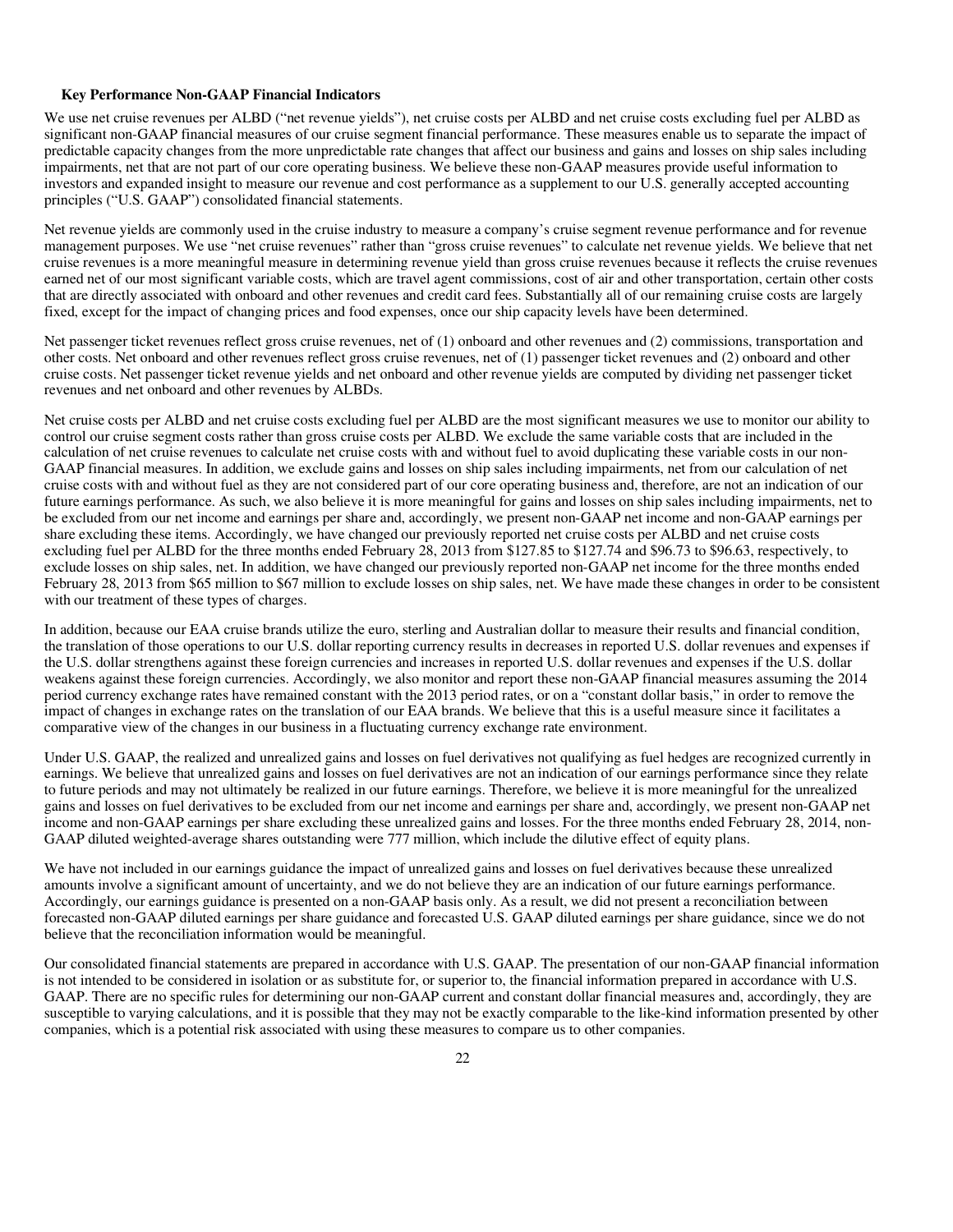### Key Performance Non-GAAP Financial Indicators

We use net cruise revenues per ALBD ("net revenue yields"), net cruise costs per ALBD and net cruise costs excluding fuel per ALBD as significant non-GAAP financial measures of our cruise segment financial performance. These measures enable us to separate the impact of predictable capacity changes from the more unpredictable rate changes that affect our business and gains and losses on ship sales including impairments, net that are not part of our core operating business. We believe these non-GAAP measures provide useful information to investors and expanded insight to measure our revenue and cost performance as a supplement to our U.S. generally accepted accounting principles ("U.S. GAAP") consolidated financial statements.

Net revenue yields are commonly used in the cruise industry to measure a company's cruise segment revenue performance and for revenue management purposes. We use "net cruise revenues" rather than "gross cruise revenues" to calculate net revenue yields. We believe that net cruise revenues is a more meaningful measure in determining revenue yield than gross cruise revenues because it reflects the cruise revenues earned net of our most significant variable costs, which are travel agent commissions, cost of air and other transportation, certain other costs that are directly associated with onboard and other revenues and credit card fees. Substantially all of our remaining cruise costs are largely fixed, except for the impact of changing prices and food expenses, once our ship capacity levels have been determined.

Net passenger ticket revenues reflect gross cruise revenues, net of (1) onboard and other revenues and (2) commissions, transportation and other costs. Net onboard and other revenues reflect gross cruise revenues, net of (1) passenger ticket revenues and (2) onboard and other cruise costs. Net passenger ticket revenue yields and net onboard and other revenue yields are computed by dividing net passenger ticket revenues and net onboard and other revenues by ALBDs.

Net cruise costs per ALBD and net cruise costs excluding fuel per ALBD are the most significant measures we use to monitor our ability to control our cruise segment costs rather than gross cruise costs per ALBD. We exclude the same variable costs that are included in the calculation of net cruise revenues to calculate net cruise costs with and without fuel to avoid duplicating these variable costs in our non-GAAP financial measures. In addition, we exclude gains and losses on ship sales including impairments, net from our calculation of net cruise costs with and without fuel as they are not considered part of our core operating business and, therefore, are not an indication of our future earnings performance. As such, we also believe it is more meaningful for gains and losses on ship sales including impairments, net to be excluded from our net income and earnings per share and, accordingly, we present non-GAAP net income and non-GAAP earnings per share excluding these items. Accordingly, we have changed our previously reported net cruise costs per ALBD and net cruise costs excluding fuel per ALBD for the three months ended February 28, 2013 from $127.85 to $127.74 and $96.73 to $96.63, respectively, to exclude losses on ship sales, net. In addition, we have changed our previously reported non-GAAP net income for the three months ended February 28, 2013 from $65 million to $67 million to exclude losses on ship sales, net. We have made these changes in order to be consistent with our treatment of these types of charges.

In addition, because our EAA cruise brands utilize the euro, sterling and Australian dollar to measure their results and financial condition, the translation of those operations to our U.S. dollar reporting currency results in decreases in reported U.S. dollar revenues and expenses if the U.S. dollar strengthens against these foreign currencies and increases in reported U.S. dollar revenues and expenses if the U.S. dollar weakens against these foreign currencies. Accordingly, we also monitor and report these non-GAAP financial measures assuming the 2014 period currency exchange rates have remained constant with the 2013 period rates, or on a "constant dollar basis," in order to remove the impact of changes in exchange rates on the translation of our EAA brands. We believe that this is a useful measure since it facilitates a comparative view of the changes in our business in a fluctuating currency exchange rate environment.

Under U.S. GAAP, the realized and unrealized gains and losses on fuel derivatives not qualifying as fuel hedges are recognized currently in earnings. We believe that unrealized gains and losses on fuel derivatives are not an indication of our earnings performance since they relate to future periods and may not ultimately be realized in our future earnings. Therefore, we believe it is more meaningful for the unrealized gains and losses on fuel derivatives to be excluded from our net income and earnings per share and, accordingly, we present non-GAAP net income and non-GAAP earnings per share excluding these unrealized gains and losses. For the three months ended February 28, 2014, non-GAAP diluted weighted-average shares outstanding were 777 million, which include the dilutive effect of equity plans.

We have not included in our earnings guidance the impact of unrealized gains and losses on fuel derivatives because these unrealized amounts involve a significant amount of uncertainty, and we do not believe they are an indication of our future earnings performance. Accordingly, our earnings guidance is presented on a non-GAAP basis only. As a result, we did not present a reconciliation between forecasted non-GAAP diluted earnings per share guidance and forecasted U.S. GAAP diluted earnings per share guidance, since we do not believe that the reconciliation information would be meaningful.

Our consolidated financial statements are prepared in accordance with U.S. GAAP. The presentation of our non-GAAP financial information is not intended to be considered in isolation or as substitute for, or superior to, the financial information prepared in accordance with U.S. GAAP. There are no specific rules for determining our non-GAAP current and constant dollar financial measures and, accordingly, they are susceptible to varying calculations, and it is possible that they may not be exactly comparable to the like-kind information presented by other companies, which is a potential risk associated with using these measures to compare us to other companies.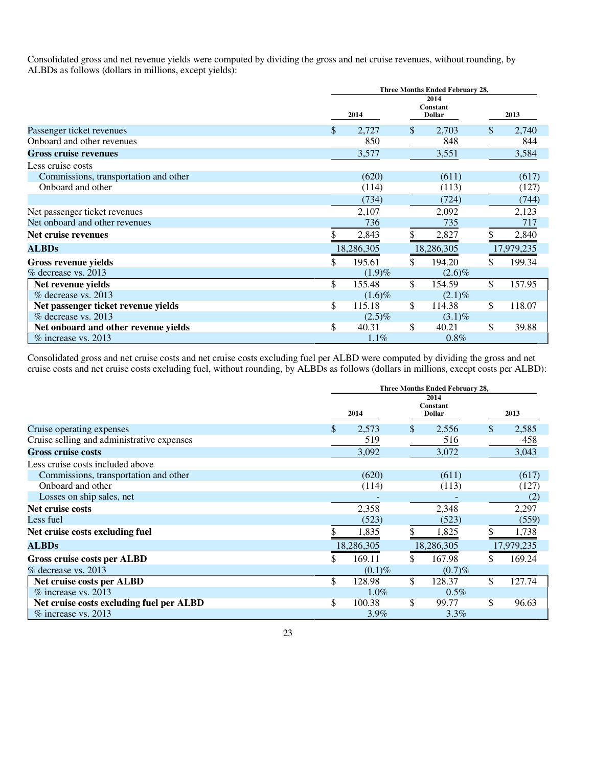Consolidated gross and net revenue yields were computed by dividing the gross and net cruise revenues, without rounding, by ALBDs as follows (dollars in millions, except yields):

| | Three Months Ended February 28, | | |
|---|---|---|---|
| | 2014 | 2014 Constant Dollar | 2013 |
| Passenger ticket revenues | $ 2,727 | $ 2,703 | $ 2,740 |
| Onboard and other revenues | 850 | 848 | 844 |
| **Gross cruise revenues** | 3,577 | 3,551 | 3,584 |
| Less cruise costs | | | |
| Commissions, transportation and other | (620) | (611) | (617) |
| Onboard and other | (114) | (113) | (127) |
| | (734) | (724) | (744) |
| Net passenger ticket revenues | 2,107 | 2,092 | 2,123 |
| Net onboard and other revenues | 736 | 735 | 717 |
| **Net cruise revenues** | $ 2,843 | $ 2,827 | $ 2,840 |
| **ALBDs** | 18,286,305 | 18,286,305 | 17,979,235 |
| **Gross revenue yields** | $ 195.61 | $ 194.20 | $ 199.34 |
| % decrease vs. 2013 | (1.9)% | (2.6)% | |
| **Net revenue yields** | $ 155.48 | $ 154.59 | $ 157.95 |
| % decrease vs. 2013 | (1.6)% | (2.1)% | |
| **Net passenger ticket revenue yields** | $ 115.18 | $ 114.38 | $ 118.07 |
| % decrease vs. 2013 | (2.5)% | (3.1)% | |
| **Net onboard and other revenue yields** | $ 40.31 | $ 40.21 | $ 39.88 |
| % increase vs. 2013 | 1.1% | 0.8% | |

Consolidated gross and net cruise costs and net cruise costs excluding fuel per ALBD were computed by dividing the gross and net cruise costs and net cruise costs excluding fuel, without rounding, by ALBDs as follows (dollars in millions, except costs per ALBD):

| | Three Months Ended February 28, | | |
|---|---|---|---|
| | 2014 | 2014 Constant Dollar | 2013 |
| Cruise operating expenses | $ 2,573 | $ 2,556 | $ 2,585 |
| Cruise selling and administrative expenses | 519 | 516 | 458 |
| **Gross cruise costs** | 3,092 | 3,072 | 3,043 |
| Less cruise costs included above | | | |
| Commissions, transportation and other | (620) | (611) | (617) |
| Onboard and other | (114) | (113) | (127) |
| Losses on ship sales, net | - | - | (2) |
| **Net cruise costs** | 2,358 | 2,348 | 2,297 |
| Less fuel | (523) | (523) | (559) |
| **Net cruise costs excluding fuel** | $ 1,835 | $ 1,825 | $ 1,738 |
| **ALBDs** | 18,286,305 | 18,286,305 | 17,979,235 |
| **Gross cruise costs per ALBD** | $ 169.11 | $ 167.98 | $ 169.24 |
| % decrease vs. 2013 | (0.1)% | (0.7)% | |
| **Net cruise costs per ALBD** | $ 128.98 | $ 128.37 | $ 127.74 |
| % increase vs. 2013 | 1.0% | 0.5% | |
| **Net cruise costs excluding fuel per ALBD** | $ 100.38 | $ 99.77 | $ 96.63 |
| % increase vs. 2013 | 3.9% | 3.3% | |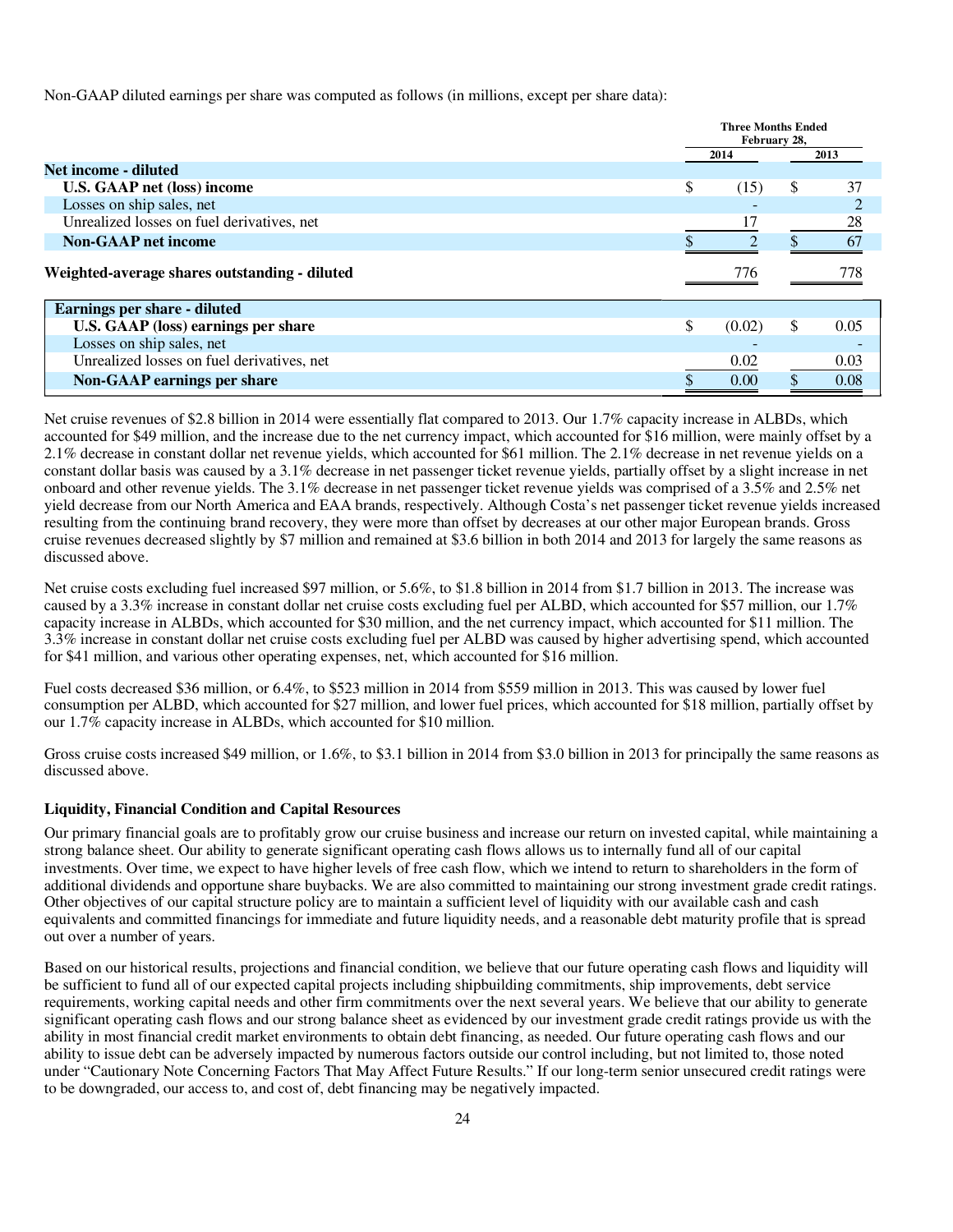Non-GAAP diluted earnings per share was computed as follows (in millions, except per share data):

| | Three Months Ended February 28, | |
|---|---|---|
| | 2014 | 2013 |
| **Net income - diluted** | | |
| **U.S. GAAP net (loss) income** | $ (15) | $ 37 |
| Losses on ship sales, net | - | 2 |
| Unrealized losses on fuel derivatives, net | 17 | 28 |
| **Non-GAAP net income** | $ 2 | $ 67 |
| **Weighted-average shares outstanding - diluted** | 776 | 778 |
| **Earnings per share - diluted** | | |
| **U.S. GAAP (loss) earnings per share** | $ (0.02) | $ 0.05 |
| Losses on ship sales, net | - | - |
| Unrealized losses on fuel derivatives, net | 0.02 | 0.03 |
| **Non-GAAP earnings per share** | $ 0.00 | $ 0.08 |

Net cruise revenues of $2.8 billion in 2014 were essentially flat compared to 2013. Our 1.7% capacity increase in ALBDs, which accounted for $49 million, and the increase due to the net currency impact, which accounted for $16 million, were mainly offset by a 2.1% decrease in constant dollar net revenue yields, which accounted for $61 million. The 2.1% decrease in net revenue yields on a constant dollar basis was caused by a 3.1% decrease in net passenger ticket revenue yields, partially offset by a slight increase in net onboard and other revenue yields. The 3.1% decrease in net passenger ticket revenue yields was comprised of a 3.5% and 2.5% net yield decrease from our North America and EAA brands, respectively. Although Costa's net passenger ticket revenue yields increased resulting from the continuing brand recovery, they were more than offset by decreases at our other major European brands. Gross cruise revenues decreased slightly by $7 million and remained at $3.6 billion in both 2014 and 2013 for largely the same reasons as discussed above.

Net cruise costs excluding fuel increased $97 million, or 5.6%, to $1.8 billion in 2014 from $1.7 billion in 2013. The increase was caused by a 3.3% increase in constant dollar net cruise costs excluding fuel per ALBD, which accounted for $57 million, our 1.7% capacity increase in ALBDs, which accounted for $30 million, and the net currency impact, which accounted for $11 million. The 3.3% increase in constant dollar net cruise costs excluding fuel per ALBD was caused by higher advertising spend, which accounted for $41 million, and various other operating expenses, net, which accounted for $16 million.

Fuel costs decreased $36 million, or 6.4%, to $523 million in 2014 from $559 million in 2013. This was caused by lower fuel consumption per ALBD, which accounted for $27 million, and lower fuel prices, which accounted for $18 million, partially offset by our 1.7% capacity increase in ALBDs, which accounted for $10 million.

Gross cruise costs increased $49 million, or 1.6%, to $3.1 billion in 2014 from $3.0 billion in 2013 for principally the same reasons as discussed above.

### Liquidity, Financial Condition and Capital Resources

Our primary financial goals are to profitably grow our cruise business and increase our return on invested capital, while maintaining a strong balance sheet. Our ability to generate significant operating cash flows allows us to internally fund all of our capital investments. Over time, we expect to have higher levels of free cash flow, which we intend to return to shareholders in the form of additional dividends and opportune share buybacks. We are also committed to maintaining our strong investment grade credit ratings. Other objectives of our capital structure policy are to maintain a sufficient level of liquidity with our available cash and cash equivalents and committed financings for immediate and future liquidity needs, and a reasonable debt maturity profile that is spread out over a number of years.

Based on our historical results, projections and financial condition, we believe that our future operating cash flows and liquidity will be sufficient to fund all of our expected capital projects including shipbuilding commitments, ship improvements, debt service requirements, working capital needs and other firm commitments over the next several years. We believe that our ability to generate significant operating cash flows and our strong balance sheet as evidenced by our investment grade credit ratings provide us with the ability in most financial credit market environments to obtain debt financing, as needed. Our future operating cash flows and our ability to issue debt can be adversely impacted by numerous factors outside our control including, but not limited to, those noted under "Cautionary Note Concerning Factors That May Affect Future Results." If our long-term senior unsecured credit ratings were to be downgraded, our access to, and cost of, debt financing may be negatively impacted.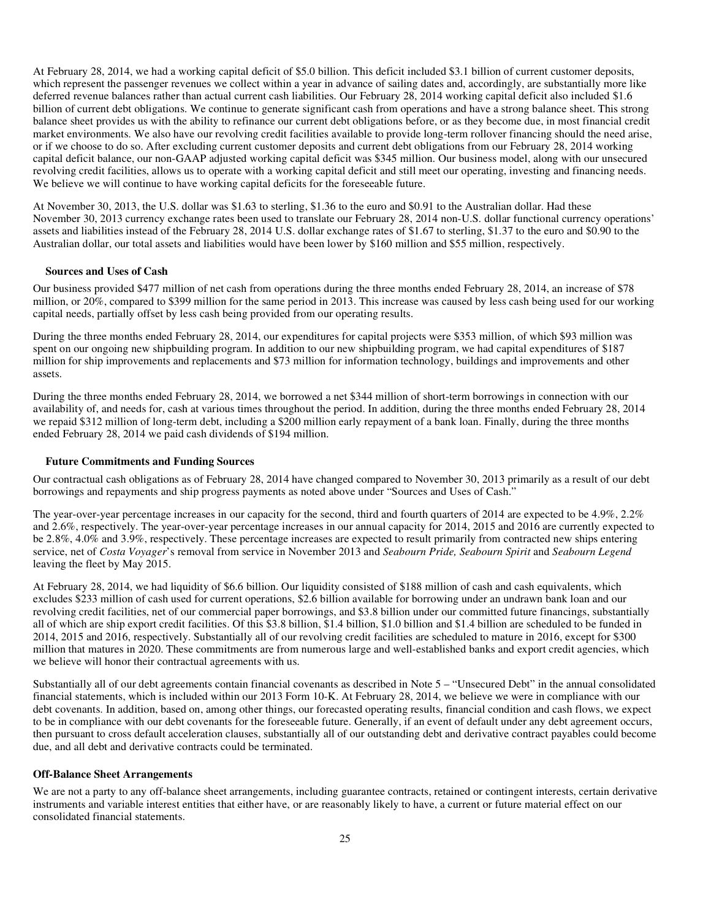At February 28, 2014, we had a working capital deficit of $5.0 billion. This deficit included $3.1 billion of current customer deposits, which represent the passenger revenues we collect within a year in advance of sailing dates and, accordingly, are substantially more like deferred revenue balances rather than actual current cash liabilities. Our February 28, 2014 working capital deficit also included $1.6 billion of current debt obligations. We continue to generate significant cash from operations and have a strong balance sheet. This strong balance sheet provides us with the ability to refinance our current debt obligations before, or as they become due, in most financial credit market environments. We also have our revolving credit facilities available to provide long-term rollover financing should the need arise, or if we choose to do so. After excluding current customer deposits and current debt obligations from our February 28, 2014 working capital deficit balance, our non-GAAP adjusted working capital deficit was $345 million. Our business model, along with our unsecured revolving credit facilities, allows us to operate with a working capital deficit and still meet our operating, investing and financing needs. We believe we will continue to have working capital deficits for the foreseeable future.

At November 30, 2013, the U.S. dollar was $1.63 to sterling, $1.36 to the euro and $0.91 to the Australian dollar. Had these November 30, 2013 currency exchange rates been used to translate our February 28, 2014 non-U.S. dollar functional currency operations' assets and liabilities instead of the February 28, 2014 U.S. dollar exchange rates of $1.67 to sterling, $1.37 to the euro and $0.90 to the Australian dollar, our total assets and liabilities would have been lower by $160 million and $55 million, respectively.

### Sources and Uses of Cash

Our business provided $477 million of net cash from operations during the three months ended February 28, 2014, an increase of $78 million, or 20%, compared to $399 million for the same period in 2013. This increase was caused by less cash being used for our working capital needs, partially offset by less cash being provided from our operating results.

During the three months ended February 28, 2014, our expenditures for capital projects were $353 million, of which $93 million was spent on our ongoing new shipbuilding program. In addition to our new shipbuilding program, we had capital expenditures of $187 million for ship improvements and replacements and $73 million for information technology, buildings and improvements and other assets.

During the three months ended February 28, 2014, we borrowed a net $344 million of short-term borrowings in connection with our availability of, and needs for, cash at various times throughout the period. In addition, during the three months ended February 28, 2014 we repaid $312 million of long-term debt, including a $200 million early repayment of a bank loan. Finally, during the three months ended February 28, 2014 we paid cash dividends of $194 million.

### Future Commitments and Funding Sources

Our contractual cash obligations as of February 28, 2014 have changed compared to November 30, 2013 primarily as a result of our debt borrowings and repayments and ship progress payments as noted above under "Sources and Uses of Cash."

The year-over-year percentage increases in our capacity for the second, third and fourth quarters of 2014 are expected to be 4.9%, 2.2% and 2.6%, respectively. The year-over-year percentage increases in our annual capacity for 2014, 2015 and 2016 are currently expected to be 2.8%, 4.0% and 3.9%, respectively. These percentage increases are expected to result primarily from contracted new ships entering service, net of *Costa Voyager*'s removal from service in November 2013 and *Seabourn Pride, Seabourn Spirit* and *Seabourn Legend* leaving the fleet by May 2015.

At February 28, 2014, we had liquidity of $6.6 billion. Our liquidity consisted of $188 million of cash and cash equivalents, which excludes $233 million of cash used for current operations, $2.6 billion available for borrowing under an undrawn bank loan and our revolving credit facilities, net of our commercial paper borrowings, and $3.8 billion under our committed future financings, substantially all of which are ship export credit facilities. Of this $3.8 billion, $1.4 billion, $1.0 billion and $1.4 billion are scheduled to be funded in 2014, 2015 and 2016, respectively. Substantially all of our revolving credit facilities are scheduled to mature in 2016, except for $300 million that matures in 2020. These commitments are from numerous large and well-established banks and export credit agencies, which we believe will honor their contractual agreements with us.

Substantially all of our debt agreements contain financial covenants as described in Note 5 – "Unsecured Debt" in the annual consolidated financial statements, which is included within our 2013 Form 10-K. At February 28, 2014, we believe we were in compliance with our debt covenants. In addition, based on, among other things, our forecasted operating results, financial condition and cash flows, we expect to be in compliance with our debt covenants for the foreseeable future. Generally, if an event of default under any debt agreement occurs, then pursuant to cross default acceleration clauses, substantially all of our outstanding debt and derivative contract payables could become due, and all debt and derivative contracts could be terminated.

## Off-Balance Sheet Arrangements

We are not a party to any off-balance sheet arrangements, including guarantee contracts, retained or contingent interests, certain derivative instruments and variable interest entities that either have, or are reasonably likely to have, a current or future material effect on our consolidated financial statements.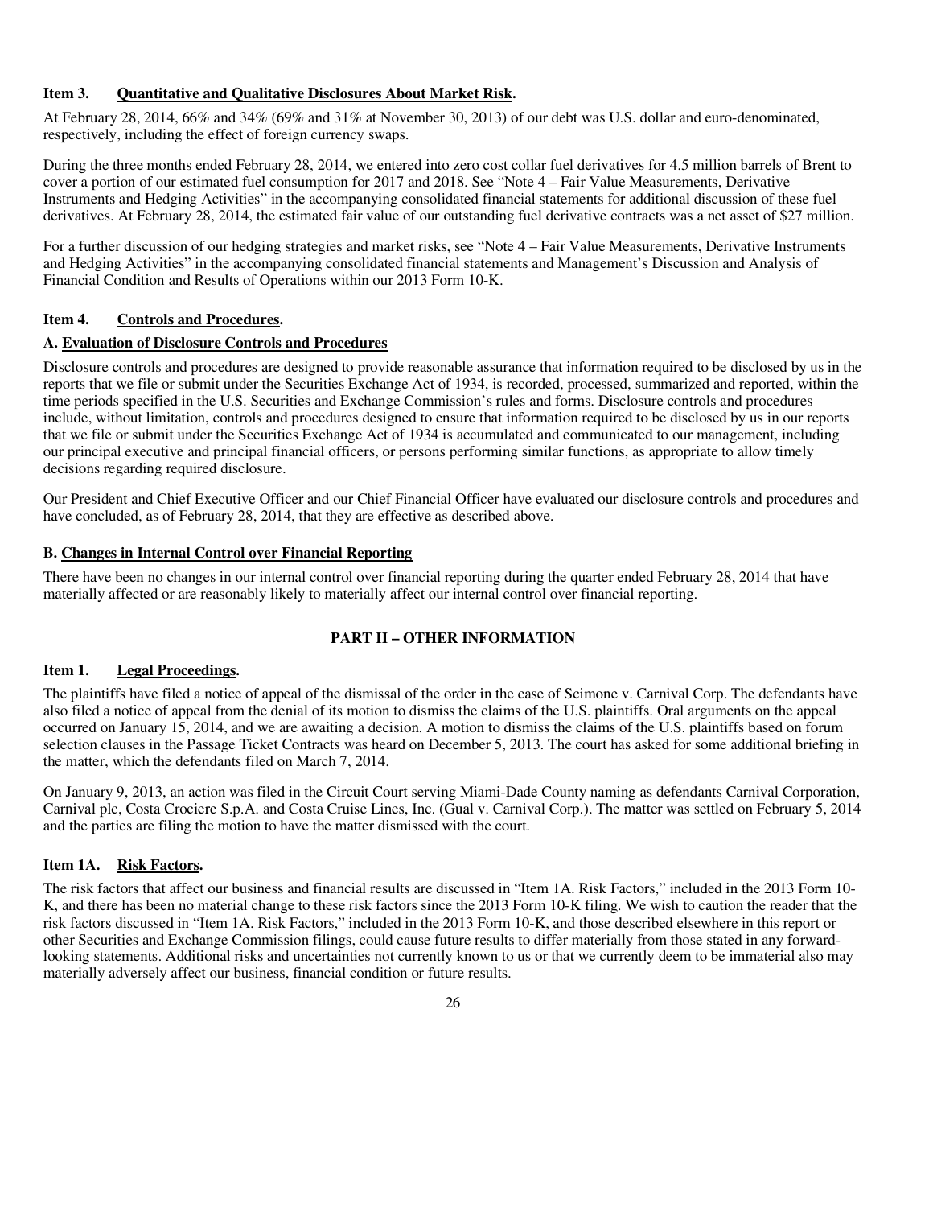### Item 3. Quantitative and Qualitative Disclosures About Market Risk.

At February 28, 2014, 66% and 34% (69% and 31% at November 30, 2013) of our debt was U.S. dollar and euro-denominated, respectively, including the effect of foreign currency swaps.

During the three months ended February 28, 2014, we entered into zero cost collar fuel derivatives for 4.5 million barrels of Brent to cover a portion of our estimated fuel consumption for 2017 and 2018. See "Note 4 – Fair Value Measurements, Derivative Instruments and Hedging Activities" in the accompanying consolidated financial statements for additional discussion of these fuel derivatives. At February 28, 2014, the estimated fair value of our outstanding fuel derivative contracts was a net asset of $27 million.

For a further discussion of our hedging strategies and market risks, see "Note 4 – Fair Value Measurements, Derivative Instruments and Hedging Activities" in the accompanying consolidated financial statements and Management's Discussion and Analysis of Financial Condition and Results of Operations within our 2013 Form 10-K.

### Item 4. Controls and Procedures.

#### A. Evaluation of Disclosure Controls and Procedures

Disclosure controls and procedures are designed to provide reasonable assurance that information required to be disclosed by us in the reports that we file or submit under the Securities Exchange Act of 1934, is recorded, processed, summarized and reported, within the time periods specified in the U.S. Securities and Exchange Commission's rules and forms. Disclosure controls and procedures include, without limitation, controls and procedures designed to ensure that information required to be disclosed by us in our reports that we file or submit under the Securities Exchange Act of 1934 is accumulated and communicated to our management, including our principal executive and principal financial officers, or persons performing similar functions, as appropriate to allow timely decisions regarding required disclosure.

Our President and Chief Executive Officer and our Chief Financial Officer have evaluated our disclosure controls and procedures and have concluded, as of February 28, 2014, that they are effective as described above.

#### B. Changes in Internal Control over Financial Reporting

There have been no changes in our internal control over financial reporting during the quarter ended February 28, 2014 that have materially affected or are reasonably likely to materially affect our internal control over financial reporting.

## PART II – OTHER INFORMATION

### Item 1. Legal Proceedings.

The plaintiffs have filed a notice of appeal of the dismissal of the order in the case of Scimone v. Carnival Corp. The defendants have also filed a notice of appeal from the denial of its motion to dismiss the claims of the U.S. plaintiffs. Oral arguments on the appeal occurred on January 15, 2014, and we are awaiting a decision. A motion to dismiss the claims of the U.S. plaintiffs based on forum selection clauses in the Passage Ticket Contracts was heard on December 5, 2013. The court has asked for some additional briefing in the matter, which the defendants filed on March 7, 2014.

On January 9, 2013, an action was filed in the Circuit Court serving Miami-Dade County naming as defendants Carnival Corporation, Carnival plc, Costa Crociere S.p.A. and Costa Cruise Lines, Inc. (Gual v. Carnival Corp.). The matter was settled on February 5, 2014 and the parties are filing the motion to have the matter dismissed with the court.

### Item 1A. Risk Factors.

The risk factors that affect our business and financial results are discussed in "Item 1A. Risk Factors," included in the 2013 Form 10-K, and there has been no material change to these risk factors since the 2013 Form 10-K filing. We wish to caution the reader that the risk factors discussed in "Item 1A. Risk Factors," included in the 2013 Form 10-K, and those described elsewhere in this report or other Securities and Exchange Commission filings, could cause future results to differ materially from those stated in any forward-looking statements. Additional risks and uncertainties not currently known to us or that we currently deem to be immaterial also may materially adversely affect our business, financial condition or future results.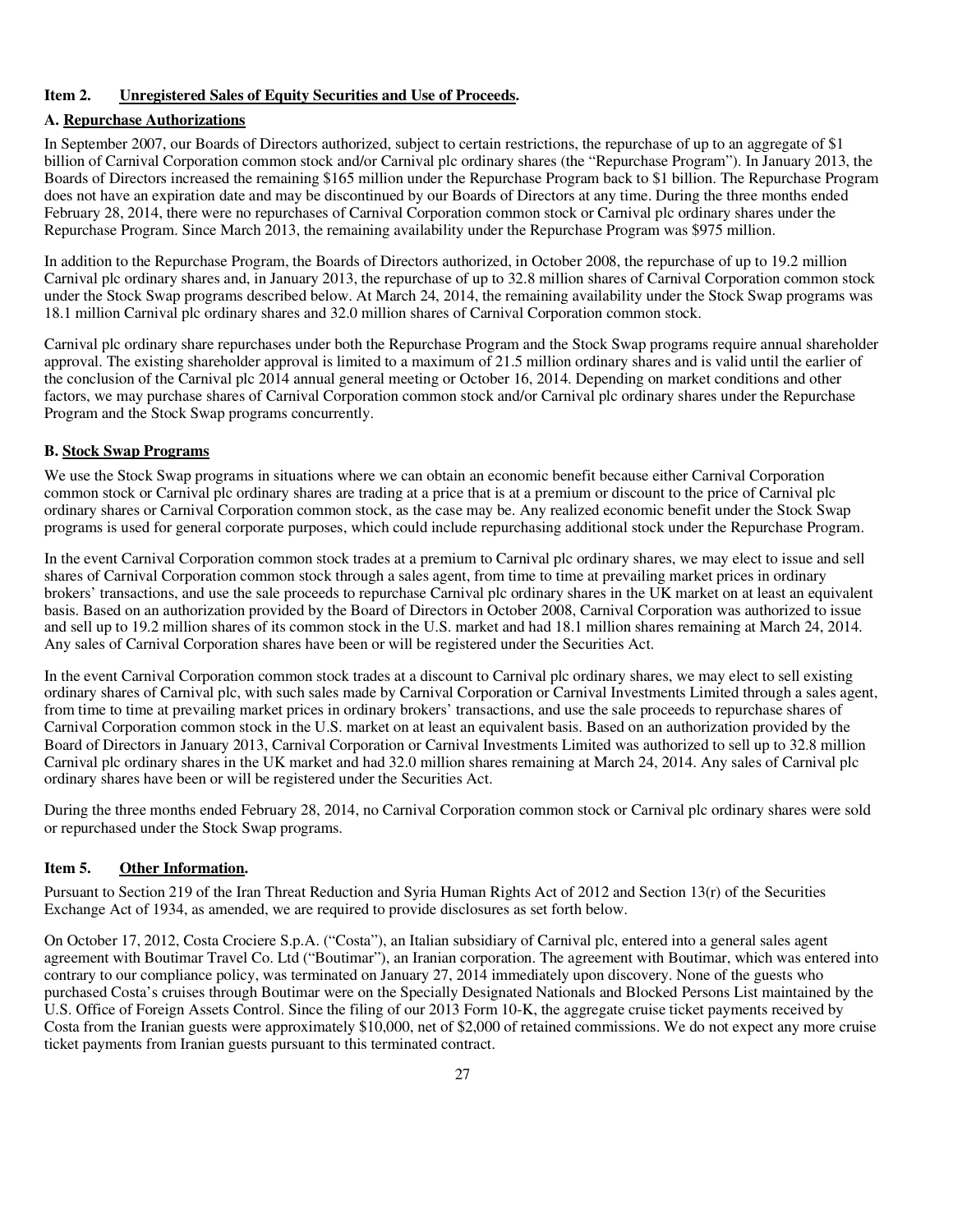### Item 2. Unregistered Sales of Equity Securities and Use of Proceeds.

#### A. Repurchase Authorizations

In September 2007, our Boards of Directors authorized, subject to certain restrictions, the repurchase of up to an aggregate of $1 billion of Carnival Corporation common stock and/or Carnival plc ordinary shares (the "Repurchase Program"). In January 2013, the Boards of Directors increased the remaining $165 million under the Repurchase Program back to $1 billion. The Repurchase Program does not have an expiration date and may be discontinued by our Boards of Directors at any time. During the three months ended February 28, 2014, there were no repurchases of Carnival Corporation common stock or Carnival plc ordinary shares under the Repurchase Program. Since March 2013, the remaining availability under the Repurchase Program was $975 million.

In addition to the Repurchase Program, the Boards of Directors authorized, in October 2008, the repurchase of up to 19.2 million Carnival plc ordinary shares and, in January 2013, the repurchase of up to 32.8 million shares of Carnival Corporation common stock under the Stock Swap programs described below. At March 24, 2014, the remaining availability under the Stock Swap programs was 18.1 million Carnival plc ordinary shares and 32.0 million shares of Carnival Corporation common stock.

Carnival plc ordinary share repurchases under both the Repurchase Program and the Stock Swap programs require annual shareholder approval. The existing shareholder approval is limited to a maximum of 21.5 million ordinary shares and is valid until the earlier of the conclusion of the Carnival plc 2014 annual general meeting or October 16, 2014. Depending on market conditions and other factors, we may purchase shares of Carnival Corporation common stock and/or Carnival plc ordinary shares under the Repurchase Program and the Stock Swap programs concurrently.

#### B. Stock Swap Programs

We use the Stock Swap programs in situations where we can obtain an economic benefit because either Carnival Corporation common stock or Carnival plc ordinary shares are trading at a price that is at a premium or discount to the price of Carnival plc ordinary shares or Carnival Corporation common stock, as the case may be. Any realized economic benefit under the Stock Swap programs is used for general corporate purposes, which could include repurchasing additional stock under the Repurchase Program.

In the event Carnival Corporation common stock trades at a premium to Carnival plc ordinary shares, we may elect to issue and sell shares of Carnival Corporation common stock through a sales agent, from time to time at prevailing market prices in ordinary brokers' transactions, and use the sale proceeds to repurchase Carnival plc ordinary shares in the UK market on at least an equivalent basis. Based on an authorization provided by the Board of Directors in October 2008, Carnival Corporation was authorized to issue and sell up to 19.2 million shares of its common stock in the U.S. market and had 18.1 million shares remaining at March 24, 2014. Any sales of Carnival Corporation shares have been or will be registered under the Securities Act.

In the event Carnival Corporation common stock trades at a discount to Carnival plc ordinary shares, we may elect to sell existing ordinary shares of Carnival plc, with such sales made by Carnival Corporation or Carnival Investments Limited through a sales agent, from time to time at prevailing market prices in ordinary brokers' transactions, and use the sale proceeds to repurchase shares of Carnival Corporation common stock in the U.S. market on at least an equivalent basis. Based on an authorization provided by the Board of Directors in January 2013, Carnival Corporation or Carnival Investments Limited was authorized to sell up to 32.8 million Carnival plc ordinary shares in the UK market and had 32.0 million shares remaining at March 24, 2014. Any sales of Carnival plc ordinary shares have been or will be registered under the Securities Act.

During the three months ended February 28, 2014, no Carnival Corporation common stock or Carnival plc ordinary shares were sold or repurchased under the Stock Swap programs.

### Item 5. Other Information.

Pursuant to Section 219 of the Iran Threat Reduction and Syria Human Rights Act of 2012 and Section 13(r) of the Securities Exchange Act of 1934, as amended, we are required to provide disclosures as set forth below.

On October 17, 2012, Costa Crociere S.p.A. ("Costa"), an Italian subsidiary of Carnival plc, entered into a general sales agent agreement with Boutimar Travel Co. Ltd ("Boutimar"), an Iranian corporation. The agreement with Boutimar, which was entered into contrary to our compliance policy, was terminated on January 27, 2014 immediately upon discovery. None of the guests who purchased Costa's cruises through Boutimar were on the Specially Designated Nationals and Blocked Persons List maintained by the U.S. Office of Foreign Assets Control. Since the filing of our 2013 Form 10-K, the aggregate cruise ticket payments received by Costa from the Iranian guests were approximately $10,000, net of $2,000 of retained commissions. We do not expect any more cruise ticket payments from Iranian guests pursuant to this terminated contract.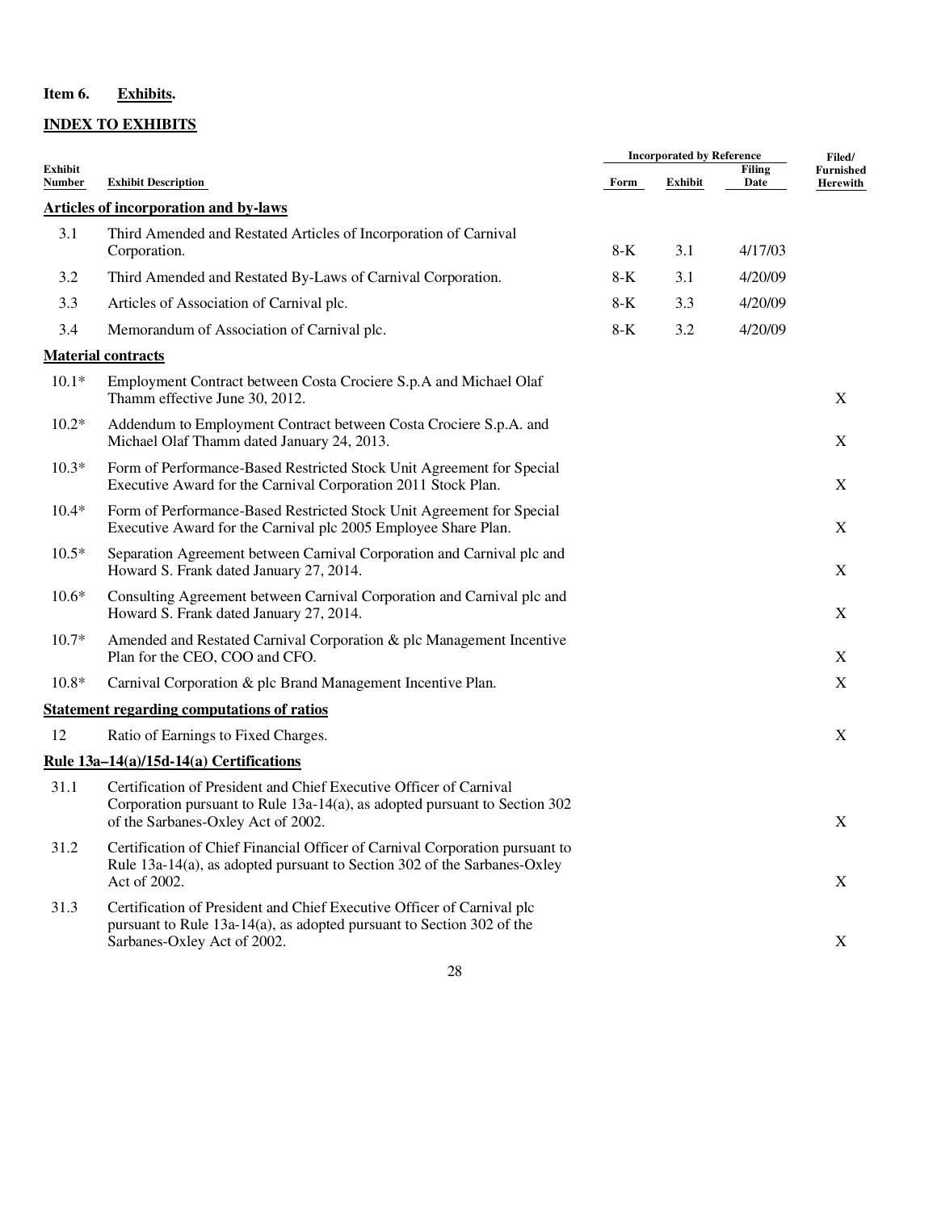## Item 6. Exhibits.

### INDEX TO EXHIBITS

| Exhibit Number | Exhibit Description | Incorporated by Reference | | | Filed/ Furnished Herewith |
|---|---|---|---|---|---|
| | | Form | Exhibit | Filing Date | |
| **Articles of incorporation and by-laws** | | | | | |
| 3.1 | Third Amended and Restated Articles of Incorporation of Carnival Corporation. | 8-K | 3.1 | 4/17/03 | |
| 3.2 | Third Amended and Restated By-Laws of Carnival Corporation. | 8-K | 3.1 | 4/20/09 | |
| 3.3 | Articles of Association of Carnival plc. | 8-K | 3.3 | 4/20/09 | |
| 3.4 | Memorandum of Association of Carnival plc. | 8-K | 3.2 | 4/20/09 | |
| **Material contracts** | | | | | |
| 10.1* | Employment Contract between Costa Crociere S.p.A and Michael Olaf Thamm effective June 30, 2012. | | | | X |
| 10.2* | Addendum to Employment Contract between Costa Crociere S.p.A. and Michael Olaf Thamm dated January 24, 2013. | | | | X |
| 10.3* | Form of Performance-Based Restricted Stock Unit Agreement for Special Executive Award for the Carnival Corporation 2011 Stock Plan. | | | | X |
| 10.4* | Form of Performance-Based Restricted Stock Unit Agreement for Special Executive Award for the Carnival plc 2005 Employee Share Plan. | | | | X |
| 10.5* | Separation Agreement between Carnival Corporation and Carnival plc and Howard S. Frank dated January 27, 2014. | | | | X |
| 10.6* | Consulting Agreement between Carnival Corporation and Carnival plc and Howard S. Frank dated January 27, 2014. | | | | X |
| 10.7* | Amended and Restated Carnival Corporation & plc Management Incentive Plan for the CEO, COO and CFO. | | | | X |
| 10.8* | Carnival Corporation & plc Brand Management Incentive Plan. | | | | X |
| **Statement regarding computations of ratios** | | | | | |
| 12 | Ratio of Earnings to Fixed Charges. | | | | X |
| **Rule 13a–14(a)/15d-14(a) Certifications** | | | | | |
| 31.1 | Certification of President and Chief Executive Officer of Carnival Corporation pursuant to Rule 13a-14(a), as adopted pursuant to Section 302 of the Sarbanes-Oxley Act of 2002. | | | | X |
| 31.2 | Certification of Chief Financial Officer of Carnival Corporation pursuant to Rule 13a-14(a), as adopted pursuant to Section 302 of the Sarbanes-Oxley Act of 2002. | | | | X |
| 31.3 | Certification of President and Chief Executive Officer of Carnival plc pursuant to Rule 13a-14(a), as adopted pursuant to Section 302 of the Sarbanes-Oxley Act of 2002. | | | | X |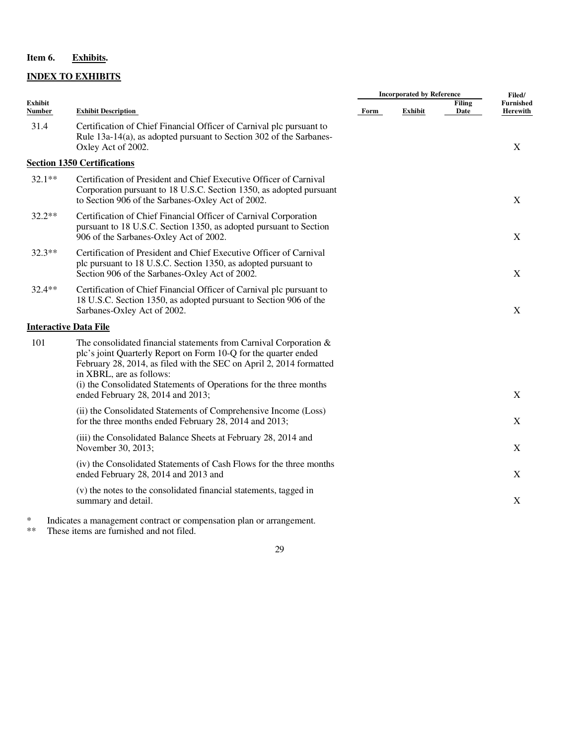**Item 6. Exhibits.**

**INDEX TO EXHIBITS**

| Exhibit Number | Exhibit Description | Incorporated by Reference | | | Filed/ Furnished Herewith |
|---|---|---|---|---|---|
| | | Form | Exhibit | Filing Date | |
| 31.4 | Certification of Chief Financial Officer of Carnival plc pursuant to Rule 13a-14(a), as adopted pursuant to Section 302 of the Sarbanes-Oxley Act of 2002. | | | | X |
| **Section 1350 Certifications** | | | | | |
| 32.1** | Certification of President and Chief Executive Officer of Carnival Corporation pursuant to 18 U.S.C. Section 1350, as adopted pursuant to Section 906 of the Sarbanes-Oxley Act of 2002. | | | | X |
| 32.2** | Certification of Chief Financial Officer of Carnival Corporation pursuant to 18 U.S.C. Section 1350, as adopted pursuant to Section 906 of the Sarbanes-Oxley Act of 2002. | | | | X |
| 32.3** | Certification of President and Chief Executive Officer of Carnival plc pursuant to 18 U.S.C. Section 1350, as adopted pursuant to Section 906 of the Sarbanes-Oxley Act of 2002. | | | | X |
| 32.4** | Certification of Chief Financial Officer of Carnival plc pursuant to 18 U.S.C. Section 1350, as adopted pursuant to Section 906 of the Sarbanes-Oxley Act of 2002. | | | | X |
| **Interactive Data File** | | | | | |
| 101 | The consolidated financial statements from Carnival Corporation & plc's joint Quarterly Report on Form 10-Q for the quarter ended February 28, 2014, as filed with the SEC on April 2, 2014 formatted in XBRL, are as follows: (i) the Consolidated Statements of Operations for the three months ended February 28, 2014 and 2013; | | | | X |
| | (ii) the Consolidated Statements of Comprehensive Income (Loss) for the three months ended February 28, 2014 and 2013; | | | | X |
| | (iii) the Consolidated Balance Sheets at February 28, 2014 and November 30, 2013; | | | | X |
| | (iv) the Consolidated Statements of Cash Flows for the three months ended February 28, 2014 and 2013 and | | | | X |
| | (v) the notes to the consolidated financial statements, tagged in summary and detail. | | | | X |

\* Indicates a management contract or compensation plan or arrangement.

** These items are furnished and not filed.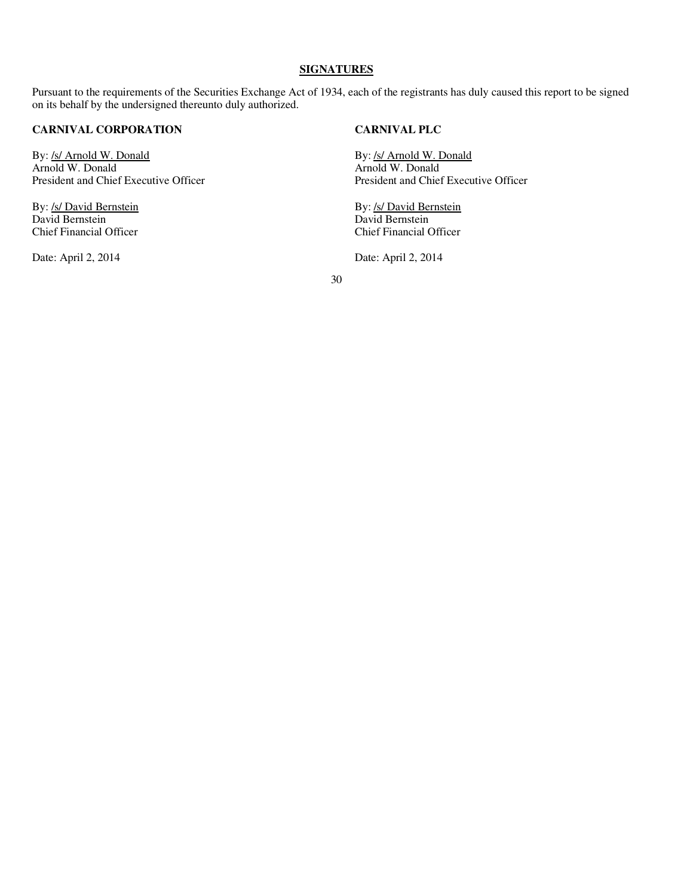## SIGNATURES

Pursuant to the requirements of the Securities Exchange Act of 1934, each of the registrants has duly caused this report to be signed on its behalf by the undersigned thereunto duly authorized.

**CARNIVAL CORPORATION**

By: /s/ Arnold W. Donald
Arnold W. Donald
President and Chief Executive Officer

By: /s/ David Bernstein
David Bernstein
Chief Financial Officer

Date: April 2, 2014

**CARNIVAL PLC**

By: /s/ Arnold W. Donald
Arnold W. Donald
President and Chief Executive Officer

By: /s/ David Bernstein
David Bernstein
Chief Financial Officer

Date: April 2, 2014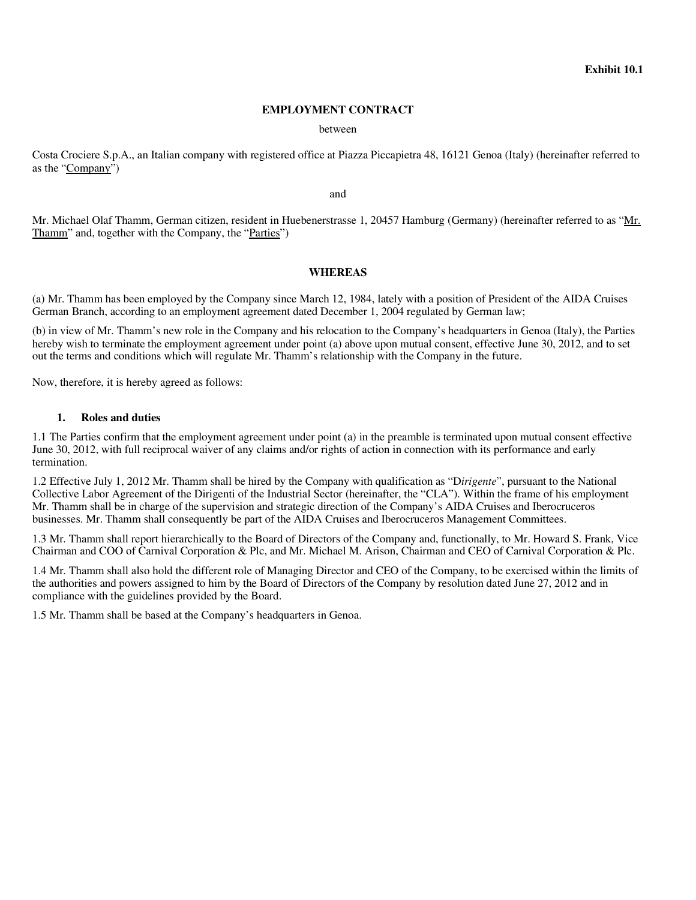**Exhibit 10.1**

**EMPLOYMENT CONTRACT**

between

Costa Crociere S.p.A., an Italian company with registered office at Piazza Piccapietra 48, 16121 Genoa (Italy) (hereinafter referred to as the "Company")

and

Mr. Michael Olaf Thamm, German citizen, resident in Huebenerstrasse 1, 20457 Hamburg (Germany) (hereinafter referred to as "Mr. Thamm" and, together with the Company, the "Parties")

**WHEREAS**

(a) Mr. Thamm has been employed by the Company since March 12, 1984, lately with a position of President of the AIDA Cruises German Branch, according to an employment agreement dated December 1, 2004 regulated by German law;

(b) in view of Mr. Thamm's new role in the Company and his relocation to the Company's headquarters in Genoa (Italy), the Parties hereby wish to terminate the employment agreement under point (a) above upon mutual consent, effective June 30, 2012, and to set out the terms and conditions which will regulate Mr. Thamm's relationship with the Company in the future.

Now, therefore, it is hereby agreed as follows:

**1. Roles and duties**

1.1 The Parties confirm that the employment agreement under point (a) in the preamble is terminated upon mutual consent effective June 30, 2012, with full reciprocal waiver of any claims and/or rights of action in connection with its performance and early termination.

1.2 Effective July 1, 2012 Mr. Thamm shall be hired by the Company with qualification as "D*irigente*", pursuant to the National Collective Labor Agreement of the Dirigenti of the Industrial Sector (hereinafter, the "CLA"). Within the frame of his employment Mr. Thamm shall be in charge of the supervision and strategic direction of the Company's AIDA Cruises and Iberocruceros businesses. Mr. Thamm shall consequently be part of the AIDA Cruises and Iberocruceros Management Committees.

1.3 Mr. Thamm shall report hierarchically to the Board of Directors of the Company and, functionally, to Mr. Howard S. Frank, Vice Chairman and COO of Carnival Corporation & Plc, and Mr. Michael M. Arison, Chairman and CEO of Carnival Corporation & Plc.

1.4 Mr. Thamm shall also hold the different role of Managing Director and CEO of the Company, to be exercised within the limits of the authorities and powers assigned to him by the Board of Directors of the Company by resolution dated June 27, 2012 and in compliance with the guidelines provided by the Board.

1.5 Mr. Thamm shall be based at the Company's headquarters in Genoa.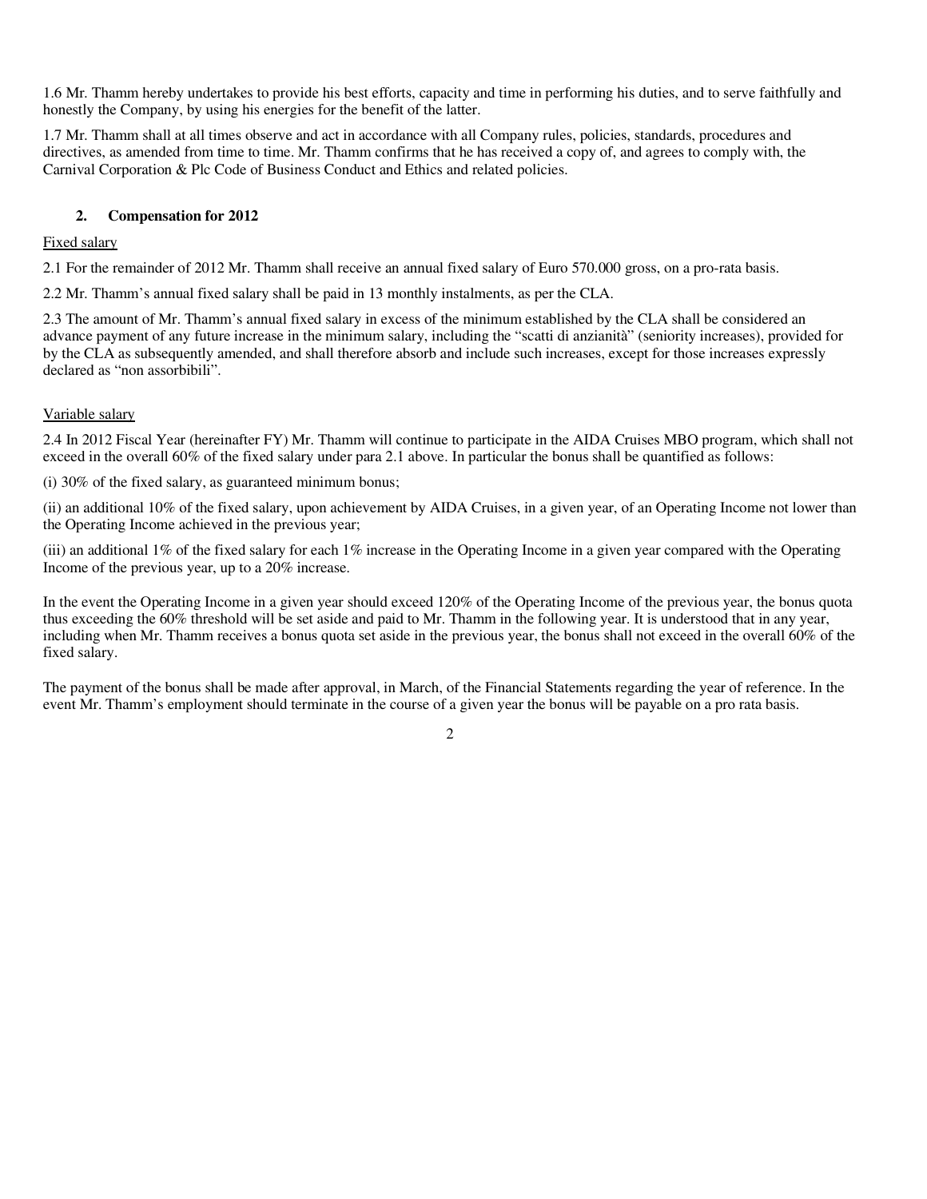1.6 Mr. Thamm hereby undertakes to provide his best efforts, capacity and time in performing his duties, and to serve faithfully and honestly the Company, by using his energies for the benefit of the latter.

1.7 Mr. Thamm shall at all times observe and act in accordance with all Company rules, policies, standards, procedures and directives, as amended from time to time. Mr. Thamm confirms that he has received a copy of, and agrees to comply with, the Carnival Corporation & Plc Code of Business Conduct and Ethics and related policies.

## 2. Compensation for 2012

<u>Fixed salary</u>

2.1 For the remainder of 2012 Mr. Thamm shall receive an annual fixed salary of Euro 570.000 gross, on a pro-rata basis.

2.2 Mr. Thamm's annual fixed salary shall be paid in 13 monthly instalments, as per the CLA.

2.3 The amount of Mr. Thamm's annual fixed salary in excess of the minimum established by the CLA shall be considered an advance payment of any future increase in the minimum salary, including the "scatti di anzianità" (seniority increases), provided for by the CLA as subsequently amended, and shall therefore absorb and include such increases, except for those increases expressly declared as "non assorbibili".

<u>Variable salary</u>

2.4 In 2012 Fiscal Year (hereinafter FY) Mr. Thamm will continue to participate in the AIDA Cruises MBO program, which shall not exceed in the overall 60% of the fixed salary under para 2.1 above. In particular the bonus shall be quantified as follows:

(i) 30% of the fixed salary, as guaranteed minimum bonus;

(ii) an additional 10% of the fixed salary, upon achievement by AIDA Cruises, in a given year, of an Operating Income not lower than the Operating Income achieved in the previous year;

(iii) an additional 1% of the fixed salary for each 1% increase in the Operating Income in a given year compared with the Operating Income of the previous year, up to a 20% increase.

In the event the Operating Income in a given year should exceed 120% of the Operating Income of the previous year, the bonus quota thus exceeding the 60% threshold will be set aside and paid to Mr. Thamm in the following year. It is understood that in any year, including when Mr. Thamm receives a bonus quota set aside in the previous year, the bonus shall not exceed in the overall 60% of the fixed salary.

The payment of the bonus shall be made after approval, in March, of the Financial Statements regarding the year of reference. In the event Mr. Thamm's employment should terminate in the course of a given year the bonus will be payable on a pro rata basis.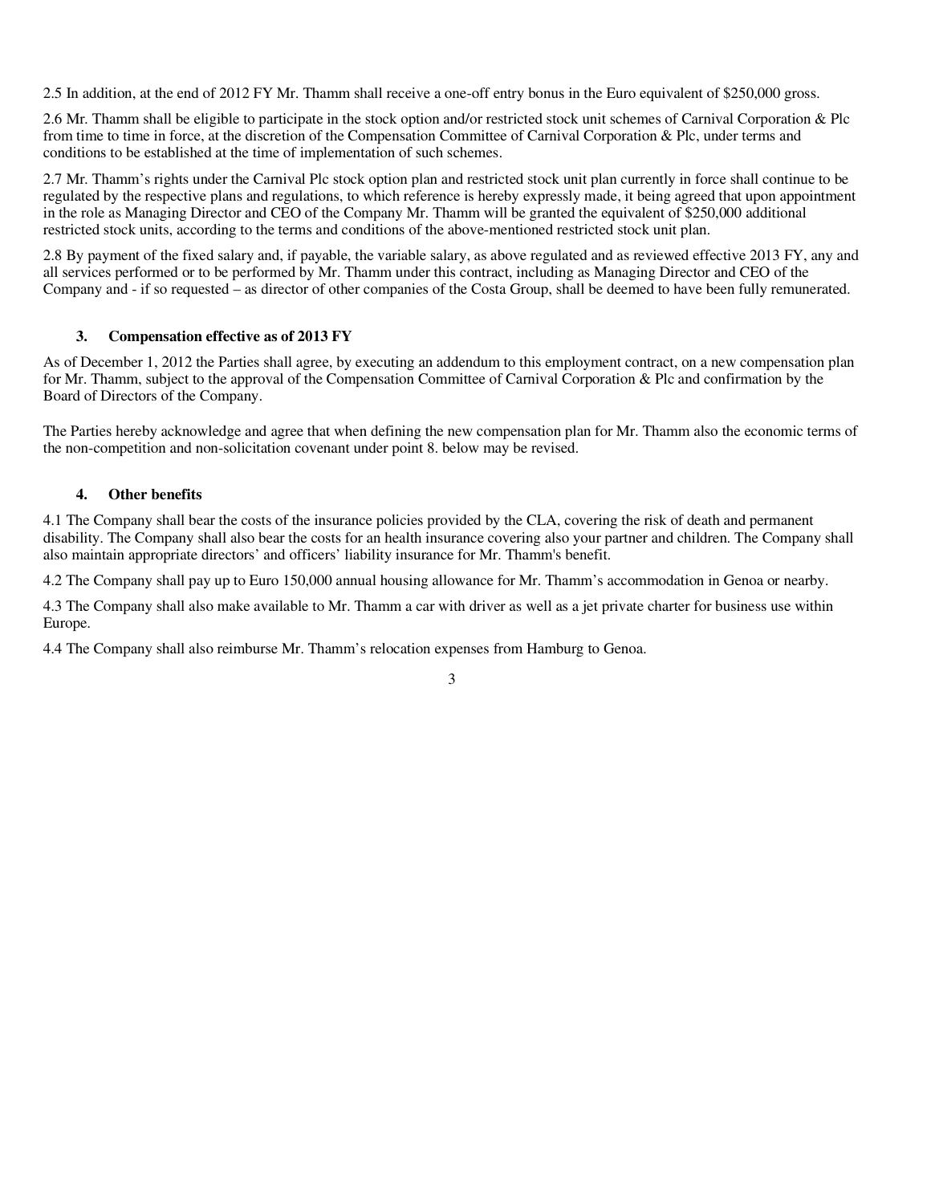2.5 In addition, at the end of 2012 FY Mr. Thamm shall receive a one-off entry bonus in the Euro equivalent of $250,000 gross.

2.6 Mr. Thamm shall be eligible to participate in the stock option and/or restricted stock unit schemes of Carnival Corporation & Plc from time to time in force, at the discretion of the Compensation Committee of Carnival Corporation & Plc, under terms and conditions to be established at the time of implementation of such schemes.

2.7 Mr. Thamm's rights under the Carnival Plc stock option plan and restricted stock unit plan currently in force shall continue to be regulated by the respective plans and regulations, to which reference is hereby expressly made, it being agreed that upon appointment in the role as Managing Director and CEO of the Company Mr. Thamm will be granted the equivalent of $250,000 additional restricted stock units, according to the terms and conditions of the above-mentioned restricted stock unit plan.

2.8 By payment of the fixed salary and, if payable, the variable salary, as above regulated and as reviewed effective 2013 FY, any and all services performed or to be performed by Mr. Thamm under this contract, including as Managing Director and CEO of the Company and - if so requested – as director of other companies of the Costa Group, shall be deemed to have been fully remunerated.

### 3. Compensation effective as of 2013 FY

As of December 1, 2012 the Parties shall agree, by executing an addendum to this employment contract, on a new compensation plan for Mr. Thamm, subject to the approval of the Compensation Committee of Carnival Corporation & Plc and confirmation by the Board of Directors of the Company.

The Parties hereby acknowledge and agree that when defining the new compensation plan for Mr. Thamm also the economic terms of the non-competition and non-solicitation covenant under point 8. below may be revised.

### 4. Other benefits

4.1 The Company shall bear the costs of the insurance policies provided by the CLA, covering the risk of death and permanent disability. The Company shall also bear the costs for an health insurance covering also your partner and children. The Company shall also maintain appropriate directors' and officers' liability insurance for Mr. Thamm's benefit.

4.2 The Company shall pay up to Euro 150,000 annual housing allowance for Mr. Thamm's accommodation in Genoa or nearby.

4.3 The Company shall also make available to Mr. Thamm a car with driver as well as a jet private charter for business use within Europe.

4.4 The Company shall also reimburse Mr. Thamm's relocation expenses from Hamburg to Genoa.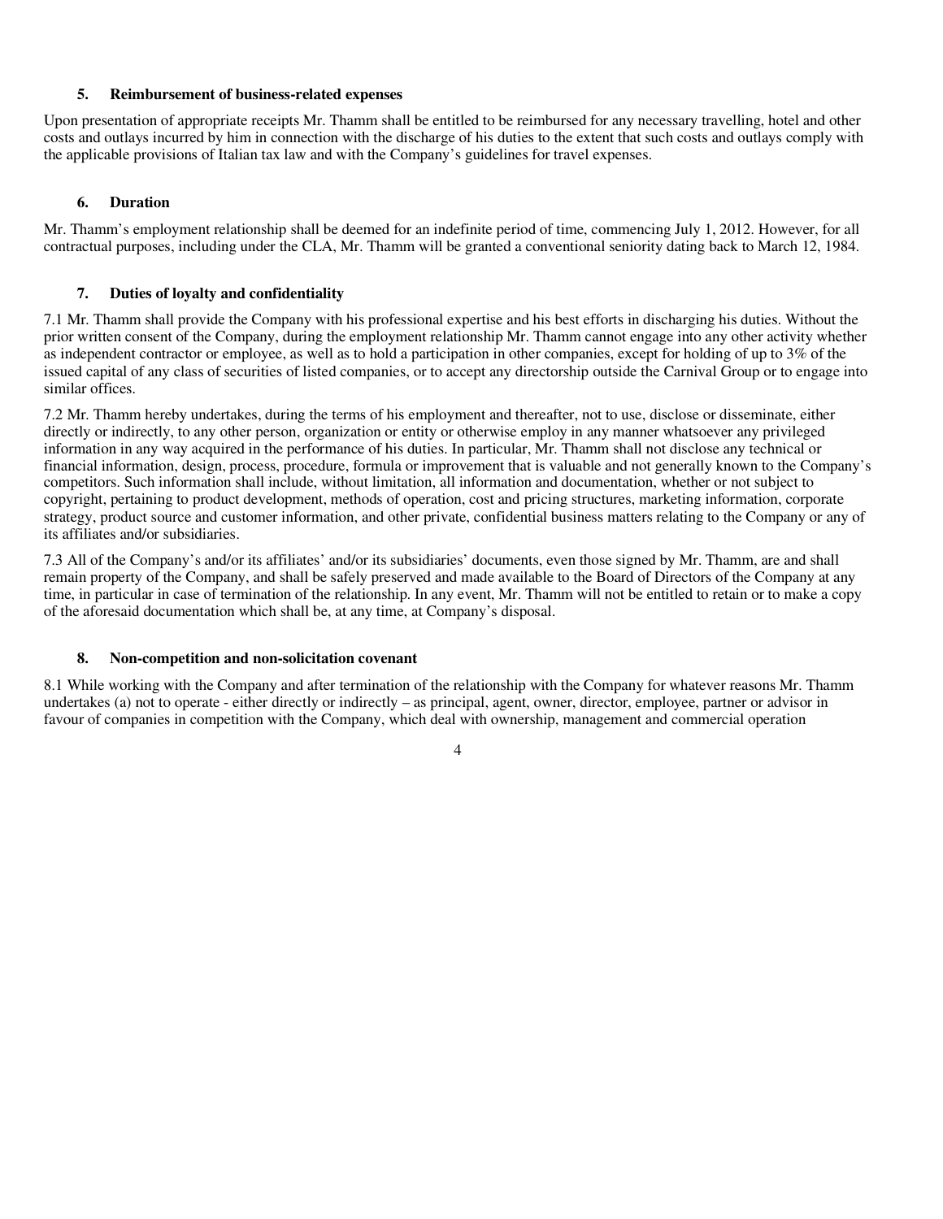### 5. Reimbursement of business-related expenses

Upon presentation of appropriate receipts Mr. Thamm shall be entitled to be reimbursed for any necessary travelling, hotel and other costs and outlays incurred by him in connection with the discharge of his duties to the extent that such costs and outlays comply with the applicable provisions of Italian tax law and with the Company's guidelines for travel expenses.

### 6. Duration

Mr. Thamm's employment relationship shall be deemed for an indefinite period of time, commencing July 1, 2012. However, for all contractual purposes, including under the CLA, Mr. Thamm will be granted a conventional seniority dating back to March 12, 1984.

### 7. Duties of loyalty and confidentiality

7.1 Mr. Thamm shall provide the Company with his professional expertise and his best efforts in discharging his duties. Without the prior written consent of the Company, during the employment relationship Mr. Thamm cannot engage into any other activity whether as independent contractor or employee, as well as to hold a participation in other companies, except for holding of up to 3% of the issued capital of any class of securities of listed companies, or to accept any directorship outside the Carnival Group or to engage into similar offices.

7.2 Mr. Thamm hereby undertakes, during the terms of his employment and thereafter, not to use, disclose or disseminate, either directly or indirectly, to any other person, organization or entity or otherwise employ in any manner whatsoever any privileged information in any way acquired in the performance of his duties. In particular, Mr. Thamm shall not disclose any technical or financial information, design, process, procedure, formula or improvement that is valuable and not generally known to the Company's competitors. Such information shall include, without limitation, all information and documentation, whether or not subject to copyright, pertaining to product development, methods of operation, cost and pricing structures, marketing information, corporate strategy, product source and customer information, and other private, confidential business matters relating to the Company or any of its affiliates and/or subsidiaries.

7.3 All of the Company's and/or its affiliates' and/or its subsidiaries' documents, even those signed by Mr. Thamm, are and shall remain property of the Company, and shall be safely preserved and made available to the Board of Directors of the Company at any time, in particular in case of termination of the relationship. In any event, Mr. Thamm will not be entitled to retain or to make a copy of the aforesaid documentation which shall be, at any time, at Company's disposal.

### 8. Non-competition and non-solicitation covenant

8.1 While working with the Company and after termination of the relationship with the Company for whatever reasons Mr. Thamm undertakes (a) not to operate - either directly or indirectly – as principal, agent, owner, director, employee, partner or advisor in favour of companies in competition with the Company, which deal with ownership, management and commercial operation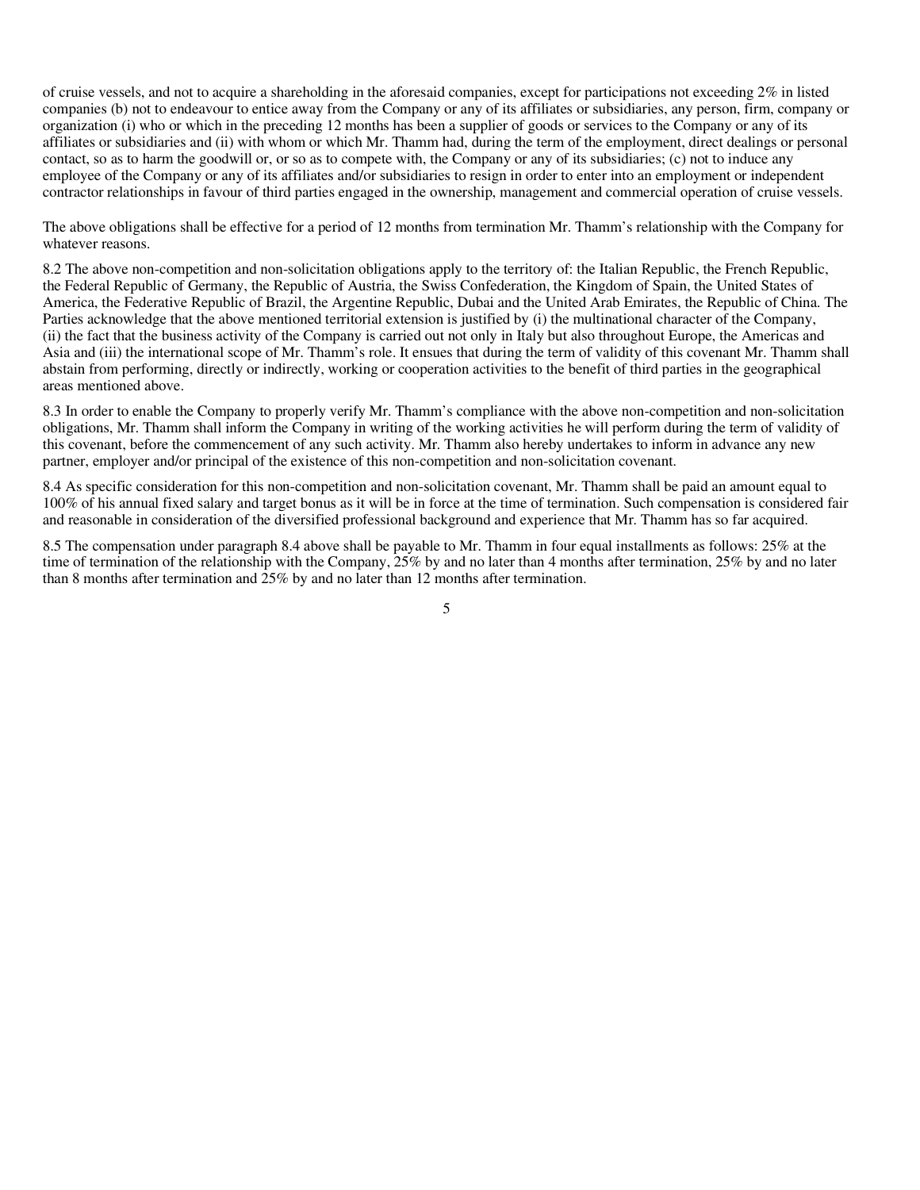of cruise vessels, and not to acquire a shareholding in the aforesaid companies, except for participations not exceeding 2% in listed companies (b) not to endeavour to entice away from the Company or any of its affiliates or subsidiaries, any person, firm, company or organization (i) who or which in the preceding 12 months has been a supplier of goods or services to the Company or any of its affiliates or subsidiaries and (ii) with whom or which Mr. Thamm had, during the term of the employment, direct dealings or personal contact, so as to harm the goodwill or, or so as to compete with, the Company or any of its subsidiaries; (c) not to induce any employee of the Company or any of its affiliates and/or subsidiaries to resign in order to enter into an employment or independent contractor relationships in favour of third parties engaged in the ownership, management and commercial operation of cruise vessels.

The above obligations shall be effective for a period of 12 months from termination Mr. Thamm's relationship with the Company for whatever reasons.

8.2 The above non-competition and non-solicitation obligations apply to the territory of: the Italian Republic, the French Republic, the Federal Republic of Germany, the Republic of Austria, the Swiss Confederation, the Kingdom of Spain, the United States of America, the Federative Republic of Brazil, the Argentine Republic, Dubai and the United Arab Emirates, the Republic of China. The Parties acknowledge that the above mentioned territorial extension is justified by (i) the multinational character of the Company, (ii) the fact that the business activity of the Company is carried out not only in Italy but also throughout Europe, the Americas and Asia and (iii) the international scope of Mr. Thamm's role. It ensues that during the term of validity of this covenant Mr. Thamm shall abstain from performing, directly or indirectly, working or cooperation activities to the benefit of third parties in the geographical areas mentioned above.

8.3 In order to enable the Company to properly verify Mr. Thamm's compliance with the above non-competition and non-solicitation obligations, Mr. Thamm shall inform the Company in writing of the working activities he will perform during the term of validity of this covenant, before the commencement of any such activity. Mr. Thamm also hereby undertakes to inform in advance any new partner, employer and/or principal of the existence of this non-competition and non-solicitation covenant.

8.4 As specific consideration for this non-competition and non-solicitation covenant, Mr. Thamm shall be paid an amount equal to 100% of his annual fixed salary and target bonus as it will be in force at the time of termination. Such compensation is considered fair and reasonable in consideration of the diversified professional background and experience that Mr. Thamm has so far acquired.

8.5 The compensation under paragraph 8.4 above shall be payable to Mr. Thamm in four equal installments as follows: 25% at the time of termination of the relationship with the Company, 25% by and no later than 4 months after termination, 25% by and no later than 8 months after termination and 25% by and no later than 12 months after termination.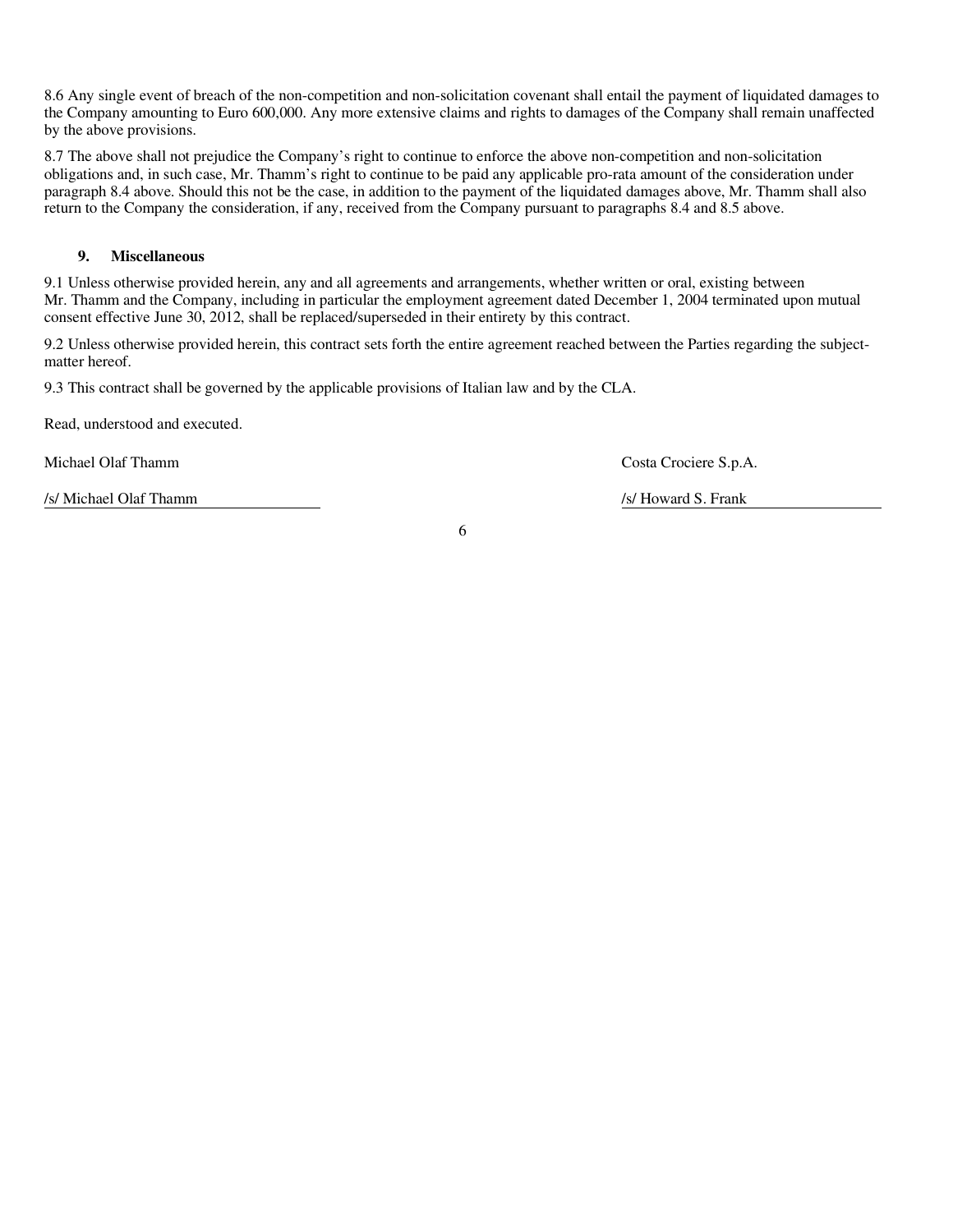8.6 Any single event of breach of the non-competition and non-solicitation covenant shall entail the payment of liquidated damages to the Company amounting to Euro 600,000. Any more extensive claims and rights to damages of the Company shall remain unaffected by the above provisions.

8.7 The above shall not prejudice the Company's right to continue to enforce the above non-competition and non-solicitation obligations and, in such case, Mr. Thamm's right to continue to be paid any applicable pro-rata amount of the consideration under paragraph 8.4 above. Should this not be the case, in addition to the payment of the liquidated damages above, Mr. Thamm shall also return to the Company the consideration, if any, received from the Company pursuant to paragraphs 8.4 and 8.5 above.

## 9. Miscellaneous

9.1 Unless otherwise provided herein, any and all agreements and arrangements, whether written or oral, existing between Mr. Thamm and the Company, including in particular the employment agreement dated December 1, 2004 terminated upon mutual consent effective June 30, 2012, shall be replaced/superseded in their entirety by this contract.

9.2 Unless otherwise provided herein, this contract sets forth the entire agreement reached between the Parties regarding the subject-matter hereof.

9.3 This contract shall be governed by the applicable provisions of Italian law and by the CLA.

Read, understood and executed.

| Michael Olaf Thamm | Costa Crociere S.p.A. |
| --- | --- |
| /s/ Michael Olaf Thamm | /s/ Howard S. Frank |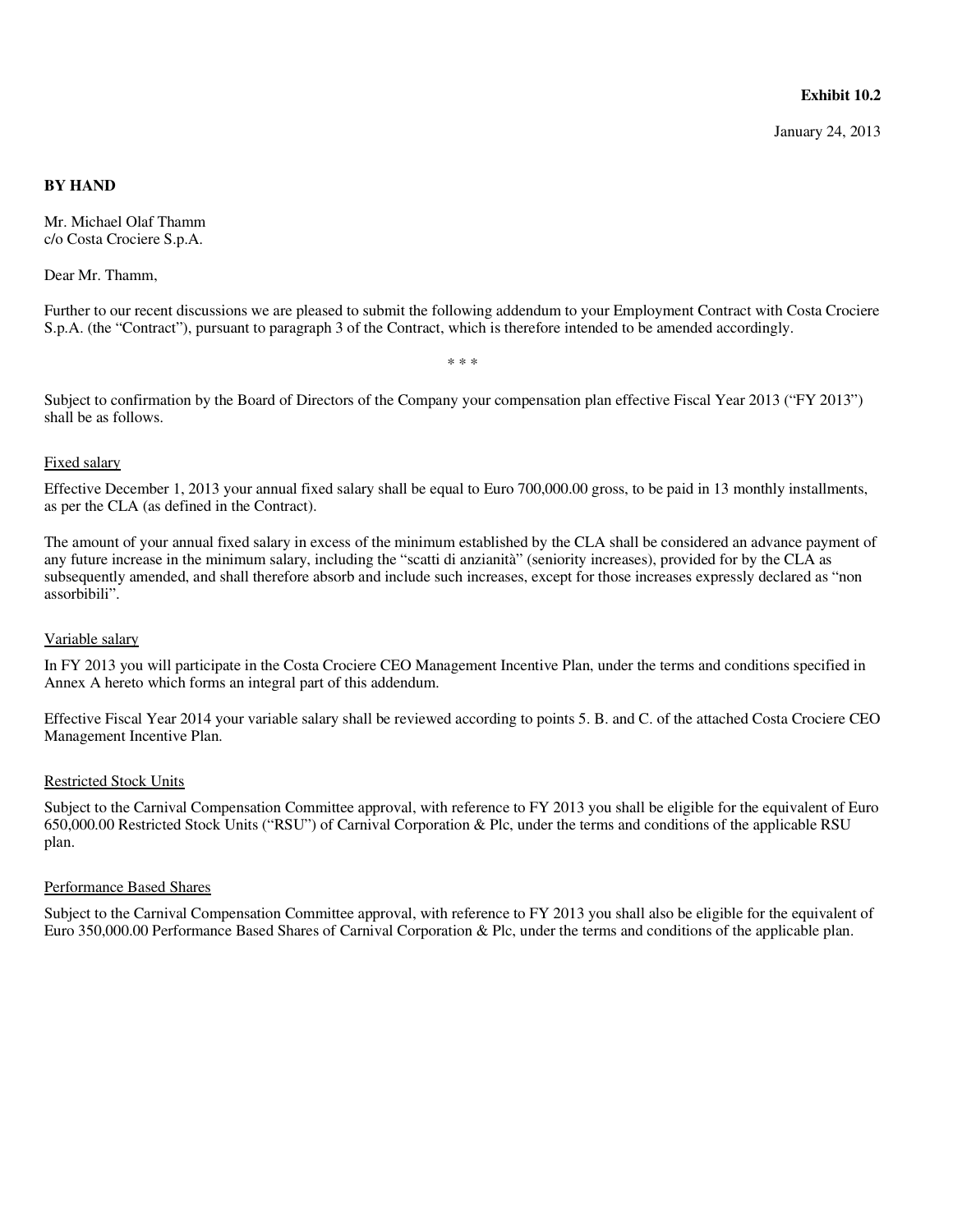**Exhibit 10.2**

January 24, 2013

**BY HAND**

Mr. Michael Olaf Thamm
c/o Costa Crociere S.p.A.

Dear Mr. Thamm,

Further to our recent discussions we are pleased to submit the following addendum to your Employment Contract with Costa Crociere S.p.A. (the "Contract"), pursuant to paragraph 3 of the Contract, which is therefore intended to be amended accordingly.

\* \* \*

Subject to confirmation by the Board of Directors of the Company your compensation plan effective Fiscal Year 2013 ("FY 2013") shall be as follows.

<u>Fixed salary</u>

Effective December 1, 2013 your annual fixed salary shall be equal to Euro 700,000.00 gross, to be paid in 13 monthly installments, as per the CLA (as defined in the Contract).

The amount of your annual fixed salary in excess of the minimum established by the CLA shall be considered an advance payment of any future increase in the minimum salary, including the "scatti di anzianità" (seniority increases), provided for by the CLA as subsequently amended, and shall therefore absorb and include such increases, except for those increases expressly declared as "non assorbibili".

<u>Variable salary</u>

In FY 2013 you will participate in the Costa Crociere CEO Management Incentive Plan, under the terms and conditions specified in Annex A hereto which forms an integral part of this addendum.

Effective Fiscal Year 2014 your variable salary shall be reviewed according to points 5. B. and C. of the attached Costa Crociere CEO Management Incentive Plan.

<u>Restricted Stock Units</u>

Subject to the Carnival Compensation Committee approval, with reference to FY 2013 you shall be eligible for the equivalent of Euro 650,000.00 Restricted Stock Units ("RSU") of Carnival Corporation & Plc, under the terms and conditions of the applicable RSU plan.

<u>Performance Based Shares</u>

Subject to the Carnival Compensation Committee approval, with reference to FY 2013 you shall also be eligible for the equivalent of Euro 350,000.00 Performance Based Shares of Carnival Corporation & Plc, under the terms and conditions of the applicable plan.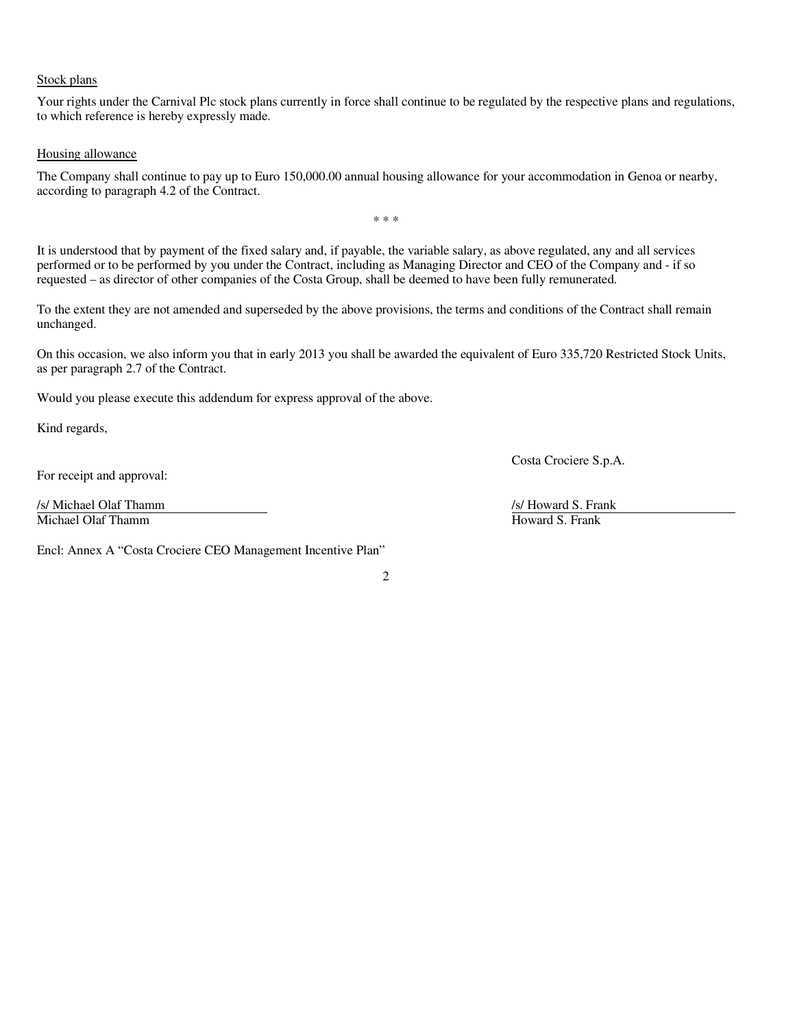<u>Stock plans</u>

Your rights under the Carnival Plc stock plans currently in force shall continue to be regulated by the respective plans and regulations, to which reference is hereby expressly made.

<u>Housing allowance</u>

The Company shall continue to pay up to Euro 150,000.00 annual housing allowance for your accommodation in Genoa or nearby, according to paragraph 4.2 of the Contract.

\* \* \*

It is understood that by payment of the fixed salary and, if payable, the variable salary, as above regulated, any and all services performed or to be performed by you under the Contract, including as Managing Director and CEO of the Company and - if so requested – as director of other companies of the Costa Group, shall be deemed to have been fully remunerated.

To the extent they are not amended and superseded by the above provisions, the terms and conditions of the Contract shall remain unchanged.

On this occasion, we also inform you that in early 2013 you shall be awarded the equivalent of Euro 335,720 Restricted Stock Units, as per paragraph 2.7 of the Contract.

Would you please execute this addendum for express approval of the above.

Kind regards,

Costa Crociere S.p.A.

For receipt and approval:

/s/ Michael Olaf Thamm
Michael Olaf Thamm

/s/ Howard S. Frank
Howard S. Frank

Encl: Annex A "Costa Crociere CEO Management Incentive Plan"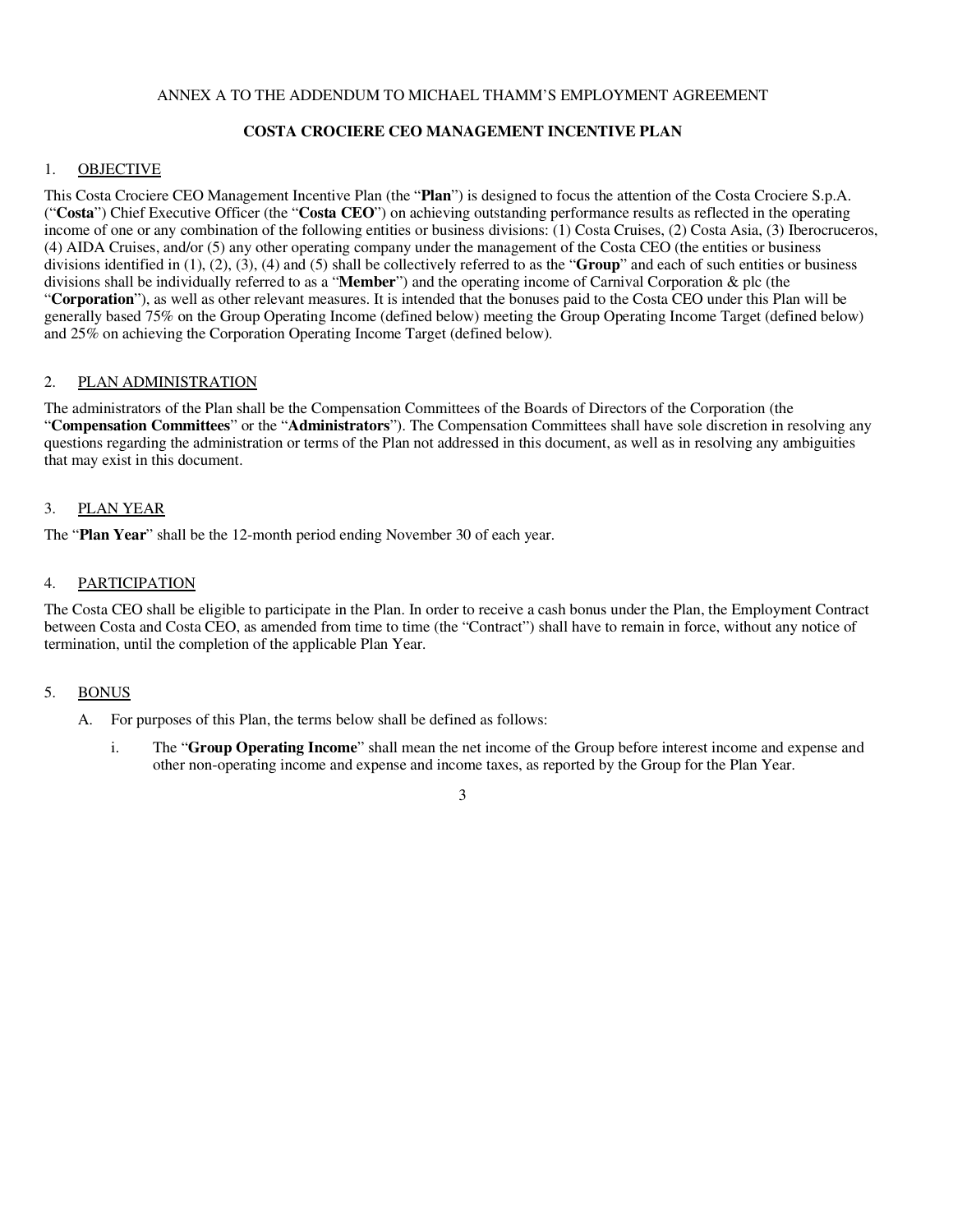ANNEX A TO THE ADDENDUM TO MICHAEL THAMM'S EMPLOYMENT AGREEMENT

## COSTA CROCIERE CEO MANAGEMENT INCENTIVE PLAN

### 1. OBJECTIVE

This Costa Crociere CEO Management Incentive Plan (the "**Plan**") is designed to focus the attention of the Costa Crociere S.p.A. ("**Costa**") Chief Executive Officer (the "**Costa CEO**") on achieving outstanding performance results as reflected in the operating income of one or any combination of the following entities or business divisions: (1) Costa Cruises, (2) Costa Asia, (3) Iberocruceros, (4) AIDA Cruises, and/or (5) any other operating company under the management of the Costa CEO (the entities or business divisions identified in (1), (2), (3), (4) and (5) shall be collectively referred to as the "**Group**" and each of such entities or business divisions shall be individually referred to as a "**Member**") and the operating income of Carnival Corporation & plc (the "**Corporation**"), as well as other relevant measures. It is intended that the bonuses paid to the Costa CEO under this Plan will be generally based 75% on the Group Operating Income (defined below) meeting the Group Operating Income Target (defined below) and 25% on achieving the Corporation Operating Income Target (defined below).

### 2. PLAN ADMINISTRATION

The administrators of the Plan shall be the Compensation Committees of the Boards of Directors of the Corporation (the "**Compensation Committees**" or the "**Administrators**"). The Compensation Committees shall have sole discretion in resolving any questions regarding the administration or terms of the Plan not addressed in this document, as well as in resolving any ambiguities that may exist in this document.

### 3. PLAN YEAR

The "**Plan Year**" shall be the 12-month period ending November 30 of each year.

### 4. PARTICIPATION

The Costa CEO shall be eligible to participate in the Plan. In order to receive a cash bonus under the Plan, the Employment Contract between Costa and Costa CEO, as amended from time to time (the "Contract") shall have to remain in force, without any notice of termination, until the completion of the applicable Plan Year.

### 5. BONUS

A. For purposes of this Plan, the terms below shall be defined as follows:

i. The "**Group Operating Income**" shall mean the net income of the Group before interest income and expense and other non-operating income and expense and income taxes, as reported by the Group for the Plan Year.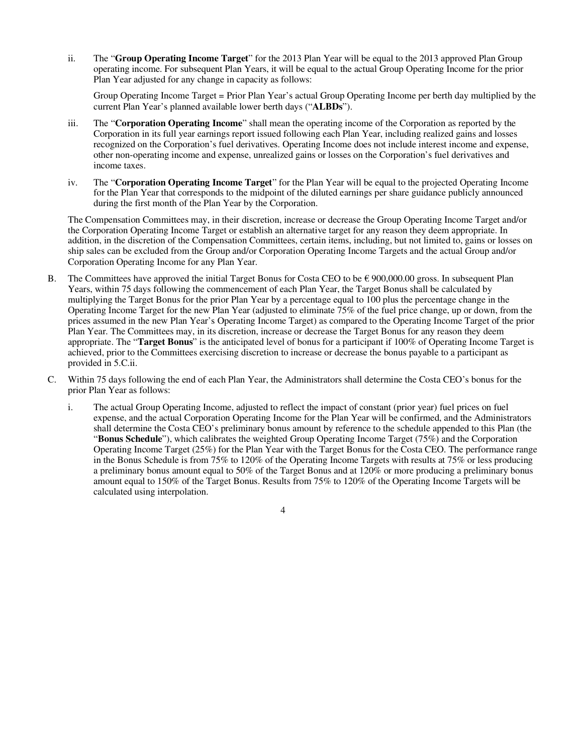ii. The "**Group Operating Income Target**" for the 2013 Plan Year will be equal to the 2013 approved Plan Group operating income. For subsequent Plan Years, it will be equal to the actual Group Operating Income for the prior Plan Year adjusted for any change in capacity as follows:

    Group Operating Income Target = Prior Plan Year's actual Group Operating Income per berth day multiplied by the current Plan Year's planned available lower berth days ("**ALBDs**").

iii. The "**Corporation Operating Income**" shall mean the operating income of the Corporation as reported by the Corporation in its full year earnings report issued following each Plan Year, including realized gains and losses recognized on the Corporation's fuel derivatives. Operating Income does not include interest income and expense, other non-operating income and expense, unrealized gains or losses on the Corporation's fuel derivatives and income taxes.

iv. The "**Corporation Operating Income Target**" for the Plan Year will be equal to the projected Operating Income for the Plan Year that corresponds to the midpoint of the diluted earnings per share guidance publicly announced during the first month of the Plan Year by the Corporation.

The Compensation Committees may, in their discretion, increase or decrease the Group Operating Income Target and/or the Corporation Operating Income Target or establish an alternative target for any reason they deem appropriate. In addition, in the discretion of the Compensation Committees, certain items, including, but not limited to, gains or losses on ship sales can be excluded from the Group and/or Corporation Operating Income Targets and the actual Group and/or Corporation Operating Income for any Plan Year.

B. The Committees have approved the initial Target Bonus for Costa CEO to be € 900,000.00 gross. In subsequent Plan Years, within 75 days following the commencement of each Plan Year, the Target Bonus shall be calculated by multiplying the Target Bonus for the prior Plan Year by a percentage equal to 100 plus the percentage change in the Operating Income Target for the new Plan Year (adjusted to eliminate 75% of the fuel price change, up or down, from the prices assumed in the new Plan Year's Operating Income Target) as compared to the Operating Income Target of the prior Plan Year. The Committees may, in its discretion, increase or decrease the Target Bonus for any reason they deem appropriate. The "**Target Bonus**" is the anticipated level of bonus for a participant if 100% of Operating Income Target is achieved, prior to the Committees exercising discretion to increase or decrease the bonus payable to a participant as provided in 5.C.ii.

C. Within 75 days following the end of each Plan Year, the Administrators shall determine the Costa CEO's bonus for the prior Plan Year as follows:

   i. The actual Group Operating Income, adjusted to reflect the impact of constant (prior year) fuel prices on fuel expense, and the actual Corporation Operating Income for the Plan Year will be confirmed, and the Administrators shall determine the Costa CEO's preliminary bonus amount by reference to the schedule appended to this Plan (the "**Bonus Schedule**"), which calibrates the weighted Group Operating Income Target (75%) and the Corporation Operating Income Target (25%) for the Plan Year with the Target Bonus for the Costa CEO. The performance range in the Bonus Schedule is from 75% to 120% of the Operating Income Targets with results at 75% or less producing a preliminary bonus amount equal to 50% of the Target Bonus and at 120% or more producing a preliminary bonus amount equal to 150% of the Target Bonus. Results from 75% to 120% of the Operating Income Targets will be calculated using interpolation.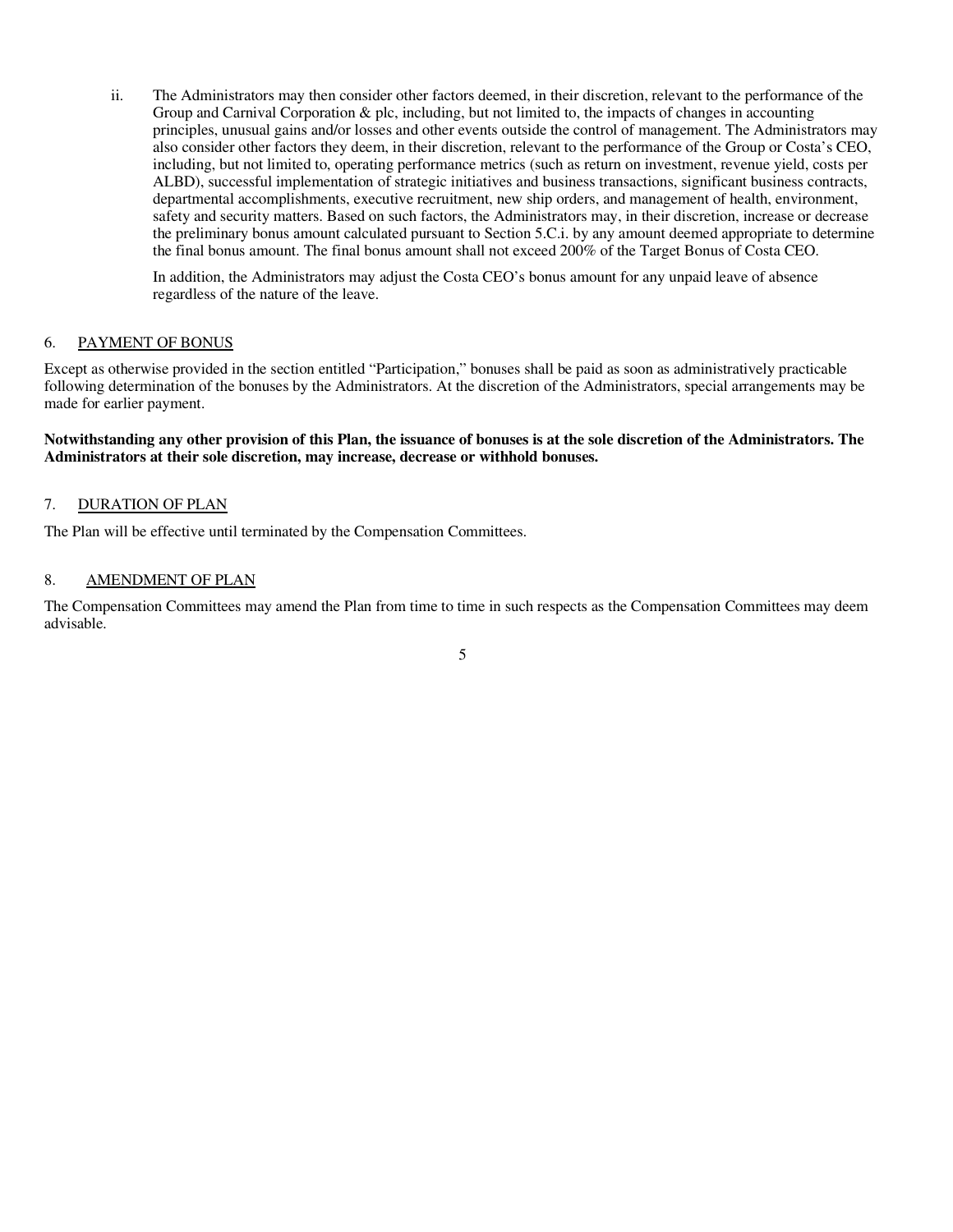ii. The Administrators may then consider other factors deemed, in their discretion, relevant to the performance of the Group and Carnival Corporation & plc, including, but not limited to, the impacts of changes in accounting principles, unusual gains and/or losses and other events outside the control of management. The Administrators may also consider other factors they deem, in their discretion, relevant to the performance of the Group or Costa's CEO, including, but not limited to, operating performance metrics (such as return on investment, revenue yield, costs per ALBD), successful implementation of strategic initiatives and business transactions, significant business contracts, departmental accomplishments, executive recruitment, new ship orders, and management of health, environment, safety and security matters. Based on such factors, the Administrators may, in their discretion, increase or decrease the preliminary bonus amount calculated pursuant to Section 5.C.i. by any amount deemed appropriate to determine the final bonus amount. The final bonus amount shall not exceed 200% of the Target Bonus of Costa CEO.

In addition, the Administrators may adjust the Costa CEO's bonus amount for any unpaid leave of absence regardless of the nature of the leave.

## 6. PAYMENT OF BONUS

Except as otherwise provided in the section entitled "Participation," bonuses shall be paid as soon as administratively practicable following determination of the bonuses by the Administrators. At the discretion of the Administrators, special arrangements may be made for earlier payment.

**Notwithstanding any other provision of this Plan, the issuance of bonuses is at the sole discretion of the Administrators. The Administrators at their sole discretion, may increase, decrease or withhold bonuses.**

## 7. DURATION OF PLAN

The Plan will be effective until terminated by the Compensation Committees.

## 8. AMENDMENT OF PLAN

The Compensation Committees may amend the Plan from time to time in such respects as the Compensation Committees may deem advisable.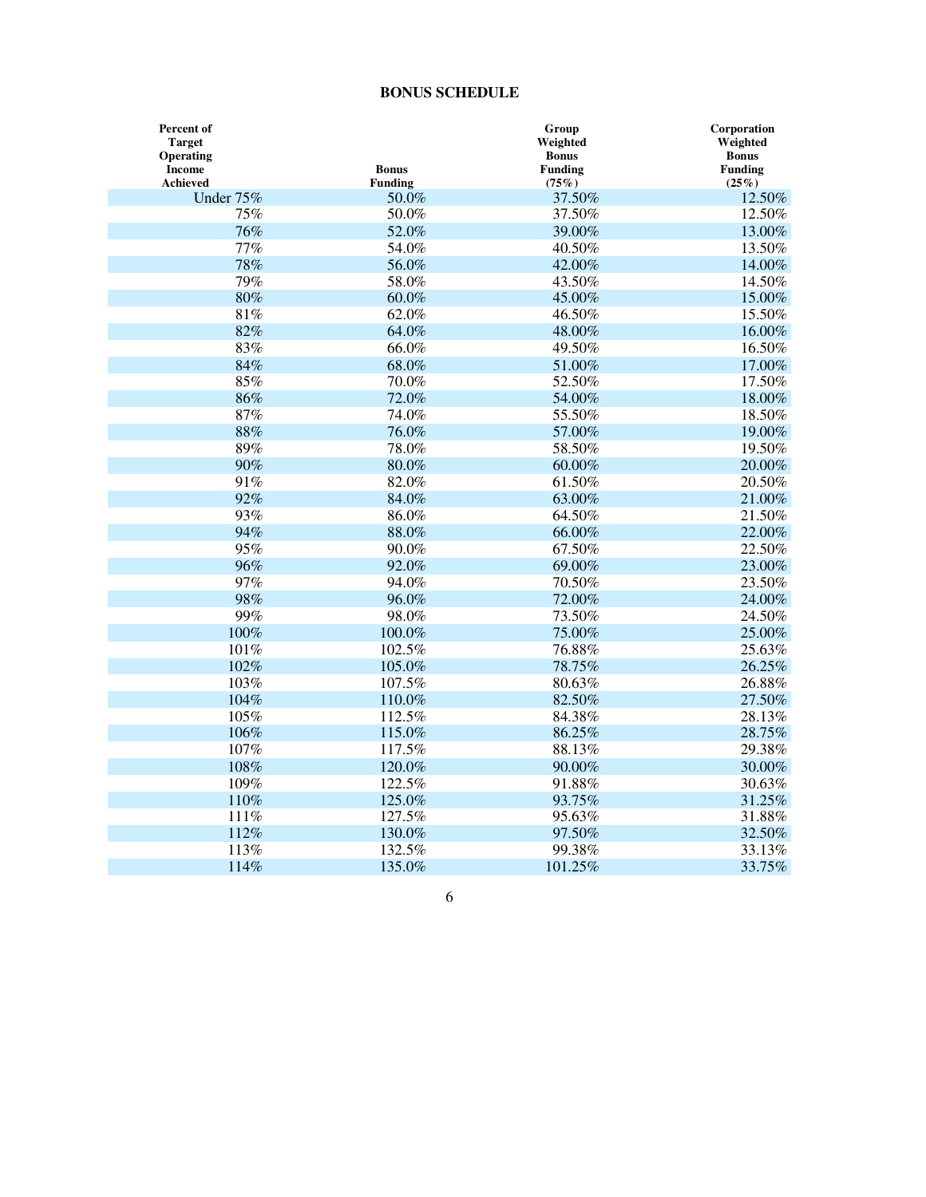## BONUS SCHEDULE

| Percent of Target Operating Income Achieved | Bonus Funding | Group Weighted Bonus Funding (75%) | Corporation Weighted Bonus Funding (25%) |
|---|---|---|---|
| Under 75% | 50.0% | 37.50% | 12.50% |
| 75% | 50.0% | 37.50% | 12.50% |
| 76% | 52.0% | 39.00% | 13.00% |
| 77% | 54.0% | 40.50% | 13.50% |
| 78% | 56.0% | 42.00% | 14.00% |
| 79% | 58.0% | 43.50% | 14.50% |
| 80% | 60.0% | 45.00% | 15.00% |
| 81% | 62.0% | 46.50% | 15.50% |
| 82% | 64.0% | 48.00% | 16.00% |
| 83% | 66.0% | 49.50% | 16.50% |
| 84% | 68.0% | 51.00% | 17.00% |
| 85% | 70.0% | 52.50% | 17.50% |
| 86% | 72.0% | 54.00% | 18.00% |
| 87% | 74.0% | 55.50% | 18.50% |
| 88% | 76.0% | 57.00% | 19.00% |
| 89% | 78.0% | 58.50% | 19.50% |
| 90% | 80.0% | 60.00% | 20.00% |
| 91% | 82.0% | 61.50% | 20.50% |
| 92% | 84.0% | 63.00% | 21.00% |
| 93% | 86.0% | 64.50% | 21.50% |
| 94% | 88.0% | 66.00% | 22.00% |
| 95% | 90.0% | 67.50% | 22.50% |
| 96% | 92.0% | 69.00% | 23.00% |
| 97% | 94.0% | 70.50% | 23.50% |
| 98% | 96.0% | 72.00% | 24.00% |
| 99% | 98.0% | 73.50% | 24.50% |
| 100% | 100.0% | 75.00% | 25.00% |
| 101% | 102.5% | 76.88% | 25.63% |
| 102% | 105.0% | 78.75% | 26.25% |
| 103% | 107.5% | 80.63% | 26.88% |
| 104% | 110.0% | 82.50% | 27.50% |
| 105% | 112.5% | 84.38% | 28.13% |
| 106% | 115.0% | 86.25% | 28.75% |
| 107% | 117.5% | 88.13% | 29.38% |
| 108% | 120.0% | 90.00% | 30.00% |
| 109% | 122.5% | 91.88% | 30.63% |
| 110% | 125.0% | 93.75% | 31.25% |
| 111% | 127.5% | 95.63% | 31.88% |
| 112% | 130.0% | 97.50% | 32.50% |
| 113% | 132.5% | 99.38% | 33.13% |
| 114% | 135.0% | 101.25% | 33.75% |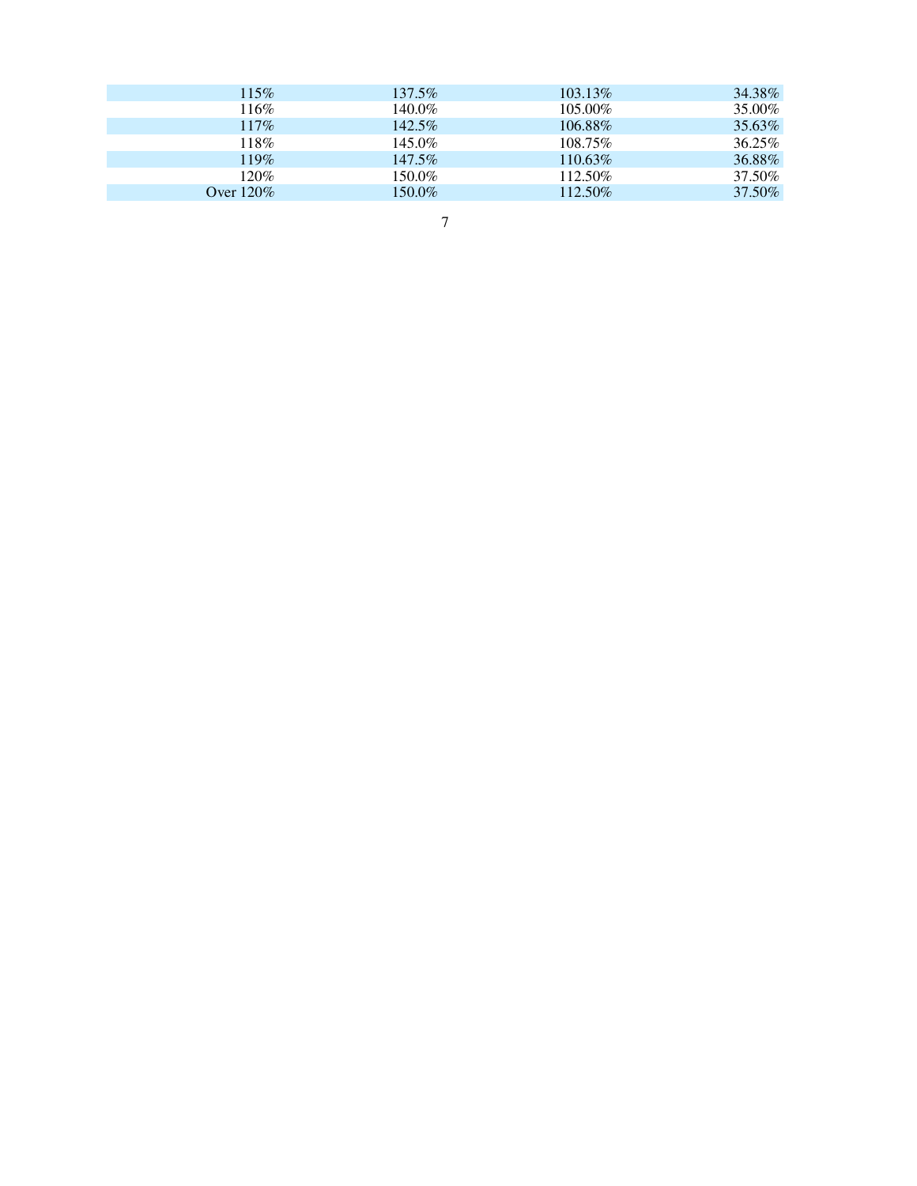| | | | |
|---|---|---|---|
| 115% | 137.5% | 103.13% | 34.38% |
| 116% | 140.0% | 105.00% | 35.00% |
| 117% | 142.5% | 106.88% | 35.63% |
| 118% | 145.0% | 108.75% | 36.25% |
| 119% | 147.5% | 110.63% | 36.88% |
| 120% | 150.0% | 112.50% | 37.50% |
| Over 120% | 150.0% | 112.50% | 37.50% |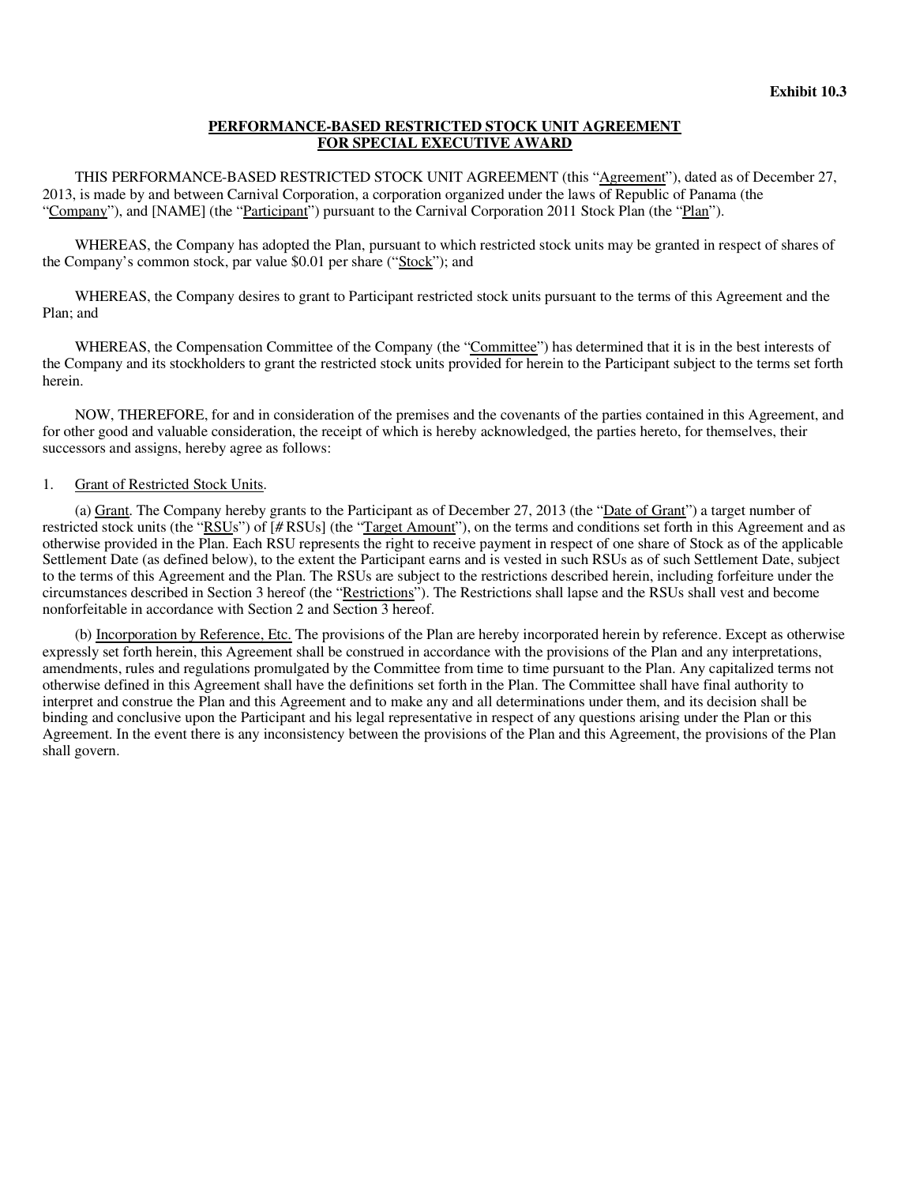**Exhibit 10.3**

**PERFORMANCE-BASED RESTRICTED STOCK UNIT AGREEMENT**
**FOR SPECIAL EXECUTIVE AWARD**

THIS PERFORMANCE-BASED RESTRICTED STOCK UNIT AGREEMENT (this "Agreement"), dated as of December 27, 2013, is made by and between Carnival Corporation, a corporation organized under the laws of Republic of Panama (the "Company"), and [NAME] (the "Participant") pursuant to the Carnival Corporation 2011 Stock Plan (the "Plan").

WHEREAS, the Company has adopted the Plan, pursuant to which restricted stock units may be granted in respect of shares of the Company's common stock, par value $0.01 per share ("Stock"); and

WHEREAS, the Company desires to grant to Participant restricted stock units pursuant to the terms of this Agreement and the Plan; and

WHEREAS, the Compensation Committee of the Company (the "Committee") has determined that it is in the best interests of the Company and its stockholders to grant the restricted stock units provided for herein to the Participant subject to the terms set forth herein.

NOW, THEREFORE, for and in consideration of the premises and the covenants of the parties contained in this Agreement, and for other good and valuable consideration, the receipt of which is hereby acknowledged, the parties hereto, for themselves, their successors and assigns, hereby agree as follows:

1. Grant of Restricted Stock Units.

(a) Grant. The Company hereby grants to the Participant as of December 27, 2013 (the "Date of Grant") a target number of restricted stock units (the "RSUs") of [# RSUs] (the "Target Amount"), on the terms and conditions set forth in this Agreement and as otherwise provided in the Plan. Each RSU represents the right to receive payment in respect of one share of Stock as of the applicable Settlement Date (as defined below), to the extent the Participant earns and is vested in such RSUs as of such Settlement Date, subject to the terms of this Agreement and the Plan. The RSUs are subject to the restrictions described herein, including forfeiture under the circumstances described in Section 3 hereof (the "Restrictions"). The Restrictions shall lapse and the RSUs shall vest and become nonforfeitable in accordance with Section 2 and Section 3 hereof.

(b) Incorporation by Reference, Etc. The provisions of the Plan are hereby incorporated herein by reference. Except as otherwise expressly set forth herein, this Agreement shall be construed in accordance with the provisions of the Plan and any interpretations, amendments, rules and regulations promulgated by the Committee from time to time pursuant to the Plan. Any capitalized terms not otherwise defined in this Agreement shall have the definitions set forth in the Plan. The Committee shall have final authority to interpret and construe the Plan and this Agreement and to make any and all determinations under them, and its decision shall be binding and conclusive upon the Participant and his legal representative in respect of any questions arising under the Plan or this Agreement. In the event there is any inconsistency between the provisions of the Plan and this Agreement, the provisions of the Plan shall govern.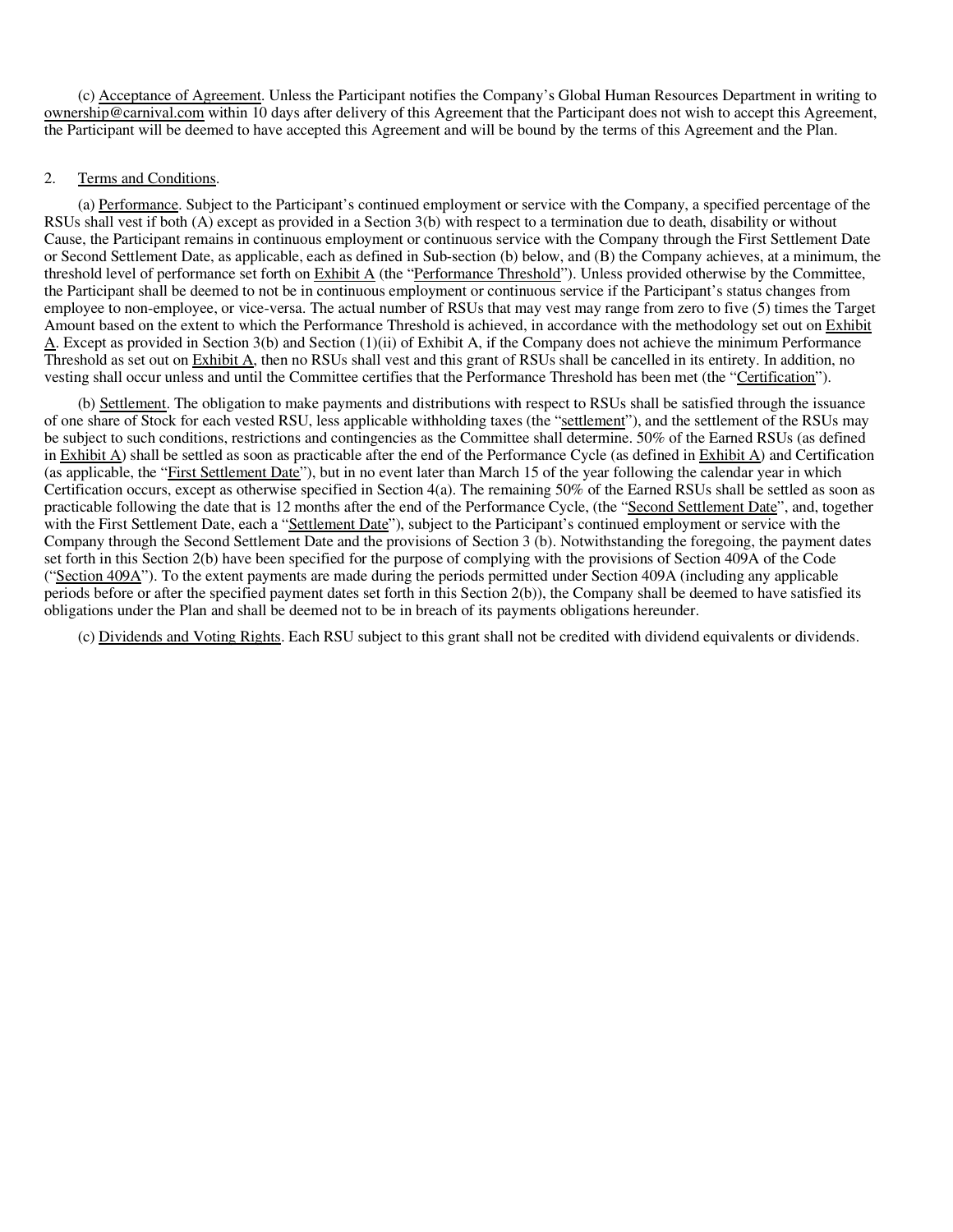(c) Acceptance of Agreement. Unless the Participant notifies the Company's Global Human Resources Department in writing to ownership@carnival.com within 10 days after delivery of this Agreement that the Participant does not wish to accept this Agreement, the Participant will be deemed to have accepted this Agreement and will be bound by the terms of this Agreement and the Plan.

2. Terms and Conditions.

(a) Performance. Subject to the Participant's continued employment or service with the Company, a specified percentage of the RSUs shall vest if both (A) except as provided in a Section 3(b) with respect to a termination due to death, disability or without Cause, the Participant remains in continuous employment or continuous service with the Company through the First Settlement Date or Second Settlement Date, as applicable, each as defined in Sub-section (b) below, and (B) the Company achieves, at a minimum, the threshold level of performance set forth on Exhibit A (the "Performance Threshold"). Unless provided otherwise by the Committee, the Participant shall be deemed to not be in continuous employment or continuous service if the Participant's status changes from employee to non-employee, or vice-versa. The actual number of RSUs that may vest may range from zero to five (5) times the Target Amount based on the extent to which the Performance Threshold is achieved, in accordance with the methodology set out on Exhibit A. Except as provided in Section 3(b) and Section (1)(ii) of Exhibit A, if the Company does not achieve the minimum Performance Threshold as set out on Exhibit A, then no RSUs shall vest and this grant of RSUs shall be cancelled in its entirety. In addition, no vesting shall occur unless and until the Committee certifies that the Performance Threshold has been met (the "Certification").

(b) Settlement. The obligation to make payments and distributions with respect to RSUs shall be satisfied through the issuance of one share of Stock for each vested RSU, less applicable withholding taxes (the "settlement"), and the settlement of the RSUs may be subject to such conditions, restrictions and contingencies as the Committee shall determine. 50% of the Earned RSUs (as defined in Exhibit A) shall be settled as soon as practicable after the end of the Performance Cycle (as defined in Exhibit A) and Certification (as applicable, the "First Settlement Date"), but in no event later than March 15 of the year following the calendar year in which Certification occurs, except as otherwise specified in Section 4(a). The remaining 50% of the Earned RSUs shall be settled as soon as practicable following the date that is 12 months after the end of the Performance Cycle, (the "Second Settlement Date", and, together with the First Settlement Date, each a "Settlement Date"), subject to the Participant's continued employment or service with the Company through the Second Settlement Date and the provisions of Section 3 (b). Notwithstanding the foregoing, the payment dates set forth in this Section 2(b) have been specified for the purpose of complying with the provisions of Section 409A of the Code ("Section 409A"). To the extent payments are made during the periods permitted under Section 409A (including any applicable periods before or after the specified payment dates set forth in this Section 2(b)), the Company shall be deemed to have satisfied its obligations under the Plan and shall be deemed not to be in breach of its payments obligations hereunder.

(c) Dividends and Voting Rights. Each RSU subject to this grant shall not be credited with dividend equivalents or dividends.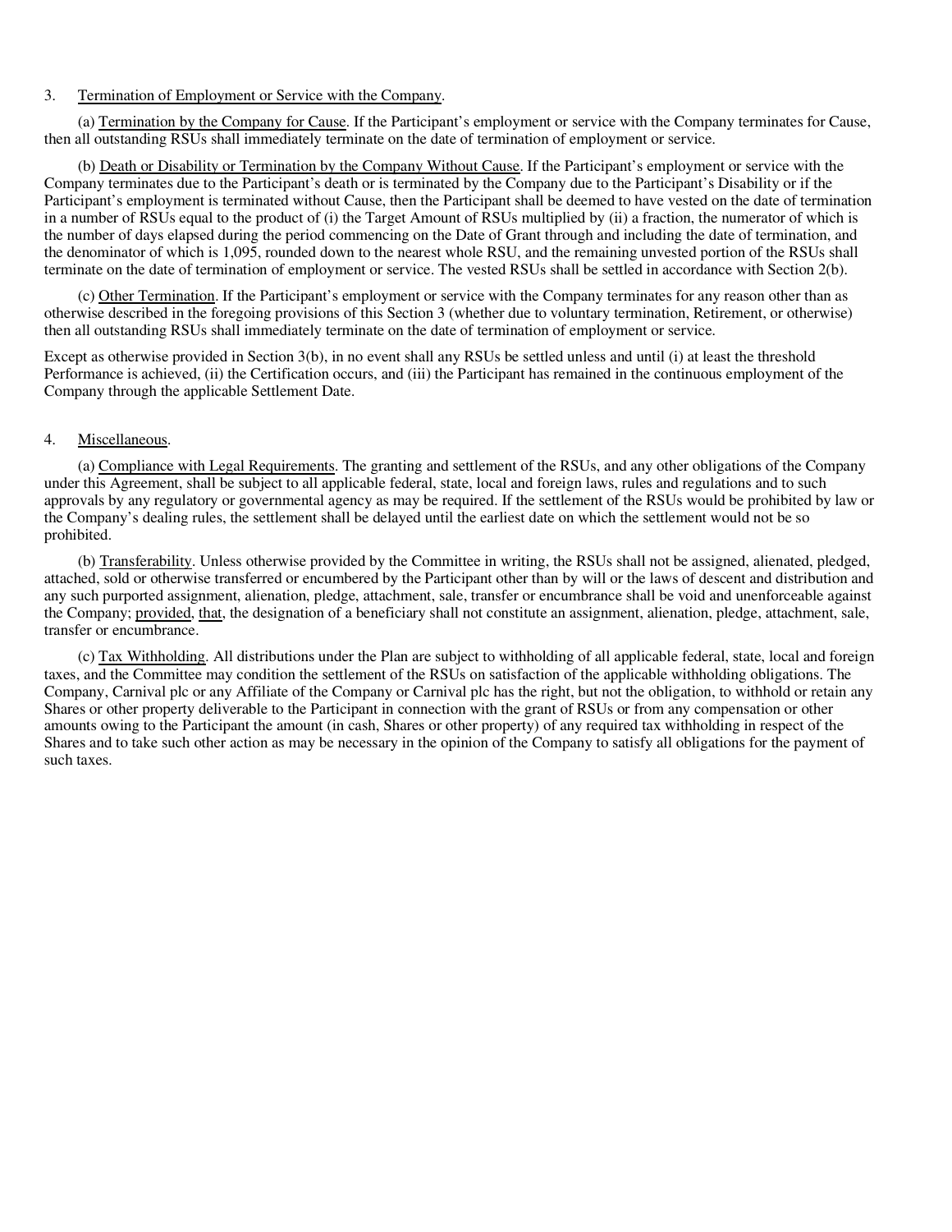3. Termination of Employment or Service with the Company.

(a) Termination by the Company for Cause. If the Participant's employment or service with the Company terminates for Cause, then all outstanding RSUs shall immediately terminate on the date of termination of employment or service.

(b) Death or Disability or Termination by the Company Without Cause. If the Participant's employment or service with the Company terminates due to the Participant's death or is terminated by the Company due to the Participant's Disability or if the Participant's employment is terminated without Cause, then the Participant shall be deemed to have vested on the date of termination in a number of RSUs equal to the product of (i) the Target Amount of RSUs multiplied by (ii) a fraction, the numerator of which is the number of days elapsed during the period commencing on the Date of Grant through and including the date of termination, and the denominator of which is 1,095, rounded down to the nearest whole RSU, and the remaining unvested portion of the RSUs shall terminate on the date of termination of employment or service. The vested RSUs shall be settled in accordance with Section 2(b).

(c) Other Termination. If the Participant's employment or service with the Company terminates for any reason other than as otherwise described in the foregoing provisions of this Section 3 (whether due to voluntary termination, Retirement, or otherwise) then all outstanding RSUs shall immediately terminate on the date of termination of employment or service.

Except as otherwise provided in Section 3(b), in no event shall any RSUs be settled unless and until (i) at least the threshold Performance is achieved, (ii) the Certification occurs, and (iii) the Participant has remained in the continuous employment of the Company through the applicable Settlement Date.

4. Miscellaneous.

(a) Compliance with Legal Requirements. The granting and settlement of the RSUs, and any other obligations of the Company under this Agreement, shall be subject to all applicable federal, state, local and foreign laws, rules and regulations and to such approvals by any regulatory or governmental agency as may be required. If the settlement of the RSUs would be prohibited by law or the Company's dealing rules, the settlement shall be delayed until the earliest date on which the settlement would not be so prohibited.

(b) Transferability. Unless otherwise provided by the Committee in writing, the RSUs shall not be assigned, alienated, pledged, attached, sold or otherwise transferred or encumbered by the Participant other than by will or the laws of descent and distribution and any such purported assignment, alienation, pledge, attachment, sale, transfer or encumbrance shall be void and unenforceable against the Company; provided, that, the designation of a beneficiary shall not constitute an assignment, alienation, pledge, attachment, sale, transfer or encumbrance.

(c) Tax Withholding. All distributions under the Plan are subject to withholding of all applicable federal, state, local and foreign taxes, and the Committee may condition the settlement of the RSUs on satisfaction of the applicable withholding obligations. The Company, Carnival plc or any Affiliate of the Company or Carnival plc has the right, but not the obligation, to withhold or retain any Shares or other property deliverable to the Participant in connection with the grant of RSUs or from any compensation or other amounts owing to the Participant the amount (in cash, Shares or other property) of any required tax withholding in respect of the Shares and to take such other action as may be necessary in the opinion of the Company to satisfy all obligations for the payment of such taxes.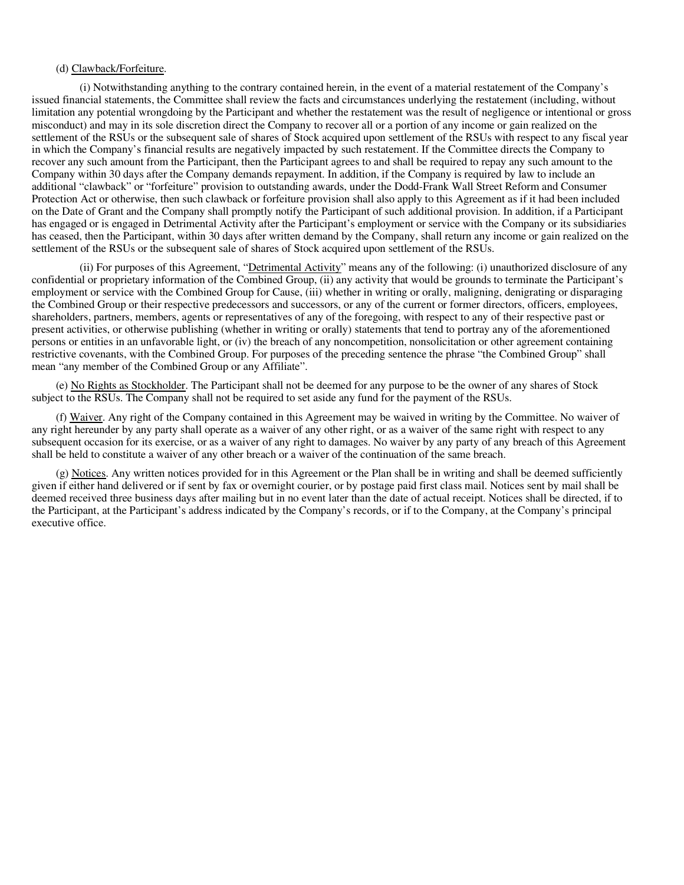(d) Clawback/Forfeiture.

(i) Notwithstanding anything to the contrary contained herein, in the event of a material restatement of the Company's issued financial statements, the Committee shall review the facts and circumstances underlying the restatement (including, without limitation any potential wrongdoing by the Participant and whether the restatement was the result of negligence or intentional or gross misconduct) and may in its sole discretion direct the Company to recover all or a portion of any income or gain realized on the settlement of the RSUs or the subsequent sale of shares of Stock acquired upon settlement of the RSUs with respect to any fiscal year in which the Company's financial results are negatively impacted by such restatement. If the Committee directs the Company to recover any such amount from the Participant, then the Participant agrees to and shall be required to repay any such amount to the Company within 30 days after the Company demands repayment. In addition, if the Company is required by law to include an additional "clawback" or "forfeiture" provision to outstanding awards, under the Dodd-Frank Wall Street Reform and Consumer Protection Act or otherwise, then such clawback or forfeiture provision shall also apply to this Agreement as if it had been included on the Date of Grant and the Company shall promptly notify the Participant of such additional provision. In addition, if a Participant has engaged or is engaged in Detrimental Activity after the Participant's employment or service with the Company or its subsidiaries has ceased, then the Participant, within 30 days after written demand by the Company, shall return any income or gain realized on the settlement of the RSUs or the subsequent sale of shares of Stock acquired upon settlement of the RSUs.

(ii) For purposes of this Agreement, "Detrimental Activity" means any of the following: (i) unauthorized disclosure of any confidential or proprietary information of the Combined Group, (ii) any activity that would be grounds to terminate the Participant's employment or service with the Combined Group for Cause, (iii) whether in writing or orally, maligning, denigrating or disparaging the Combined Group or their respective predecessors and successors, or any of the current or former directors, officers, employees, shareholders, partners, members, agents or representatives of any of the foregoing, with respect to any of their respective past or present activities, or otherwise publishing (whether in writing or orally) statements that tend to portray any of the aforementioned persons or entities in an unfavorable light, or (iv) the breach of any noncompetition, nonsolicitation or other agreement containing restrictive covenants, with the Combined Group. For purposes of the preceding sentence the phrase "the Combined Group" shall mean "any member of the Combined Group or any Affiliate".

(e) No Rights as Stockholder. The Participant shall not be deemed for any purpose to be the owner of any shares of Stock subject to the RSUs. The Company shall not be required to set aside any fund for the payment of the RSUs.

(f) Waiver. Any right of the Company contained in this Agreement may be waived in writing by the Committee. No waiver of any right hereunder by any party shall operate as a waiver of any other right, or as a waiver of the same right with respect to any subsequent occasion for its exercise, or as a waiver of any right to damages. No waiver by any party of any breach of this Agreement shall be held to constitute a waiver of any other breach or a waiver of the continuation of the same breach.

(g) Notices. Any written notices provided for in this Agreement or the Plan shall be in writing and shall be deemed sufficiently given if either hand delivered or if sent by fax or overnight courier, or by postage paid first class mail. Notices sent by mail shall be deemed received three business days after mailing but in no event later than the date of actual receipt. Notices shall be directed, if to the Participant, at the Participant's address indicated by the Company's records, or if to the Company, at the Company's principal executive office.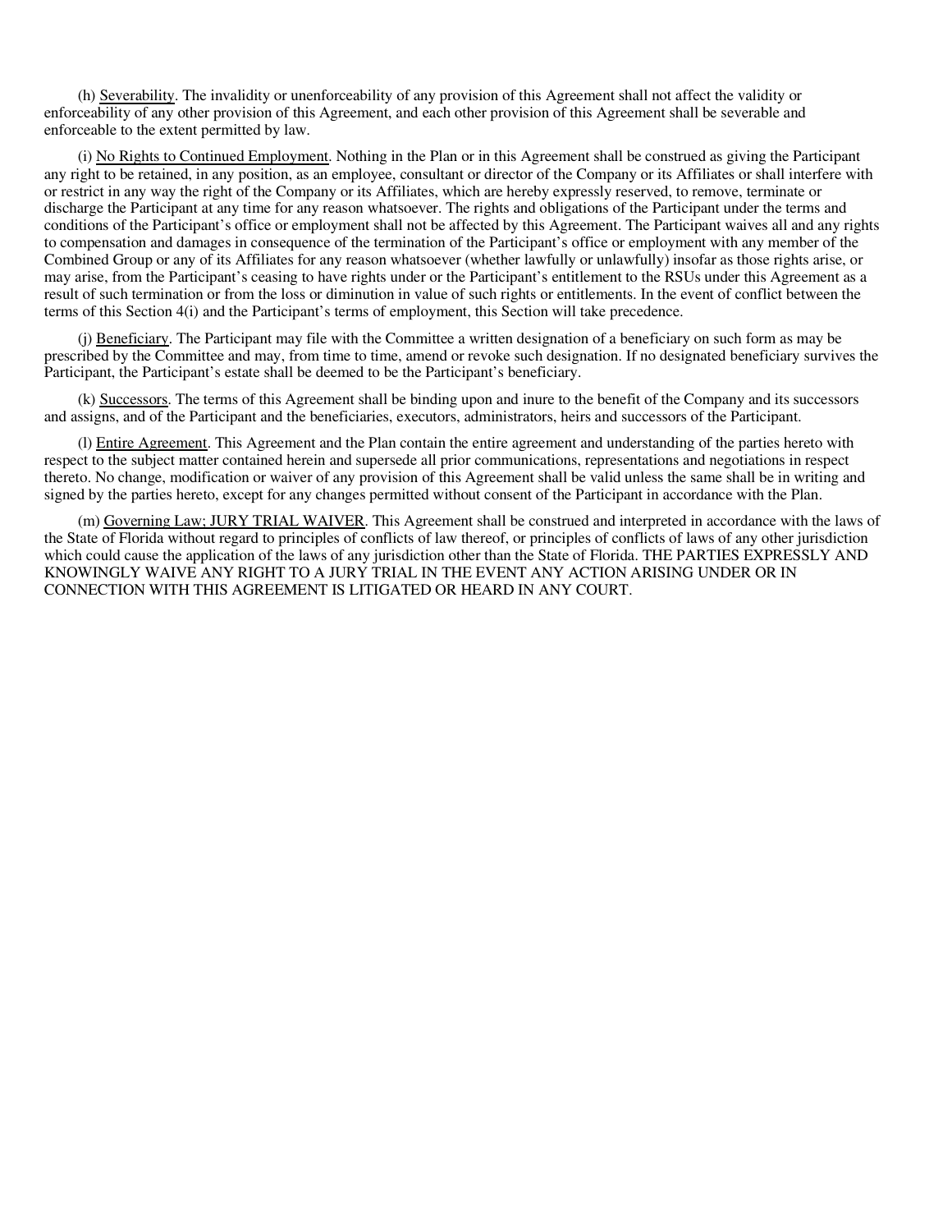(h) Severability. The invalidity or unenforceability of any provision of this Agreement shall not affect the validity or enforceability of any other provision of this Agreement, and each other provision of this Agreement shall be severable and enforceable to the extent permitted by law.

(i) No Rights to Continued Employment. Nothing in the Plan or in this Agreement shall be construed as giving the Participant any right to be retained, in any position, as an employee, consultant or director of the Company or its Affiliates or shall interfere with or restrict in any way the right of the Company or its Affiliates, which are hereby expressly reserved, to remove, terminate or discharge the Participant at any time for any reason whatsoever. The rights and obligations of the Participant under the terms and conditions of the Participant's office or employment shall not be affected by this Agreement. The Participant waives all and any rights to compensation and damages in consequence of the termination of the Participant's office or employment with any member of the Combined Group or any of its Affiliates for any reason whatsoever (whether lawfully or unlawfully) insofar as those rights arise, or may arise, from the Participant's ceasing to have rights under or the Participant's entitlement to the RSUs under this Agreement as a result of such termination or from the loss or diminution in value of such rights or entitlements. In the event of conflict between the terms of this Section 4(i) and the Participant's terms of employment, this Section will take precedence.

(j) Beneficiary. The Participant may file with the Committee a written designation of a beneficiary on such form as may be prescribed by the Committee and may, from time to time, amend or revoke such designation. If no designated beneficiary survives the Participant, the Participant's estate shall be deemed to be the Participant's beneficiary.

(k) Successors. The terms of this Agreement shall be binding upon and inure to the benefit of the Company and its successors and assigns, and of the Participant and the beneficiaries, executors, administrators, heirs and successors of the Participant.

(l) Entire Agreement. This Agreement and the Plan contain the entire agreement and understanding of the parties hereto with respect to the subject matter contained herein and supersede all prior communications, representations and negotiations in respect thereto. No change, modification or waiver of any provision of this Agreement shall be valid unless the same shall be in writing and signed by the parties hereto, except for any changes permitted without consent of the Participant in accordance with the Plan.

(m) Governing Law; JURY TRIAL WAIVER. This Agreement shall be construed and interpreted in accordance with the laws of the State of Florida without regard to principles of conflicts of law thereof, or principles of conflicts of laws of any other jurisdiction which could cause the application of the laws of any jurisdiction other than the State of Florida. THE PARTIES EXPRESSLY AND KNOWINGLY WAIVE ANY RIGHT TO A JURY TRIAL IN THE EVENT ANY ACTION ARISING UNDER OR IN CONNECTION WITH THIS AGREEMENT IS LITIGATED OR HEARD IN ANY COURT.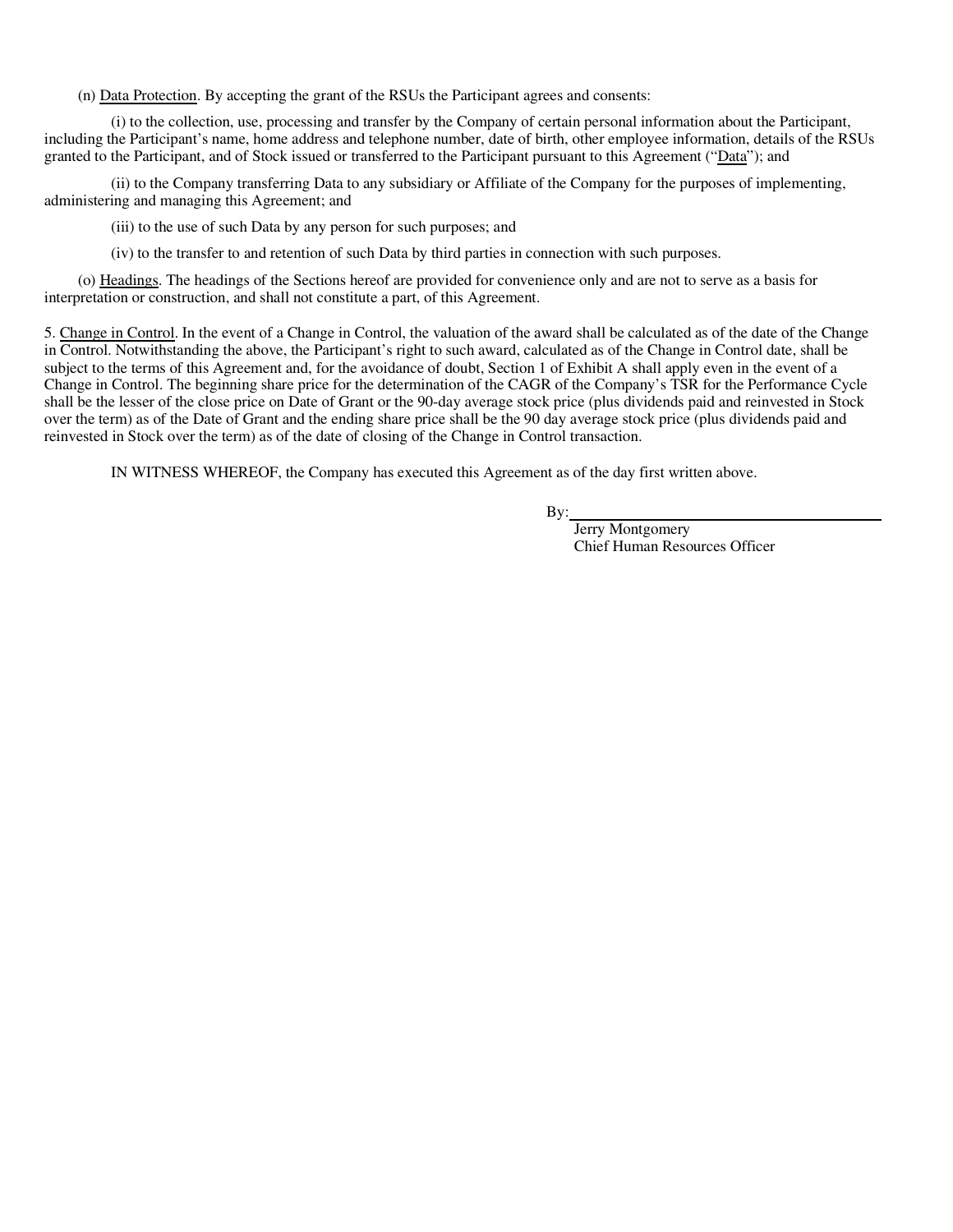(n) Data Protection. By accepting the grant of the RSUs the Participant agrees and consents:

(i) to the collection, use, processing and transfer by the Company of certain personal information about the Participant, including the Participant's name, home address and telephone number, date of birth, other employee information, details of the RSUs granted to the Participant, and of Stock issued or transferred to the Participant pursuant to this Agreement ("Data"); and

(ii) to the Company transferring Data to any subsidiary or Affiliate of the Company for the purposes of implementing, administering and managing this Agreement; and

(iii) to the use of such Data by any person for such purposes; and

(iv) to the transfer to and retention of such Data by third parties in connection with such purposes.

(o) Headings. The headings of the Sections hereof are provided for convenience only and are not to serve as a basis for interpretation or construction, and shall not constitute a part, of this Agreement.

5. Change in Control. In the event of a Change in Control, the valuation of the award shall be calculated as of the date of the Change in Control. Notwithstanding the above, the Participant's right to such award, calculated as of the Change in Control date, shall be subject to the terms of this Agreement and, for the avoidance of doubt, Section 1 of Exhibit A shall apply even in the event of a Change in Control. The beginning share price for the determination of the CAGR of the Company's TSR for the Performance Cycle shall be the lesser of the close price on Date of Grant or the 90-day average stock price (plus dividends paid and reinvested in Stock over the term) as of the Date of Grant and the ending share price shall be the 90 day average stock price (plus dividends paid and reinvested in Stock over the term) as of the date of closing of the Change in Control transaction.

IN WITNESS WHEREOF, the Company has executed this Agreement as of the day first written above.

By: \_\_\_\_\_\_\_\_\_\_\_\_\_\_\_\_\_\_\_\_\_\_\_\_\_\_\_\_\_\_\_\_\_\_\_\_

Jerry Montgomery

Chief Human Resources Officer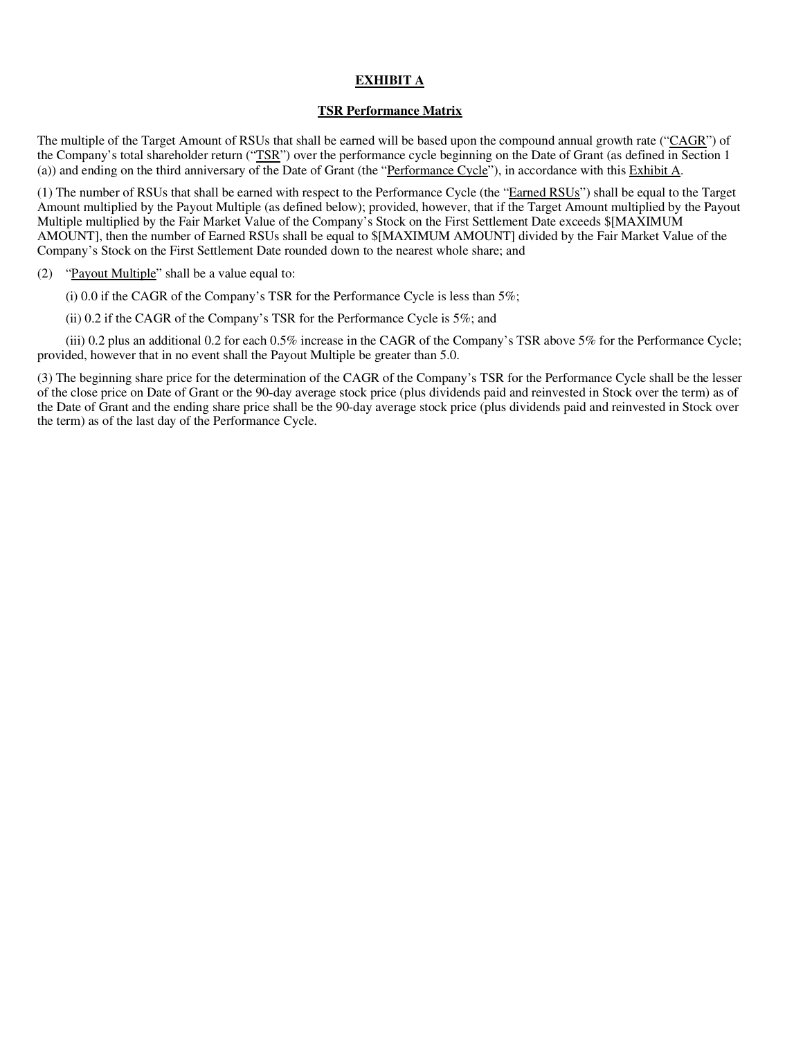**EXHIBIT A**

**TSR Performance Matrix**

The multiple of the Target Amount of RSUs that shall be earned will be based upon the compound annual growth rate ("CAGR") of the Company's total shareholder return ("TSR") over the performance cycle beginning on the Date of Grant (as defined in Section 1 (a)) and ending on the third anniversary of the Date of Grant (the "Performance Cycle"), in accordance with this Exhibit A.

(1) The number of RSUs that shall be earned with respect to the Performance Cycle (the "Earned RSUs") shall be equal to the Target Amount multiplied by the Payout Multiple (as defined below); provided, however, that if the Target Amount multiplied by the Payout Multiple multiplied by the Fair Market Value of the Company's Stock on the First Settlement Date exceeds $[MAXIMUM AMOUNT], then the number of Earned RSUs shall be equal to $[MAXIMUM AMOUNT] divided by the Fair Market Value of the Company's Stock on the First Settlement Date rounded down to the nearest whole share; and

(2) "Payout Multiple" shall be a value equal to:

(i) 0.0 if the CAGR of the Company's TSR for the Performance Cycle is less than 5%;

(ii) 0.2 if the CAGR of the Company's TSR for the Performance Cycle is 5%; and

(iii) 0.2 plus an additional 0.2 for each 0.5% increase in the CAGR of the Company's TSR above 5% for the Performance Cycle; provided, however that in no event shall the Payout Multiple be greater than 5.0.

(3) The beginning share price for the determination of the CAGR of the Company's TSR for the Performance Cycle shall be the lesser of the close price on Date of Grant or the 90-day average stock price (plus dividends paid and reinvested in Stock over the term) as of the Date of Grant and the ending share price shall be the 90-day average stock price (plus dividends paid and reinvested in Stock over the term) as of the last day of the Performance Cycle.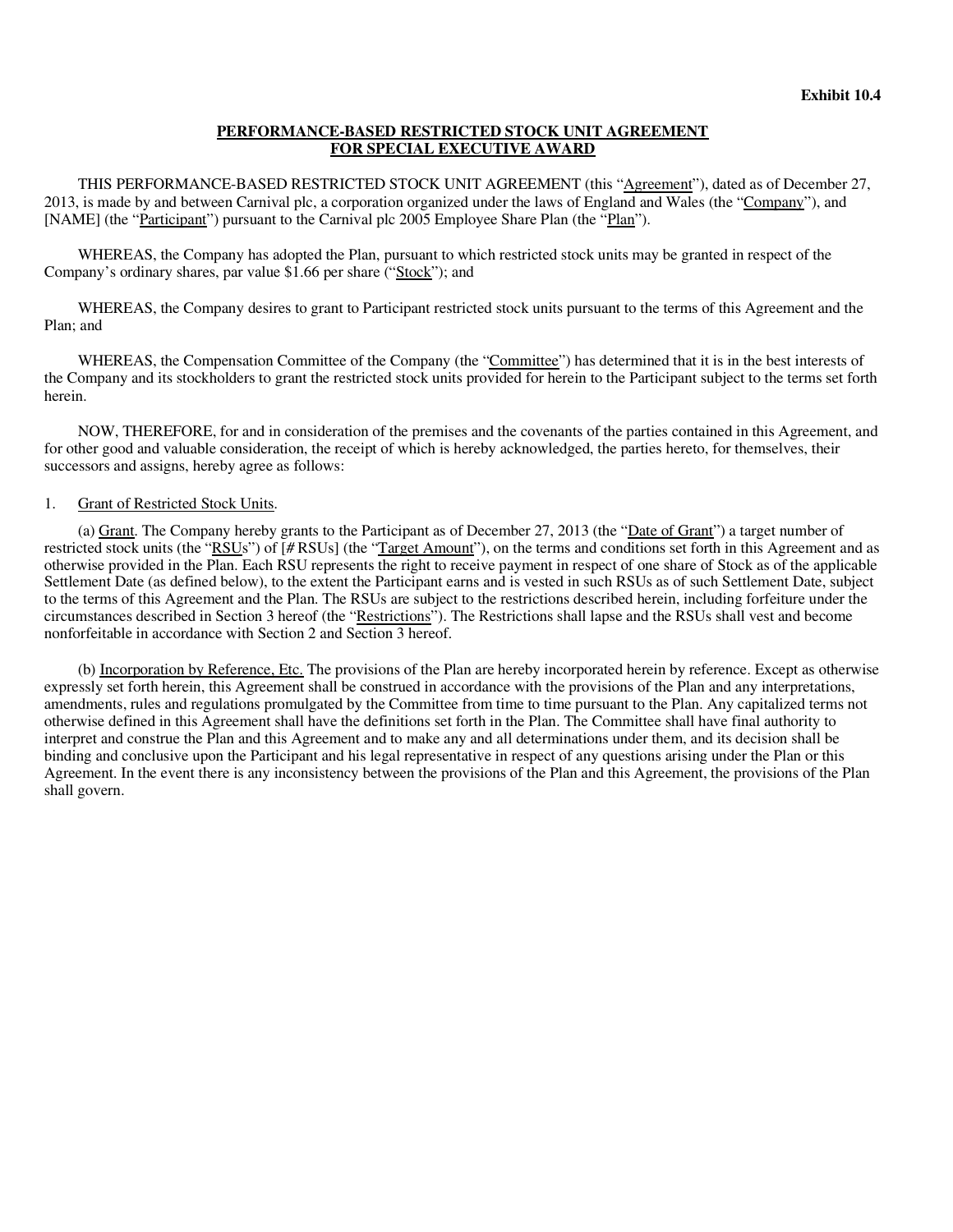**Exhibit 10.4**

## PERFORMANCE-BASED RESTRICTED STOCK UNIT AGREEMENT FOR SPECIAL EXECUTIVE AWARD

THIS PERFORMANCE-BASED RESTRICTED STOCK UNIT AGREEMENT (this "Agreement"), dated as of December 27, 2013, is made by and between Carnival plc, a corporation organized under the laws of England and Wales (the "Company"), and [NAME] (the "Participant") pursuant to the Carnival plc 2005 Employee Share Plan (the "Plan").

WHEREAS, the Company has adopted the Plan, pursuant to which restricted stock units may be granted in respect of the Company's ordinary shares, par value $1.66 per share ("Stock"); and

WHEREAS, the Company desires to grant to Participant restricted stock units pursuant to the terms of this Agreement and the Plan; and

WHEREAS, the Compensation Committee of the Company (the "Committee") has determined that it is in the best interests of the Company and its stockholders to grant the restricted stock units provided for herein to the Participant subject to the terms set forth herein.

NOW, THEREFORE, for and in consideration of the premises and the covenants of the parties contained in this Agreement, and for other good and valuable consideration, the receipt of which is hereby acknowledged, the parties hereto, for themselves, their successors and assigns, hereby agree as follows:

1. Grant of Restricted Stock Units.

(a) Grant. The Company hereby grants to the Participant as of December 27, 2013 (the "Date of Grant") a target number of restricted stock units (the "RSUs") of [# RSUs] (the "Target Amount"), on the terms and conditions set forth in this Agreement and as otherwise provided in the Plan. Each RSU represents the right to receive payment in respect of one share of Stock as of the applicable Settlement Date (as defined below), to the extent the Participant earns and is vested in such RSUs as of such Settlement Date, subject to the terms of this Agreement and the Plan. The RSUs are subject to the restrictions described herein, including forfeiture under the circumstances described in Section 3 hereof (the "Restrictions"). The Restrictions shall lapse and the RSUs shall vest and become nonforfeitable in accordance with Section 2 and Section 3 hereof.

(b) Incorporation by Reference, Etc. The provisions of the Plan are hereby incorporated herein by reference. Except as otherwise expressly set forth herein, this Agreement shall be construed in accordance with the provisions of the Plan and any interpretations, amendments, rules and regulations promulgated by the Committee from time to time pursuant to the Plan. Any capitalized terms not otherwise defined in this Agreement shall have the definitions set forth in the Plan. The Committee shall have final authority to interpret and construe the Plan and this Agreement and to make any and all determinations under them, and its decision shall be binding and conclusive upon the Participant and his legal representative in respect of any questions arising under the Plan or this Agreement. In the event there is any inconsistency between the provisions of the Plan and this Agreement, the provisions of the Plan shall govern.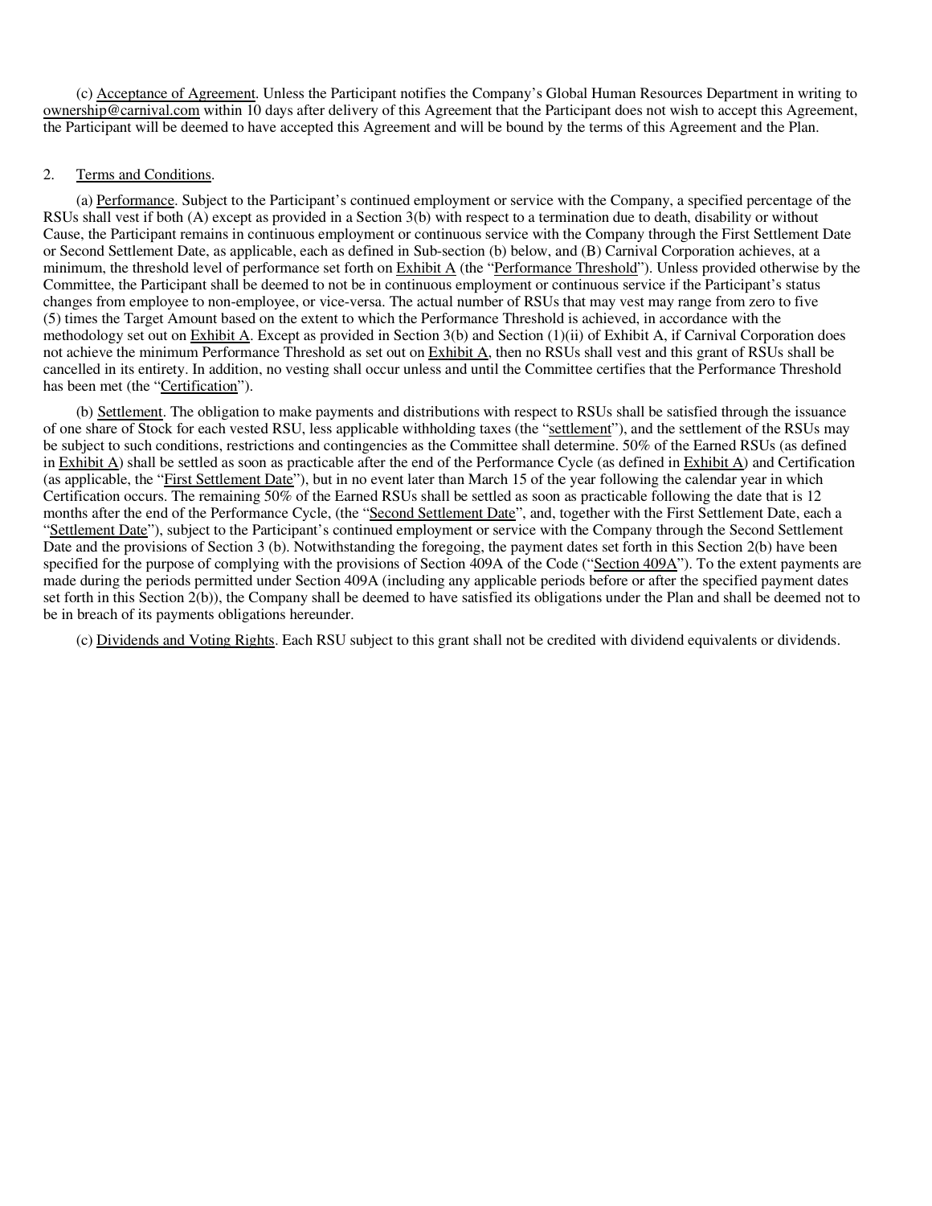(c) Acceptance of Agreement. Unless the Participant notifies the Company's Global Human Resources Department in writing to ownership@carnival.com within 10 days after delivery of this Agreement that the Participant does not wish to accept this Agreement, the Participant will be deemed to have accepted this Agreement and will be bound by the terms of this Agreement and the Plan.

2. Terms and Conditions.

(a) Performance. Subject to the Participant's continued employment or service with the Company, a specified percentage of the RSUs shall vest if both (A) except as provided in a Section 3(b) with respect to a termination due to death, disability or without Cause, the Participant remains in continuous employment or continuous service with the Company through the First Settlement Date or Second Settlement Date, as applicable, each as defined in Sub-section (b) below, and (B) Carnival Corporation achieves, at a minimum, the threshold level of performance set forth on Exhibit A (the "Performance Threshold"). Unless provided otherwise by the Committee, the Participant shall be deemed to not be in continuous employment or continuous service if the Participant's status changes from employee to non-employee, or vice-versa. The actual number of RSUs that may vest may range from zero to five (5) times the Target Amount based on the extent to which the Performance Threshold is achieved, in accordance with the methodology set out on Exhibit A. Except as provided in Section 3(b) and Section (1)(ii) of Exhibit A, if Carnival Corporation does not achieve the minimum Performance Threshold as set out on Exhibit A, then no RSUs shall vest and this grant of RSUs shall be cancelled in its entirety. In addition, no vesting shall occur unless and until the Committee certifies that the Performance Threshold has been met (the "Certification").

(b) Settlement. The obligation to make payments and distributions with respect to RSUs shall be satisfied through the issuance of one share of Stock for each vested RSU, less applicable withholding taxes (the "settlement"), and the settlement of the RSUs may be subject to such conditions, restrictions and contingencies as the Committee shall determine. 50% of the Earned RSUs (as defined in Exhibit A) shall be settled as soon as practicable after the end of the Performance Cycle (as defined in Exhibit A) and Certification (as applicable, the "First Settlement Date"), but in no event later than March 15 of the year following the calendar year in which Certification occurs. The remaining 50% of the Earned RSUs shall be settled as soon as practicable following the date that is 12 months after the end of the Performance Cycle, (the "Second Settlement Date", and, together with the First Settlement Date, each a "Settlement Date"), subject to the Participant's continued employment or service with the Company through the Second Settlement Date and the provisions of Section 3 (b). Notwithstanding the foregoing, the payment dates set forth in this Section 2(b) have been specified for the purpose of complying with the provisions of Section 409A of the Code ("Section 409A"). To the extent payments are made during the periods permitted under Section 409A (including any applicable periods before or after the specified payment dates set forth in this Section 2(b)), the Company shall be deemed to have satisfied its obligations under the Plan and shall be deemed not to be in breach of its payments obligations hereunder.

(c) Dividends and Voting Rights. Each RSU subject to this grant shall not be credited with dividend equivalents or dividends.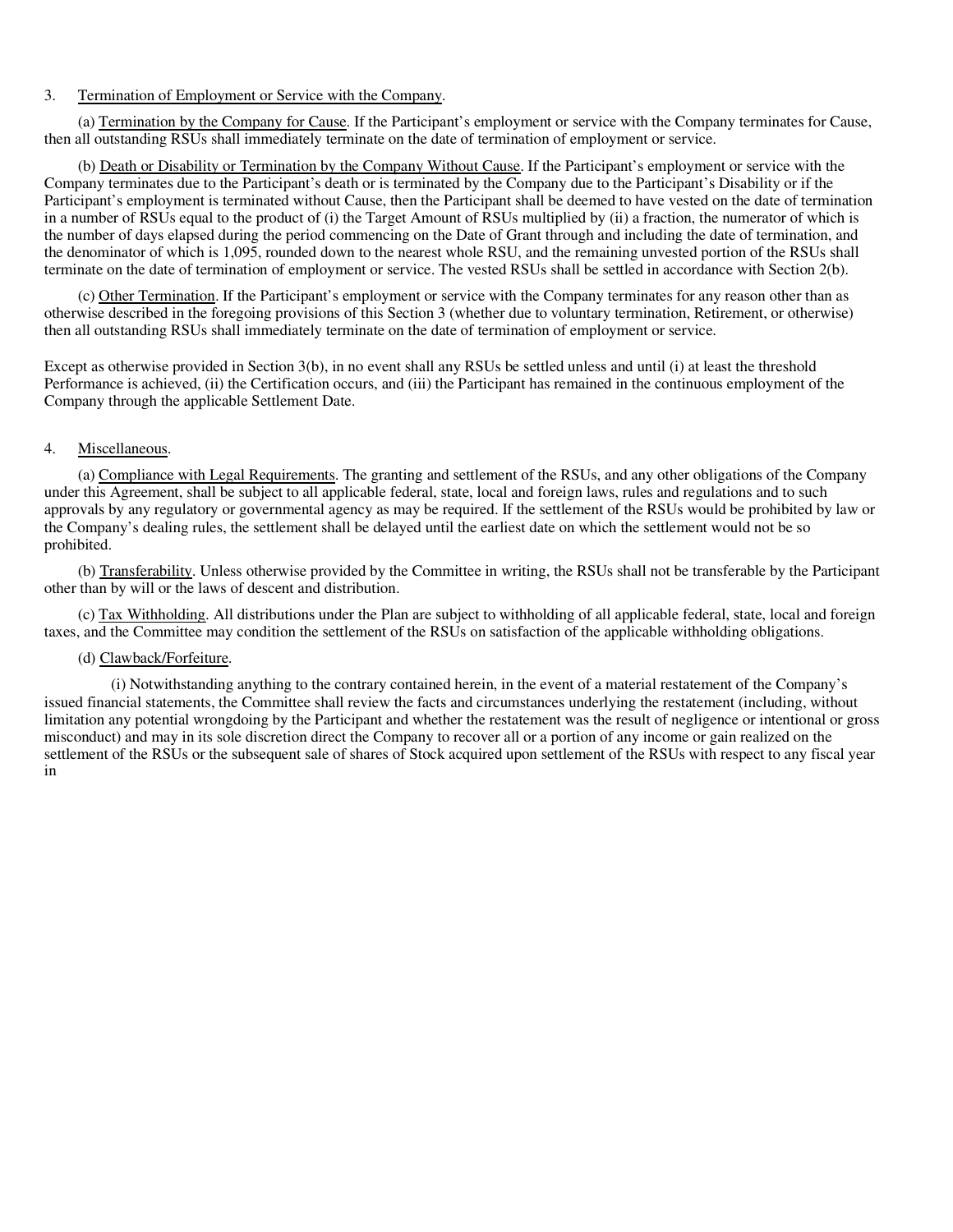3. Termination of Employment or Service with the Company.

(a) Termination by the Company for Cause. If the Participant's employment or service with the Company terminates for Cause, then all outstanding RSUs shall immediately terminate on the date of termination of employment or service.

(b) Death or Disability or Termination by the Company Without Cause. If the Participant's employment or service with the Company terminates due to the Participant's death or is terminated by the Company due to the Participant's Disability or if the Participant's employment is terminated without Cause, then the Participant shall be deemed to have vested on the date of termination in a number of RSUs equal to the product of (i) the Target Amount of RSUs multiplied by (ii) a fraction, the numerator of which is the number of days elapsed during the period commencing on the Date of Grant through and including the date of termination, and the denominator of which is 1,095, rounded down to the nearest whole RSU, and the remaining unvested portion of the RSUs shall terminate on the date of termination of employment or service. The vested RSUs shall be settled in accordance with Section 2(b).

(c) Other Termination. If the Participant's employment or service with the Company terminates for any reason other than as otherwise described in the foregoing provisions of this Section 3 (whether due to voluntary termination, Retirement, or otherwise) then all outstanding RSUs shall immediately terminate on the date of termination of employment or service.

Except as otherwise provided in Section 3(b), in no event shall any RSUs be settled unless and until (i) at least the threshold Performance is achieved, (ii) the Certification occurs, and (iii) the Participant has remained in the continuous employment of the Company through the applicable Settlement Date.

4. Miscellaneous.

(a) Compliance with Legal Requirements. The granting and settlement of the RSUs, and any other obligations of the Company under this Agreement, shall be subject to all applicable federal, state, local and foreign laws, rules and regulations and to such approvals by any regulatory or governmental agency as may be required. If the settlement of the RSUs would be prohibited by law or the Company's dealing rules, the settlement shall be delayed until the earliest date on which the settlement would not be so prohibited.

(b) Transferability. Unless otherwise provided by the Committee in writing, the RSUs shall not be transferable by the Participant other than by will or the laws of descent and distribution.

(c) Tax Withholding. All distributions under the Plan are subject to withholding of all applicable federal, state, local and foreign taxes, and the Committee may condition the settlement of the RSUs on satisfaction of the applicable withholding obligations.

(d) Clawback/Forfeiture.

(i) Notwithstanding anything to the contrary contained herein, in the event of a material restatement of the Company's issued financial statements, the Committee shall review the facts and circumstances underlying the restatement (including, without limitation any potential wrongdoing by the Participant and whether the restatement was the result of negligence or intentional or gross misconduct) and may in its sole discretion direct the Company to recover all or a portion of any income or gain realized on the settlement of the RSUs or the subsequent sale of shares of Stock acquired upon settlement of the RSUs with respect to any fiscal year in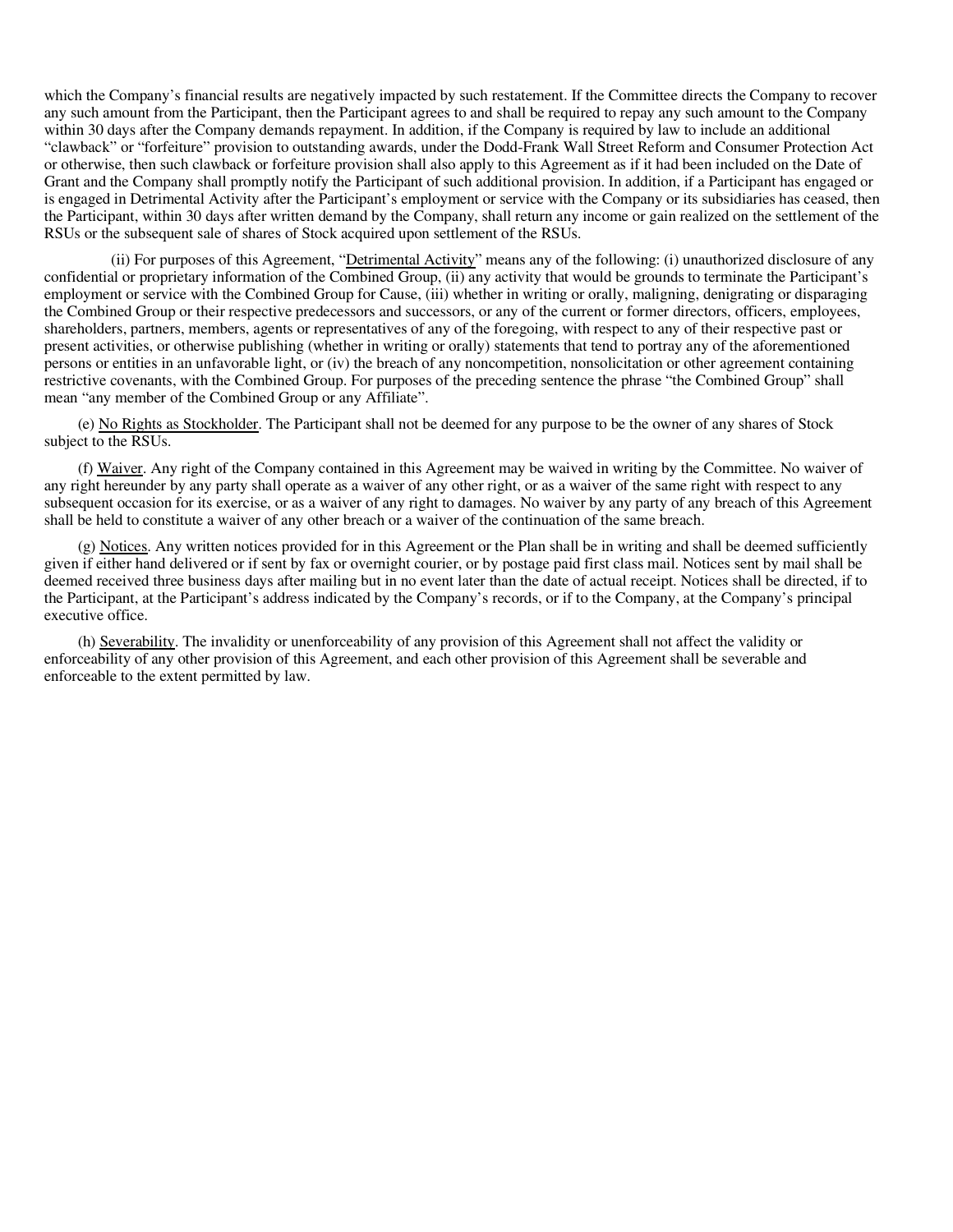which the Company's financial results are negatively impacted by such restatement. If the Committee directs the Company to recover any such amount from the Participant, then the Participant agrees to and shall be required to repay any such amount to the Company within 30 days after the Company demands repayment. In addition, if the Company is required by law to include an additional "clawback" or "forfeiture" provision to outstanding awards, under the Dodd-Frank Wall Street Reform and Consumer Protection Act or otherwise, then such clawback or forfeiture provision shall also apply to this Agreement as if it had been included on the Date of Grant and the Company shall promptly notify the Participant of such additional provision. In addition, if a Participant has engaged or is engaged in Detrimental Activity after the Participant's employment or service with the Company or its subsidiaries has ceased, then the Participant, within 30 days after written demand by the Company, shall return any income or gain realized on the settlement of the RSUs or the subsequent sale of shares of Stock acquired upon settlement of the RSUs.

(ii) For purposes of this Agreement, "Detrimental Activity" means any of the following: (i) unauthorized disclosure of any confidential or proprietary information of the Combined Group, (ii) any activity that would be grounds to terminate the Participant's employment or service with the Combined Group for Cause, (iii) whether in writing or orally, maligning, denigrating or disparaging the Combined Group or their respective predecessors and successors, or any of the current or former directors, officers, employees, shareholders, partners, members, agents or representatives of any of the foregoing, with respect to any of their respective past or present activities, or otherwise publishing (whether in writing or orally) statements that tend to portray any of the aforementioned persons or entities in an unfavorable light, or (iv) the breach of any noncompetition, nonsolicitation or other agreement containing restrictive covenants, with the Combined Group. For purposes of the preceding sentence the phrase "the Combined Group" shall mean "any member of the Combined Group or any Affiliate".

(e) No Rights as Stockholder. The Participant shall not be deemed for any purpose to be the owner of any shares of Stock subject to the RSUs.

(f) Waiver. Any right of the Company contained in this Agreement may be waived in writing by the Committee. No waiver of any right hereunder by any party shall operate as a waiver of any other right, or as a waiver of the same right with respect to any subsequent occasion for its exercise, or as a waiver of any right to damages. No waiver by any party of any breach of this Agreement shall be held to constitute a waiver of any other breach or a waiver of the continuation of the same breach.

(g) Notices. Any written notices provided for in this Agreement or the Plan shall be in writing and shall be deemed sufficiently given if either hand delivered or if sent by fax or overnight courier, or by postage paid first class mail. Notices sent by mail shall be deemed received three business days after mailing but in no event later than the date of actual receipt. Notices shall be directed, if to the Participant, at the Participant's address indicated by the Company's records, or if to the Company, at the Company's principal executive office.

(h) Severability. The invalidity or unenforceability of any provision of this Agreement shall not affect the validity or enforceability of any other provision of this Agreement, and each other provision of this Agreement shall be severable and enforceable to the extent permitted by law.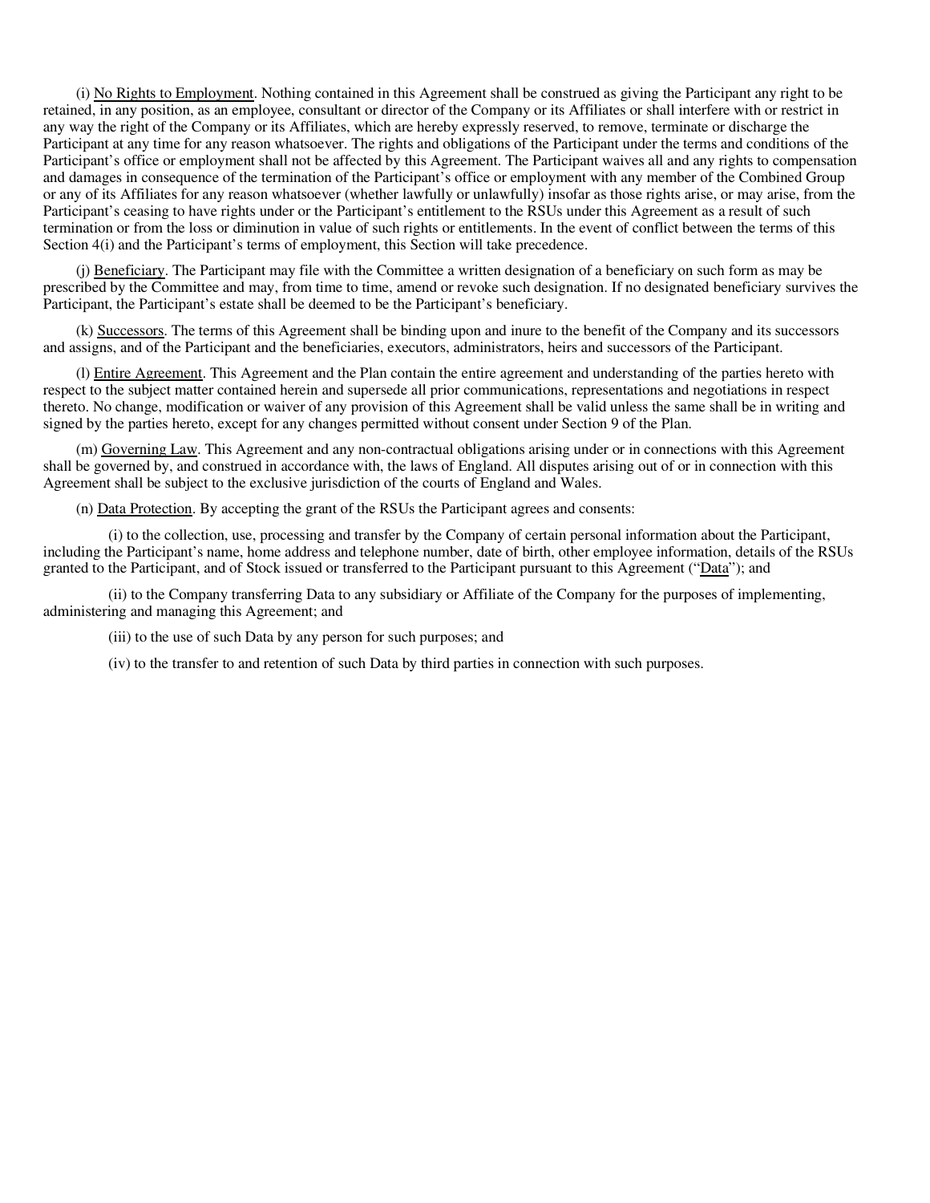(i) No Rights to Employment. Nothing contained in this Agreement shall be construed as giving the Participant any right to be retained, in any position, as an employee, consultant or director of the Company or its Affiliates or shall interfere with or restrict in any way the right of the Company or its Affiliates, which are hereby expressly reserved, to remove, terminate or discharge the Participant at any time for any reason whatsoever. The rights and obligations of the Participant under the terms and conditions of the Participant's office or employment shall not be affected by this Agreement. The Participant waives all and any rights to compensation and damages in consequence of the termination of the Participant's office or employment with any member of the Combined Group or any of its Affiliates for any reason whatsoever (whether lawfully or unlawfully) insofar as those rights arise, or may arise, from the Participant's ceasing to have rights under or the Participant's entitlement to the RSUs under this Agreement as a result of such termination or from the loss or diminution in value of such rights or entitlements. In the event of conflict between the terms of this Section 4(i) and the Participant's terms of employment, this Section will take precedence.

(j) Beneficiary. The Participant may file with the Committee a written designation of a beneficiary on such form as may be prescribed by the Committee and may, from time to time, amend or revoke such designation. If no designated beneficiary survives the Participant, the Participant's estate shall be deemed to be the Participant's beneficiary.

(k) Successors. The terms of this Agreement shall be binding upon and inure to the benefit of the Company and its successors and assigns, and of the Participant and the beneficiaries, executors, administrators, heirs and successors of the Participant.

(l) Entire Agreement. This Agreement and the Plan contain the entire agreement and understanding of the parties hereto with respect to the subject matter contained herein and supersede all prior communications, representations and negotiations in respect thereto. No change, modification or waiver of any provision of this Agreement shall be valid unless the same shall be in writing and signed by the parties hereto, except for any changes permitted without consent under Section 9 of the Plan.

(m) Governing Law. This Agreement and any non-contractual obligations arising under or in connections with this Agreement shall be governed by, and construed in accordance with, the laws of England. All disputes arising out of or in connection with this Agreement shall be subject to the exclusive jurisdiction of the courts of England and Wales.

(n) Data Protection. By accepting the grant of the RSUs the Participant agrees and consents:

(i) to the collection, use, processing and transfer by the Company of certain personal information about the Participant, including the Participant's name, home address and telephone number, date of birth, other employee information, details of the RSUs granted to the Participant, and of Stock issued or transferred to the Participant pursuant to this Agreement ("Data"); and

(ii) to the Company transferring Data to any subsidiary or Affiliate of the Company for the purposes of implementing, administering and managing this Agreement; and

(iii) to the use of such Data by any person for such purposes; and

(iv) to the transfer to and retention of such Data by third parties in connection with such purposes.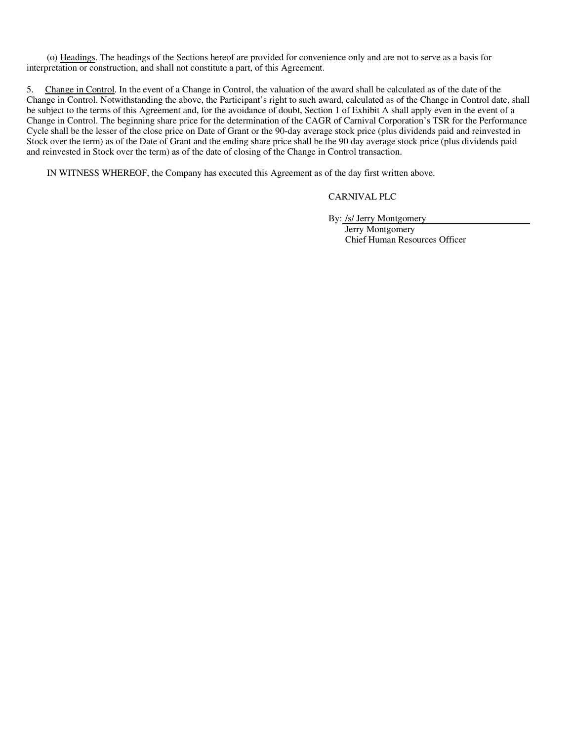(o) Headings. The headings of the Sections hereof are provided for convenience only and are not to serve as a basis for interpretation or construction, and shall not constitute a part, of this Agreement.

5. Change in Control. In the event of a Change in Control, the valuation of the award shall be calculated as of the date of the Change in Control. Notwithstanding the above, the Participant's right to such award, calculated as of the Change in Control date, shall be subject to the terms of this Agreement and, for the avoidance of doubt, Section 1 of Exhibit A shall apply even in the event of a Change in Control. The beginning share price for the determination of the CAGR of Carnival Corporation's TSR for the Performance Cycle shall be the lesser of the close price on Date of Grant or the 90-day average stock price (plus dividends paid and reinvested in Stock over the term) as of the Date of Grant and the ending share price shall be the 90 day average stock price (plus dividends paid and reinvested in Stock over the term) as of the date of closing of the Change in Control transaction.

IN WITNESS WHEREOF, the Company has executed this Agreement as of the day first written above.

CARNIVAL PLC

By: /s/ Jerry Montgomery
Jerry Montgomery
Chief Human Resources Officer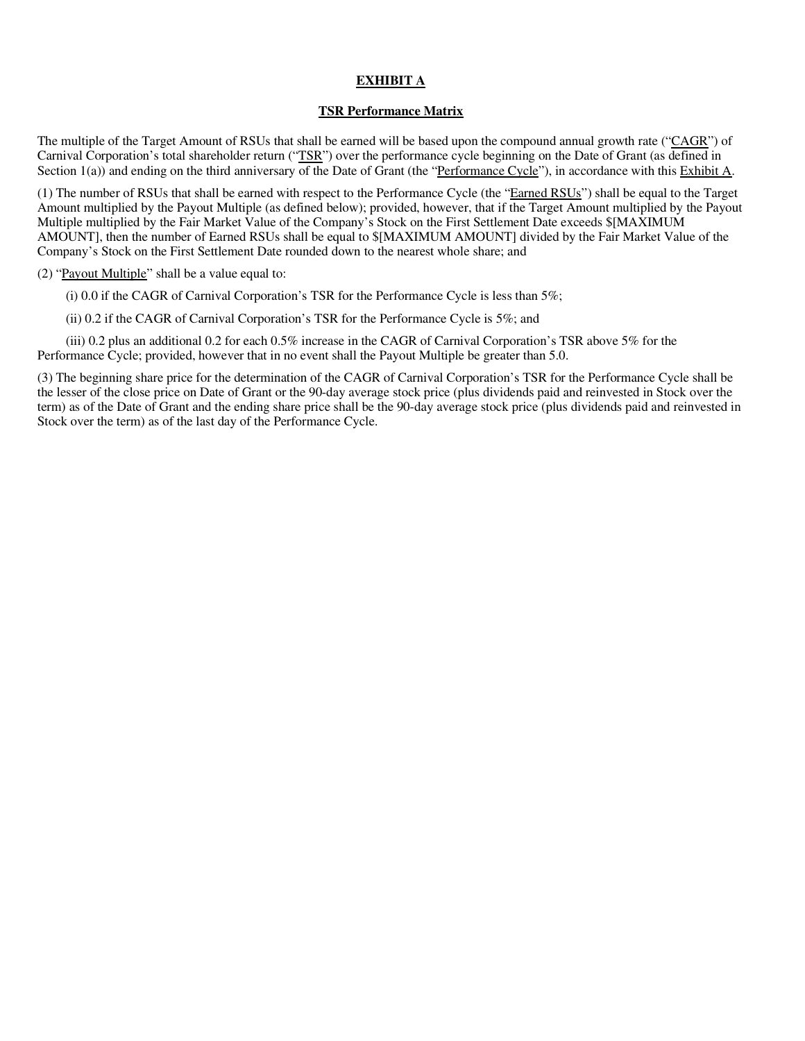# EXHIBIT A

## TSR Performance Matrix

The multiple of the Target Amount of RSUs that shall be earned will be based upon the compound annual growth rate ("CAGR") of Carnival Corporation's total shareholder return ("TSR") over the performance cycle beginning on the Date of Grant (as defined in Section 1(a)) and ending on the third anniversary of the Date of Grant (the "Performance Cycle"), in accordance with this Exhibit A.

(1) The number of RSUs that shall be earned with respect to the Performance Cycle (the "Earned RSUs") shall be equal to the Target Amount multiplied by the Payout Multiple (as defined below); provided, however, that if the Target Amount multiplied by the Payout Multiple multiplied by the Fair Market Value of the Company's Stock on the First Settlement Date exceeds $[MAXIMUM AMOUNT], then the number of Earned RSUs shall be equal to $[MAXIMUM AMOUNT] divided by the Fair Market Value of the Company's Stock on the First Settlement Date rounded down to the nearest whole share; and

(2) "Payout Multiple" shall be a value equal to:

(i) 0.0 if the CAGR of Carnival Corporation's TSR for the Performance Cycle is less than 5%;

(ii) 0.2 if the CAGR of Carnival Corporation's TSR for the Performance Cycle is 5%; and

(iii) 0.2 plus an additional 0.2 for each 0.5% increase in the CAGR of Carnival Corporation's TSR above 5% for the Performance Cycle; provided, however that in no event shall the Payout Multiple be greater than 5.0.

(3) The beginning share price for the determination of the CAGR of Carnival Corporation's TSR for the Performance Cycle shall be the lesser of the close price on Date of Grant or the 90-day average stock price (plus dividends paid and reinvested in Stock over the term) as of the Date of Grant and the ending share price shall be the 90-day average stock price (plus dividends paid and reinvested in Stock over the term) as of the last day of the Performance Cycle.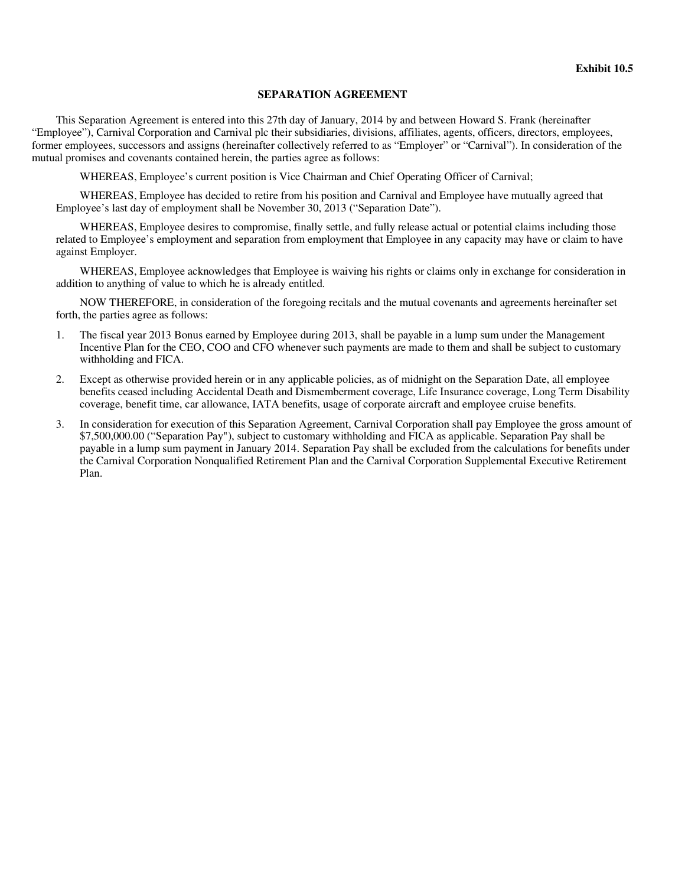**Exhibit 10.5**

**SEPARATION AGREEMENT**

This Separation Agreement is entered into this 27th day of January, 2014 by and between Howard S. Frank (hereinafter "Employee"), Carnival Corporation and Carnival plc their subsidiaries, divisions, affiliates, agents, officers, directors, employees, former employees, successors and assigns (hereinafter collectively referred to as "Employer" or "Carnival"). In consideration of the mutual promises and covenants contained herein, the parties agree as follows:

WHEREAS, Employee's current position is Vice Chairman and Chief Operating Officer of Carnival;

WHEREAS, Employee has decided to retire from his position and Carnival and Employee have mutually agreed that Employee's last day of employment shall be November 30, 2013 ("Separation Date").

WHEREAS, Employee desires to compromise, finally settle, and fully release actual or potential claims including those related to Employee's employment and separation from employment that Employee in any capacity may have or claim to have against Employer.

WHEREAS, Employee acknowledges that Employee is waiving his rights or claims only in exchange for consideration in addition to anything of value to which he is already entitled.

NOW THEREFORE, in consideration of the foregoing recitals and the mutual covenants and agreements hereinafter set forth, the parties agree as follows:

1. The fiscal year 2013 Bonus earned by Employee during 2013, shall be payable in a lump sum under the Management Incentive Plan for the CEO, COO and CFO whenever such payments are made to them and shall be subject to customary withholding and FICA.
2. Except as otherwise provided herein or in any applicable policies, as of midnight on the Separation Date, all employee benefits ceased including Accidental Death and Dismemberment coverage, Life Insurance coverage, Long Term Disability coverage, benefit time, car allowance, IATA benefits, usage of corporate aircraft and employee cruise benefits.
3. In consideration for execution of this Separation Agreement, Carnival Corporation shall pay Employee the gross amount of $7,500,000.00 ("Separation Pay"), subject to customary withholding and FICA as applicable. Separation Pay shall be payable in a lump sum payment in January 2014. Separation Pay shall be excluded from the calculations for benefits under the Carnival Corporation Nonqualified Retirement Plan and the Carnival Corporation Supplemental Executive Retirement Plan.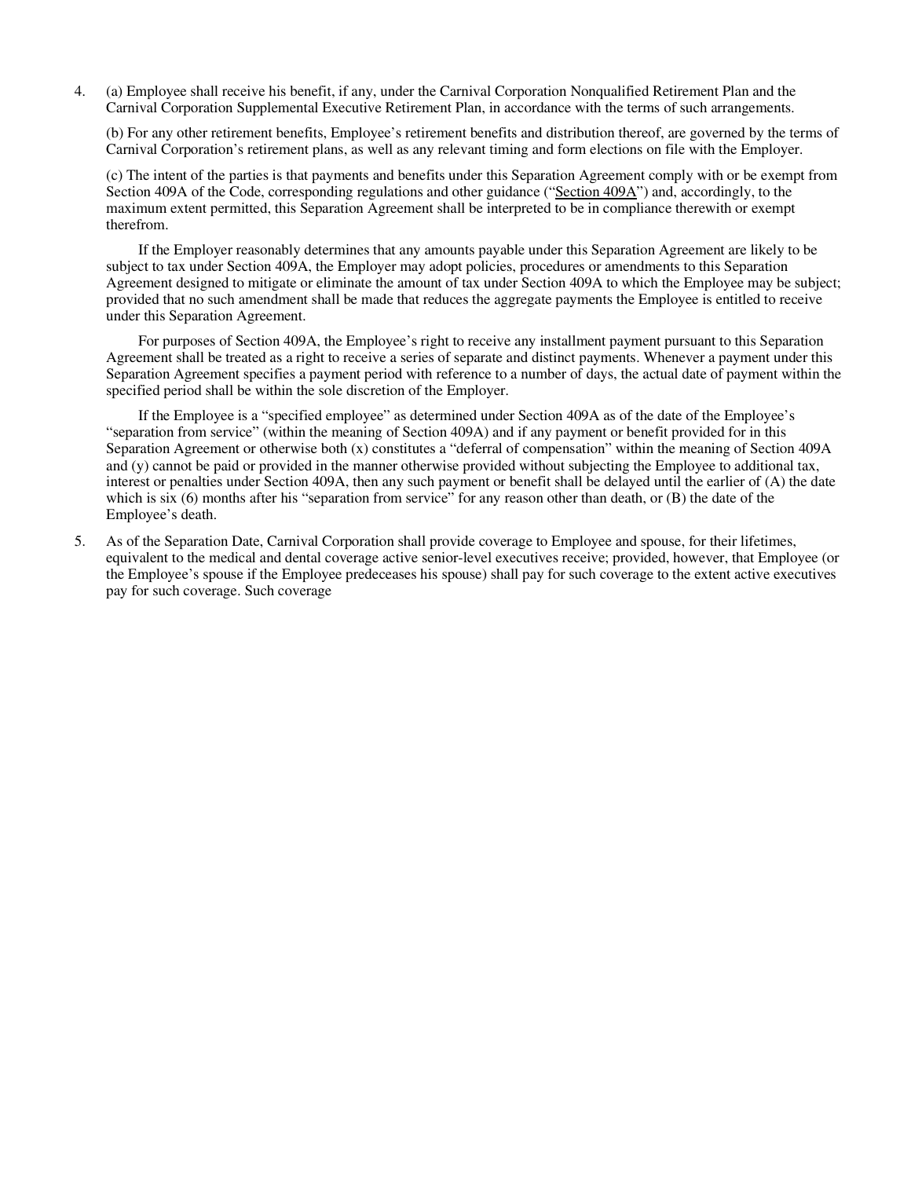4. (a) Employee shall receive his benefit, if any, under the Carnival Corporation Nonqualified Retirement Plan and the Carnival Corporation Supplemental Executive Retirement Plan, in accordance with the terms of such arrangements.

   (b) For any other retirement benefits, Employee's retirement benefits and distribution thereof, are governed by the terms of Carnival Corporation's retirement plans, as well as any relevant timing and form elections on file with the Employer.

   (c) The intent of the parties is that payments and benefits under this Separation Agreement comply with or be exempt from Section 409A of the Code, corresponding regulations and other guidance ("Section 409A") and, accordingly, to the maximum extent permitted, this Separation Agreement shall be interpreted to be in compliance therewith or exempt therefrom.

   If the Employer reasonably determines that any amounts payable under this Separation Agreement are likely to be subject to tax under Section 409A, the Employer may adopt policies, procedures or amendments to this Separation Agreement designed to mitigate or eliminate the amount of tax under Section 409A to which the Employee may be subject; provided that no such amendment shall be made that reduces the aggregate payments the Employee is entitled to receive under this Separation Agreement.

   For purposes of Section 409A, the Employee's right to receive any installment payment pursuant to this Separation Agreement shall be treated as a right to receive a series of separate and distinct payments. Whenever a payment under this Separation Agreement specifies a payment period with reference to a number of days, the actual date of payment within the specified period shall be within the sole discretion of the Employer.

   If the Employee is a "specified employee" as determined under Section 409A as of the date of the Employee's "separation from service" (within the meaning of Section 409A) and if any payment or benefit provided for in this Separation Agreement or otherwise both (x) constitutes a "deferral of compensation" within the meaning of Section 409A and (y) cannot be paid or provided in the manner otherwise provided without subjecting the Employee to additional tax, interest or penalties under Section 409A, then any such payment or benefit shall be delayed until the earlier of (A) the date which is six (6) months after his "separation from service" for any reason other than death, or (B) the date of the Employee's death.

5. As of the Separation Date, Carnival Corporation shall provide coverage to Employee and spouse, for their lifetimes, equivalent to the medical and dental coverage active senior-level executives receive; provided, however, that Employee (or the Employee's spouse if the Employee predeceases his spouse) shall pay for such coverage to the extent active executives pay for such coverage. Such coverage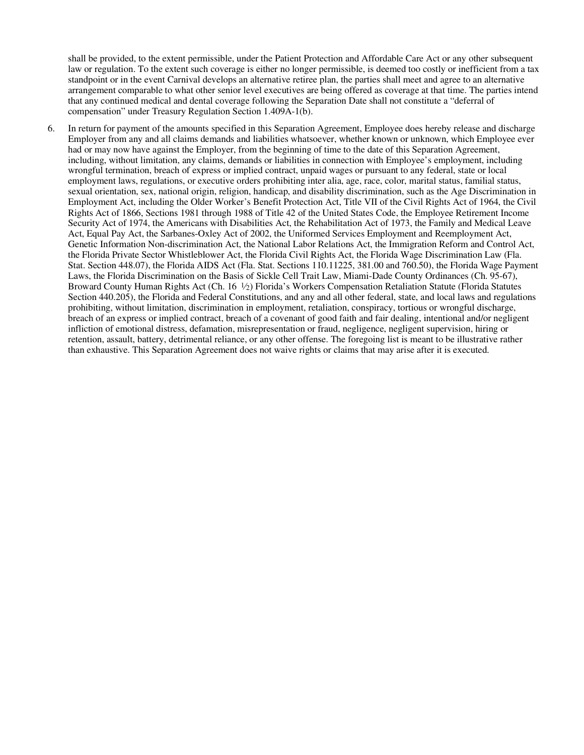shall be provided, to the extent permissible, under the Patient Protection and Affordable Care Act or any other subsequent law or regulation. To the extent such coverage is either no longer permissible, is deemed too costly or inefficient from a tax standpoint or in the event Carnival develops an alternative retiree plan, the parties shall meet and agree to an alternative arrangement comparable to what other senior level executives are being offered as coverage at that time. The parties intend that any continued medical and dental coverage following the Separation Date shall not constitute a "deferral of compensation" under Treasury Regulation Section 1.409A-1(b).

6. In return for payment of the amounts specified in this Separation Agreement, Employee does hereby release and discharge Employer from any and all claims demands and liabilities whatsoever, whether known or unknown, which Employee ever had or may now have against the Employer, from the beginning of time to the date of this Separation Agreement, including, without limitation, any claims, demands or liabilities in connection with Employee's employment, including wrongful termination, breach of express or implied contract, unpaid wages or pursuant to any federal, state or local employment laws, regulations, or executive orders prohibiting inter alia, age, race, color, marital status, familial status, sexual orientation, sex, national origin, religion, handicap, and disability discrimination, such as the Age Discrimination in Employment Act, including the Older Worker's Benefit Protection Act, Title VII of the Civil Rights Act of 1964, the Civil Rights Act of 1866, Sections 1981 through 1988 of Title 42 of the United States Code, the Employee Retirement Income Security Act of 1974, the Americans with Disabilities Act, the Rehabilitation Act of 1973, the Family and Medical Leave Act, Equal Pay Act, the Sarbanes-Oxley Act of 2002, the Uniformed Services Employment and Reemployment Act, Genetic Information Non-discrimination Act, the National Labor Relations Act, the Immigration Reform and Control Act, the Florida Private Sector Whistleblower Act, the Florida Civil Rights Act, the Florida Wage Discrimination Law (Fla. Stat. Section 448.07), the Florida AIDS Act (Fla. Stat. Sections 110.11225, 381.00 and 760.50), the Florida Wage Payment Laws, the Florida Discrimination on the Basis of Sickle Cell Trait Law, Miami-Dade County Ordinances (Ch. 95-67), Broward County Human Rights Act (Ch. 16 ½) Florida's Workers Compensation Retaliation Statute (Florida Statutes Section 440.205), the Florida and Federal Constitutions, and any and all other federal, state, and local laws and regulations prohibiting, without limitation, discrimination in employment, retaliation, conspiracy, tortious or wrongful discharge, breach of an express or implied contract, breach of a covenant of good faith and fair dealing, intentional and/or negligent infliction of emotional distress, defamation, misrepresentation or fraud, negligence, negligent supervision, hiring or retention, assault, battery, detrimental reliance, or any other offense. The foregoing list is meant to be illustrative rather than exhaustive. This Separation Agreement does not waive rights or claims that may arise after it is executed.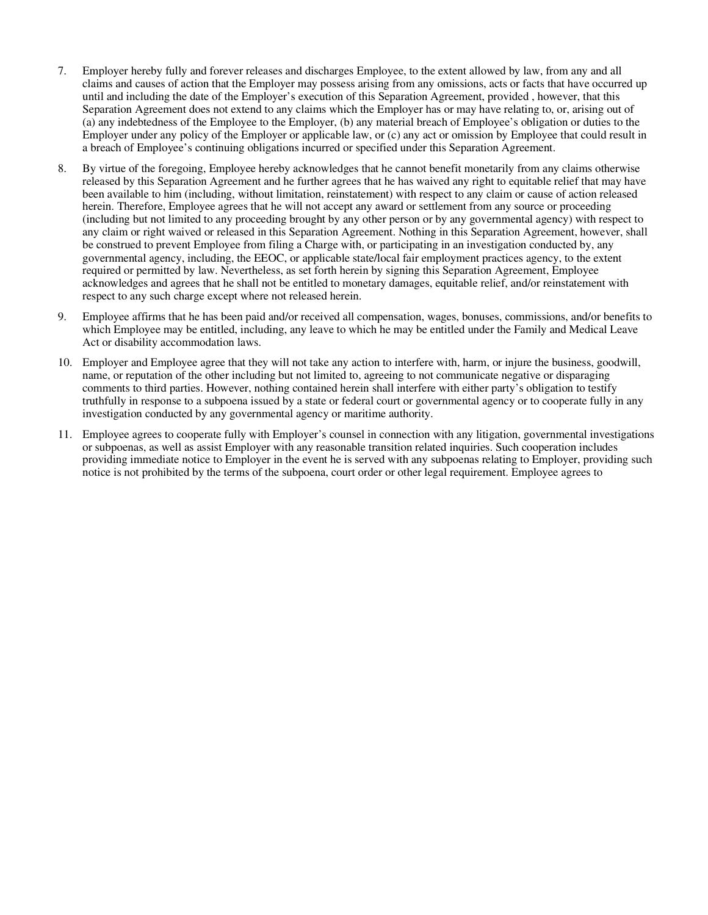7. Employer hereby fully and forever releases and discharges Employee, to the extent allowed by law, from any and all claims and causes of action that the Employer may possess arising from any omissions, acts or facts that have occurred up until and including the date of the Employer's execution of this Separation Agreement, provided , however, that this Separation Agreement does not extend to any claims which the Employer has or may have relating to, or, arising out of (a) any indebtedness of the Employee to the Employer, (b) any material breach of Employee's obligation or duties to the Employer under any policy of the Employer or applicable law, or (c) any act or omission by Employee that could result in a breach of Employee's continuing obligations incurred or specified under this Separation Agreement.

8. By virtue of the foregoing, Employee hereby acknowledges that he cannot benefit monetarily from any claims otherwise released by this Separation Agreement and he further agrees that he has waived any right to equitable relief that may have been available to him (including, without limitation, reinstatement) with respect to any claim or cause of action released herein. Therefore, Employee agrees that he will not accept any award or settlement from any source or proceeding (including but not limited to any proceeding brought by any other person or by any governmental agency) with respect to any claim or right waived or released in this Separation Agreement. Nothing in this Separation Agreement, however, shall be construed to prevent Employee from filing a Charge with, or participating in an investigation conducted by, any governmental agency, including, the EEOC, or applicable state/local fair employment practices agency, to the extent required or permitted by law. Nevertheless, as set forth herein by signing this Separation Agreement, Employee acknowledges and agrees that he shall not be entitled to monetary damages, equitable relief, and/or reinstatement with respect to any such charge except where not released herein.

9. Employee affirms that he has been paid and/or received all compensation, wages, bonuses, commissions, and/or benefits to which Employee may be entitled, including, any leave to which he may be entitled under the Family and Medical Leave Act or disability accommodation laws.

10. Employer and Employee agree that they will not take any action to interfere with, harm, or injure the business, goodwill, name, or reputation of the other including but not limited to, agreeing to not communicate negative or disparaging comments to third parties. However, nothing contained herein shall interfere with either party's obligation to testify truthfully in response to a subpoena issued by a state or federal court or governmental agency or to cooperate fully in any investigation conducted by any governmental agency or maritime authority.

11. Employee agrees to cooperate fully with Employer's counsel in connection with any litigation, governmental investigations or subpoenas, as well as assist Employer with any reasonable transition related inquiries. Such cooperation includes providing immediate notice to Employer in the event he is served with any subpoenas relating to Employer, providing such notice is not prohibited by the terms of the subpoena, court order or other legal requirement. Employee agrees to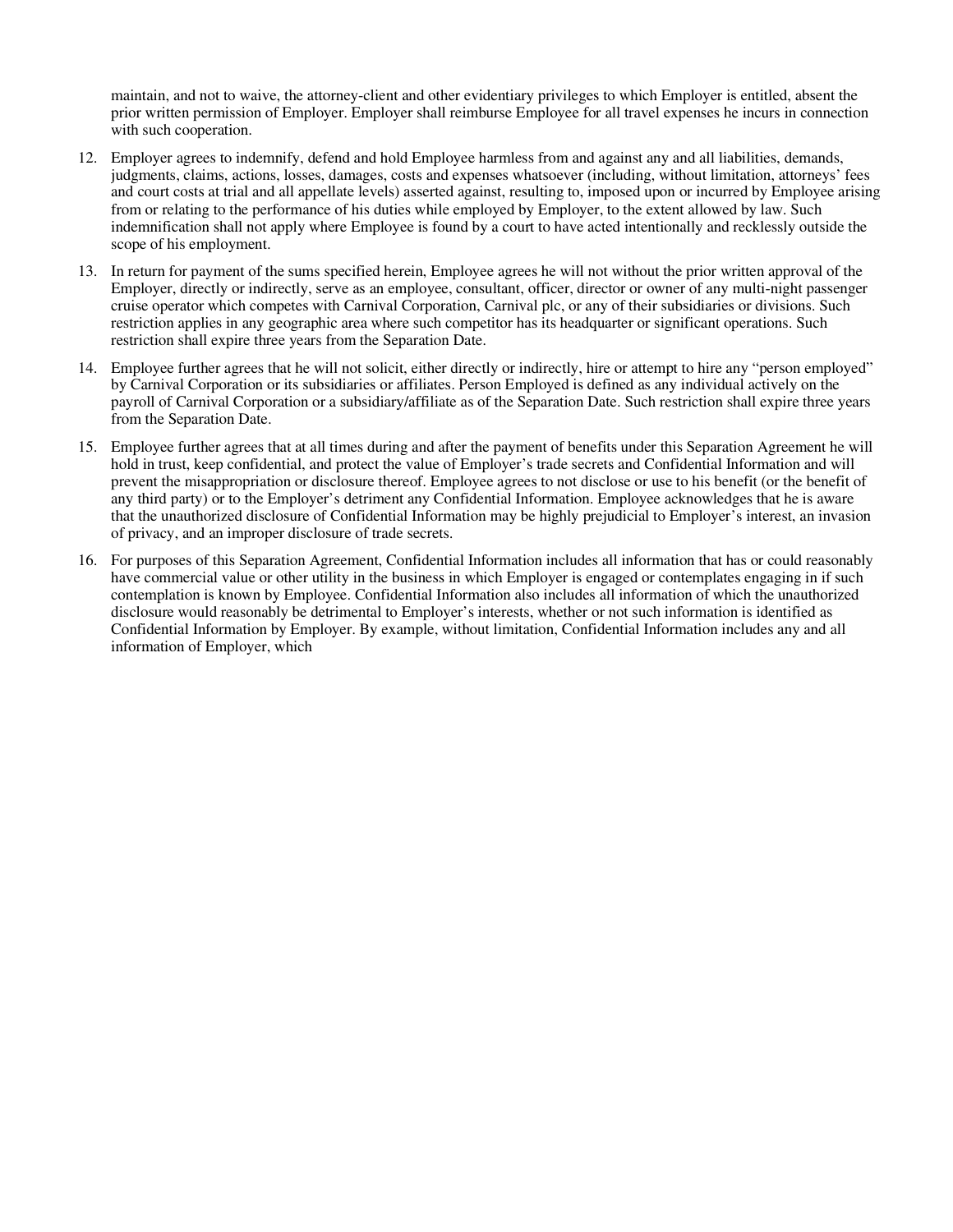maintain, and not to waive, the attorney-client and other evidentiary privileges to which Employer is entitled, absent the prior written permission of Employer. Employer shall reimburse Employee for all travel expenses he incurs in connection with such cooperation.

12. Employer agrees to indemnify, defend and hold Employee harmless from and against any and all liabilities, demands, judgments, claims, actions, losses, damages, costs and expenses whatsoever (including, without limitation, attorneys' fees and court costs at trial and all appellate levels) asserted against, resulting to, imposed upon or incurred by Employee arising from or relating to the performance of his duties while employed by Employer, to the extent allowed by law. Such indemnification shall not apply where Employee is found by a court to have acted intentionally and recklessly outside the scope of his employment.

13. In return for payment of the sums specified herein, Employee agrees he will not without the prior written approval of the Employer, directly or indirectly, serve as an employee, consultant, officer, director or owner of any multi-night passenger cruise operator which competes with Carnival Corporation, Carnival plc, or any of their subsidiaries or divisions. Such restriction applies in any geographic area where such competitor has its headquarter or significant operations. Such restriction shall expire three years from the Separation Date.

14. Employee further agrees that he will not solicit, either directly or indirectly, hire or attempt to hire any "person employed" by Carnival Corporation or its subsidiaries or affiliates. Person Employed is defined as any individual actively on the payroll of Carnival Corporation or a subsidiary/affiliate as of the Separation Date. Such restriction shall expire three years from the Separation Date.

15. Employee further agrees that at all times during and after the payment of benefits under this Separation Agreement he will hold in trust, keep confidential, and protect the value of Employer's trade secrets and Confidential Information and will prevent the misappropriation or disclosure thereof. Employee agrees to not disclose or use to his benefit (or the benefit of any third party) or to the Employer's detriment any Confidential Information. Employee acknowledges that he is aware that the unauthorized disclosure of Confidential Information may be highly prejudicial to Employer's interest, an invasion of privacy, and an improper disclosure of trade secrets.

16. For purposes of this Separation Agreement, Confidential Information includes all information that has or could reasonably have commercial value or other utility in the business in which Employer is engaged or contemplates engaging in if such contemplation is known by Employee. Confidential Information also includes all information of which the unauthorized disclosure would reasonably be detrimental to Employer's interests, whether or not such information is identified as Confidential Information by Employer. By example, without limitation, Confidential Information includes any and all information of Employer, which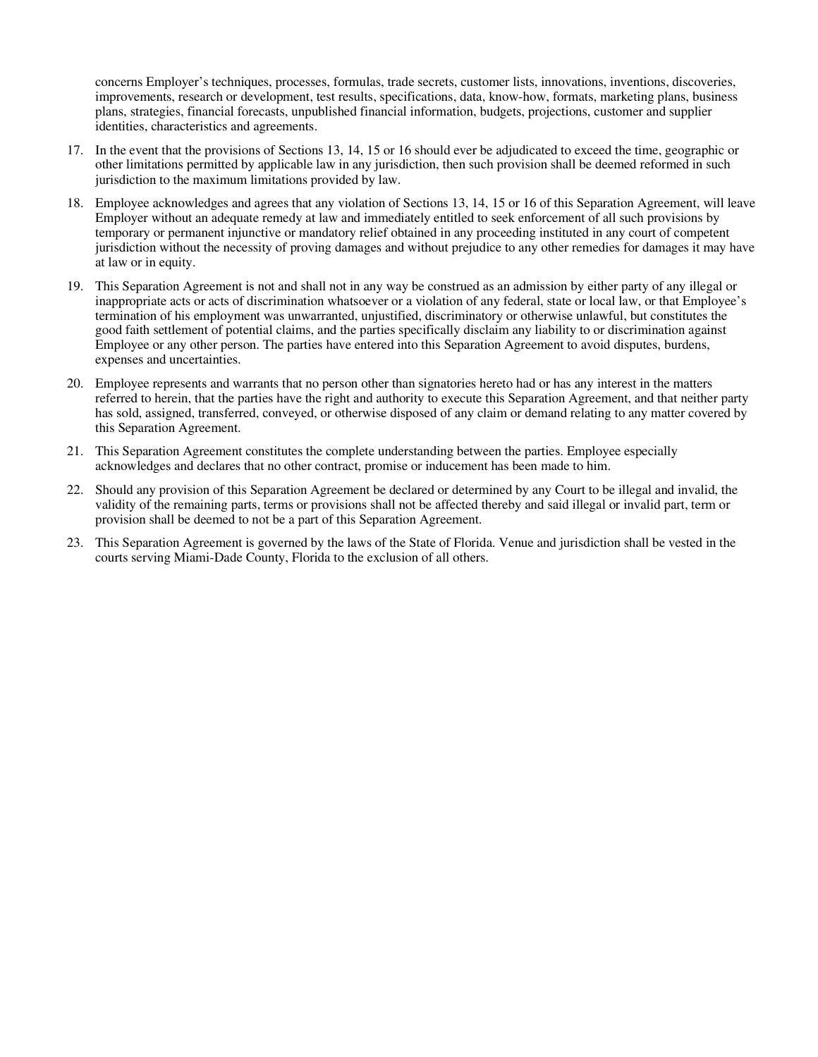concerns Employer's techniques, processes, formulas, trade secrets, customer lists, innovations, inventions, discoveries, improvements, research or development, test results, specifications, data, know-how, formats, marketing plans, business plans, strategies, financial forecasts, unpublished financial information, budgets, projections, customer and supplier identities, characteristics and agreements.

17. In the event that the provisions of Sections 13, 14, 15 or 16 should ever be adjudicated to exceed the time, geographic or other limitations permitted by applicable law in any jurisdiction, then such provision shall be deemed reformed in such jurisdiction to the maximum limitations provided by law.

18. Employee acknowledges and agrees that any violation of Sections 13, 14, 15 or 16 of this Separation Agreement, will leave Employer without an adequate remedy at law and immediately entitled to seek enforcement of all such provisions by temporary or permanent injunctive or mandatory relief obtained in any proceeding instituted in any court of competent jurisdiction without the necessity of proving damages and without prejudice to any other remedies for damages it may have at law or in equity.

19. This Separation Agreement is not and shall not in any way be construed as an admission by either party of any illegal or inappropriate acts or acts of discrimination whatsoever or a violation of any federal, state or local law, or that Employee's termination of his employment was unwarranted, unjustified, discriminatory or otherwise unlawful, but constitutes the good faith settlement of potential claims, and the parties specifically disclaim any liability to or discrimination against Employee or any other person. The parties have entered into this Separation Agreement to avoid disputes, burdens, expenses and uncertainties.

20. Employee represents and warrants that no person other than signatories hereto had or has any interest in the matters referred to herein, that the parties have the right and authority to execute this Separation Agreement, and that neither party has sold, assigned, transferred, conveyed, or otherwise disposed of any claim or demand relating to any matter covered by this Separation Agreement.

21. This Separation Agreement constitutes the complete understanding between the parties. Employee especially acknowledges and declares that no other contract, promise or inducement has been made to him.

22. Should any provision of this Separation Agreement be declared or determined by any Court to be illegal and invalid, the validity of the remaining parts, terms or provisions shall not be affected thereby and said illegal or invalid part, term or provision shall be deemed to not be a part of this Separation Agreement.

23. This Separation Agreement is governed by the laws of the State of Florida. Venue and jurisdiction shall be vested in the courts serving Miami-Dade County, Florida to the exclusion of all others.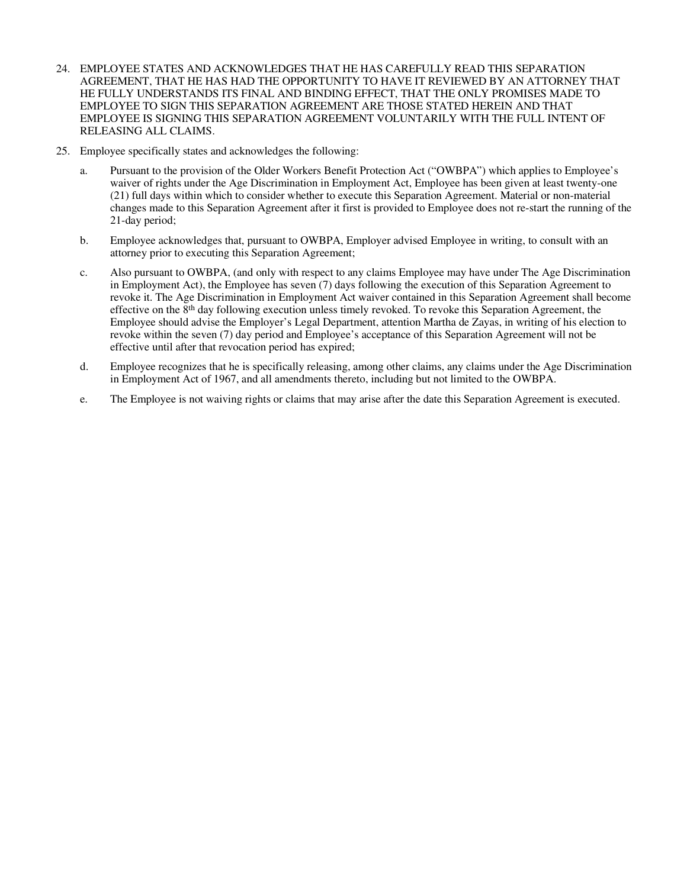24. EMPLOYEE STATES AND ACKNOWLEDGES THAT HE HAS CAREFULLY READ THIS SEPARATION AGREEMENT, THAT HE HAS HAD THE OPPORTUNITY TO HAVE IT REVIEWED BY AN ATTORNEY THAT HE FULLY UNDERSTANDS ITS FINAL AND BINDING EFFECT, THAT THE ONLY PROMISES MADE TO EMPLOYEE TO SIGN THIS SEPARATION AGREEMENT ARE THOSE STATED HEREIN AND THAT EMPLOYEE IS SIGNING THIS SEPARATION AGREEMENT VOLUNTARILY WITH THE FULL INTENT OF RELEASING ALL CLAIMS.

25. Employee specifically states and acknowledges the following:

    a. Pursuant to the provision of the Older Workers Benefit Protection Act ("OWBPA") which applies to Employee's waiver of rights under the Age Discrimination in Employment Act, Employee has been given at least twenty-one (21) full days within which to consider whether to execute this Separation Agreement. Material or non-material changes made to this Separation Agreement after it first is provided to Employee does not re-start the running of the 21-day period;

    b. Employee acknowledges that, pursuant to OWBPA, Employer advised Employee in writing, to consult with an attorney prior to executing this Separation Agreement;

    c. Also pursuant to OWBPA, (and only with respect to any claims Employee may have under The Age Discrimination in Employment Act), the Employee has seven (7) days following the execution of this Separation Agreement to revoke it. The Age Discrimination in Employment Act waiver contained in this Separation Agreement shall become effective on the 8th day following execution unless timely revoked. To revoke this Separation Agreement, the Employee should advise the Employer's Legal Department, attention Martha de Zayas, in writing of his election to revoke within the seven (7) day period and Employee's acceptance of this Separation Agreement will not be effective until after that revocation period has expired;

    d. Employee recognizes that he is specifically releasing, among other claims, any claims under the Age Discrimination in Employment Act of 1967, and all amendments thereto, including but not limited to the OWBPA.

    e. The Employee is not waiving rights or claims that may arise after the date this Separation Agreement is executed.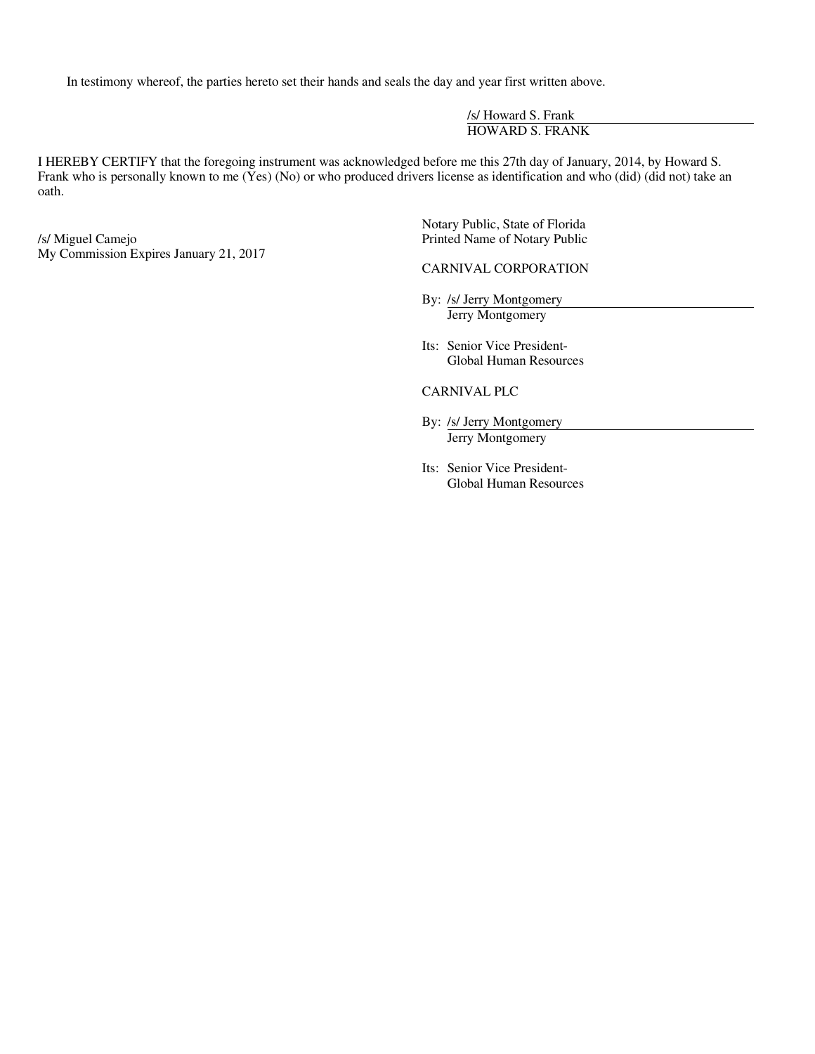In testimony whereof, the parties hereto set their hands and seals the day and year first written above.

/s/ Howard S. Frank
HOWARD S. FRANK

I HEREBY CERTIFY that the foregoing instrument was acknowledged before me this 27th day of January, 2014, by Howard S. Frank who is personally known to me (Yes) (No) or who produced drivers license as identification and who (did) (did not) take an oath.

Notary Public, State of Florida

/s/ Miguel Camejo
Printed Name of Notary Public
My Commission Expires January 21, 2017

CARNIVAL CORPORATION

By: /s/ Jerry Montgomery
Jerry Montgomery

Its: Senior Vice President-
Global Human Resources

CARNIVAL PLC

By: /s/ Jerry Montgomery
Jerry Montgomery

Its: Senior Vice President-
Global Human Resources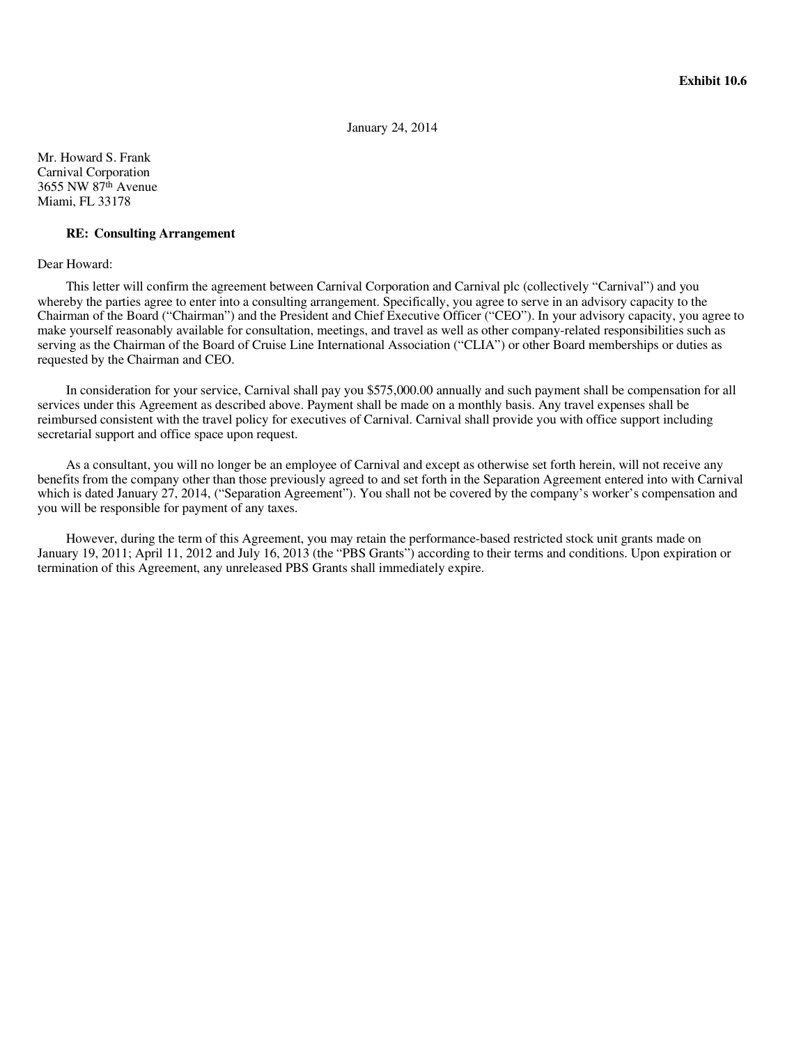**Exhibit 10.6**

January 24, 2014

Mr. Howard S. Frank
Carnival Corporation
3655 NW 87th Avenue
Miami, FL 33178

**RE: Consulting Arrangement**

Dear Howard:

This letter will confirm the agreement between Carnival Corporation and Carnival plc (collectively "Carnival") and you whereby the parties agree to enter into a consulting arrangement. Specifically, you agree to serve in an advisory capacity to the Chairman of the Board ("Chairman") and the President and Chief Executive Officer ("CEO"). In your advisory capacity, you agree to make yourself reasonably available for consultation, meetings, and travel as well as other company-related responsibilities such as serving as the Chairman of the Board of Cruise Line International Association ("CLIA") or other Board memberships or duties as requested by the Chairman and CEO.

In consideration for your service, Carnival shall pay you $575,000.00 annually and such payment shall be compensation for all services under this Agreement as described above. Payment shall be made on a monthly basis. Any travel expenses shall be reimbursed consistent with the travel policy for executives of Carnival. Carnival shall provide you with office support including secretarial support and office space upon request.

As a consultant, you will no longer be an employee of Carnival and except as otherwise set forth herein, will not receive any benefits from the company other than those previously agreed to and set forth in the Separation Agreement entered into with Carnival which is dated January 27, 2014, ("Separation Agreement"). You shall not be covered by the company's worker's compensation and you will be responsible for payment of any taxes.

However, during the term of this Agreement, you may retain the performance-based restricted stock unit grants made on January 19, 2011; April 11, 2012 and July 16, 2013 (the "PBS Grants") according to their terms and conditions. Upon expiration or termination of this Agreement, any unreleased PBS Grants shall immediately expire.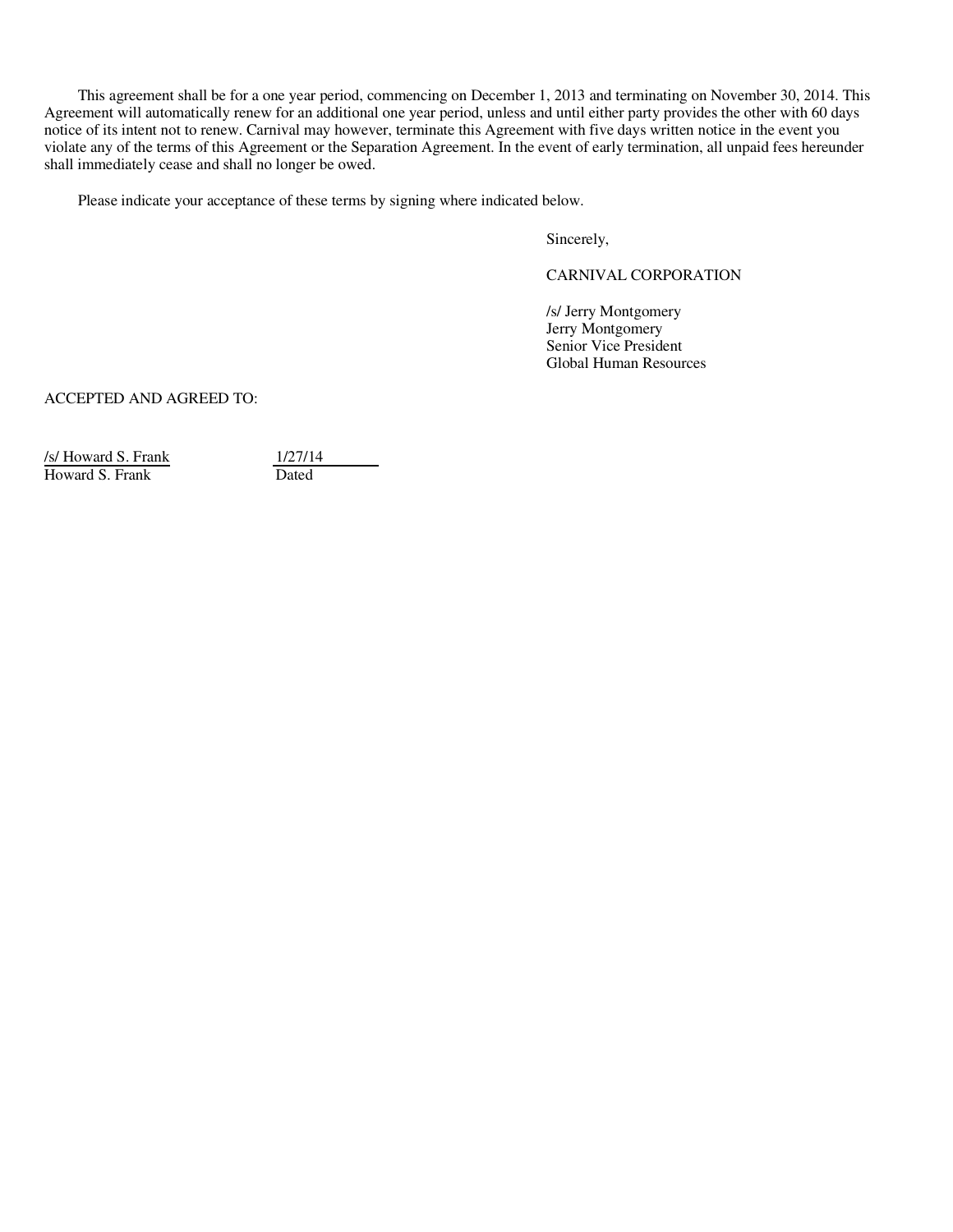This agreement shall be for a one year period, commencing on December 1, 2013 and terminating on November 30, 2014. This Agreement will automatically renew for an additional one year period, unless and until either party provides the other with 60 days notice of its intent not to renew. Carnival may however, terminate this Agreement with five days written notice in the event you violate any of the terms of this Agreement or the Separation Agreement. In the event of early termination, all unpaid fees hereunder shall immediately cease and shall no longer be owed.

Please indicate your acceptance of these terms by signing where indicated below.

Sincerely,

CARNIVAL CORPORATION

/s/ Jerry Montgomery
Jerry Montgomery
Senior Vice President
Global Human Resources

ACCEPTED AND AGREED TO:

| /s/ Howard S. Frank | 1/27/14 |
| --- | --- |
| Howard S. Frank | Dated |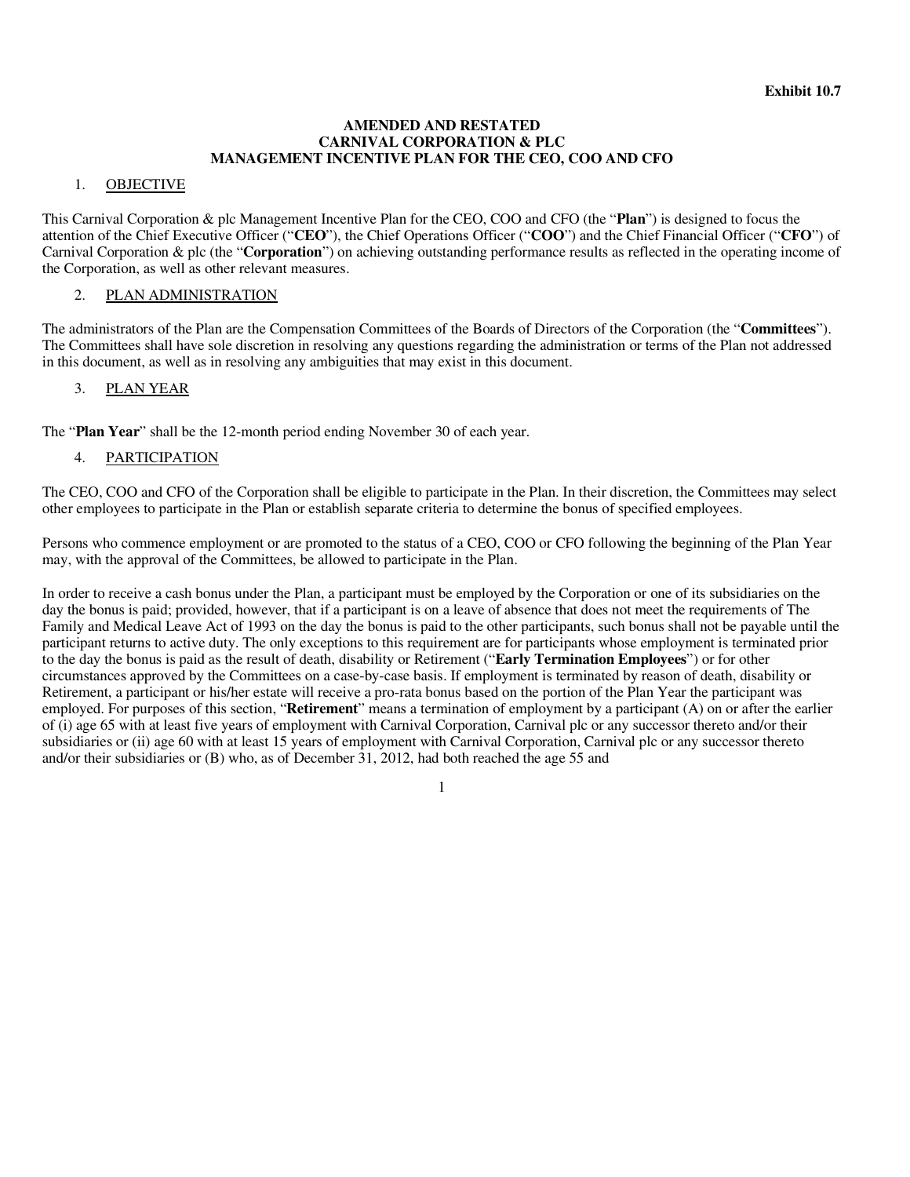**Exhibit 10.7**

# AMENDED AND RESTATED
# CARNIVAL CORPORATION & PLC
# MANAGEMENT INCENTIVE PLAN FOR THE CEO, COO AND CFO

## 1. OBJECTIVE

This Carnival Corporation & plc Management Incentive Plan for the CEO, COO and CFO (the "**Plan**") is designed to focus the attention of the Chief Executive Officer ("**CEO**"), the Chief Operations Officer ("**COO**") and the Chief Financial Officer ("**CFO**") of Carnival Corporation & plc (the "**Corporation**") on achieving outstanding performance results as reflected in the operating income of the Corporation, as well as other relevant measures.

## 2. PLAN ADMINISTRATION

The administrators of the Plan are the Compensation Committees of the Boards of Directors of the Corporation (the "**Committees**"). The Committees shall have sole discretion in resolving any questions regarding the administration or terms of the Plan not addressed in this document, as well as in resolving any ambiguities that may exist in this document.

## 3. PLAN YEAR

The "**Plan Year**" shall be the 12-month period ending November 30 of each year.

## 4. PARTICIPATION

The CEO, COO and CFO of the Corporation shall be eligible to participate in the Plan. In their discretion, the Committees may select other employees to participate in the Plan or establish separate criteria to determine the bonus of specified employees.

Persons who commence employment or are promoted to the status of a CEO, COO or CFO following the beginning of the Plan Year may, with the approval of the Committees, be allowed to participate in the Plan.

In order to receive a cash bonus under the Plan, a participant must be employed by the Corporation or one of its subsidiaries on the day the bonus is paid; provided, however, that if a participant is on a leave of absence that does not meet the requirements of The Family and Medical Leave Act of 1993 on the day the bonus is paid to the other participants, such bonus shall not be payable until the participant returns to active duty. The only exceptions to this requirement are for participants whose employment is terminated prior to the day the bonus is paid as the result of death, disability or Retirement ("**Early Termination Employees**") or for other circumstances approved by the Committees on a case-by-case basis. If employment is terminated by reason of death, disability or Retirement, a participant or his/her estate will receive a pro-rata bonus based on the portion of the Plan Year the participant was employed. For purposes of this section, "**Retirement**" means a termination of employment by a participant (A) on or after the earlier of (i) age 65 with at least five years of employment with Carnival Corporation, Carnival plc or any successor thereto and/or their subsidiaries or (ii) age 60 with at least 15 years of employment with Carnival Corporation, Carnival plc or any successor thereto and/or their subsidiaries or (B) who, as of December 31, 2012, had both reached the age 55 and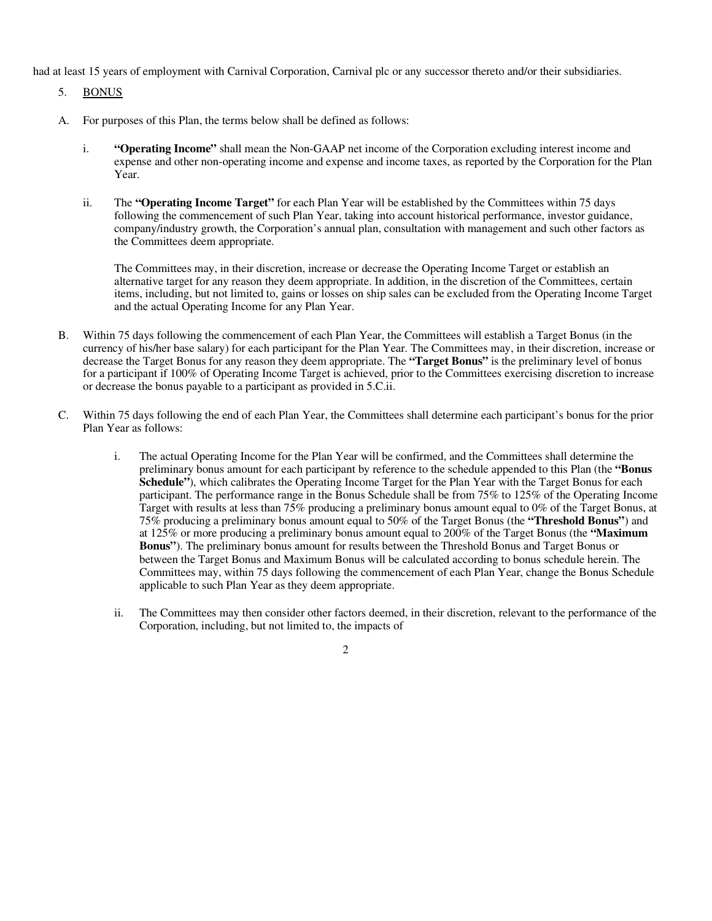had at least 15 years of employment with Carnival Corporation, Carnival plc or any successor thereto and/or their subsidiaries.

5. BONUS

A. For purposes of this Plan, the terms below shall be defined as follows:

   i. **"Operating Income"** shall mean the Non-GAAP net income of the Corporation excluding interest income and expense and other non-operating income and expense and income taxes, as reported by the Corporation for the Plan Year.

   ii. The **"Operating Income Target"** for each Plan Year will be established by the Committees within 75 days following the commencement of such Plan Year, taking into account historical performance, investor guidance, company/industry growth, the Corporation's annual plan, consultation with management and such other factors as the Committees deem appropriate.

   The Committees may, in their discretion, increase or decrease the Operating Income Target or establish an alternative target for any reason they deem appropriate. In addition, in the discretion of the Committees, certain items, including, but not limited to, gains or losses on ship sales can be excluded from the Operating Income Target and the actual Operating Income for any Plan Year.

B. Within 75 days following the commencement of each Plan Year, the Committees will establish a Target Bonus (in the currency of his/her base salary) for each participant for the Plan Year. The Committees may, in their discretion, increase or decrease the Target Bonus for any reason they deem appropriate. The **"Target Bonus"** is the preliminary level of bonus for a participant if 100% of Operating Income Target is achieved, prior to the Committees exercising discretion to increase or decrease the bonus payable to a participant as provided in 5.C.ii.

C. Within 75 days following the end of each Plan Year, the Committees shall determine each participant's bonus for the prior Plan Year as follows:

   i. The actual Operating Income for the Plan Year will be confirmed, and the Committees shall determine the preliminary bonus amount for each participant by reference to the schedule appended to this Plan (the **"Bonus Schedule"**), which calibrates the Operating Income Target for the Plan Year with the Target Bonus for each participant. The performance range in the Bonus Schedule shall be from 75% to 125% of the Operating Income Target with results at less than 75% producing a preliminary bonus amount equal to 0% of the Target Bonus, at 75% producing a preliminary bonus amount equal to 50% of the Target Bonus (the **"Threshold Bonus"**) and at 125% or more producing a preliminary bonus amount equal to 200% of the Target Bonus (the **"Maximum Bonus"**). The preliminary bonus amount for results between the Threshold Bonus and Target Bonus or between the Target Bonus and Maximum Bonus will be calculated according to bonus schedule herein. The Committees may, within 75 days following the commencement of each Plan Year, change the Bonus Schedule applicable to such Plan Year as they deem appropriate.

   ii. The Committees may then consider other factors deemed, in their discretion, relevant to the performance of the Corporation, including, but not limited to, the impacts of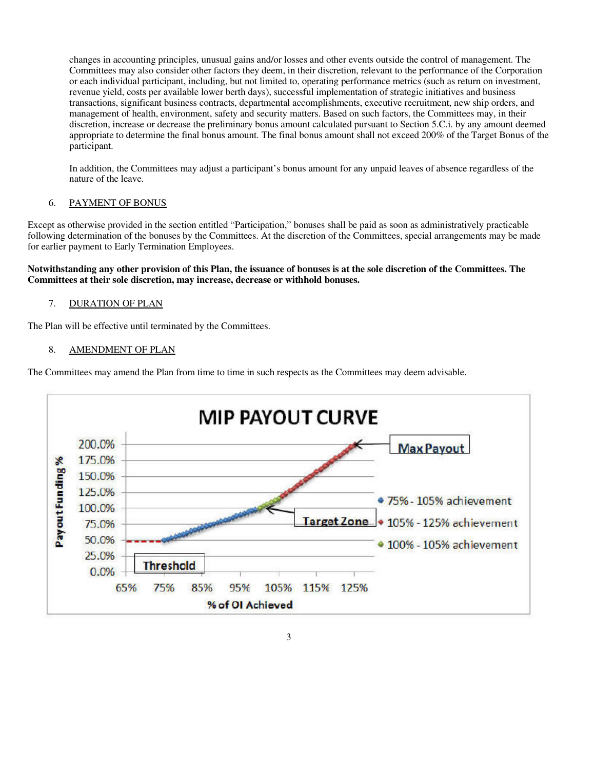changes in accounting principles, unusual gains and/or losses and other events outside the control of management. The Committees may also consider other factors they deem, in their discretion, relevant to the performance of the Corporation or each individual participant, including, but not limited to, operating performance metrics (such as return on investment, revenue yield, costs per available lower berth days), successful implementation of strategic initiatives and business transactions, significant business contracts, departmental accomplishments, executive recruitment, new ship orders, and management of health, environment, safety and security matters. Based on such factors, the Committees may, in their discretion, increase or decrease the preliminary bonus amount calculated pursuant to Section 5.C.i. by any amount deemed appropriate to determine the final bonus amount. The final bonus amount shall not exceed 200% of the Target Bonus of the participant.

In addition, the Committees may adjust a participant's bonus amount for any unpaid leaves of absence regardless of the nature of the leave.

6. PAYMENT OF BONUS

Except as otherwise provided in the section entitled "Participation," bonuses shall be paid as soon as administratively practicable following determination of the bonuses by the Committees. At the discretion of the Committees, special arrangements may be made for earlier payment to Early Termination Employees.

**Notwithstanding any other provision of this Plan, the issuance of bonuses is at the sole discretion of the Committees. The Committees at their sole discretion, may increase, decrease or withhold bonuses.**

7. DURATION OF PLAN

The Plan will be effective until terminated by the Committees.

8. AMENDMENT OF PLAN

The Committees may amend the Plan from time to time in such respects as the Committees may deem advisable.

MIP PAYOUT CURVE

Payout Funding % (0.0%–200.0%) vs. % of OI Achieved (65%–125%)

- Threshold
- Target Zone
- Max Payout
- 75% - 105% achievement
- 105% - 125% achievement
- 100% - 105% achievement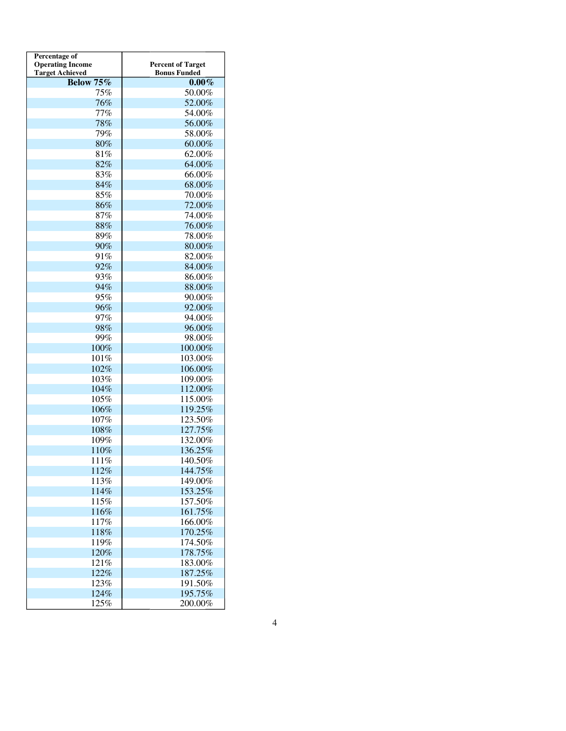| Percentage of Operating Income Target Achieved | Percent of Target Bonus Funded |
|---|---|
| **Below 75%** | **0.00%** |
| 75% | 50.00% |
| 76% | 52.00% |
| 77% | 54.00% |
| 78% | 56.00% |
| 79% | 58.00% |
| 80% | 60.00% |
| 81% | 62.00% |
| 82% | 64.00% |
| 83% | 66.00% |
| 84% | 68.00% |
| 85% | 70.00% |
| 86% | 72.00% |
| 87% | 74.00% |
| 88% | 76.00% |
| 89% | 78.00% |
| 90% | 80.00% |
| 91% | 82.00% |
| 92% | 84.00% |
| 93% | 86.00% |
| 94% | 88.00% |
| 95% | 90.00% |
| 96% | 92.00% |
| 97% | 94.00% |
| 98% | 96.00% |
| 99% | 98.00% |
| 100% | 100.00% |
| 101% | 103.00% |
| 102% | 106.00% |
| 103% | 109.00% |
| 104% | 112.00% |
| 105% | 115.00% |
| 106% | 119.25% |
| 107% | 123.50% |
| 108% | 127.75% |
| 109% | 132.00% |
| 110% | 136.25% |
| 111% | 140.50% |
| 112% | 144.75% |
| 113% | 149.00% |
| 114% | 153.25% |
| 115% | 157.50% |
| 116% | 161.75% |
| 117% | 166.00% |
| 118% | 170.25% |
| 119% | 174.50% |
| 120% | 178.75% |
| 121% | 183.00% |
| 122% | 187.25% |
| 123% | 191.50% |
| 124% | 195.75% |
| 125% | 200.00% |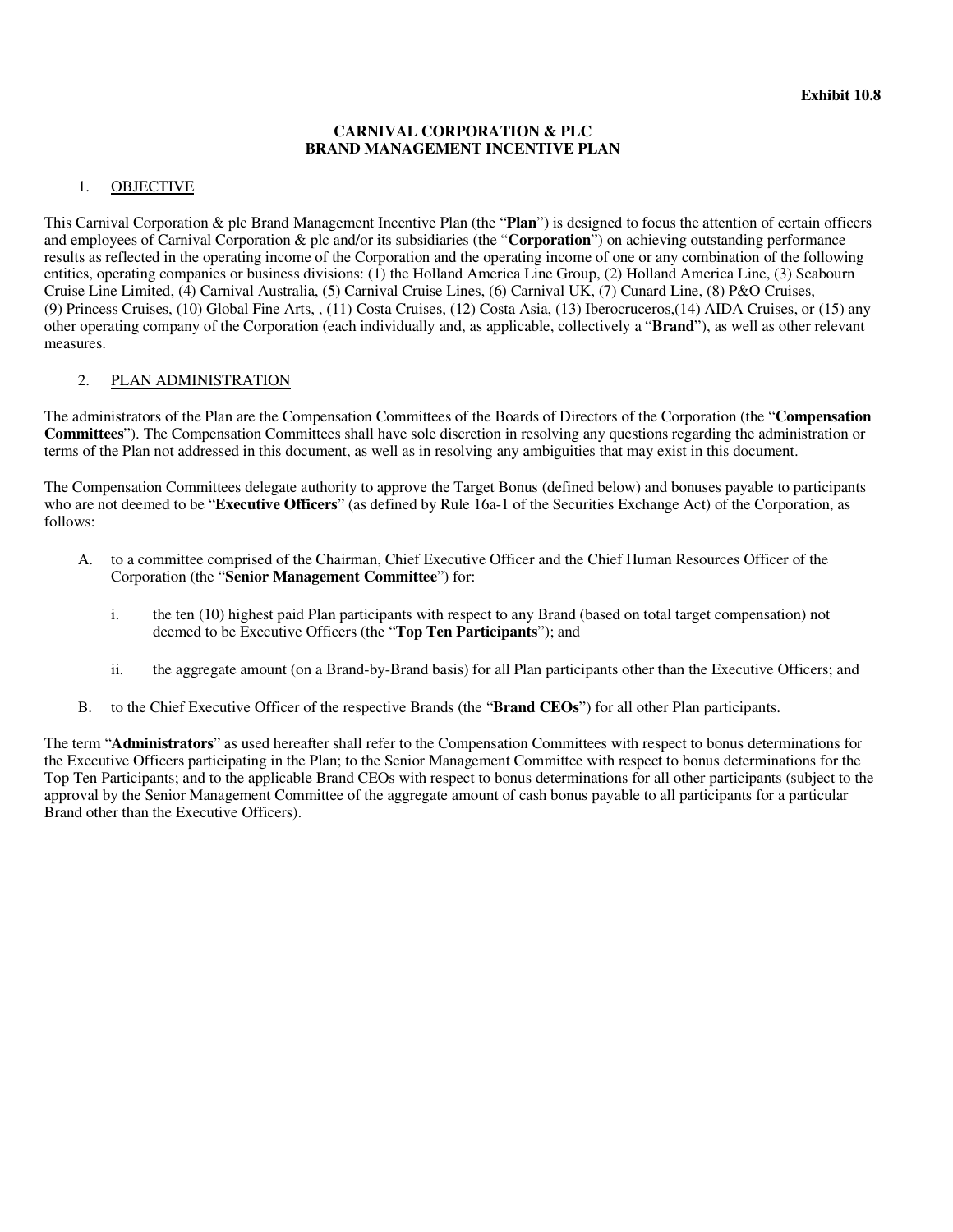**Exhibit 10.8**

**CARNIVAL CORPORATION & PLC**
**BRAND MANAGEMENT INCENTIVE PLAN**

1. OBJECTIVE

This Carnival Corporation & plc Brand Management Incentive Plan (the "**Plan**") is designed to focus the attention of certain officers and employees of Carnival Corporation & plc and/or its subsidiaries (the "**Corporation**") on achieving outstanding performance results as reflected in the operating income of the Corporation and the operating income of one or any combination of the following entities, operating companies or business divisions: (1) the Holland America Line Group, (2) Holland America Line, (3) Seabourn Cruise Line Limited, (4) Carnival Australia, (5) Carnival Cruise Lines, (6) Carnival UK, (7) Cunard Line, (8) P&O Cruises, (9) Princess Cruises, (10) Global Fine Arts, , (11) Costa Cruises, (12) Costa Asia, (13) Iberocruceros,(14) AIDA Cruises, or (15) any other operating company of the Corporation (each individually and, as applicable, collectively a "**Brand**"), as well as other relevant measures.

2. PLAN ADMINISTRATION

The administrators of the Plan are the Compensation Committees of the Boards of Directors of the Corporation (the "**Compensation Committees**"). The Compensation Committees shall have sole discretion in resolving any questions regarding the administration or terms of the Plan not addressed in this document, as well as in resolving any ambiguities that may exist in this document.

The Compensation Committees delegate authority to approve the Target Bonus (defined below) and bonuses payable to participants who are not deemed to be "**Executive Officers**" (as defined by Rule 16a-1 of the Securities Exchange Act) of the Corporation, as follows:

A. to a committee comprised of the Chairman, Chief Executive Officer and the Chief Human Resources Officer of the Corporation (the "**Senior Management Committee**") for:

   i. the ten (10) highest paid Plan participants with respect to any Brand (based on total target compensation) not deemed to be Executive Officers (the "**Top Ten Participants**"); and

   ii. the aggregate amount (on a Brand-by-Brand basis) for all Plan participants other than the Executive Officers; and

B. to the Chief Executive Officer of the respective Brands (the "**Brand CEOs**") for all other Plan participants.

The term "**Administrators**" as used hereafter shall refer to the Compensation Committees with respect to bonus determinations for the Executive Officers participating in the Plan; to the Senior Management Committee with respect to bonus determinations for the Top Ten Participants; and to the applicable Brand CEOs with respect to bonus determinations for all other participants (subject to the approval by the Senior Management Committee of the aggregate amount of cash bonus payable to all participants for a particular Brand other than the Executive Officers).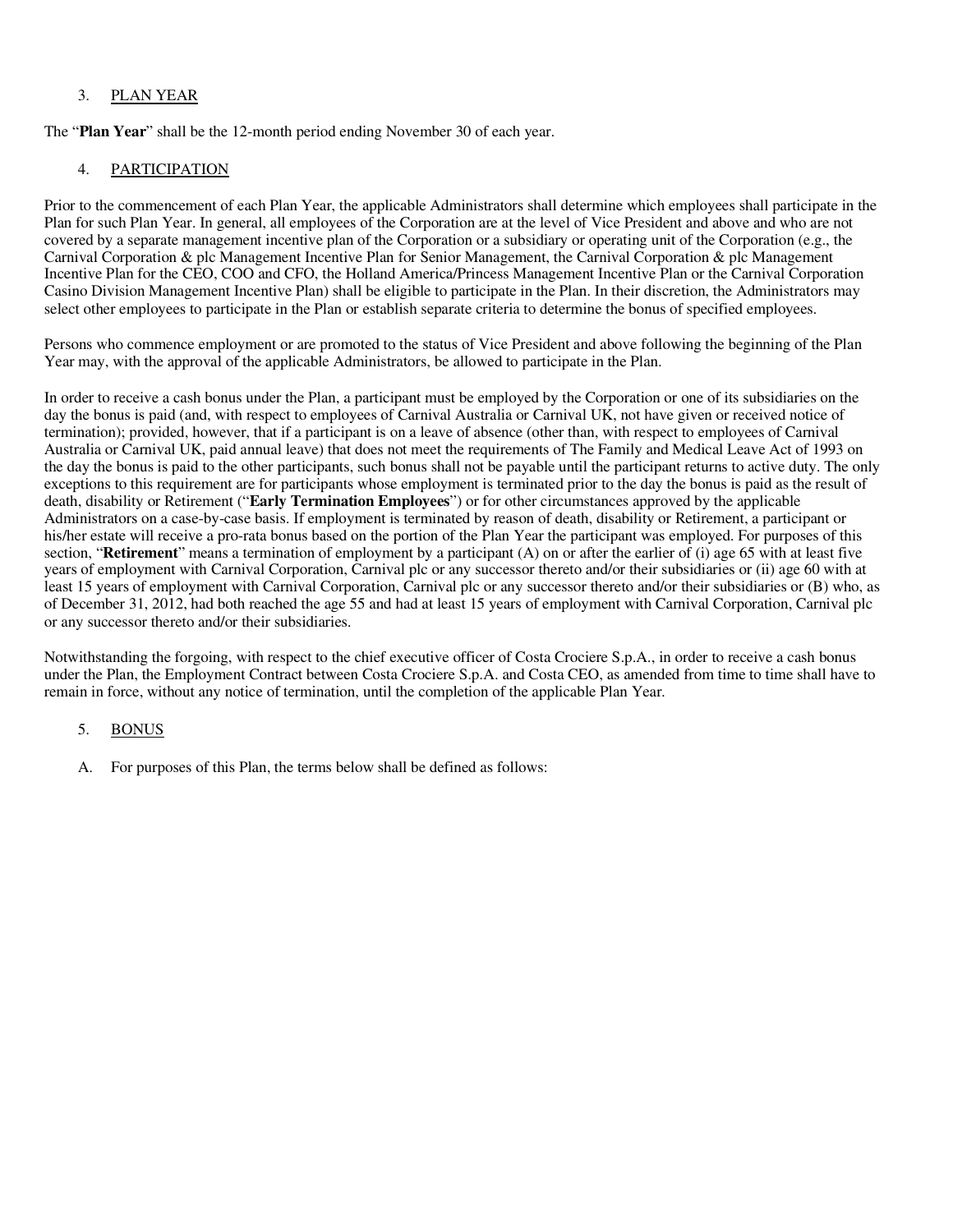3. <u>PLAN YEAR</u>

The "**Plan Year**" shall be the 12-month period ending November 30 of each year.

4. <u>PARTICIPATION</u>

Prior to the commencement of each Plan Year, the applicable Administrators shall determine which employees shall participate in the Plan for such Plan Year. In general, all employees of the Corporation are at the level of Vice President and above and who are not covered by a separate management incentive plan of the Corporation or a subsidiary or operating unit of the Corporation (e.g., the Carnival Corporation & plc Management Incentive Plan for Senior Management, the Carnival Corporation & plc Management Incentive Plan for the CEO, COO and CFO, the Holland America/Princess Management Incentive Plan or the Carnival Corporation Casino Division Management Incentive Plan) shall be eligible to participate in the Plan. In their discretion, the Administrators may select other employees to participate in the Plan or establish separate criteria to determine the bonus of specified employees.

Persons who commence employment or are promoted to the status of Vice President and above following the beginning of the Plan Year may, with the approval of the applicable Administrators, be allowed to participate in the Plan.

In order to receive a cash bonus under the Plan, a participant must be employed by the Corporation or one of its subsidiaries on the day the bonus is paid (and, with respect to employees of Carnival Australia or Carnival UK, not have given or received notice of termination); provided, however, that if a participant is on a leave of absence (other than, with respect to employees of Carnival Australia or Carnival UK, paid annual leave) that does not meet the requirements of The Family and Medical Leave Act of 1993 on the day the bonus is paid to the other participants, such bonus shall not be payable until the participant returns to active duty. The only exceptions to this requirement are for participants whose employment is terminated prior to the day the bonus is paid as the result of death, disability or Retirement ("**Early Termination Employees**") or for other circumstances approved by the applicable Administrators on a case-by-case basis. If employment is terminated by reason of death, disability or Retirement, a participant or his/her estate will receive a pro-rata bonus based on the portion of the Plan Year the participant was employed. For purposes of this section, "**Retirement**" means a termination of employment by a participant (A) on or after the earlier of (i) age 65 with at least five years of employment with Carnival Corporation, Carnival plc or any successor thereto and/or their subsidiaries or (ii) age 60 with at least 15 years of employment with Carnival Corporation, Carnival plc or any successor thereto and/or their subsidiaries or (B) who, as of December 31, 2012, had both reached the age 55 and had at least 15 years of employment with Carnival Corporation, Carnival plc or any successor thereto and/or their subsidiaries.

Notwithstanding the forgoing, with respect to the chief executive officer of Costa Crociere S.p.A., in order to receive a cash bonus under the Plan, the Employment Contract between Costa Crociere S.p.A. and Costa CEO, as amended from time to time shall have to remain in force, without any notice of termination, until the completion of the applicable Plan Year.

5. <u>BONUS</u>

A. For purposes of this Plan, the terms below shall be defined as follows: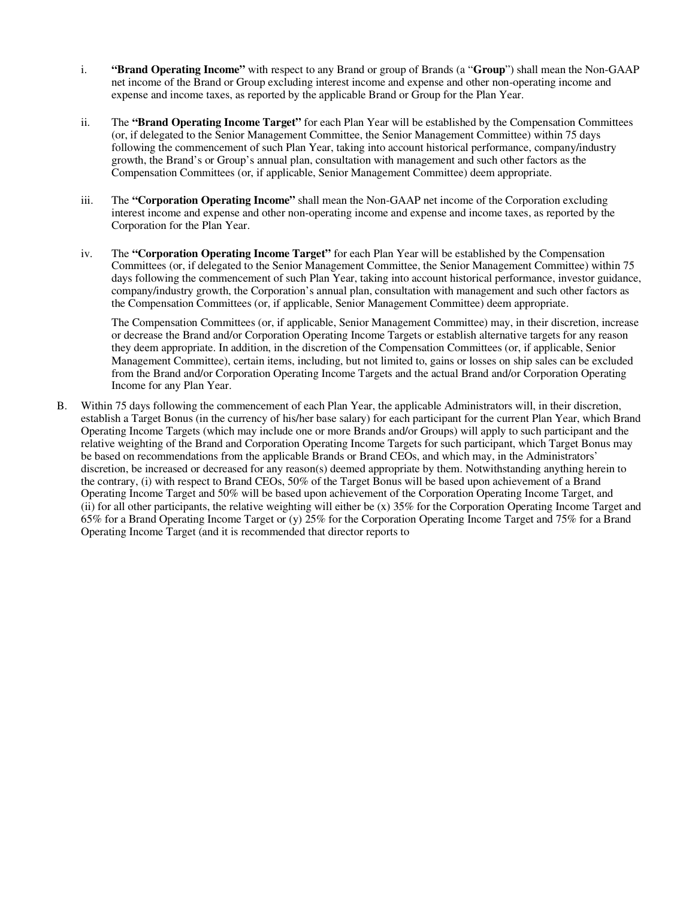i. **"Brand Operating Income"** with respect to any Brand or group of Brands (a "**Group**") shall mean the Non-GAAP net income of the Brand or Group excluding interest income and expense and other non-operating income and expense and income taxes, as reported by the applicable Brand or Group for the Plan Year.

ii. The **"Brand Operating Income Target"** for each Plan Year will be established by the Compensation Committees (or, if delegated to the Senior Management Committee, the Senior Management Committee) within 75 days following the commencement of such Plan Year, taking into account historical performance, company/industry growth, the Brand's or Group's annual plan, consultation with management and such other factors as the Compensation Committees (or, if applicable, Senior Management Committee) deem appropriate.

iii. The **"Corporation Operating Income"** shall mean the Non-GAAP net income of the Corporation excluding interest income and expense and other non-operating income and expense and income taxes, as reported by the Corporation for the Plan Year.

iv. The **"Corporation Operating Income Target"** for each Plan Year will be established by the Compensation Committees (or, if delegated to the Senior Management Committee, the Senior Management Committee) within 75 days following the commencement of such Plan Year, taking into account historical performance, investor guidance, company/industry growth, the Corporation's annual plan, consultation with management and such other factors as the Compensation Committees (or, if applicable, Senior Management Committee) deem appropriate.

The Compensation Committees (or, if applicable, Senior Management Committee) may, in their discretion, increase or decrease the Brand and/or Corporation Operating Income Targets or establish alternative targets for any reason they deem appropriate. In addition, in the discretion of the Compensation Committees (or, if applicable, Senior Management Committee), certain items, including, but not limited to, gains or losses on ship sales can be excluded from the Brand and/or Corporation Operating Income Targets and the actual Brand and/or Corporation Operating Income for any Plan Year.

B. Within 75 days following the commencement of each Plan Year, the applicable Administrators will, in their discretion, establish a Target Bonus (in the currency of his/her base salary) for each participant for the current Plan Year, which Brand Operating Income Targets (which may include one or more Brands and/or Groups) will apply to such participant and the relative weighting of the Brand and Corporation Operating Income Targets for such participant, which Target Bonus may be based on recommendations from the applicable Brands or Brand CEOs, and which may, in the Administrators' discretion, be increased or decreased for any reason(s) deemed appropriate by them. Notwithstanding anything herein to the contrary, (i) with respect to Brand CEOs, 50% of the Target Bonus will be based upon achievement of a Brand Operating Income Target and 50% will be based upon achievement of the Corporation Operating Income Target, and (ii) for all other participants, the relative weighting will either be (x) 35% for the Corporation Operating Income Target and 65% for a Brand Operating Income Target or (y) 25% for the Corporation Operating Income Target and 75% for a Brand Operating Income Target (and it is recommended that director reports to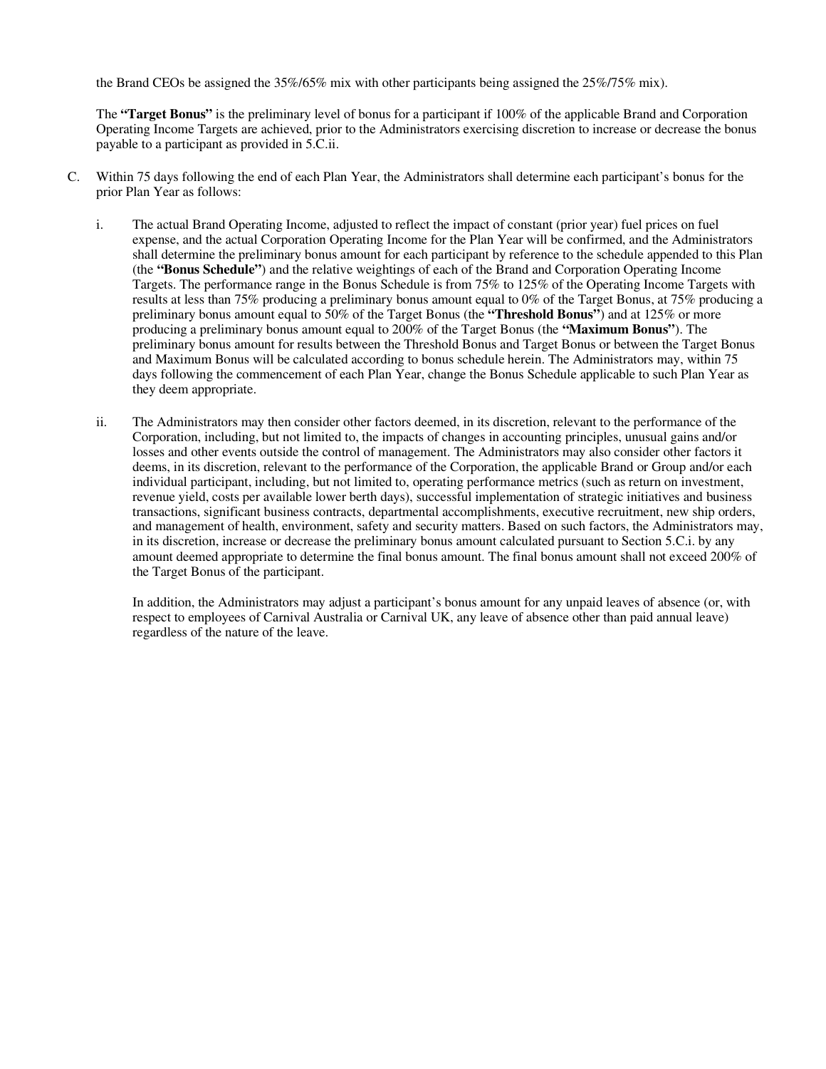the Brand CEOs be assigned the 35%/65% mix with other participants being assigned the 25%/75% mix).

The **"Target Bonus"** is the preliminary level of bonus for a participant if 100% of the applicable Brand and Corporation Operating Income Targets are achieved, prior to the Administrators exercising discretion to increase or decrease the bonus payable to a participant as provided in 5.C.ii.

C. Within 75 days following the end of each Plan Year, the Administrators shall determine each participant's bonus for the prior Plan Year as follows:

   i. The actual Brand Operating Income, adjusted to reflect the impact of constant (prior year) fuel prices on fuel expense, and the actual Corporation Operating Income for the Plan Year will be confirmed, and the Administrators shall determine the preliminary bonus amount for each participant by reference to the schedule appended to this Plan (the **"Bonus Schedule"**) and the relative weightings of each of the Brand and Corporation Operating Income Targets. The performance range in the Bonus Schedule is from 75% to 125% of the Operating Income Targets with results at less than 75% producing a preliminary bonus amount equal to 0% of the Target Bonus, at 75% producing a preliminary bonus amount equal to 50% of the Target Bonus (the **"Threshold Bonus"**) and at 125% or more producing a preliminary bonus amount equal to 200% of the Target Bonus (the **"Maximum Bonus"**). The preliminary bonus amount for results between the Threshold Bonus and Target Bonus or between the Target Bonus and Maximum Bonus will be calculated according to bonus schedule herein. The Administrators may, within 75 days following the commencement of each Plan Year, change the Bonus Schedule applicable to such Plan Year as they deem appropriate.

   ii. The Administrators may then consider other factors deemed, in its discretion, relevant to the performance of the Corporation, including, but not limited to, the impacts of changes in accounting principles, unusual gains and/or losses and other events outside the control of management. The Administrators may also consider other factors it deems, in its discretion, relevant to the performance of the Corporation, the applicable Brand or Group and/or each individual participant, including, but not limited to, operating performance metrics (such as return on investment, revenue yield, costs per available lower berth days), successful implementation of strategic initiatives and business transactions, significant business contracts, departmental accomplishments, executive recruitment, new ship orders, and management of health, environment, safety and security matters. Based on such factors, the Administrators may, in its discretion, increase or decrease the preliminary bonus amount calculated pursuant to Section 5.C.i. by any amount deemed appropriate to determine the final bonus amount. The final bonus amount shall not exceed 200% of the Target Bonus of the participant.

   In addition, the Administrators may adjust a participant's bonus amount for any unpaid leaves of absence (or, with respect to employees of Carnival Australia or Carnival UK, any leave of absence other than paid annual leave) regardless of the nature of the leave.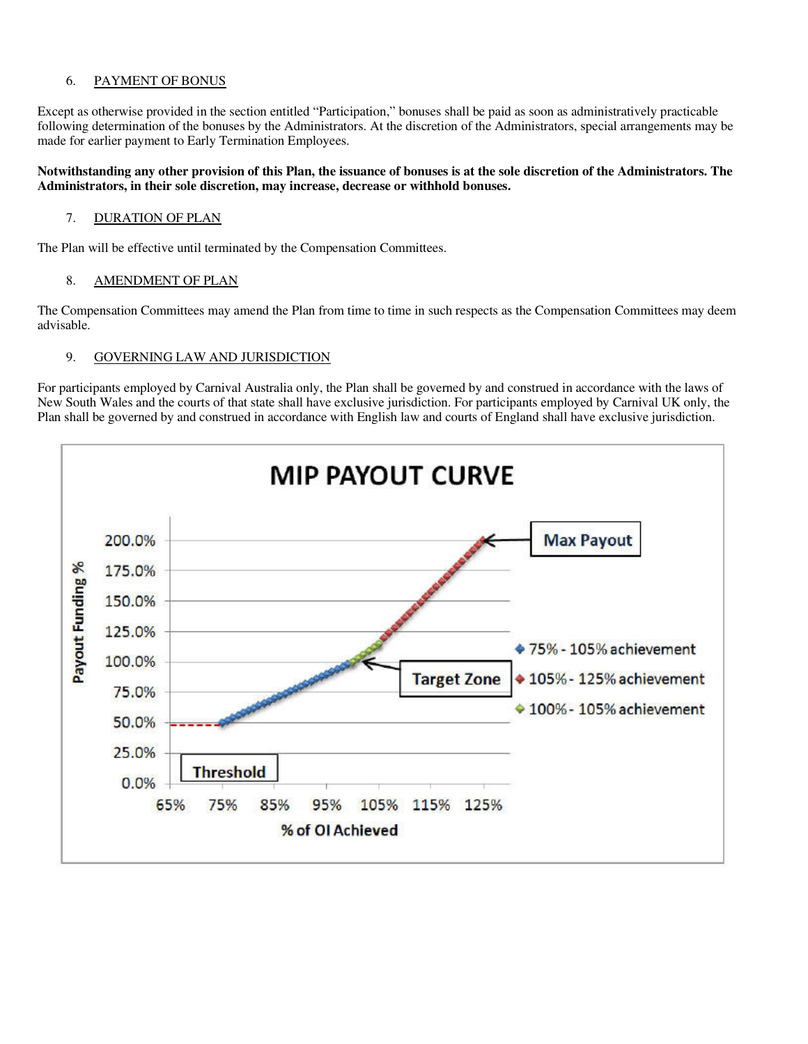6. PAYMENT OF BONUS

Except as otherwise provided in the section entitled "Participation," bonuses shall be paid as soon as administratively practicable following determination of the bonuses by the Administrators. At the discretion of the Administrators, special arrangements may be made for earlier payment to Early Termination Employees.

**Notwithstanding any other provision of this Plan, the issuance of bonuses is at the sole discretion of the Administrators. The Administrators, in their sole discretion, may increase, decrease or withhold bonuses.**

7. DURATION OF PLAN

The Plan will be effective until terminated by the Compensation Committees.

8. AMENDMENT OF PLAN

The Compensation Committees may amend the Plan from time to time in such respects as the Compensation Committees may deem advisable.

9. GOVERNING LAW AND JURISDICTION

For participants employed by Carnival Australia only, the Plan shall be governed by and construed in accordance with the laws of New South Wales and the courts of that state shall have exclusive jurisdiction. For participants employed by Carnival UK only, the Plan shall be governed by and construed in accordance with English law and courts of England shall have exclusive jurisdiction.

MIP PAYOUT CURVE

Payout Funding % (0.0%–200.0%) vs. % of OI Achieved (65%–125%)

- Threshold
- Target Zone
- Max Payout
- 75% - 105% achievement
- 105% - 125% achievement
- 100% - 105% achievement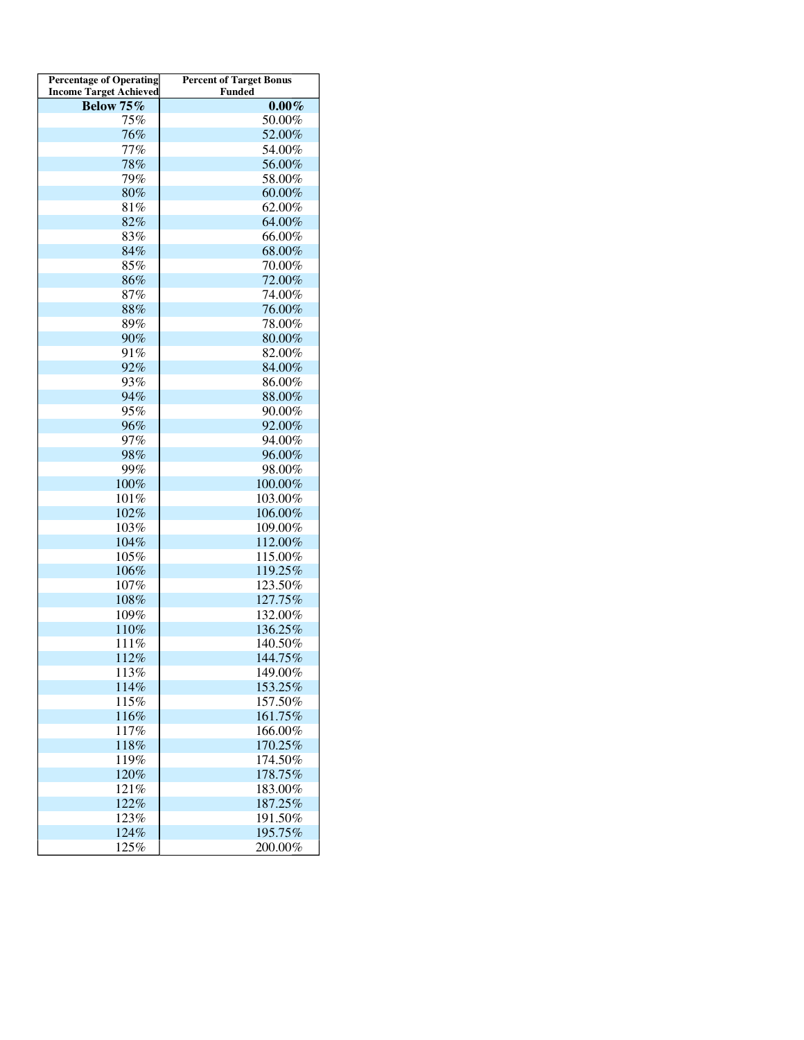| Percentage of Operating Income Target Achieved | Percent of Target Bonus Funded |
|---|---|
| **Below 75%** | **0.00%** |
| 75% | 50.00% |
| 76% | 52.00% |
| 77% | 54.00% |
| 78% | 56.00% |
| 79% | 58.00% |
| 80% | 60.00% |
| 81% | 62.00% |
| 82% | 64.00% |
| 83% | 66.00% |
| 84% | 68.00% |
| 85% | 70.00% |
| 86% | 72.00% |
| 87% | 74.00% |
| 88% | 76.00% |
| 89% | 78.00% |
| 90% | 80.00% |
| 91% | 82.00% |
| 92% | 84.00% |
| 93% | 86.00% |
| 94% | 88.00% |
| 95% | 90.00% |
| 96% | 92.00% |
| 97% | 94.00% |
| 98% | 96.00% |
| 99% | 98.00% |
| 100% | 100.00% |
| 101% | 103.00% |
| 102% | 106.00% |
| 103% | 109.00% |
| 104% | 112.00% |
| 105% | 115.00% |
| 106% | 119.25% |
| 107% | 123.50% |
| 108% | 127.75% |
| 109% | 132.00% |
| 110% | 136.25% |
| 111% | 140.50% |
| 112% | 144.75% |
| 113% | 149.00% |
| 114% | 153.25% |
| 115% | 157.50% |
| 116% | 161.75% |
| 117% | 166.00% |
| 118% | 170.25% |
| 119% | 174.50% |
| 120% | 178.75% |
| 121% | 183.00% |
| 122% | 187.25% |
| 123% | 191.50% |
| 124% | 195.75% |
| 125% | 200.00% |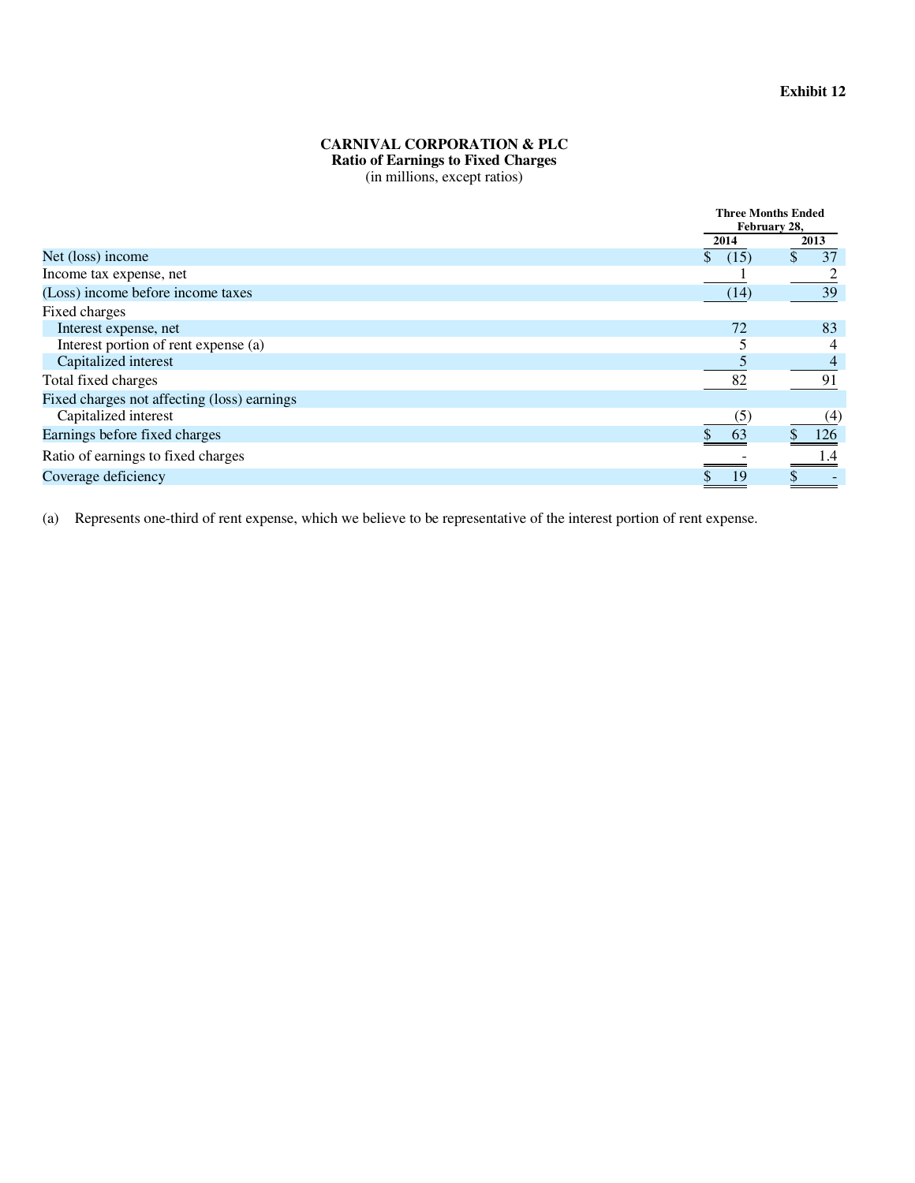Exhibit 12

# CARNIVAL CORPORATION & PLC

## Ratio of Earnings to Fixed Charges

(in millions, except ratios)

| | Three Months Ended February 28, | |
|---|---|---|
| | 2014 | 2013 |
| Net (loss) income | $ (15) | $ 37 |
| Income tax expense, net | 1 | 2 |
| (Loss) income before income taxes | (14) | 39 |
| Fixed charges | | |
| Interest expense, net | 72 | 83 |
| Interest portion of rent expense (a) | 5 | 4 |
| Capitalized interest | 5 | 4 |
| Total fixed charges | 82 | 91 |
| Fixed charges not affecting (loss) earnings | | |
| Capitalized interest | (5) | (4) |
| Earnings before fixed charges | $ 63 | $ 126 |
| Ratio of earnings to fixed charges | - | 1.4 |
| Coverage deficiency | $ 19 | $ - |

(a) Represents one-third of rent expense, which we believe to be representative of the interest portion of rent expense.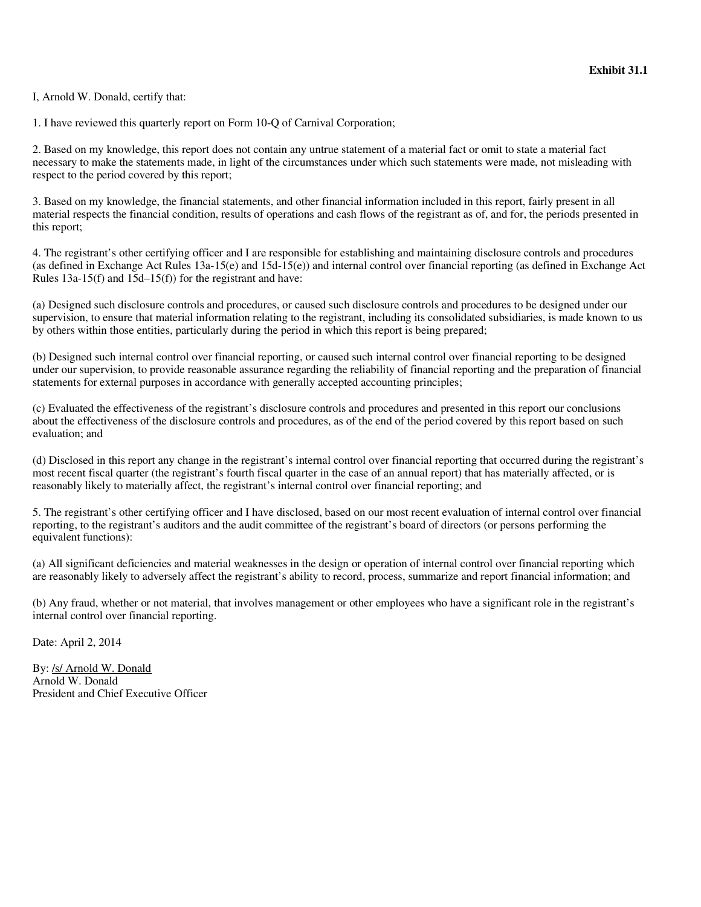**Exhibit 31.1**

I, Arnold W. Donald, certify that:

1. I have reviewed this quarterly report on Form 10-Q of Carnival Corporation;

2. Based on my knowledge, this report does not contain any untrue statement of a material fact or omit to state a material fact necessary to make the statements made, in light of the circumstances under which such statements were made, not misleading with respect to the period covered by this report;

3. Based on my knowledge, the financial statements, and other financial information included in this report, fairly present in all material respects the financial condition, results of operations and cash flows of the registrant as of, and for, the periods presented in this report;

4. The registrant’s other certifying officer and I are responsible for establishing and maintaining disclosure controls and procedures (as defined in Exchange Act Rules 13a-15(e) and 15d-15(e)) and internal control over financial reporting (as defined in Exchange Act Rules 13a-15(f) and 15d–15(f)) for the registrant and have:

(a) Designed such disclosure controls and procedures, or caused such disclosure controls and procedures to be designed under our supervision, to ensure that material information relating to the registrant, including its consolidated subsidiaries, is made known to us by others within those entities, particularly during the period in which this report is being prepared;

(b) Designed such internal control over financial reporting, or caused such internal control over financial reporting to be designed under our supervision, to provide reasonable assurance regarding the reliability of financial reporting and the preparation of financial statements for external purposes in accordance with generally accepted accounting principles;

(c) Evaluated the effectiveness of the registrant’s disclosure controls and procedures and presented in this report our conclusions about the effectiveness of the disclosure controls and procedures, as of the end of the period covered by this report based on such evaluation; and

(d) Disclosed in this report any change in the registrant’s internal control over financial reporting that occurred during the registrant’s most recent fiscal quarter (the registrant’s fourth fiscal quarter in the case of an annual report) that has materially affected, or is reasonably likely to materially affect, the registrant’s internal control over financial reporting; and

5. The registrant’s other certifying officer and I have disclosed, based on our most recent evaluation of internal control over financial reporting, to the registrant’s auditors and the audit committee of the registrant’s board of directors (or persons performing the equivalent functions):

(a) All significant deficiencies and material weaknesses in the design or operation of internal control over financial reporting which are reasonably likely to adversely affect the registrant’s ability to record, process, summarize and report financial information; and

(b) Any fraud, whether or not material, that involves management or other employees who have a significant role in the registrant’s internal control over financial reporting.

Date: April 2, 2014

By: /s/ Arnold W. Donald
Arnold W. Donald
President and Chief Executive Officer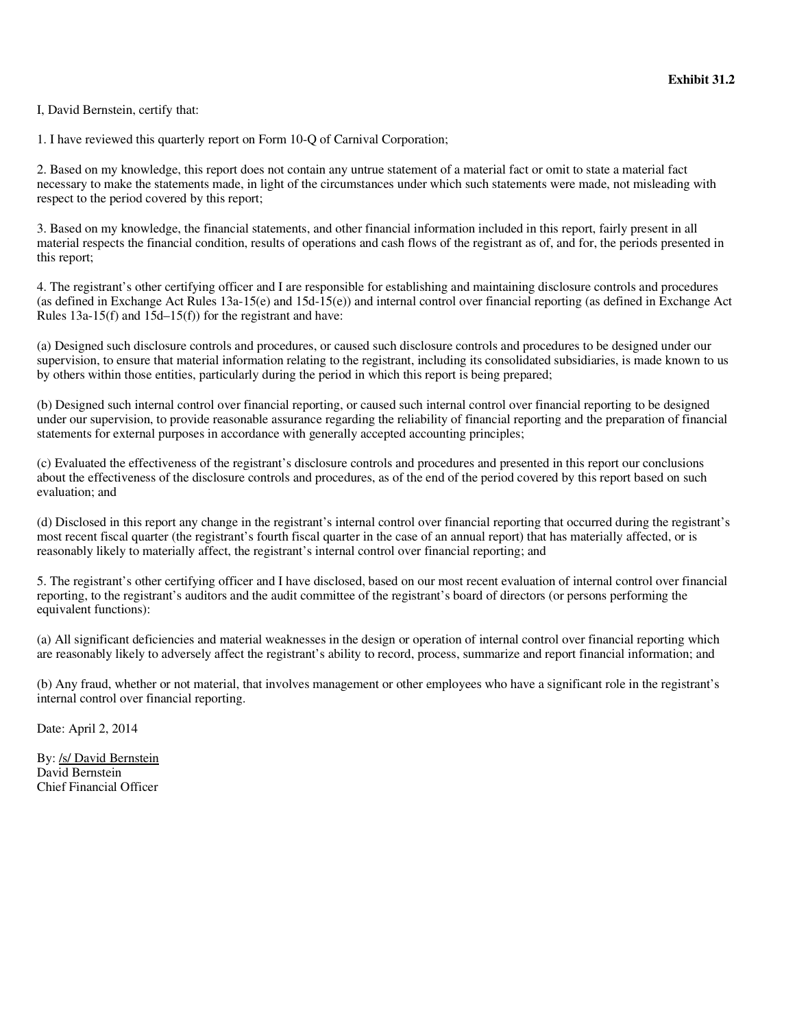**Exhibit 31.2**

I, David Bernstein, certify that:

1. I have reviewed this quarterly report on Form 10-Q of Carnival Corporation;

2. Based on my knowledge, this report does not contain any untrue statement of a material fact or omit to state a material fact necessary to make the statements made, in light of the circumstances under which such statements were made, not misleading with respect to the period covered by this report;

3. Based on my knowledge, the financial statements, and other financial information included in this report, fairly present in all material respects the financial condition, results of operations and cash flows of the registrant as of, and for, the periods presented in this report;

4. The registrant's other certifying officer and I are responsible for establishing and maintaining disclosure controls and procedures (as defined in Exchange Act Rules 13a-15(e) and 15d-15(e)) and internal control over financial reporting (as defined in Exchange Act Rules 13a-15(f) and 15d–15(f)) for the registrant and have:

(a) Designed such disclosure controls and procedures, or caused such disclosure controls and procedures to be designed under our supervision, to ensure that material information relating to the registrant, including its consolidated subsidiaries, is made known to us by others within those entities, particularly during the period in which this report is being prepared;

(b) Designed such internal control over financial reporting, or caused such internal control over financial reporting to be designed under our supervision, to provide reasonable assurance regarding the reliability of financial reporting and the preparation of financial statements for external purposes in accordance with generally accepted accounting principles;

(c) Evaluated the effectiveness of the registrant's disclosure controls and procedures and presented in this report our conclusions about the effectiveness of the disclosure controls and procedures, as of the end of the period covered by this report based on such evaluation; and

(d) Disclosed in this report any change in the registrant's internal control over financial reporting that occurred during the registrant's most recent fiscal quarter (the registrant's fourth fiscal quarter in the case of an annual report) that has materially affected, or is reasonably likely to materially affect, the registrant's internal control over financial reporting; and

5. The registrant's other certifying officer and I have disclosed, based on our most recent evaluation of internal control over financial reporting, to the registrant's auditors and the audit committee of the registrant's board of directors (or persons performing the equivalent functions):

(a) All significant deficiencies and material weaknesses in the design or operation of internal control over financial reporting which are reasonably likely to adversely affect the registrant's ability to record, process, summarize and report financial information; and

(b) Any fraud, whether or not material, that involves management or other employees who have a significant role in the registrant's internal control over financial reporting.

Date: April 2, 2014

By: /s/ David Bernstein
David Bernstein
Chief Financial Officer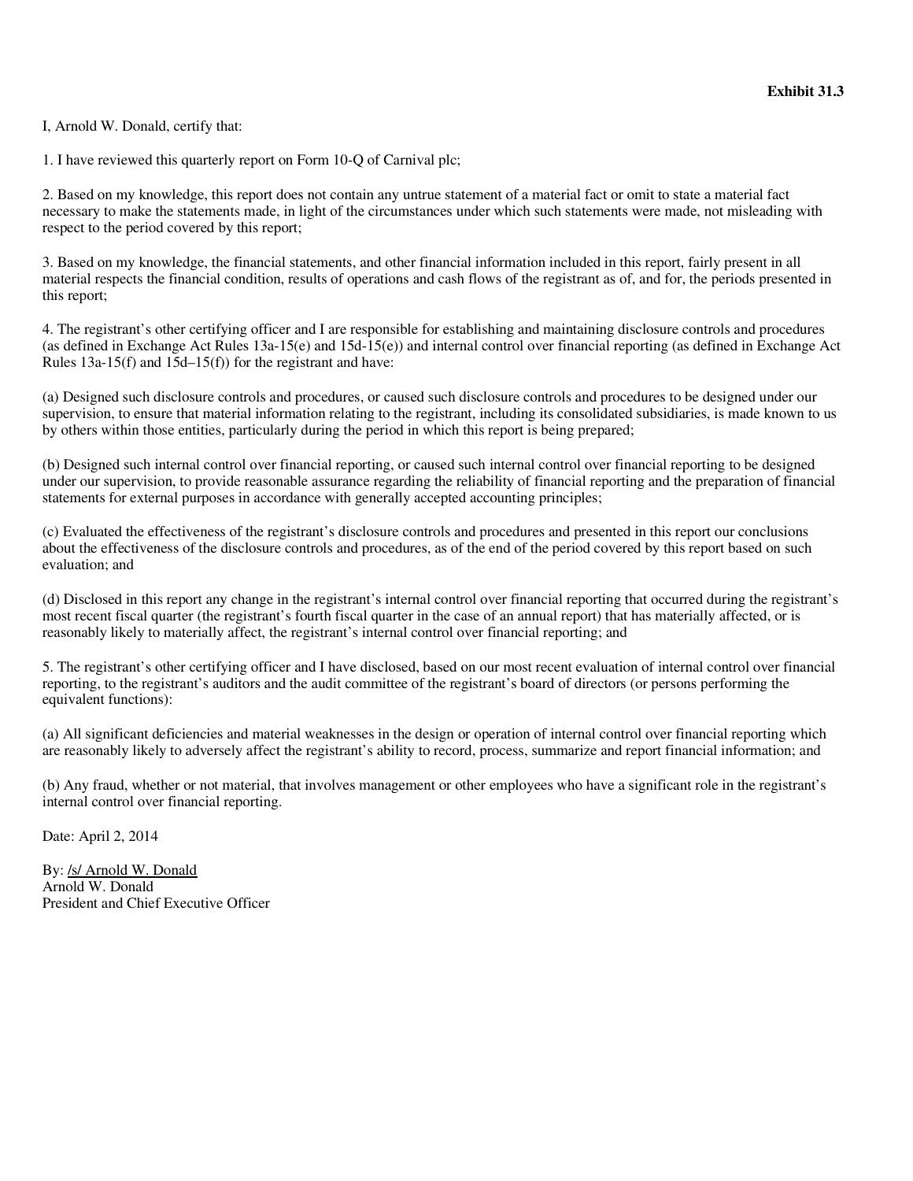**Exhibit 31.3**

I, Arnold W. Donald, certify that:

1. I have reviewed this quarterly report on Form 10-Q of Carnival plc;

2. Based on my knowledge, this report does not contain any untrue statement of a material fact or omit to state a material fact necessary to make the statements made, in light of the circumstances under which such statements were made, not misleading with respect to the period covered by this report;

3. Based on my knowledge, the financial statements, and other financial information included in this report, fairly present in all material respects the financial condition, results of operations and cash flows of the registrant as of, and for, the periods presented in this report;

4. The registrant's other certifying officer and I are responsible for establishing and maintaining disclosure controls and procedures (as defined in Exchange Act Rules 13a-15(e) and 15d-15(e)) and internal control over financial reporting (as defined in Exchange Act Rules 13a-15(f) and 15d–15(f)) for the registrant and have:

(a) Designed such disclosure controls and procedures, or caused such disclosure controls and procedures to be designed under our supervision, to ensure that material information relating to the registrant, including its consolidated subsidiaries, is made known to us by others within those entities, particularly during the period in which this report is being prepared;

(b) Designed such internal control over financial reporting, or caused such internal control over financial reporting to be designed under our supervision, to provide reasonable assurance regarding the reliability of financial reporting and the preparation of financial statements for external purposes in accordance with generally accepted accounting principles;

(c) Evaluated the effectiveness of the registrant's disclosure controls and procedures and presented in this report our conclusions about the effectiveness of the disclosure controls and procedures, as of the end of the period covered by this report based on such evaluation; and

(d) Disclosed in this report any change in the registrant's internal control over financial reporting that occurred during the registrant's most recent fiscal quarter (the registrant's fourth fiscal quarter in the case of an annual report) that has materially affected, or is reasonably likely to materially affect, the registrant's internal control over financial reporting; and

5. The registrant's other certifying officer and I have disclosed, based on our most recent evaluation of internal control over financial reporting, to the registrant's auditors and the audit committee of the registrant's board of directors (or persons performing the equivalent functions):

(a) All significant deficiencies and material weaknesses in the design or operation of internal control over financial reporting which are reasonably likely to adversely affect the registrant's ability to record, process, summarize and report financial information; and

(b) Any fraud, whether or not material, that involves management or other employees who have a significant role in the registrant's internal control over financial reporting.

Date: April 2, 2014

By: /s/ Arnold W. Donald  
Arnold W. Donald  
President and Chief Executive Officer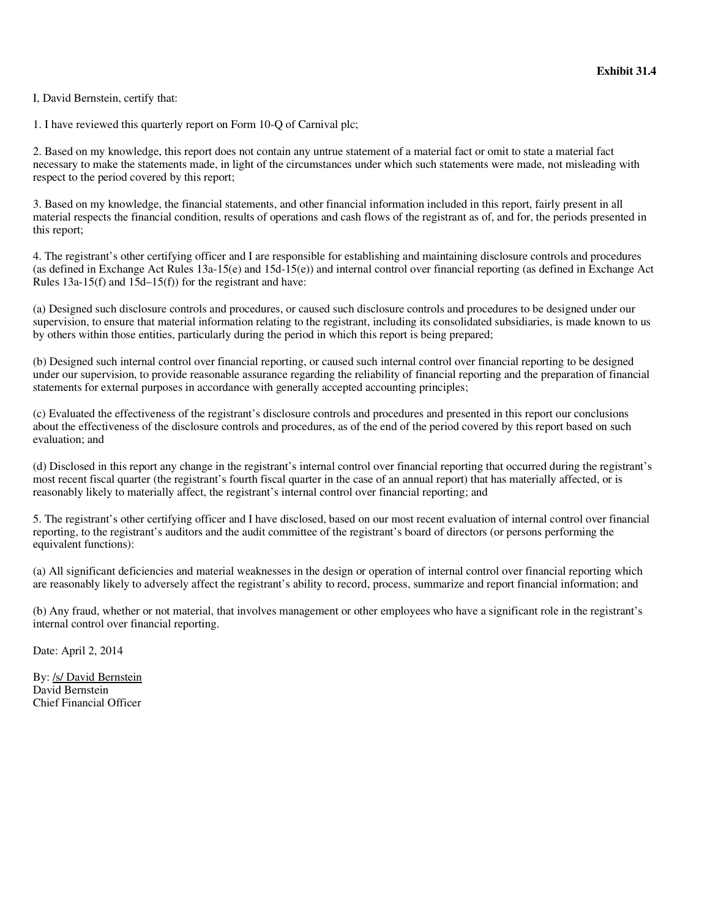**Exhibit 31.4**

I, David Bernstein, certify that:

1. I have reviewed this quarterly report on Form 10-Q of Carnival plc;

2. Based on my knowledge, this report does not contain any untrue statement of a material fact or omit to state a material fact necessary to make the statements made, in light of the circumstances under which such statements were made, not misleading with respect to the period covered by this report;

3. Based on my knowledge, the financial statements, and other financial information included in this report, fairly present in all material respects the financial condition, results of operations and cash flows of the registrant as of, and for, the periods presented in this report;

4. The registrant's other certifying officer and I are responsible for establishing and maintaining disclosure controls and procedures (as defined in Exchange Act Rules 13a-15(e) and 15d-15(e)) and internal control over financial reporting (as defined in Exchange Act Rules 13a-15(f) and 15d–15(f)) for the registrant and have:

(a) Designed such disclosure controls and procedures, or caused such disclosure controls and procedures to be designed under our supervision, to ensure that material information relating to the registrant, including its consolidated subsidiaries, is made known to us by others within those entities, particularly during the period in which this report is being prepared;

(b) Designed such internal control over financial reporting, or caused such internal control over financial reporting to be designed under our supervision, to provide reasonable assurance regarding the reliability of financial reporting and the preparation of financial statements for external purposes in accordance with generally accepted accounting principles;

(c) Evaluated the effectiveness of the registrant's disclosure controls and procedures and presented in this report our conclusions about the effectiveness of the disclosure controls and procedures, as of the end of the period covered by this report based on such evaluation; and

(d) Disclosed in this report any change in the registrant's internal control over financial reporting that occurred during the registrant's most recent fiscal quarter (the registrant's fourth fiscal quarter in the case of an annual report) that has materially affected, or is reasonably likely to materially affect, the registrant's internal control over financial reporting; and

5. The registrant's other certifying officer and I have disclosed, based on our most recent evaluation of internal control over financial reporting, to the registrant's auditors and the audit committee of the registrant's board of directors (or persons performing the equivalent functions):

(a) All significant deficiencies and material weaknesses in the design or operation of internal control over financial reporting which are reasonably likely to adversely affect the registrant's ability to record, process, summarize and report financial information; and

(b) Any fraud, whether or not material, that involves management or other employees who have a significant role in the registrant's internal control over financial reporting.

Date: April 2, 2014

By: /s/ David Bernstein
David Bernstein
Chief Financial Officer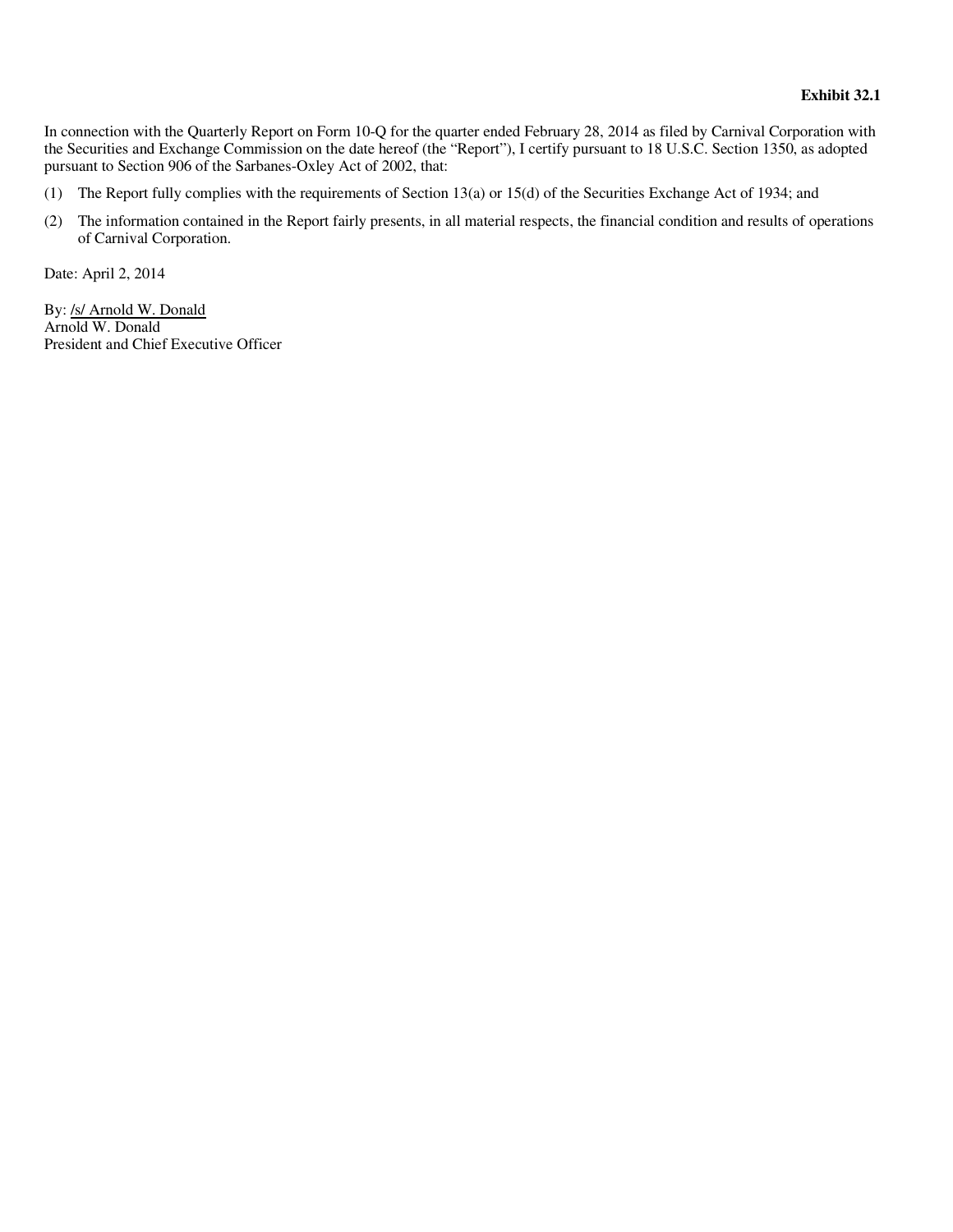**Exhibit 32.1**

In connection with the Quarterly Report on Form 10-Q for the quarter ended February 28, 2014 as filed by Carnival Corporation with the Securities and Exchange Commission on the date hereof (the "Report"), I certify pursuant to 18 U.S.C. Section 1350, as adopted pursuant to Section 906 of the Sarbanes-Oxley Act of 2002, that:

(1) The Report fully complies with the requirements of Section 13(a) or 15(d) of the Securities Exchange Act of 1934; and

(2) The information contained in the Report fairly presents, in all material respects, the financial condition and results of operations of Carnival Corporation.

Date: April 2, 2014

By: /s/ Arnold W. Donald
Arnold W. Donald
President and Chief Executive Officer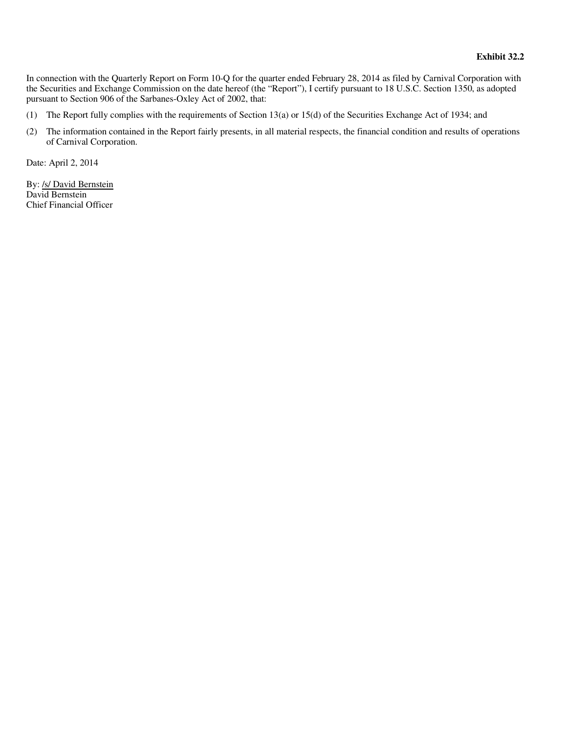**Exhibit 32.2**

In connection with the Quarterly Report on Form 10-Q for the quarter ended February 28, 2014 as filed by Carnival Corporation with the Securities and Exchange Commission on the date hereof (the "Report"), I certify pursuant to 18 U.S.C. Section 1350, as adopted pursuant to Section 906 of the Sarbanes-Oxley Act of 2002, that:

(1) The Report fully complies with the requirements of Section 13(a) or 15(d) of the Securities Exchange Act of 1934; and

(2) The information contained in the Report fairly presents, in all material respects, the financial condition and results of operations of Carnival Corporation.

Date: April 2, 2014

By: /s/ David Bernstein
David Bernstein
Chief Financial Officer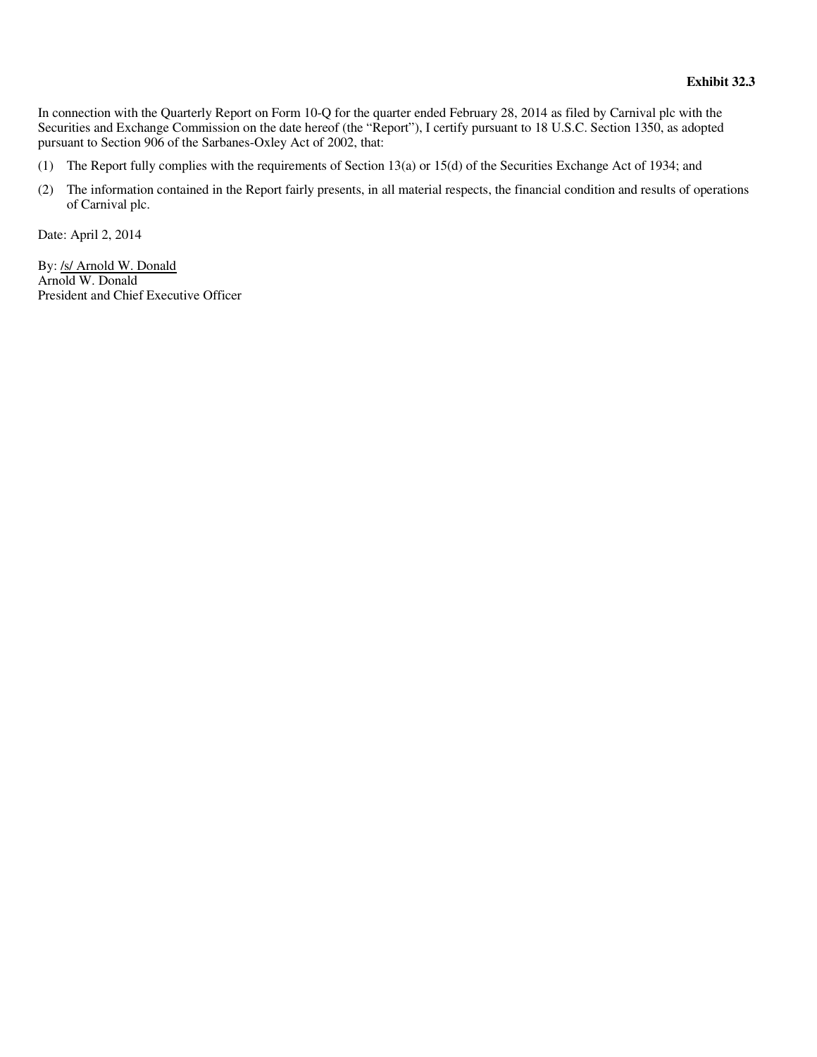**Exhibit 32.3**

In connection with the Quarterly Report on Form 10-Q for the quarter ended February 28, 2014 as filed by Carnival plc with the Securities and Exchange Commission on the date hereof (the "Report"), I certify pursuant to 18 U.S.C. Section 1350, as adopted pursuant to Section 906 of the Sarbanes-Oxley Act of 2002, that:

(1) The Report fully complies with the requirements of Section 13(a) or 15(d) of the Securities Exchange Act of 1934; and

(2) The information contained in the Report fairly presents, in all material respects, the financial condition and results of operations of Carnival plc.

Date: April 2, 2014

By: /s/ Arnold W. Donald
Arnold W. Donald
President and Chief Executive Officer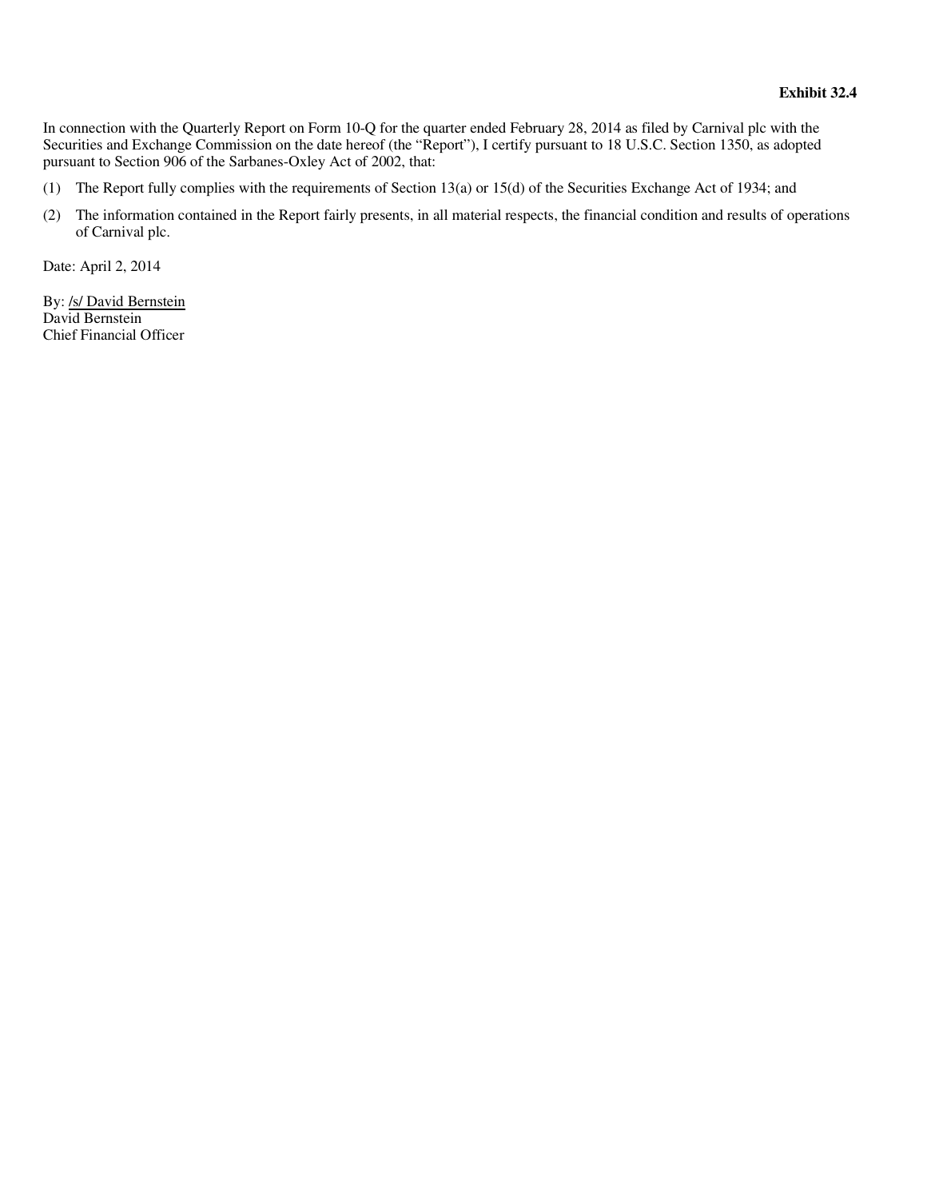**Exhibit 32.4**

In connection with the Quarterly Report on Form 10-Q for the quarter ended February 28, 2014 as filed by Carnival plc with the Securities and Exchange Commission on the date hereof (the "Report"), I certify pursuant to 18 U.S.C. Section 1350, as adopted pursuant to Section 906 of the Sarbanes-Oxley Act of 2002, that:

(1) The Report fully complies with the requirements of Section 13(a) or 15(d) of the Securities Exchange Act of 1934; and

(2) The information contained in the Report fairly presents, in all material respects, the financial condition and results of operations of Carnival plc.

Date: April 2, 2014

By: /s/ David Bernstein
David Bernstein
Chief Financial Officer